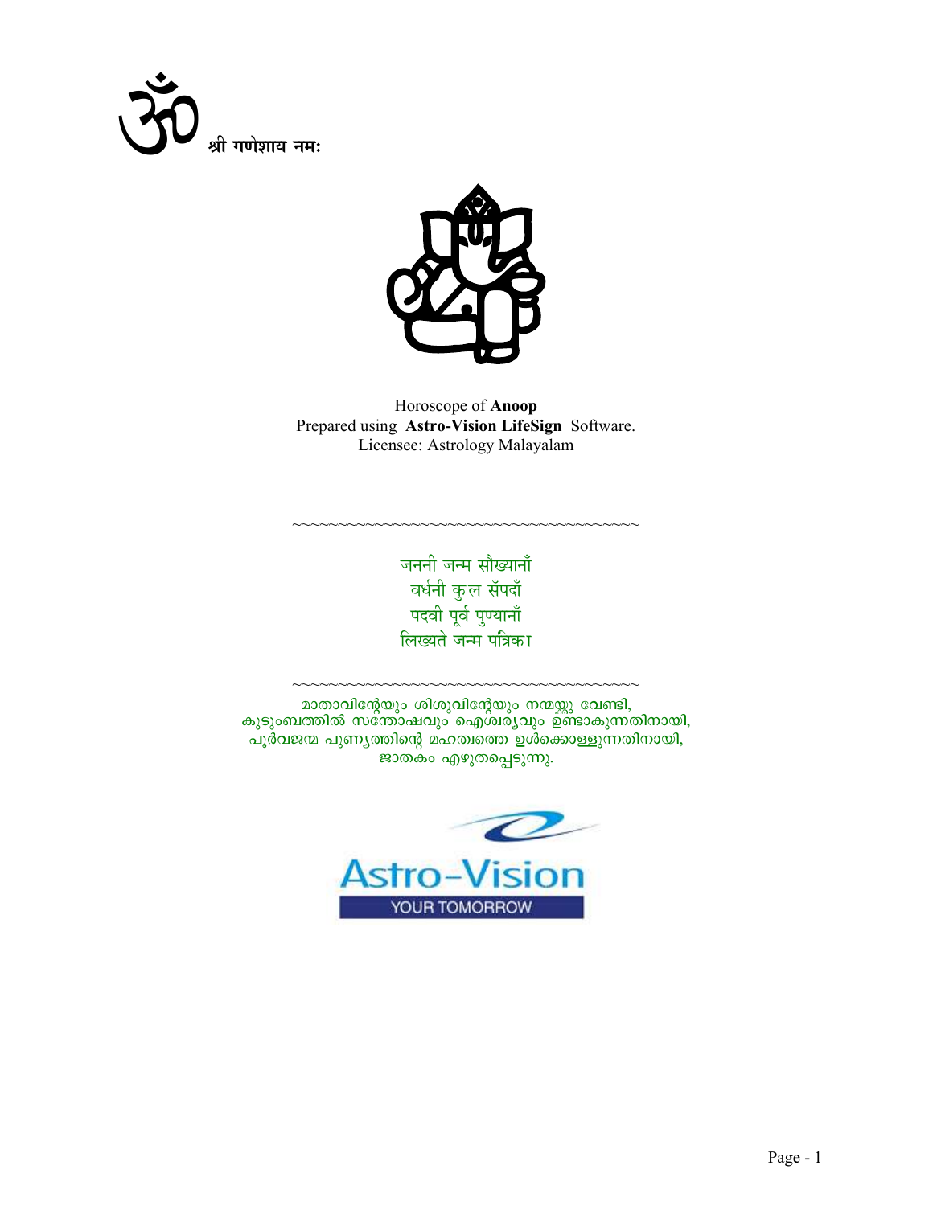ॐ श्री गणेशाय नमः

Horoscope of **Anoop**
Prepared using **Astro-Vision LifeSign** Software.
Licensee: Astrology Malayalam

~~~~~~~~~~~~~~~~~~~~~~~~~~~~~~~~~~~~~~~~

जननी जन्म सौख्यानाँ
वर्धनी कुल सँपदाँ
पदवी पूर्व पुण्यानाँ
लिख्यते जन्म पत्रिका

~~~~~~~~~~~~~~~~~~~~~~~~~~~~~~~~~~~~~~~~

മാതാവിന്റേയും ശിശുവിന്റേയും നന്മയ്ക്കു വേണ്ടി,
കുടുംബത്തിൽ സന്തോഷവും ഐശ്വര്യവും ഉണ്ടാകുന്നതിനായി,
പൂർവജന്മ പുണ്യത്തിന്റെ മഹത്വത്തെ ഉൾക്കൊള്ളുന്നതിനായി,
ജാതകം എഴുതപ്പെടുന്നു.

Astro-Vision
YOUR TOMORROW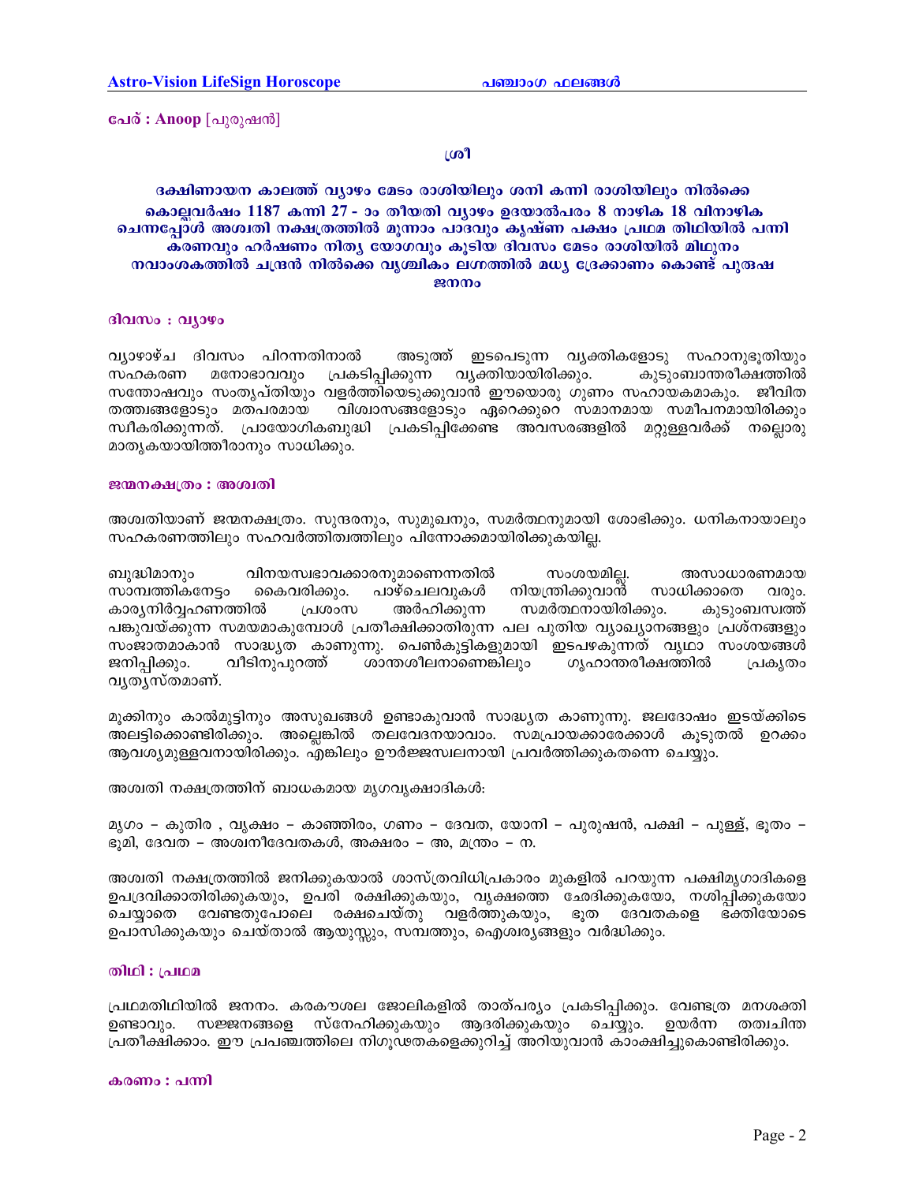പേര് : **Anoop** [പുരുഷൻ]

**ശ്രീ**

**ദക്ഷിണായന കാലത്ത് വ്യാഴം മേടം രാശിയിലും ശനി കന്നി രാശിയിലും നിൽക്കെ കൊല്ലവർഷം 1187 കന്നി 27 - ാം തീയതി വ്യാഴം ഉദയാൽപരം 8 നാഴിക 18 വിനാഴിക ചെന്നപ്പോൾ അശ്വതി നക്ഷത്രത്തിൽ മൂന്നാം പാദവും കൃഷ്ണ പക്ഷം പ്രഥമ തിഥിയിൽ പന്നി കരണവും ഹർഷണം നിത്യ യോഗവും കൂടിയ ദിവസം മേടം രാശിയിൽ മിഥുനം നവാംശകത്തിൽ ചന്ദ്രൻ നിൽക്കെ വൃശ്ചികം ലഗ്നത്തിൽ മധ്യ ദ്രേക്കാണം കൊണ്ട് പുരുഷ ജനനം**

### ദിവസം : വ്യാഴം

വ്യാഴാഴ്ച ദിവസം പിറന്നതിനാൽ അടുത്ത് ഇടപെടുന്ന വ്യക്തികളോടു സഹാനുഭൂതിയും സഹകരണ മനോഭാവവും പ്രകടിപ്പിക്കുന്ന വ്യക്തിയായിരിക്കും. കുടുംബാന്തരീക്ഷത്തിൽ സന്തോഷവും സംതൃപ്തിയും വളർത്തിയെടുക്കുവാൻ ഈയൊരു ഗുണം സഹായകമാകും. ജീവിത തത്ത്വങ്ങളോടും മതപരമായ വിശ്വാസങ്ങളോടും ഏറെക്കുറെ സമാനമായ സമീപനമായിരിക്കും സ്വീകരിക്കുന്നത്. പ്രായോഗികബുദ്ധി പ്രകടിപ്പിക്കേണ്ട അവസരങ്ങളിൽ മറ്റുള്ളവർക്ക് നല്ലൊരു മാതൃകയായിത്തീരാനും സാധിക്കും.

### ജന്മനക്ഷത്രം : അശ്വതി

അശ്വതിയാണ് ജന്മനക്ഷത്രം. സുന്ദരനും, സുമുഖനും, സമർത്ഥനുമായി ശോഭിക്കും. ധനികനായാലും സഹകരണത്തിലും സഹവർത്തിത്വത്തിലും പിന്നോക്കമായിരിക്കുകയില്ല.

ബുദ്ധിമാനും വിനയസ്വഭാവക്കാരനുമാണെന്നതിൽ സംശയമില്ല. അസാധാരണമായ സാമ്പത്തികനേട്ടം കൈവരിക്കും. പാഴ്ചെലവുകൾ നിയന്ത്രിക്കുവാൻ സാധിക്കാതെ വരും. കാര്യനിർവ്വഹണത്തിൽ പ്രശംസ അർഹിക്കുന്ന സമർത്ഥനായിരിക്കും. കുടുംബസ്വത്ത് പങ്കുവയ്ക്കുന്ന സമയമാകുമ്പോൾ പ്രതീക്ഷിക്കാതിരുന്ന പല പുതിയ വ്യാഖ്യാനങ്ങളും പ്രശ്നങ്ങളും സംജാതമാകാൻ സാദ്ധ്യത കാണുന്നു. പെൺകുട്ടികളുമായി ഇടപഴകുന്നത് വൃഥാ സംശയങ്ങൾ ജനിപ്പിക്കും. വീടിനുപുറത്ത് ശാന്തശീലനാണെങ്കിലും ഗൃഹാന്തരീക്ഷത്തിൽ പ്രകൃതം വ്യത്യസ്തമാണ്.

മൂക്കിനും കാൽമുട്ടിനും അസുഖങ്ങൾ ഉണ്ടാകുവാൻ സാദ്ധ്യത കാണുന്നു. ജലദോഷം ഇടയ്ക്കിടെ അലട്ടിക്കൊണ്ടിരിക്കും. അല്ലെങ്കിൽ തലവേദനയാവാം. സമപ്രായക്കാരേക്കാൾ കൂടുതൽ ഉറക്കം ആവശ്യമുള്ളവനായിരിക്കും. എങ്കിലും ഊർജ്ജസ്വലനായി പ്രവർത്തിക്കുകതന്നെ ചെയ്യും.

അശ്വതി നക്ഷത്രത്തിന് ബാധകമായ മൃഗവൃക്ഷാദികൾ:

മൃഗം – കുതിര , വൃക്ഷം – കാഞ്ഞിരം, ഗണം – ദേവത, യോനി – പുരുഷൻ, പക്ഷി – പുള്ള്, ഭൂതം – ഭൂമി, ദേവത – അശ്വനീദേവതകൾ, അക്ഷരം – അ, മന്ത്രം – ന.

അശ്വതി നക്ഷത്രത്തിൽ ജനിക്കുകയാൽ ശാസ്ത്രവിധിപ്രകാരം മുകളിൽ പറയുന്ന പക്ഷിമൃഗാദികളെ ഉപദ്രവിക്കാതിരിക്കുകയും, ഉപരി രക്ഷിക്കുകയും, വൃക്ഷത്തെ ഛേദിക്കുകയോ, നശിപ്പിക്കുകയോ ചെയ്യാതെ വേണ്ടതുപോലെ രക്ഷചെയ്തു വളർത്തുകയും, ഭൂത ദേവതകളെ ഭക്തിയോടെ ഉപാസിക്കുകയും ചെയ്താൽ ആയുസ്സും, സമ്പത്തും, ഐശ്വര്യങ്ങളും വർദ്ധിക്കും.

### തിഥി : പ്രഥമ

പ്രഥമതിഥിയിൽ ജനനം. കരകൗശല ജോലികളിൽ താത്പര്യം പ്രകടിപ്പിക്കും. വേണ്ടത്ര മനശക്തി ഉണ്ടാവും. സജ്ജനങ്ങളെ സ്നേഹിക്കുകയും ആദരിക്കുകയും ചെയ്യും. ഉയർന്ന തത്വചിന്ത പ്രതീക്ഷിക്കാം. ഈ പ്രപഞ്ചത്തിലെ നിഗൂഢതകളെക്കുറിച്ച് അറിയുവാൻ കാംക്ഷിച്ചുകൊണ്ടിരിക്കും.

### കരണം : പന്നി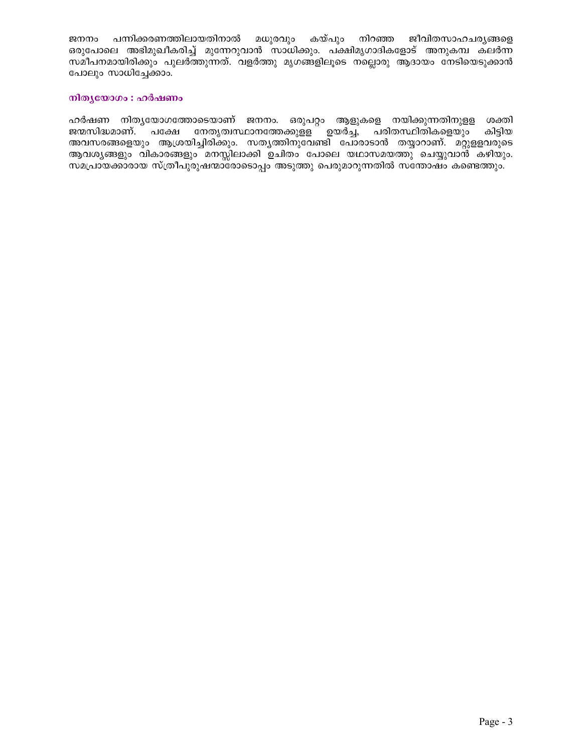ജനനം പന്നിക്കരണത്തിലായതിനാൽ മധുരവും കയ്പും നിറഞ്ഞ ജീവിതസാഹചര്യങ്ങളെ ഒരുപോലെ അഭിമുഖീകരിച്ച് മുന്നേറുവാൻ സാധിക്കും. പക്ഷിമൃഗാദികളോട് അനുകമ്പ കലർന്ന സമീപനമായിരിക്കും പുലർത്തുന്നത്. വളർത്തു മൃഗങ്ങളിലൂടെ നല്ലൊരു ആദായം നേടിയെടുക്കാൻ പോലും സാധിച്ചേക്കാം.

### നിത്യയോഗം : ഹർഷണം

ഹർഷണ നിത്യയോഗത്തോടെയാണ് ജനനം. ഒരുപറ്റം ആളുകളെ നയിക്കുന്നതിനുള്ള ശക്തി ജന്മസിദ്ധമാണ്. പക്ഷേ നേതൃത്വസ്ഥാനത്തേക്കുള്ള ഉയർച്ച, പരിതസ്ഥിതികളെയും കിട്ടിയ അവസരങ്ങളെയും ആശ്രയിച്ചിരിക്കും. സത്യത്തിനുവേണ്ടി പോരാടാൻ തയ്യാറാണ്. മറ്റുള്ളവരുടെ ആവശ്യങ്ങളും വികാരങ്ങളും മനസ്സിലാക്കി ഉചിതം പോലെ യഥാസമയത്തു ചെയ്യുവാൻ കഴിയും. സമപ്രായക്കാരായ സ്ത്രീപുരുഷന്മാരോടൊപ്പം അടുത്തു പെരുമാറുന്നതിൽ സന്തോഷം കണ്ടെത്തും.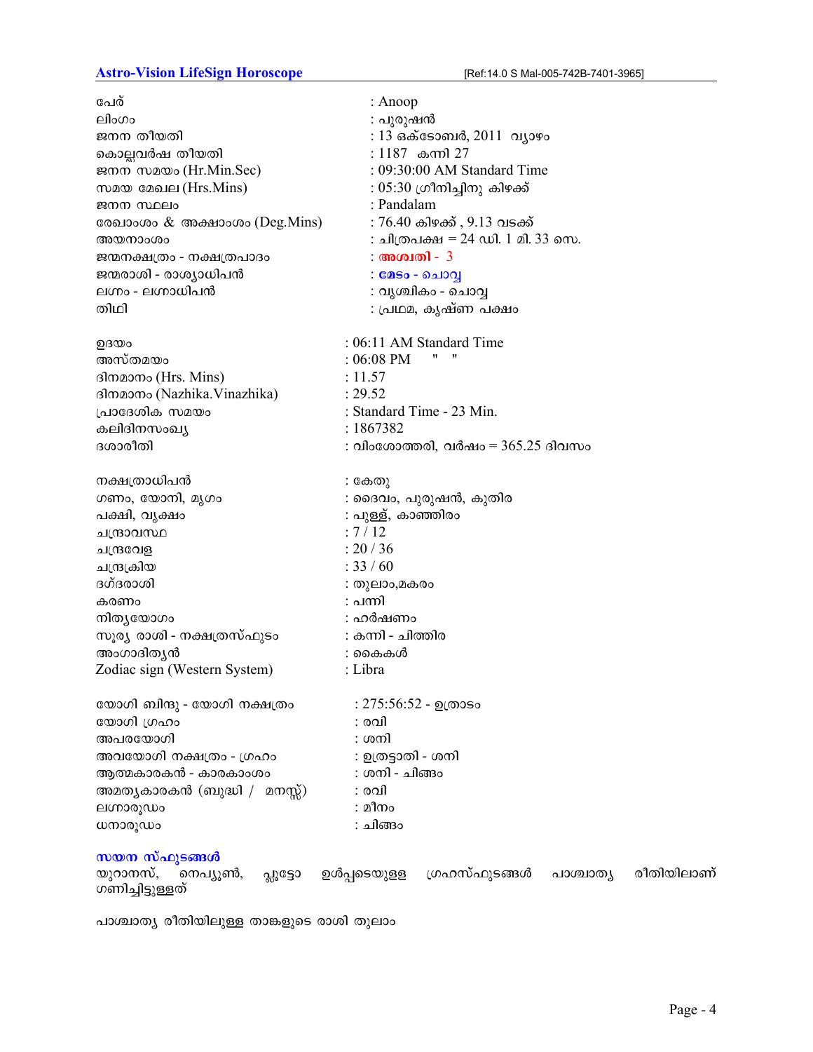| | |
|---|---|
| പേര് | : Anoop |
| ലിംഗം | : പുരുഷൻ |
| ജനന തീയതി | : 13 ഒക്ടോബർ, 2011 വ്യാഴം |
| കൊല്ലവർഷ തീയതി | : 1187 കന്നി 27 |
| ജനന സമയം (Hr.Min.Sec) | : 09:30:00 AM Standard Time |
| സമയ മേഖല (Hrs.Mins) | : 05:30 ഗ്രീനിച്ചിനു കിഴക്ക് |
| ജനന സ്ഥലം | : Pandalam |
| രേഖാംശം & അക്ഷാംശം (Deg.Mins) | : 76.40 കിഴക്ക് , 9.13 വടക്ക് |
| അയനാംശം | : ചിത്രപക്ഷ = 24 ഡി. 1 മി. 33 സെ. |
| ജന്മനക്ഷത്രം - നക്ഷത്രപാദം | : **അശ്വതി - 3** |
| ജന്മരാശി - രാശ്യാധിപൻ | : **മേടം - ചൊവ്വ** |
| ലഗ്നം - ലഗ്നാധിപൻ | : വൃശ്ചികം - ചൊവ്വ |
| തിഥി | : പ്രഥമ, കൃഷ്ണ പക്ഷം |

| | |
|---|---|
| ഉദയം | : 06:11 AM Standard Time |
| അസ്തമയം | : 06:08 PM " " |
| ദിനമാനം (Hrs. Mins) | : 11.57 |
| ദിനമാനം (Nazhika.Vinazhika) | : 29.52 |
| പ്രാദേശിക സമയം | : Standard Time - 23 Min. |
| കലിദിനസംഖ്യ | : 1867382 |
| ദശാരീതി | : വിംശോത്തരി, വർഷം = 365.25 ദിവസം |

| | |
|---|---|
| നക്ഷത്രാധിപൻ | : കേതു |
| ഗണം, യോനി, മൃഗം | : ദൈവം, പുരുഷൻ, കുതിര |
| പക്ഷി, വൃക്ഷം | : പുള്ള്, കാഞ്ഞിരം |
| ചന്ദ്രാവസ്ഥ | : 7 / 12 |
| ചന്ദ്രവേള | : 20 / 36 |
| ചന്ദ്രക്രിയ | : 33 / 60 |
| ദഗ്ദരാശി | : തുലാം,മകരം |
| കരണം | : പന്നി |
| നിത്യയോഗം | : ഹർഷണം |
| സൂര്യ രാശി - നക്ഷത്രസ്ഫുടം | : കന്നി - ചിത്തിര |
| അംഗാദിത്യൻ | : കൈകൾ |
| Zodiac sign (Western System) | : Libra |

| | |
|---|---|
| യോഗി ബിന്ദു - യോഗി നക്ഷത്രം | : 275:56:52 - ഉത്രാടം |
| യോഗി ഗ്രഹം | : രവി |
| അപരയോഗി | : ശനി |
| അവയോഗി നക്ഷത്രം - ഗ്രഹം | : ഉത്രട്ടാതി - ശനി |
| ആത്മകാരകൻ - കാരകാംശം | : ശനി - ചിങ്ങം |
| അമത്യകാരകൻ (ബുദ്ധി / മനസ്സ്) | : രവി |
| ലഗ്നാരൂഢം | : മീനം |
| ധനാരൂഢം | : ചിങ്ങം |

**സയന സ്ഫുടങ്ങൾ**

യുറാനസ്, നെപ്ട്യൂൺ, പ്ലൂട്ടോ ഉൾപ്പടെയുളള ഗ്രഹസ്ഫുടങ്ങൾ പാശ്ചാത്യ രീതിയിലാണ് ഗണിച്ചിട്ടുള്ളത്

പാശ്ചാത്യ രീതിയിലുള്ള താങ്കളുടെ രാശി തുലാം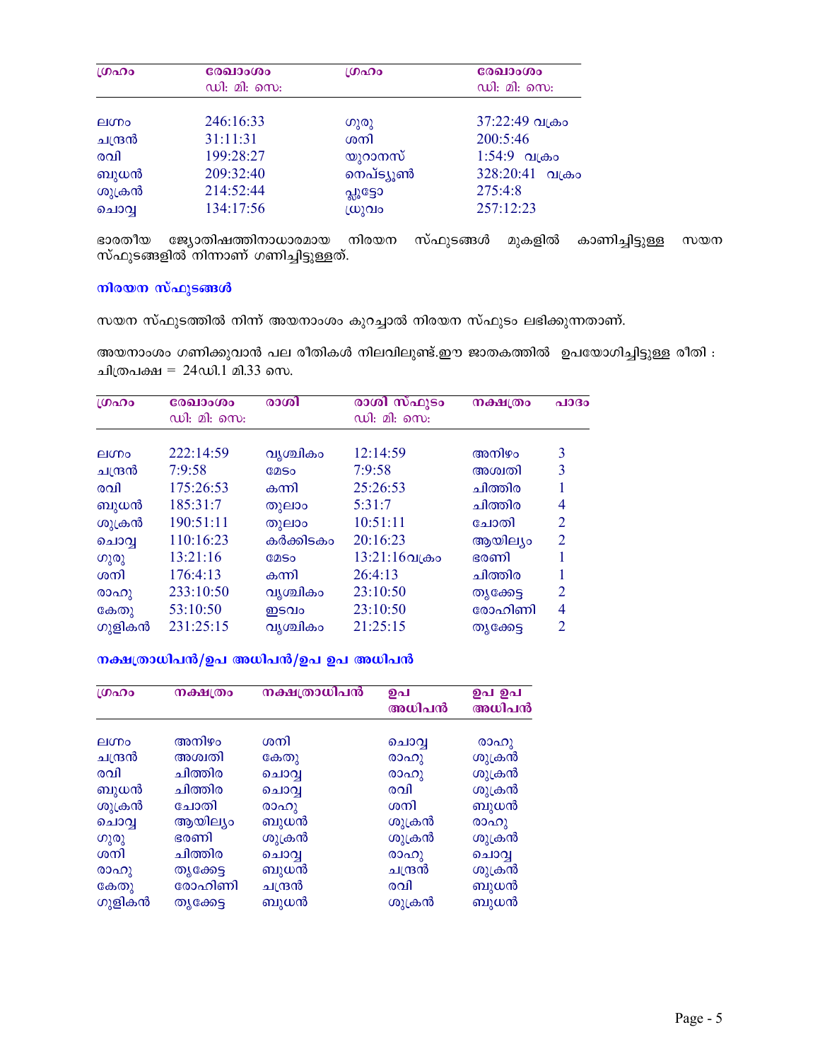| ഗ്രഹം | രേഖാംശം ഡി: മി: സെ: | ഗ്രഹം | രേഖാംശം ഡി: മി: സെ: |
|---|---|---|---|
| ലഗ്നം | 246:16:33 | ഗുരു | 37:22:49 വക്രം |
| ചന്ദ്രൻ | 31:11:31 | ശനി | 200:5:46 |
| രവി | 199:28:27 | യുറാനസ് | 1:54:9 വക്രം |
| ബുധൻ | 209:32:40 | നെപ്ട്യൂൺ | 328:20:41 വക്രം |
| ശുക്രൻ | 214:52:44 | പ്ലൂട്ടോ | 275:4:8 |
| ചൊവ്വ | 134:17:56 | ധ്രുവം | 257:12:23 |

ഭാരതീയ ജ്യോതിഷത്തിനാധാരമായ നിരയന സ്ഫുടങ്ങൾ മുകളിൽ കാണിച്ചിട്ടുള്ള സയന സ്ഫുടങ്ങളിൽ നിന്നാണ് ഗണിച്ചിട്ടുള്ളത്.

## നിരയന സ്ഫുടങ്ങൾ

സയന സ്ഫുടത്തിൽ നിന്ന് അയനാംശം കുറച്ചാൽ നിരയന സ്ഫുടം ലഭിക്കുന്നതാണ്.

അയനാംശം ഗണിക്കുവാൻ പല രീതികൾ നിലവിലുണ്ട്.ഈ ജാതകത്തിൽ ഉപയോഗിച്ചിട്ടുള്ള രീതി : ചിത്രപക്ഷ = 24ഡി.1 മി.33 സെ.

| ഗ്രഹം | രേഖാംശം ഡി: മി: സെ: | രാശി | രാശി സ്ഫുടം ഡി: മി: സെ: | നക്ഷത്രം | പാദം |
|---|---|---|---|---|---|
| ലഗ്നം | 222:14:59 | വൃശ്ചികം | 12:14:59 | അനിഴം | 3 |
| ചന്ദ്രൻ | 7:9:58 | മേടം | 7:9:58 | അശ്വതി | 3 |
| രവി | 175:26:53 | കന്നി | 25:26:53 | ചിത്തിര | 1 |
| ബുധൻ | 185:31:7 | തുലാം | 5:31:7 | ചിത്തിര | 4 |
| ശുക്രൻ | 190:51:11 | തുലാം | 10:51:11 | ചോതി | 2 |
| ചൊവ്വ | 110:16:23 | കർക്കിടകം | 20:16:23 | ആയില്യം | 2 |
| ഗുരു | 13:21:16 | മേടം | 13:21:16വക്രം | ഭരണി | 1 |
| ശനി | 176:4:13 | കന്നി | 26:4:13 | ചിത്തിര | 1 |
| രാഹു | 233:10:50 | വൃശ്ചികം | 23:10:50 | തൃക്കേട്ട | 2 |
| കേതു | 53:10:50 | ഇടവം | 23:10:50 | രോഹിണി | 4 |
| ഗുളികൻ | 231:25:15 | വൃശ്ചികം | 21:25:15 | തൃക്കേട്ട | 2 |

## നക്ഷത്രാധിപൻ/ഉപ അധിപൻ/ഉപ ഉപ അധിപൻ

| ഗ്രഹം | നക്ഷത്രം | നക്ഷത്രാധിപൻ | ഉപ അധിപൻ | ഉപ ഉപ അധിപൻ |
|---|---|---|---|---|
| ലഗ്നം | അനിഴം | ശനി | ചൊവ്വ | രാഹു |
| ചന്ദ്രൻ | അശ്വതി | കേതു | രാഹു | ശുക്രൻ |
| രവി | ചിത്തിര | ചൊവ്വ | രാഹു | ശുക്രൻ |
| ബുധൻ | ചിത്തിര | ചൊവ്വ | രവി | ശുക്രൻ |
| ശുക്രൻ | ചോതി | രാഹു | ശനി | ബുധൻ |
| ചൊവ്വ | ആയില്യം | ബുധൻ | ശുക്രൻ | രാഹു |
| ഗുരു | ഭരണി | ശുക്രൻ | ശുക്രൻ | ശുക്രൻ |
| ശനി | ചിത്തിര | ചൊവ്വ | രാഹു | ചൊവ്വ |
| രാഹു | തൃക്കേട്ട | ബുധൻ | ചന്ദ്രൻ | ശുക്രൻ |
| കേതു | രോഹിണി | ചന്ദ്രൻ | രവി | ബുധൻ |
| ഗുളികൻ | തൃക്കേട്ട | ബുധൻ | ശുക്രൻ | ബുധൻ |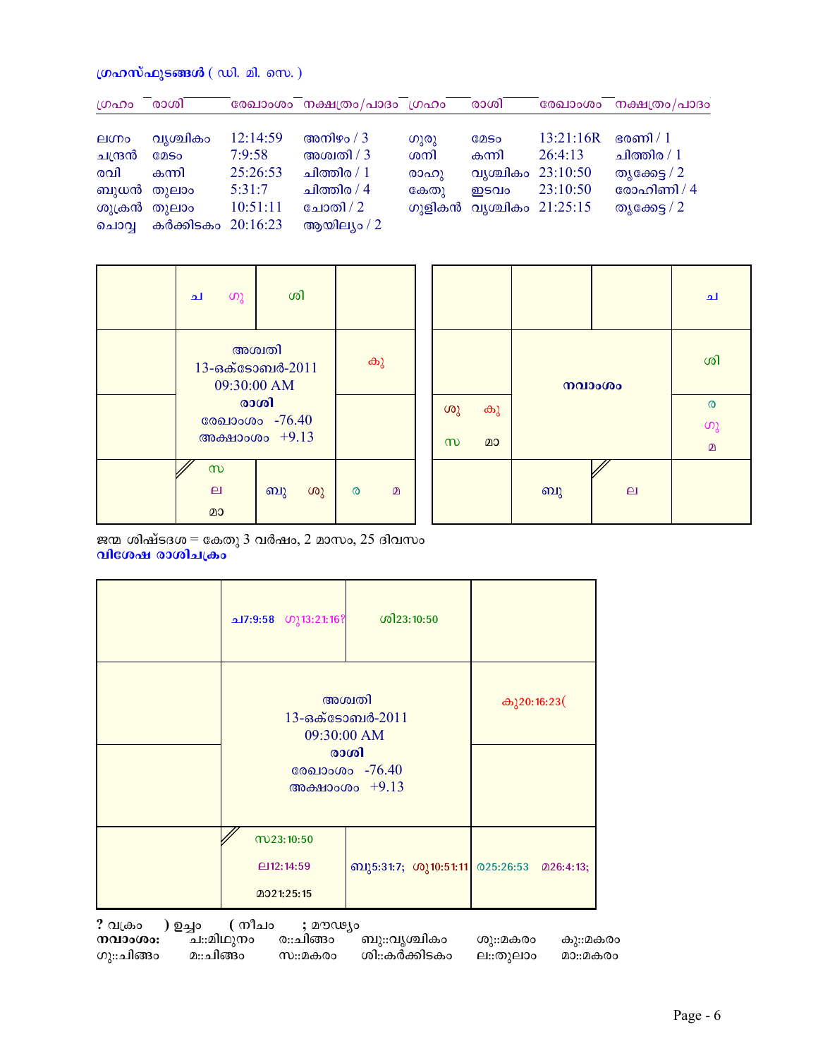**ഗ്രഹസ്ഫുടങ്ങൾ ( ഡി. മി. സെ. )**

| ഗ്രഹം | രാശി | രേഖാംശം | നക്ഷത്രം/പാദം | ഗ്രഹം | രാശി | രേഖാംശം | നക്ഷത്രം/പാദം |
|---|---|---|---|---|---|---|---|
| ലഗ്നം | വൃശ്ചികം | 12:14:59 | അനിഴം / 3 | ഗുരു | മേടം | 13:21:16R | ഭരണി / 1 |
| ചന്ദ്രൻ | മേടം | 7:9:58 | അശ്വതി / 3 | ശനി | കന്നി | 26:4:13 | ചിത്തിര / 1 |
| രവി | കന്നി | 25:26:53 | ചിത്തിര / 1 | രാഹു | വൃശ്ചികം | 23:10:50 | തൃക്കേട്ട / 2 |
| ബുധൻ | തുലാം | 5:31:7 | ചിത്തിര / 4 | കേതു | ഇടവം | 23:10:50 | രോഹിണി / 4 |
| ശുക്രൻ | തുലാം | 10:51:11 | ചോതി / 2 | ഗുളികൻ | വൃശ്ചികം | 21:25:15 | തൃക്കേട്ട / 2 |
| ചൊവ്വ | കർക്കിടകം | 20:16:23 | ആയില്യം / 2 | | | | |

**രാശി** (അശ്വതി, 13-ഒക്ടോബർ-2011, 09:30:00 AM, രേഖാംശം -76.40, അക്ഷാംശം +9.13)

| | | | |
|---|---|---|---|
| | ച ഗു | ശി | |
| | | | കു |
| | | | |
| | സ ല മാ | ബു ശു | ര മ |

**നവാംശം**

| | | | |
|---|---|---|---|
| | | | ച |
| | | | ശി |
| ശു കു സ മാ | | | ര ഗു മ |
| | ബു | ല | |

ജന്മ ശിഷ്ടദശ = കേതു 3 വർഷം, 2 മാസം, 25 ദിവസം

**വിശേഷ രാശിചക്രം**

(അശ്വതി, 13-ഒക്ടോബർ-2011, 09:30:00 AM, രാശി, രേഖാംശം -76.40, അക്ഷാംശം +9.13)

| | | | |
|---|---|---|---|
| | ച7:9:58 ഗു13:21:16? | ശി23:10:50 | |
| | | | കു20:16:23( |
| | | | |
| | സ23:10:50 ല12:14:59 മാ21:25:15 | ബു5:31:7; ശു10:51:11 | ര25:26:53 മ26:4:13; |

? വക്രം ) ഉച്ചം ( നീചം ; മൗഢ്യം

**നവാംശം:** ച::മിഥുനം ര::ചിങ്ങം ബു::വൃശ്ചികം ശു::മകരം കു::മകരം ഗു::ചിങ്ങം മ::ചിങ്ങം സ::മകരം ശി::കർക്കിടകം ല::തുലാം മാ::മകരം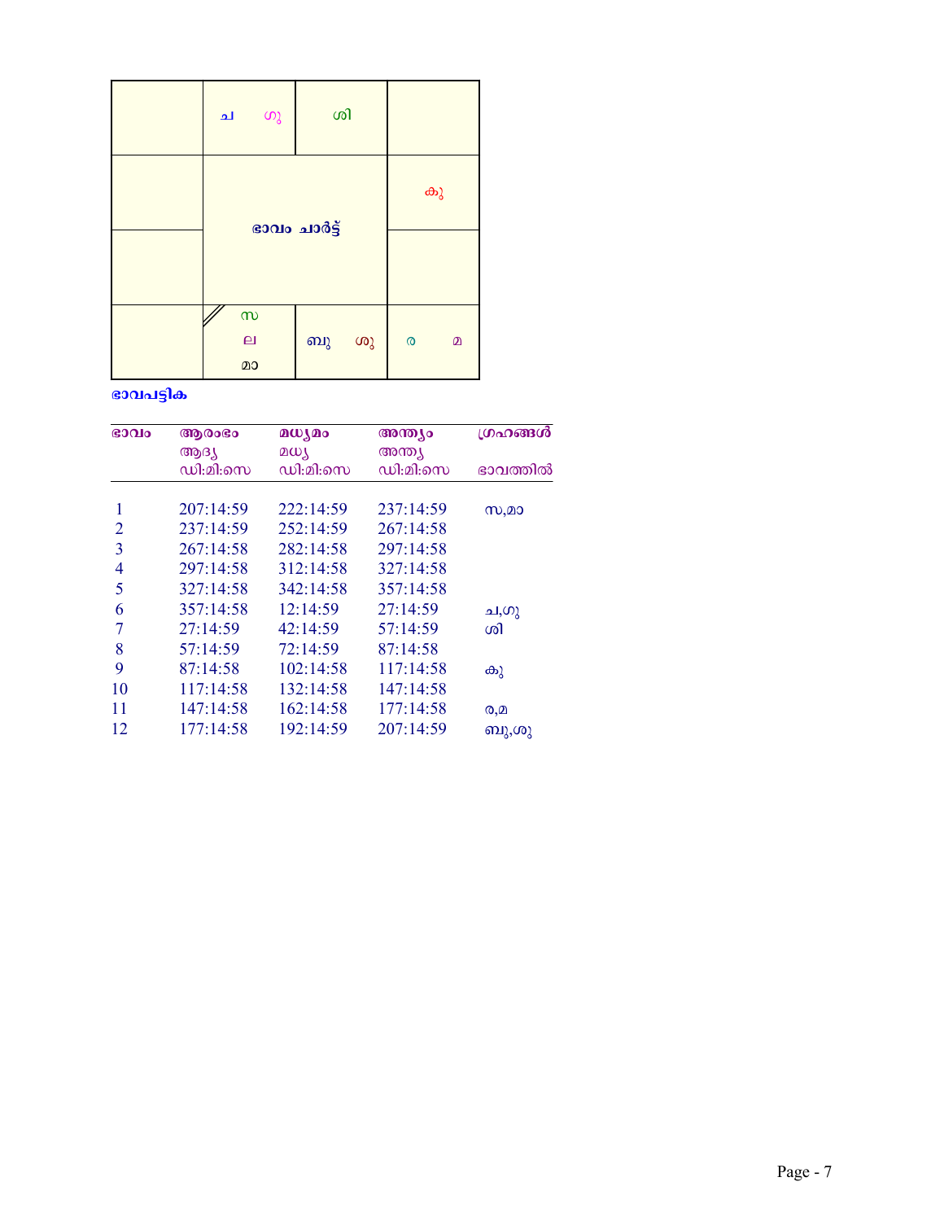|  | ച ഗു | ശി |  |
| --- | --- | --- | --- |
|  | ഭാവം ചാർട്ട് |  | കു |
|  |  |  |  |
|  | സ ല മാ | ബു ശു | ര മ |

**ഭാവപട്ടിക**

| ഭാവം | ആരംഭം ആദ്യ ഡി:മി:സെ | മധ്യമം മധ്യ ഡി:മി:സെ | അന്ത്യം അന്ത്യ ഡി:മി:സെ | ഗ്രഹങ്ങൾ ഭാവത്തിൽ |
| --- | --- | --- | --- | --- |
| 1 | 207:14:59 | 222:14:59 | 237:14:59 | സ,മാ |
| 2 | 237:14:59 | 252:14:59 | 267:14:58 |  |
| 3 | 267:14:58 | 282:14:58 | 297:14:58 |  |
| 4 | 297:14:58 | 312:14:58 | 327:14:58 |  |
| 5 | 327:14:58 | 342:14:58 | 357:14:58 |  |
| 6 | 357:14:58 | 12:14:59 | 27:14:59 | ച,ഗു |
| 7 | 27:14:59 | 42:14:59 | 57:14:59 | ശി |
| 8 | 57:14:59 | 72:14:59 | 87:14:58 |  |
| 9 | 87:14:58 | 102:14:58 | 117:14:58 | കു |
| 10 | 117:14:58 | 132:14:58 | 147:14:58 |  |
| 11 | 147:14:58 | 162:14:58 | 177:14:58 | ര,മ |
| 12 | 177:14:58 | 192:14:59 | 207:14:59 | ബു,ശു |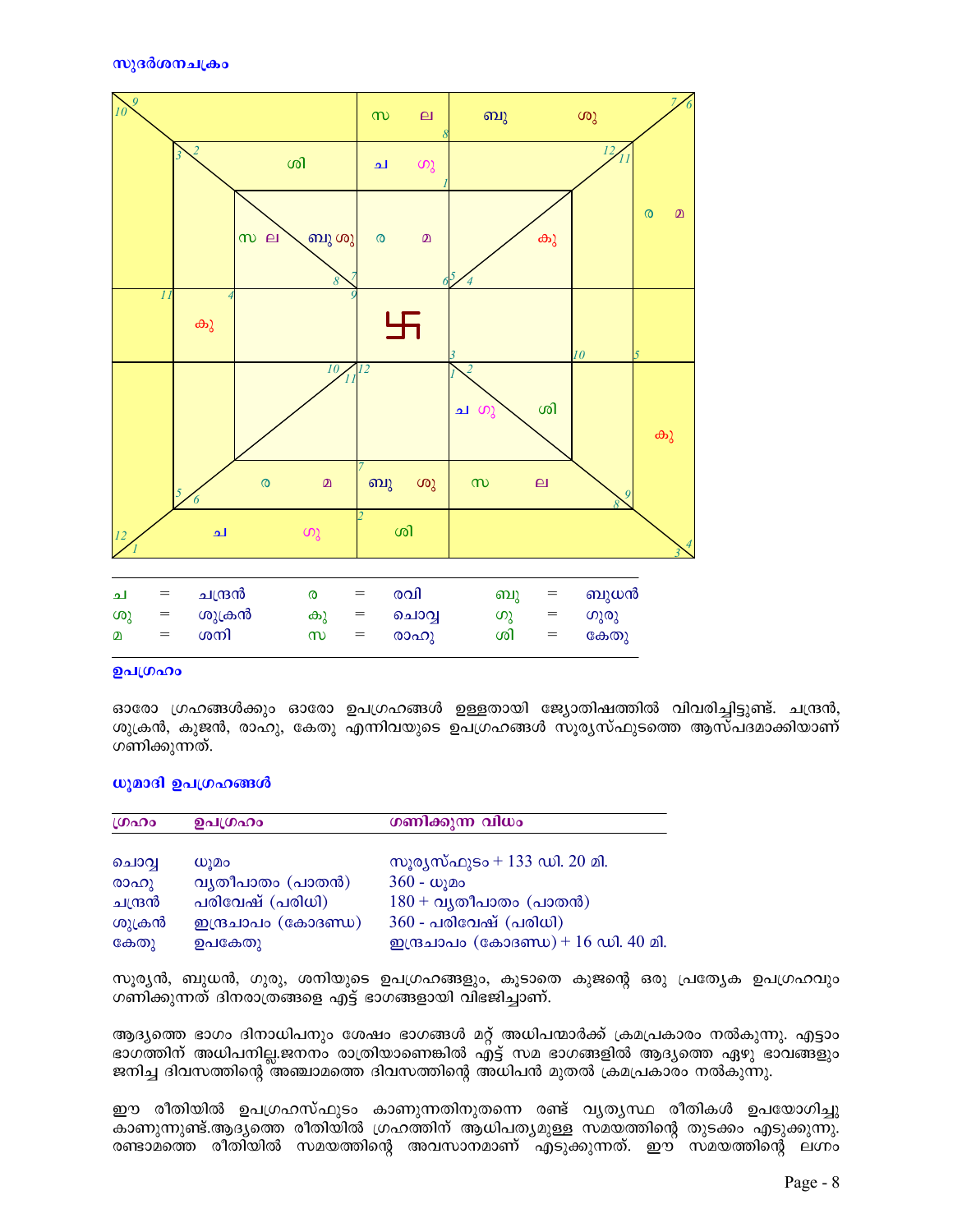**സുദർശനചക്രം**

| ച | = | ചന്ദ്രൻ | ര | = | രവി | ബു | = | ബുധൻ |
|---|---|---|---|---|---|---|---|---|
| ശു | = | ശുക്രൻ | കു | = | ചൊവ്വ | ഗു | = | ഗുരു |
| മ | = | ശനി | സ | = | രാഹു | ശി | = | കേതു |

**ഉപഗ്രഹം**

ഓരോ ഗ്രഹങ്ങൾക്കും ഓരോ ഉപഗ്രഹങ്ങൾ ഉള്ളതായി ജ്യോതിഷത്തിൽ വിവരിച്ചിട്ടുണ്ട്. ചന്ദ്രൻ, ശുക്രൻ, കുജൻ, രാഹു, കേതു എന്നിവയുടെ ഉപഗ്രഹങ്ങൾ സൂര്യസ്ഫുടത്തെ ആസ്പദമാക്കിയാണ് ഗണിക്കുന്നത്.

**ധൂമാദി ഉപഗ്രഹങ്ങൾ**

| ഗ്രഹം | ഉപഗ്രഹം | ഗണിക്കുന്ന വിധം |
|---|---|---|
| ചൊവ്വ | ധൂമം | സൂര്യസ്ഫുടം + 133 ഡി. 20 മി. |
| രാഹു | വ്യതീപാതം (പാതൻ) | 360 - ധൂമം |
| ചന്ദ്രൻ | പരിവേഷ് (പരിധി) | 180 + വ്യതീപാതം (പാതൻ) |
| ശുക്രൻ | ഇന്ദ്രചാപം (കോദണ്ഡ) | 360 - പരിവേഷ് (പരിധി) |
| കേതു | ഉപകേതു | ഇന്ദ്രചാപം (കോദണ്ഡ) + 16 ഡി. 40 മി. |

സൂര്യൻ, ബുധൻ, ഗുരു, ശനിയുടെ ഉപഗ്രഹങ്ങളും, കൂടാതെ കുജന്റെ ഒരു പ്രത്യേക ഉപഗ്രഹവും ഗണിക്കുന്നത് ദിനരാത്രങ്ങളെ എട്ട് ഭാഗങ്ങളായി വിഭജിച്ചാണ്.

ആദ്യത്തെ ഭാഗം ദിനാധിപനും ശേഷം ഭാഗങ്ങൾ മറ്റ് അധിപന്മാർക്ക് ക്രമപ്രകാരം നൽകുന്നു. എട്ടാം ഭാഗത്തിന് അധിപനില്ല.ജനനം രാത്രിയാണെങ്കിൽ എട്ട് സമ ഭാഗങ്ങളിൽ ആദ്യത്തെ ഏഴു ഭാവങ്ങളും ജനിച്ച ദിവസത്തിന്റെ അഞ്ചാമത്തെ ദിവസത്തിന്റെ അധിപൻ മുതൽ ക്രമപ്രകാരം നൽകുന്നു.

ഈ രീതിയിൽ ഉപഗ്രഹസ്ഫുടം കാണുന്നതിനുതന്നെ രണ്ട് വ്യത്യസ്ഥ രീതികൾ ഉപയോഗിച്ചു കാണുന്നുണ്ട്.ആദ്യത്തെ രീതിയിൽ ഗ്രഹത്തിന് ആധിപത്യമുള്ള സമയത്തിന്റെ തുടക്കം എടുക്കുന്നു. രണ്ടാമത്തെ രീതിയിൽ സമയത്തിന്റെ അവസാനമാണ് എടുക്കുന്നത്. ഈ സമയത്തിന്റെ ലഗ്നം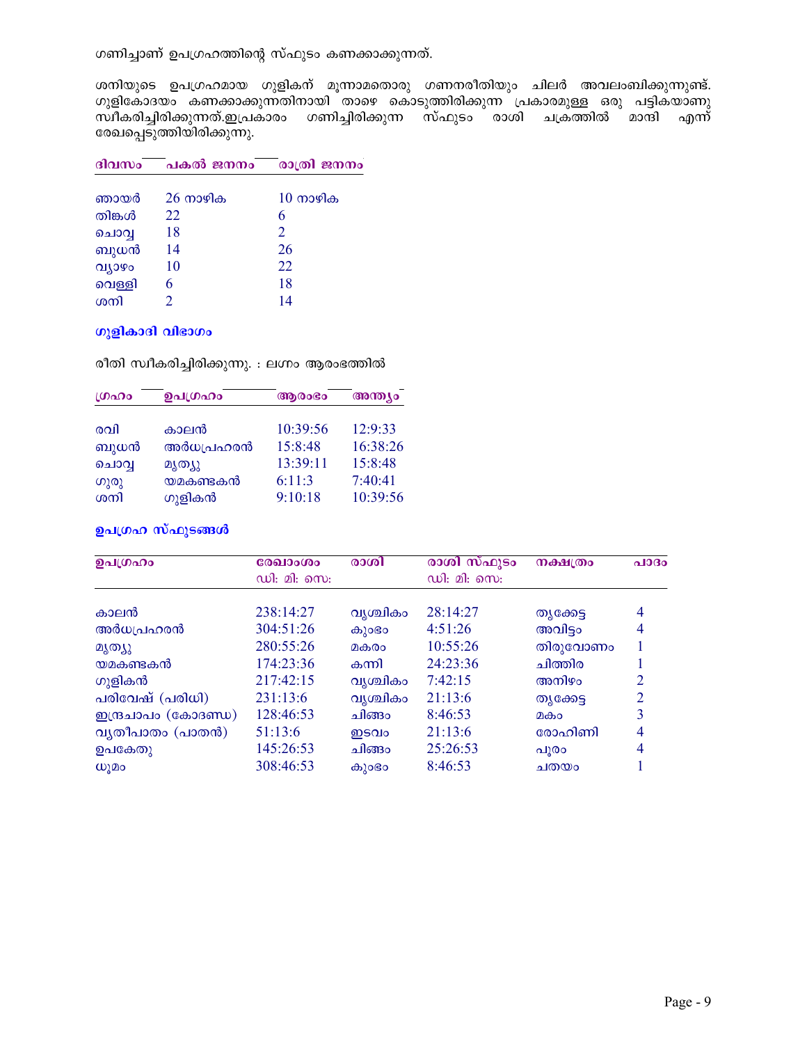ഗണിച്ചാണ് ഉപഗ്രഹത്തിന്റെ സ്ഫുടം കണക്കാക്കുന്നത്.

ശനിയുടെ ഉപഗ്രഹമായ ഗുളികന് മൂന്നാമതൊരു ഗണനരീതിയും ചിലർ അവലംബിക്കുന്നുണ്ട്. ഗുളികോദയം കണക്കാക്കുന്നതിനായി താഴെ കൊടുത്തിരിക്കുന്ന പ്രകാരമുള്ള ഒരു പട്ടികയാണു സ്വീകരിച്ചിരിക്കുന്നത്.ഇപ്രകാരം ഗണിച്ചിരിക്കുന്ന സ്ഫുടം രാശി ചക്രത്തിൽ മാന്ദി എന്ന് രേഖപ്പെടുത്തിയിരിക്കുന്നു.

| ദിവസം | പകൽ ജനനം | രാത്രി ജനനം |
|---|---|---|
| ഞായർ | 26 നാഴിക | 10 നാഴിക |
| തിങ്കൾ | 22 | 6 |
| ചൊവ്വ | 18 | 2 |
| ബുധൻ | 14 | 26 |
| വ്യാഴം | 10 | 22 |
| വെള്ളി | 6 | 18 |
| ശനി | 2 | 14 |

### ഗുളികാദി വിഭാഗം

രീതി സ്വീകരിച്ചിരിക്കുന്നു. : ലഗ്നം ആരംഭത്തിൽ

| ഗ്രഹം | ഉപഗ്രഹം | ആരംഭം | അന്ത്യം |
|---|---|---|---|
| രവി | കാലൻ | 10:39:56 | 12:9:33 |
| ബുധൻ | അർധപ്രഹരൻ | 15:8:48 | 16:38:26 |
| ചൊവ്വ | മൃത്യു | 13:39:11 | 15:8:48 |
| ഗുരു | യമകണ്ടകൻ | 6:11:3 | 7:40:41 |
| ശനി | ഗുളികൻ | 9:10:18 | 10:39:56 |

### ഉപഗ്രഹ സ്ഫുടങ്ങൾ

| ഉപഗ്രഹം | രേഖാംശം ഡി: മി: സെ: | രാശി | രാശി സ്ഫുടം ഡി: മി: സെ: | നക്ഷത്രം | പാദം |
|---|---|---|---|---|---|
| കാലൻ | 238:14:27 | വൃശ്ചികം | 28:14:27 | തൃക്കേട്ട | 4 |
| അർധപ്രഹരൻ | 304:51:26 | കുംഭം | 4:51:26 | അവിട്ടം | 4 |
| മൃത്യു | 280:55:26 | മകരം | 10:55:26 | തിരുവോണം | 1 |
| യമകണ്ടകൻ | 174:23:36 | കന്നി | 24:23:36 | ചിത്തിര | 1 |
| ഗുളികൻ | 217:42:15 | വൃശ്ചികം | 7:42:15 | അനിഴം | 2 |
| പരിവേഷ് (പരിധി) | 231:13:6 | വൃശ്ചികം | 21:13:6 | തൃക്കേട്ട | 2 |
| ഇന്ദ്രചാപം (കോദണ്ഡ) | 128:46:53 | ചിങ്ങം | 8:46:53 | മകം | 3 |
| വ്യതീപാതം (പാതൻ) | 51:13:6 | ഇടവം | 21:13:6 | രോഹിണി | 4 |
| ഉപകേതു | 145:26:53 | ചിങ്ങം | 25:26:53 | പൂരം | 4 |
| ധൂമം | 308:46:53 | കുംഭം | 8:46:53 | ചതയം | 1 |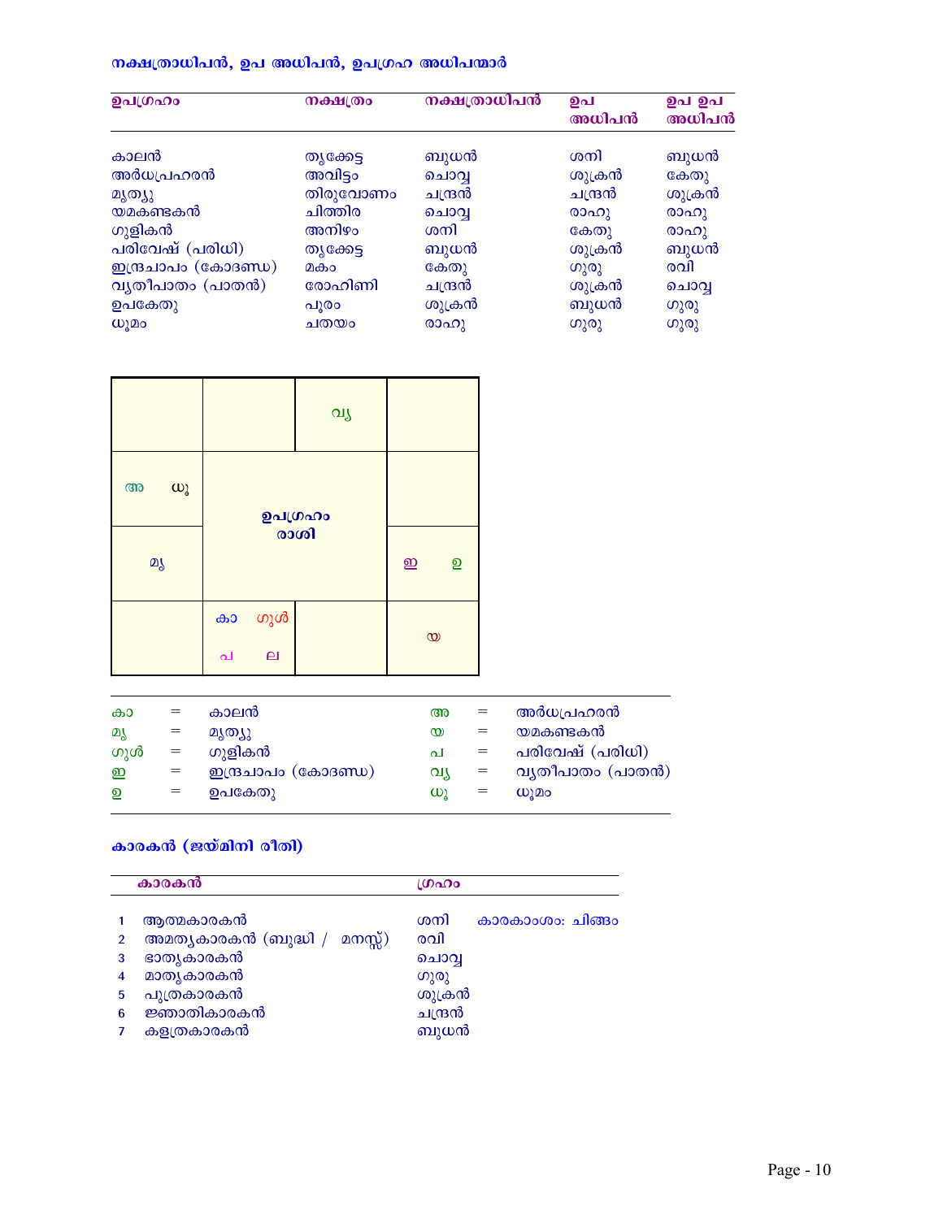### നക്ഷത്രാധിപൻ, ഉപ അധിപൻ, ഉപഗ്രഹ അധിപന്മാർ

| ഉപഗ്രഹം | നക്ഷത്രം | നക്ഷത്രാധിപൻ | ഉപ അധിപൻ | ഉപ ഉപ അധിപൻ |
|---|---|---|---|---|
| കാലൻ | തൃക്കേട്ട | ബുധൻ | ശനി | ബുധൻ |
| അർധപ്രഹരൻ | അവിട്ടം | ചൊവ്വ | ശുക്രൻ | കേതു |
| മൃത്യു | തിരുവോണം | ചന്ദ്രൻ | ചന്ദ്രൻ | ശുക്രൻ |
| യമകണ്ടകൻ | ചിത്തിര | ചൊവ്വ | രാഹു | രാഹു |
| ഗുളികൻ | അനിഴം | ശനി | കേതു | രാഹു |
| പരിവേഷ് (പരിധി) | തൃക്കേട്ട | ബുധൻ | ശുക്രൻ | ബുധൻ |
| ഇന്ദ്രചാപം (കോദണ്ഡ) | മകം | കേതു | ഗുരു | രവി |
| വ്യതീപാതം (പാതൻ) | രോഹിണി | ചന്ദ്രൻ | ശുക്രൻ | ചൊവ്വ |
| ഉപകേതു | പൂരം | ശുക്രൻ | ബുധൻ | ഗുരു |
| ധൂമം | ചതയം | രാഹു | ഗുരു | ഗുരു |

| | | | |
|---|---|---|---|
| | | വ്യ | |
| അ ധൂ | ഉപഗ്രഹം രാശി | | |
| മൃ | | | ഇ ഉ |
| | കാ ഗുൾ പ ല | | യ |

| | | | | | |
|---|---|---|---|---|---|
| കാ | = | കാലൻ | അ | = | അർധപ്രഹരൻ |
| മൃ | = | മൃത്യു | യ | = | യമകണ്ടകൻ |
| ഗുൾ | = | ഗുളികൻ | പ | = | പരിവേഷ് (പരിധി) |
| ഇ | = | ഇന്ദ്രചാപം (കോദണ്ഡ) | വ്യ | = | വ്യതീപാതം (പാതൻ) |
| ഉ | = | ഉപകേതു | ധൂ | = | ധൂമം |

### കാരകൻ (ജയ്മിനി രീതി)

| | കാരകൻ | ഗ്രഹം | |
|---|---|---|---|
| 1 | ആത്മകാരകൻ | ശനി | കാരകാംശം: ചിങ്ങം |
| 2 | അമാത്യകാരകൻ (ബുദ്ധി / മനസ്സ്) | രവി | |
| 3 | ഭാതൃകാരകൻ | ചൊവ്വ | |
| 4 | മാതൃകാരകൻ | ഗുരു | |
| 5 | പുത്രകാരകൻ | ശുക്രൻ | |
| 6 | ജ്ഞാതികാരകൻ | ചന്ദ്രൻ | |
| 7 | കളത്രകാരകൻ | ബുധൻ | |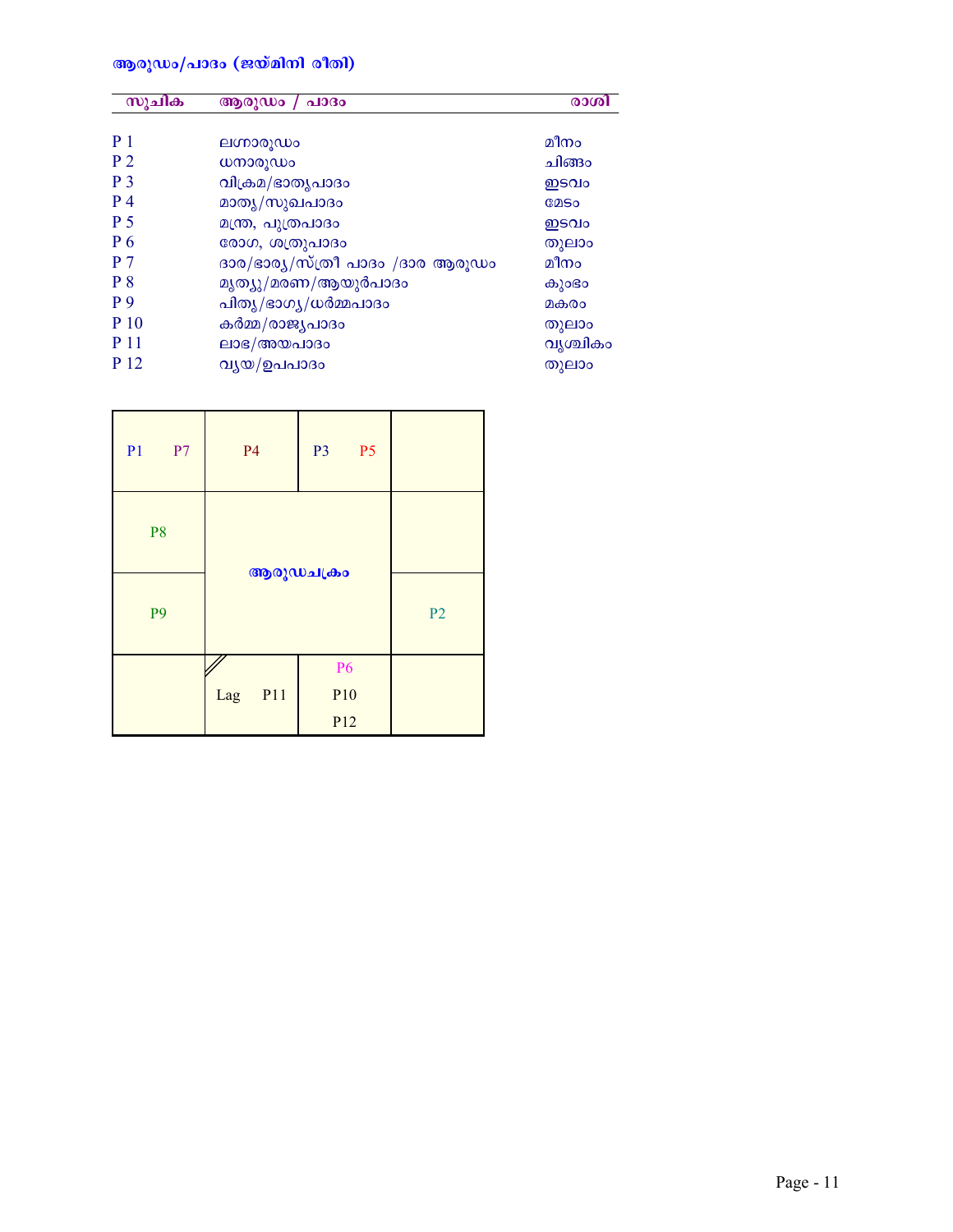## ആരൂഢം/പാദം (ജയ്മിനി രീതി)

| സൂചിക | ആരൂഢം / പാദം | രാശി |
|---|---|---|
| P 1 | ലഗ്നാരൂഢം | മീനം |
| P 2 | ധനാരൂഢം | ചിങ്ങം |
| P 3 | വിക്രമ/ഭാതൃപാദം | ഇടവം |
| P 4 | മാതൃ/സുഖപാദം | മേടം |
| P 5 | മന്ത്ര, പുത്രപാദം | ഇടവം |
| P 6 | രോഗ, ശത്രുപാദം | തുലാം |
| P 7 | ദാര/ഭാര്യ/സ്ത്രീ പാദം /ദാര ആരൂഢം | മീനം |
| P 8 | മൃത്യു/മരണ/ആയുർപാദം | കുംഭം |
| P 9 | പിതൃ/ഭാഗ്യ/ധർമ്മപാദം | മകരം |
| P 10 | കർമ്മ/രാജ്യപാദം | തുലാം |
| P 11 | ലാഭ/അയപാദം | വൃശ്ചികം |
| P 12 | വ്യയ/ഉപപാദം | തുലാം |

**ആരൂഢചക്രം**

| | | | |
|---|---|---|---|
| P1 P7 | P4 | P3 P5 | |
| P8 | ആരൂഢചക്രം | | |
| P9 | | | P2 |
| | Lag P11 | P6 P10 P12 | |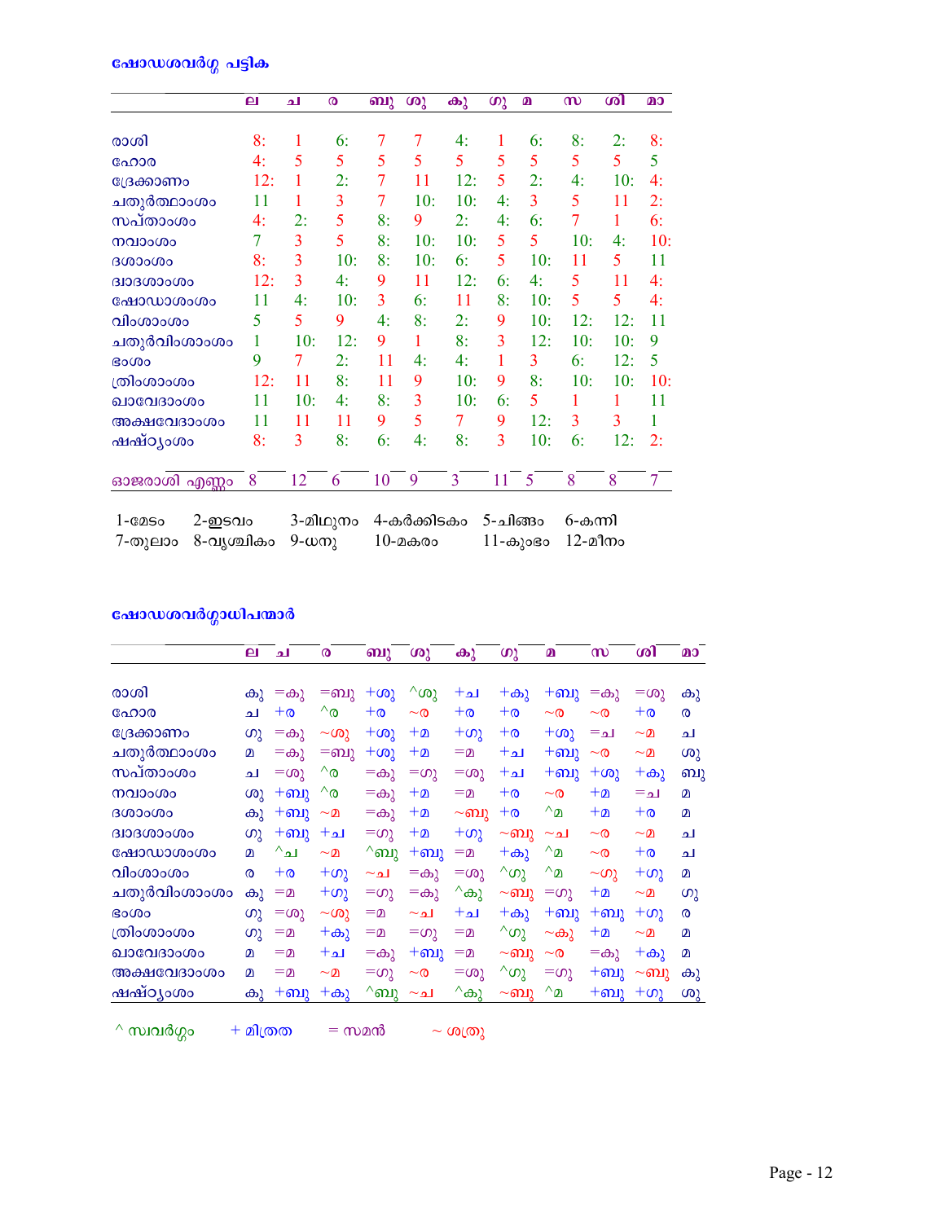### ഷോഡശവർഗ്ഗ പട്ടിക

| | ല | ച | ര | ബു | ശു | കു | ഗു | മ | സ | ശി | മാ |
|---|---|---|---|---|---|---|---|---|---|---|---|
| രാശി | 8: | 1 | 6: | 7 | 7 | 4: | 1 | 6: | 8: | 2: | 8: |
| ഹോര | 4: | 5 | 5 | 5 | 5 | 5 | 5 | 5 | 5 | 5 | 5 |
| ദ്രേക്കാണം | 12: | 1 | 2: | 7 | 11 | 12: | 5 | 2: | 4: | 10: | 4: |
| ചതുർത്ഥാംശം | 11 | 1 | 3 | 7 | 10: | 10: | 4: | 3 | 5 | 11 | 2: |
| സപ്താംശം | 4: | 2: | 5 | 8: | 9 | 2: | 4: | 6: | 7 | 1 | 6: |
| നവാംശം | 7 | 3 | 5 | 8: | 10: | 10: | 5 | 5 | 10: | 4: | 10: |
| ദശാംശം | 8: | 3 | 10: | 8: | 10: | 6: | 5 | 10: | 11 | 5 | 11 |
| ദ്വാദശാംശം | 12: | 3 | 4: | 9 | 11 | 12: | 6: | 4: | 5 | 11 | 4: |
| ഷോഡശാംശം | 11 | 4: | 10: | 3 | 6: | 11 | 8: | 10: | 5 | 5 | 4: |
| വിംശാംശം | 5 | 5 | 9 | 4: | 8: | 2: | 9 | 10: | 12: | 12: | 11 |
| ചതുർവിംശാംശം | 1 | 10: | 12: | 9 | 1 | 8: | 3 | 12: | 10: | 10: | 9 |
| ഭാംശം | 9 | 7 | 2: | 11 | 4: | 4: | 1 | 3 | 6: | 12: | 5 |
| ത്രിംശാംശം | 12: | 11 | 8: | 11 | 9 | 10: | 9 | 8: | 10: | 10: | 10: |
| ഖവേദാംശം | 11 | 10: | 4: | 8: | 3 | 10: | 6: | 5 | 1 | 1 | 11 |
| അക്ഷവേദാംശം | 11 | 11 | 11 | 9 | 5 | 7 | 9 | 12: | 3 | 3 | 1 |
| ഷഷ്ഠ്യംശം | 8: | 3 | 8: | 6: | 4: | 8: | 3 | 10: | 6: | 12: | 2: |
| ഓജരാശി എണ്ണം | 8 | 12 | 6 | 10 | 9 | 3 | 11 | 5 | 8 | 8 | 7 |

1-മേടം 2-ഇടവം 3-മിഥുനം 4-കർക്കിടകം 5-ചിങ്ങം 6-കന്നി
7-തുലാം 8-വൃശ്ചികം 9-ധനു 10-മകരം 11-കുംഭം 12-മീനം

### ഷോഡശവർഗ്ഗാധിപന്മാർ

| | ല | ച | ര | ബു | ശു | കു | ഗു | മ | സ | ശി | മാ |
|---|---|---|---|---|---|---|---|---|---|---|---|
| രാശി | കു | =കു | =ബു | +ശു | ^ശു | +ച | +കു | +ബു | =കു | =ശു | കു |
| ഹോര | ച | +ര | ^ര | +ര | ~ര | +ര | +ര | ~ര | ~ര | +ര | ര |
| ദ്രേക്കാണം | ഗു | =കു | ~ശു | +ശു | +മ | +ഗു | +ര | +ശു | =ച | ~മ | ച |
| ചതുർത്ഥാംശം | മ | =കു | =ബു | +ശു | +മ | =മ | +ച | +ബു | ~ര | ~മ | ശു |
| സപ്താംശം | ച | =ശു | ^ര | =കു | =ഗു | =ശു | +ച | +ബു | +ശു | +കു | ബു |
| നവാംശം | ശു | +ബു | ^ര | =കു | +മ | =മ | +ര | ~ര | +മ | =ച | മ |
| ദശാംശം | കു | +ബു | ~മ | =കു | +മ | ~ബു | +ര | ^മ | +മ | +ര | മ |
| ദ്വാദശാംശം | ഗു | +ബു | +ച | =ഗു | +മ | +ഗു | ~ബു | ~ച | ~ര | ~മ | ച |
| ഷോഡശാംശം | മ | ^ച | ~മ | ^ബു | +ബു | =മ | +കു | ^മ | ~ര | +ര | ച |
| വിംശാംശം | ര | +ര | +ഗു | ~ച | =കു | =ശു | ^ഗു | ^മ | ~ഗു | +ഗു | മ |
| ചതുർവിംശാംശം | കു | =മ | +ഗു | =ഗു | =കു | ^കു | ~ബു | =ഗു | +മ | ~മ | ഗു |
| ഭാംശം | ഗു | =ശു | ~ശു | =മ | ~ച | +ച | +കു | +ബു | +ബു | +ഗു | ര |
| ത്രിംശാംശം | ഗു | =മ | +കു | =മ | =ഗു | =മ | ^ഗു | ~കു | +മ | ~മ | മ |
| ഖവേദാംശം | മ | =മ | +ച | =കു | +ബു | =മ | ~ബു | ~ര | =കു | +കു | മ |
| അക്ഷവേദാംശം | മ | =മ | ~മ | =ഗു | ~ര | =ശു | ^ഗു | =ഗു | +ബു | ~ബു | കു |
| ഷഷ്ഠ്യംശം | കു | +ബു | +കു | ^ബു | ~ച | ^കു | ~ബു | ^മ | +ബു | +ഗു | ശു |

^ സ്വവർഗ്ഗം  + മിത്രത  = സമൻ  ~ ശത്രു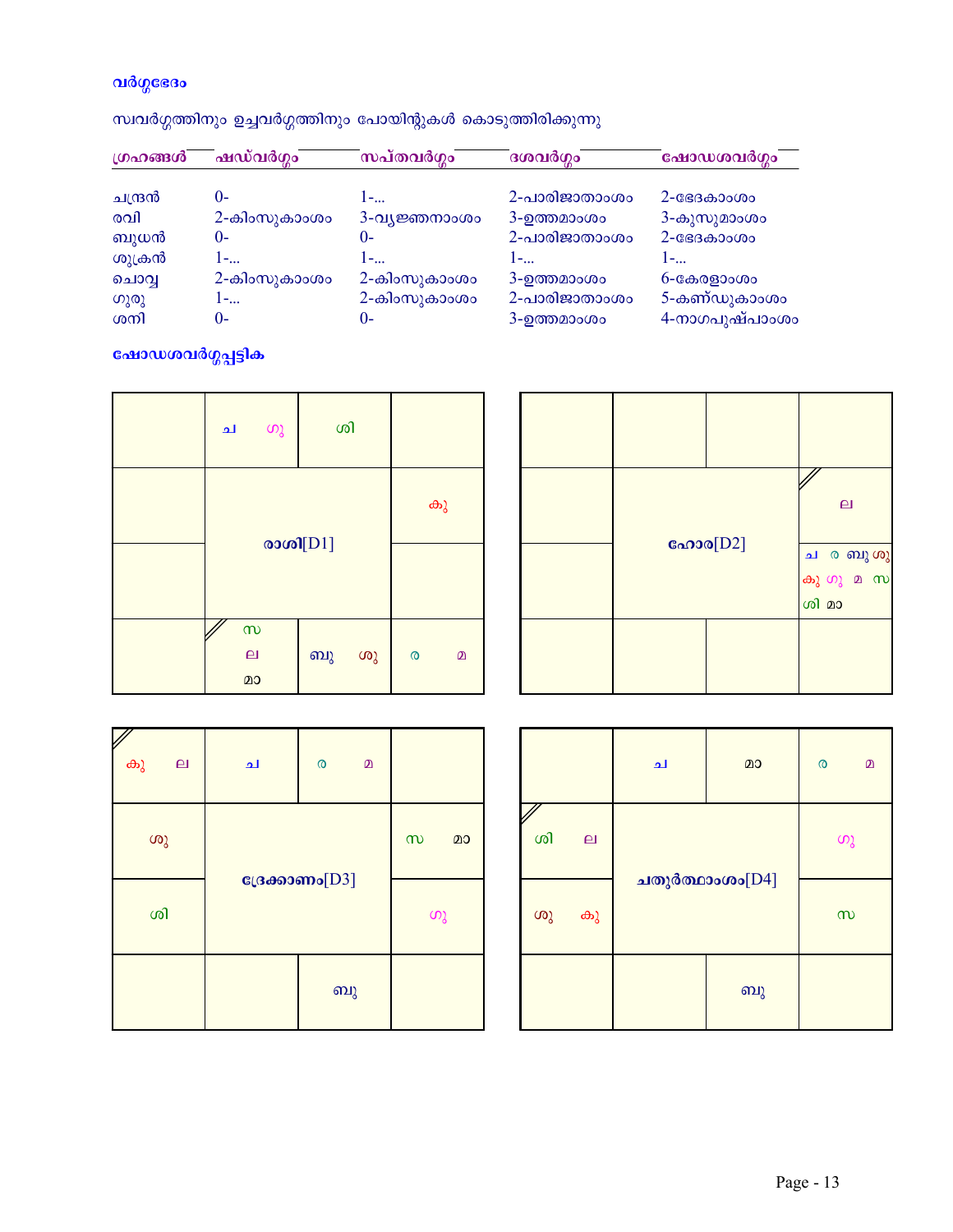### വർഗ്ഗഭേദം

സ്വവർഗ്ഗത്തിനും ഉച്ചവർഗ്ഗത്തിനും പോയിന്റുകൾ കൊടുത്തിരിക്കുന്നു

| ഗ്രഹങ്ങൾ | ഷഡ്‌വർഗ്ഗം | സപ്തവർഗ്ഗം | ദശവർഗ്ഗം | ഷോഡശവർഗ്ഗം |
|---|---|---|---|---|
| ചന്ദ്രൻ | 0- | 1-... | 2-പാരിജാതാംശം | 2-ഭേദകാംശം |
| രവി | 2-കിംസുകാംശം | 3-വ്യജ്ഞനാംശം | 3-ഉത്തമാംശം | 3-കുസുമാംശം |
| ബുധൻ | 0- | 0- | 2-പാരിജാതാംശം | 2-ഭേദകാംശം |
| ശുക്രൻ | 1-... | 1-... | 1-... | 1-... |
| ചൊവ്വ | 2-കിംസുകാംശം | 2-കിംസുകാംശം | 3-ഉത്തമാംശം | 6-കേരളാംശം |
| ഗുരു | 1-... | 2-കിംസുകാംശം | 2-പാരിജാതാംശം | 5-കണ്ഡുകാംശം |
| ശനി | 0- | 0- | 3-ഉത്തമാംശം | 4-നാഗപുഷ്പാംശം |

### ഷോഡശവർഗ്ഗപ്പട്ടിക

**രാശി[D1]**

|  | ച ഗു | ശി |  |
|---|---|---|---|
|  | | | കു |
|  | | |  |
|  | സ ല മാ | ബു ശു | ര മ |

**ഹോര[D2]**

|  |  |  |  |
|---|---|---|---|
|  | | | ല |
|  | | | ച ര ബു ശു കു ഗു മ സ ശി മാ |
|  |  |  |  |

**ദ്രേക്കാണം[D3]**

| കു ല | ച | ര മ |  |
|---|---|---|---|
| ശു | | | സ മാ |
| ശി | | | ഗു |
|  |  | ബു |  |

**ചതുർത്ഥാംശം[D4]**

|  | ച | മാ | ര മ |
|---|---|---|---|
| ശി ല | | | ഗു |
| ശു കു | | | സ |
|  |  | ബു |  |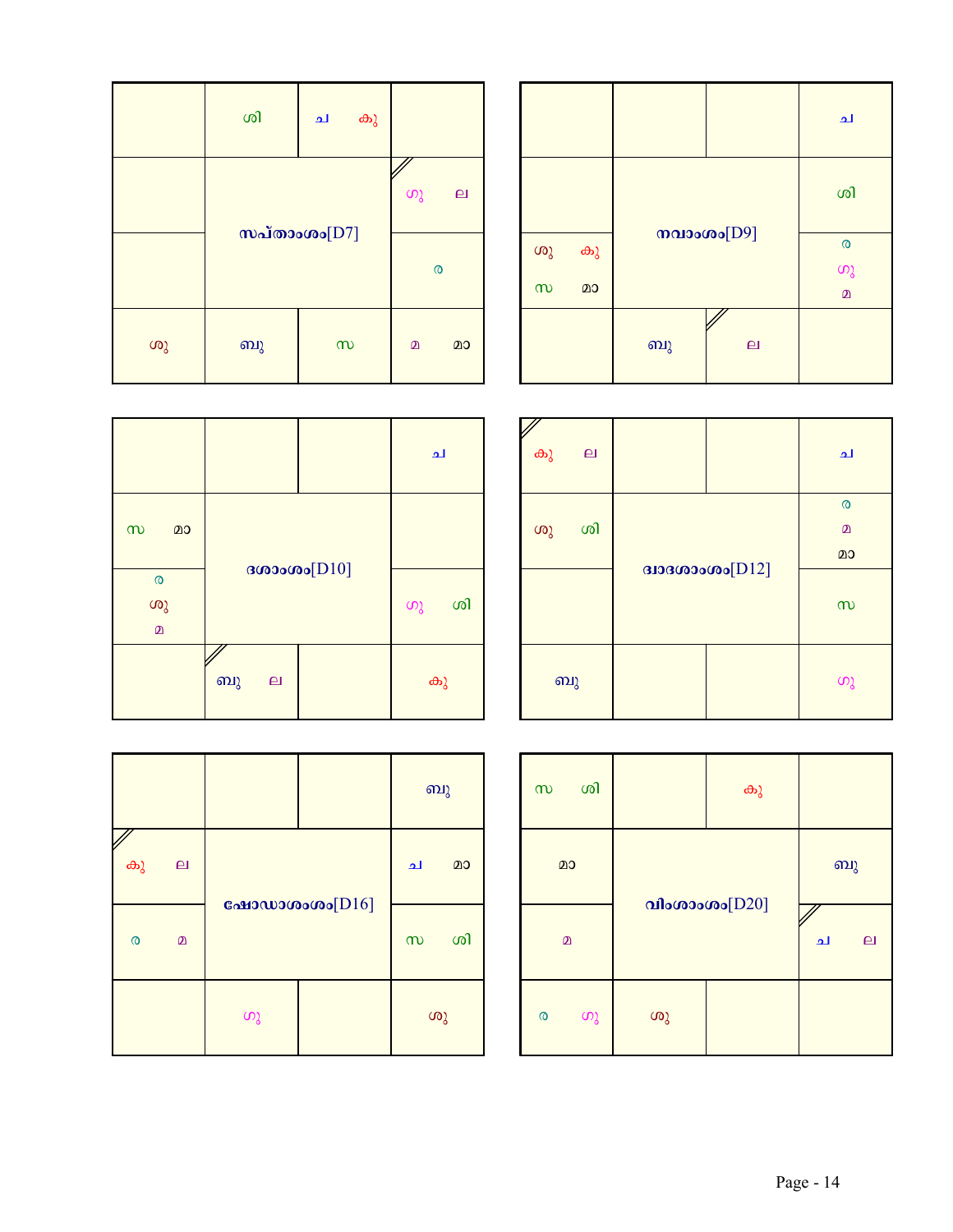**സപ്താംശം[D7]**

| | | | |
|---|---|---|---|
| | ശി | ച കു | |
| | | | ഗു ല |
| | | | ര |
| ശു | ബു | സ | മ മാ |

**നവാംശം[D9]**

| | | | |
|---|---|---|---|
| | | | ച |
| | | | ശി |
| ശു കു സ മാ | | | ര ഗു മ |
| | ബു | ല | |

**ദശാംശം[D10]**

| | | | |
|---|---|---|---|
| | | | ച |
| സ മാ | | | |
| ര ശു മ | | | ഗു ശി |
| | ബു ല | | കു |

**ദ്വാദശാംശം[D12]**

| | | | |
|---|---|---|---|
| കു ല | | | ച |
| ശു ശി | | | ര മ മാ |
| | | | സ |
| ബു | | | ഗു |

**ഷോഡശാംശം[D16]**

| | | | |
|---|---|---|---|
| | | | ബു |
| കു ല | | | ച മാ |
| ര മ | | | സ ശി |
| | ഗു | | ശു |

**വിംശാംശം[D20]**

| | | | |
|---|---|---|---|
| സ ശി | | കു | |
| മാ | | | ബു |
| മ | | | ച ല |
| ര ഗു | ശു | | |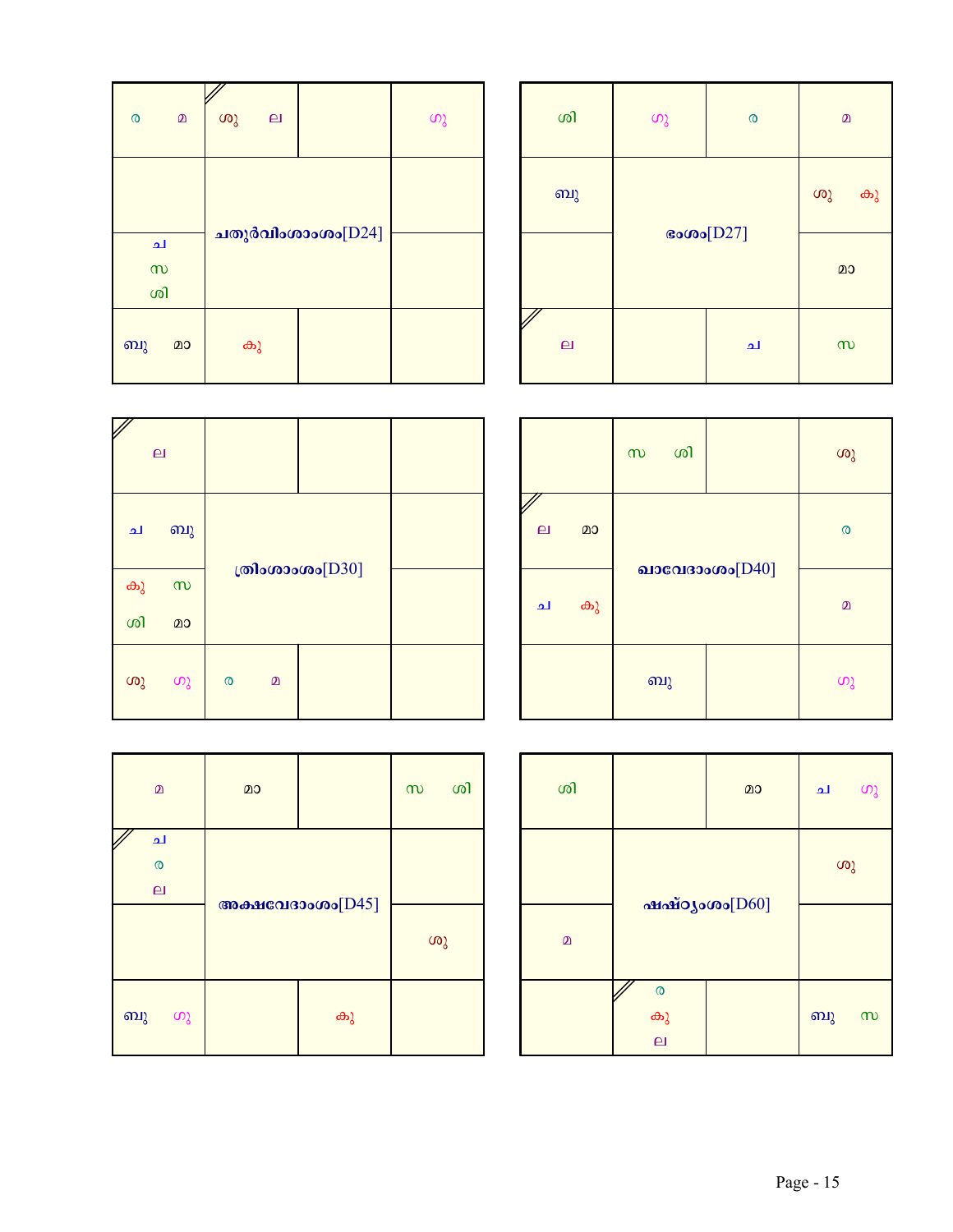**ചതുർവിംശാംശം[D24]**

| | | | |
|---|---|---|---|
| ര മ | ശു ല | | ഗു |
| | ചതുർവിംശാംശം[D24] | | |
| ച സ ശി | | | |
| ബു മാ | കു | | |

**ഭംശം[D27]**

| | | | |
|---|---|---|---|
| ശി | ഗു | ര | മ |
| ബു | ഭംശം[D27] | | ശു കു |
| | | | മാ |
| ല | | ച | സ |

**ത്രിംശാംശം[D30]**

| | | | |
|---|---|---|---|
| ല | | | |
| ച ബു | ത്രിംശാംശം[D30] | | |
| കു സ ശി മാ | | | |
| ശു ഗു | ര മ | | |

**ഖാവേദാംശം[D40]**

| | | | |
|---|---|---|---|
| | സ ശി | | ശു |
| ല മാ | ഖാവേദാംശം[D40] | | ര |
| ച കു | | | മ |
| | ബു | | ഗു |

**അക്ഷവേദാംശം[D45]**

| | | | |
|---|---|---|---|
| മ | മാ | | സ ശി |
| ച ര ല | അക്ഷവേദാംശം[D45] | | |
| | | | ശു |
| ബു ഗു | | കു | |

**ഷഷ്ഠ്യംശം[D60]**

| | | | |
|---|---|---|---|
| ശി | | മാ | ച ഗു |
| | ഷഷ്ഠ്യംശം[D60] | | ശു |
| മ | | | |
| | ര കു ല | | ബു സ |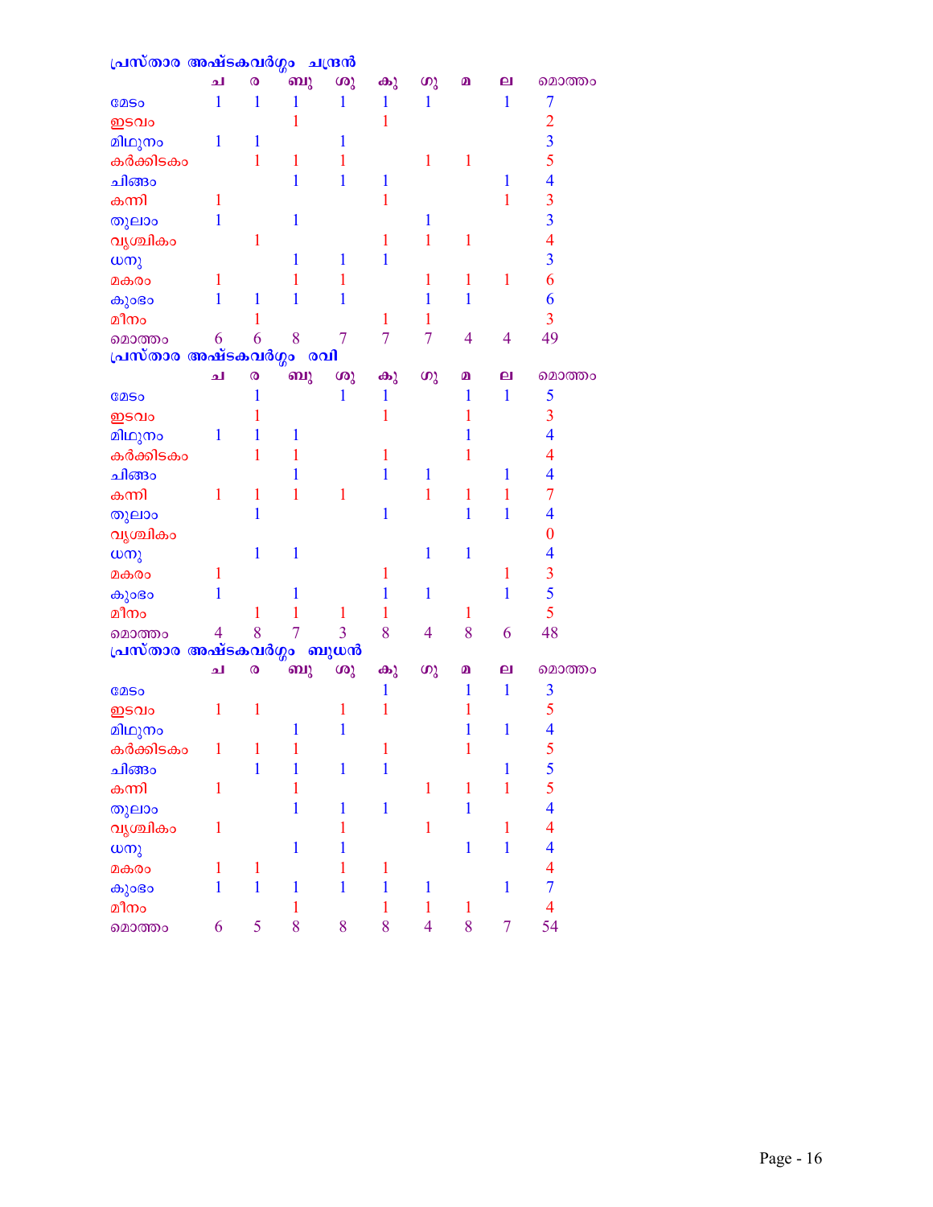### പ്രസ്താര അഷ്ടകവർഗ്ഗം ചന്ദ്രൻ

| | ച | ര | ബു | ശു | കു | ഗു | മ | ല | മൊത്തം |
|---|---|---|---|---|---|---|---|---|---|
| മേടം | 1 | 1 | 1 | 1 | 1 | 1 | | 1 | 7 |
| ഇടവം | | | 1 | | 1 | | | | 2 |
| മിഥുനം | 1 | 1 | | 1 | | | | | 3 |
| കർക്കിടകം | | 1 | 1 | 1 | | 1 | 1 | | 5 |
| ചിങ്ങം | | | 1 | 1 | 1 | | | 1 | 4 |
| കന്നി | 1 | | | | 1 | | | 1 | 3 |
| തുലാം | 1 | | 1 | | | 1 | | | 3 |
| വൃശ്ചികം | | 1 | | | 1 | 1 | 1 | | 4 |
| ധനു | | | 1 | 1 | 1 | | | | 3 |
| മകരം | 1 | | 1 | 1 | | 1 | 1 | 1 | 6 |
| കുംഭം | 1 | 1 | 1 | 1 | | 1 | 1 | | 6 |
| മീനം | | 1 | | | 1 | 1 | | | 3 |
| മൊത്തം | 6 | 6 | 8 | 7 | 7 | 7 | 4 | 4 | 49 |

### പ്രസ്താര അഷ്ടകവർഗ്ഗം രവി

| | ച | ര | ബു | ശു | കു | ഗു | മ | ല | മൊത്തം |
|---|---|---|---|---|---|---|---|---|---|
| മേടം | | 1 | | 1 | 1 | | 1 | 1 | 5 |
| ഇടവം | | 1 | | | 1 | | 1 | | 3 |
| മിഥുനം | 1 | 1 | 1 | | | | 1 | | 4 |
| കർക്കിടകം | | 1 | 1 | | 1 | | 1 | | 4 |
| ചിങ്ങം | | | 1 | | 1 | 1 | | 1 | 4 |
| കന്നി | 1 | 1 | 1 | 1 | | 1 | 1 | 1 | 7 |
| തുലാം | | 1 | | | 1 | | 1 | 1 | 4 |
| വൃശ്ചികം | | | | | | | | | 0 |
| ധനു | | 1 | 1 | | | 1 | 1 | | 4 |
| മകരം | 1 | | | | 1 | | | 1 | 3 |
| കുംഭം | 1 | | 1 | | 1 | 1 | | 1 | 5 |
| മീനം | | 1 | 1 | 1 | 1 | | 1 | | 5 |
| മൊത്തം | 4 | 8 | 7 | 3 | 8 | 4 | 8 | 6 | 48 |

### പ്രസ്താര അഷ്ടകവർഗ്ഗം ബുധൻ

| | ച | ര | ബു | ശു | കു | ഗു | മ | ല | മൊത്തം |
|---|---|---|---|---|---|---|---|---|---|
| മേടം | | | | | 1 | | 1 | 1 | 3 |
| ഇടവം | 1 | 1 | | 1 | 1 | | 1 | | 5 |
| മിഥുനം | | | 1 | 1 | | | 1 | 1 | 4 |
| കർക്കിടകം | 1 | 1 | 1 | | 1 | | 1 | | 5 |
| ചിങ്ങം | | 1 | 1 | 1 | 1 | | | 1 | 5 |
| കന്നി | 1 | | 1 | | | 1 | 1 | 1 | 5 |
| തുലാം | | | 1 | 1 | 1 | | 1 | | 4 |
| വൃശ്ചികം | 1 | | | 1 | | 1 | | 1 | 4 |
| ധനു | | | 1 | 1 | | | 1 | 1 | 4 |
| മകരം | 1 | 1 | | 1 | 1 | | | | 4 |
| കുംഭം | 1 | 1 | 1 | 1 | 1 | 1 | | 1 | 7 |
| മീനം | | | 1 | | 1 | 1 | 1 | | 4 |
| മൊത്തം | 6 | 5 | 8 | 8 | 8 | 4 | 8 | 7 | 54 |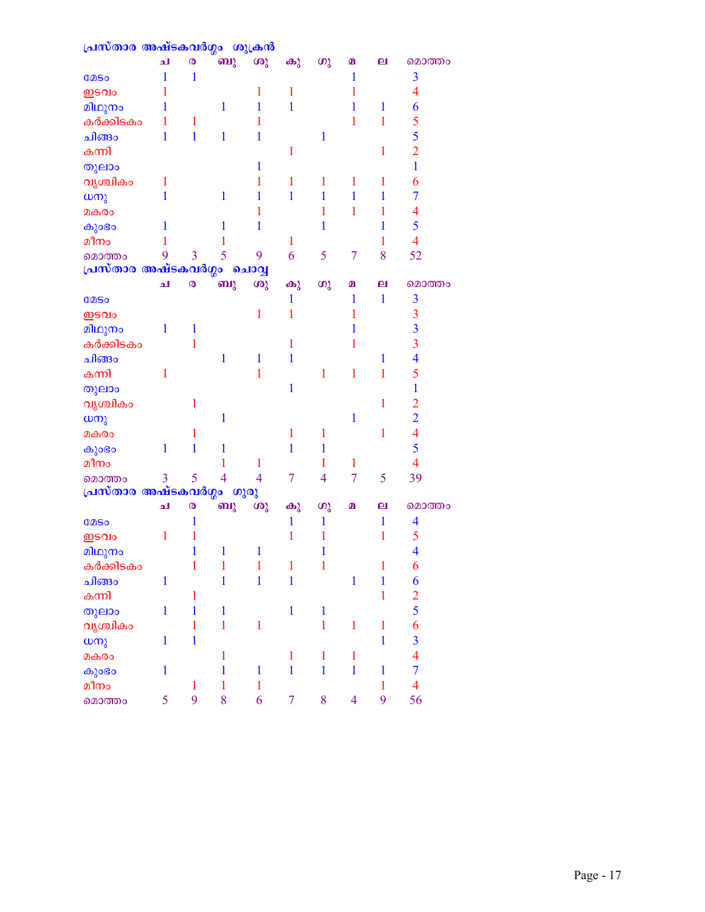## പ്രസ്താര അഷ്ടകവർഗ്ഗം ശുക്രൻ

| | ച | ര | ബു | ശു | കു | ഗു | മ | ല | മൊത്തം |
|---|---|---|---|---|---|---|---|---|---|
| മേടം | 1 | 1 | | | | | 1 | | 3 |
| ഇടവം | 1 | | | 1 | 1 | | 1 | | 4 |
| മിഥുനം | 1 | | 1 | 1 | 1 | | 1 | 1 | 6 |
| കർക്കിടകം | 1 | 1 | | 1 | | | 1 | 1 | 5 |
| ചിങ്ങം | 1 | 1 | 1 | 1 | | 1 | | | 5 |
| കന്നി | | | | | 1 | | | 1 | 2 |
| തുലാം | | | | 1 | | | | | 1 |
| വൃശ്ചികം | 1 | | | 1 | 1 | 1 | 1 | 1 | 6 |
| ധനു | 1 | | 1 | 1 | 1 | 1 | 1 | 1 | 7 |
| മകരം | | | | 1 | | 1 | 1 | 1 | 4 |
| കുംഭം | 1 | | 1 | 1 | | 1 | | 1 | 5 |
| മീനം | 1 | | 1 | | 1 | | | 1 | 4 |
| മൊത്തം | 9 | 3 | 5 | 9 | 6 | 5 | 7 | 8 | 52 |

## പ്രസ്താര അഷ്ടകവർഗ്ഗം ചൊവ്വ

| | ച | ര | ബു | ശു | കു | ഗു | മ | ല | മൊത്തം |
|---|---|---|---|---|---|---|---|---|---|
| മേടം | | | | | 1 | | 1 | 1 | 3 |
| ഇടവം | | | | 1 | 1 | | 1 | | 3 |
| മിഥുനം | 1 | 1 | | | | | 1 | | 3 |
| കർക്കിടകം | | 1 | | | 1 | | 1 | | 3 |
| ചിങ്ങം | | | 1 | 1 | 1 | | | 1 | 4 |
| കന്നി | 1 | | | 1 | | 1 | 1 | 1 | 5 |
| തുലാം | | | | | 1 | | | | 1 |
| വൃശ്ചികം | | 1 | | | | | | 1 | 2 |
| ധനു | | | 1 | | | | 1 | | 2 |
| മകരം | | 1 | | | 1 | 1 | | 1 | 4 |
| കുംഭം | 1 | 1 | 1 | | 1 | 1 | | | 5 |
| മീനം | | | 1 | 1 | | 1 | 1 | | 4 |
| മൊത്തം | 3 | 5 | 4 | 4 | 7 | 4 | 7 | 5 | 39 |

## പ്രസ്താര അഷ്ടകവർഗ്ഗം ഗുരു

| | ച | ര | ബു | ശു | കു | ഗു | മ | ല | മൊത്തം |
|---|---|---|---|---|---|---|---|---|---|
| മേടം | | 1 | | | 1 | 1 | | 1 | 4 |
| ഇടവം | 1 | 1 | | | 1 | 1 | | 1 | 5 |
| മിഥുനം | | 1 | 1 | 1 | | 1 | | | 4 |
| കർക്കിടകം | | 1 | 1 | 1 | 1 | 1 | | 1 | 6 |
| ചിങ്ങം | 1 | | 1 | 1 | 1 | | 1 | 1 | 6 |
| കന്നി | | 1 | | | | | | 1 | 2 |
| തുലാം | 1 | 1 | 1 | | 1 | 1 | | | 5 |
| വൃശ്ചികം | | 1 | 1 | 1 | | 1 | 1 | 1 | 6 |
| ധനു | 1 | 1 | | | | | | 1 | 3 |
| മകരം | | | 1 | | 1 | 1 | 1 | | 4 |
| കുംഭം | 1 | | 1 | 1 | 1 | 1 | 1 | 1 | 7 |
| മീനം | | 1 | 1 | 1 | | | | 1 | 4 |
| മൊത്തം | 5 | 9 | 8 | 6 | 7 | 8 | 4 | 9 | 56 |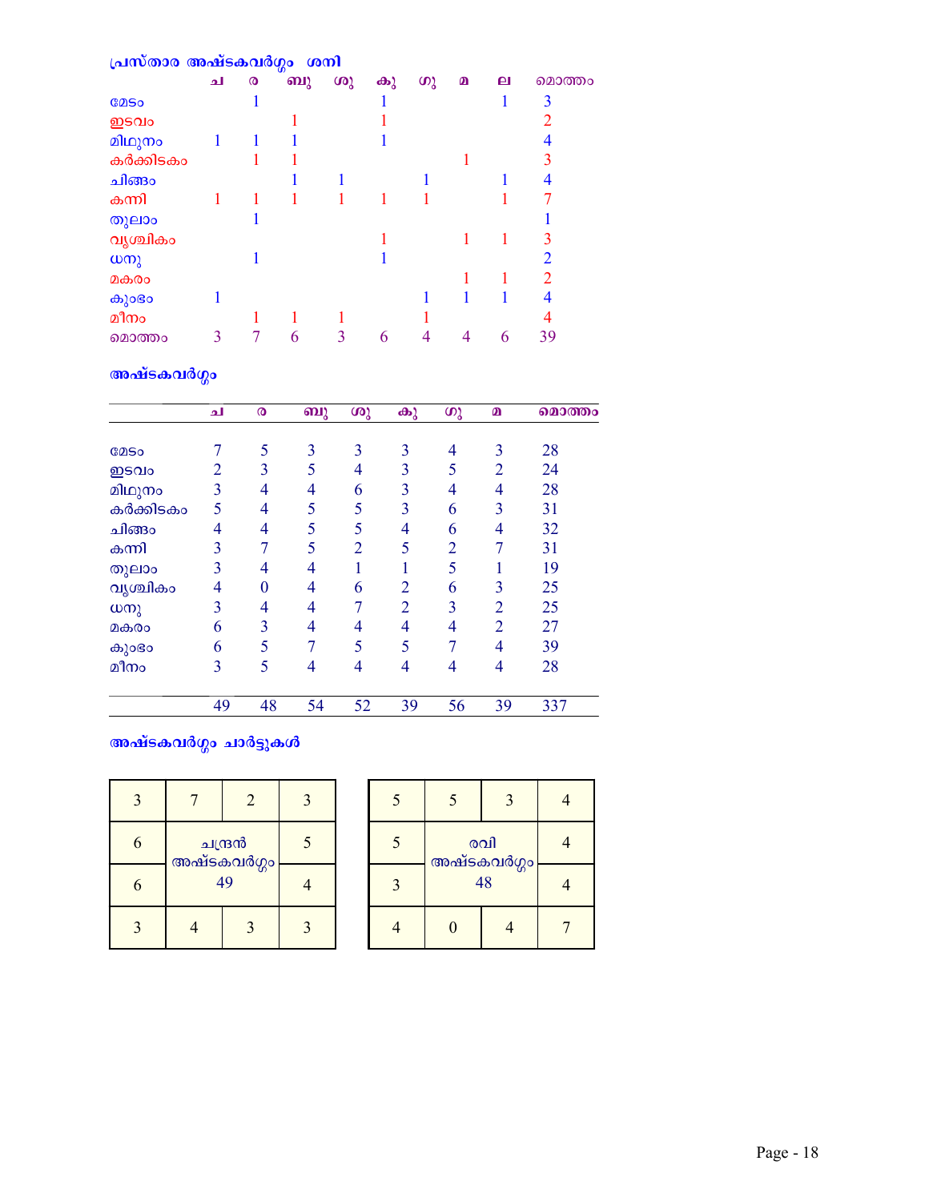## പ്രസ്താര അഷ്ടകവർഗ്ഗം ശനി

| | ച | ര | ബു | ശു | കു | ഗു | മ | ല | മൊത്തം |
|---|---|---|---|---|---|---|---|---|---|
| മേടം | | 1 | | | 1 | | | 1 | 3 |
| ഇടവം | | | 1 | | 1 | | | | 2 |
| മിഥുനം | 1 | 1 | 1 | | 1 | | | | 4 |
| കർക്കിടകം | | 1 | 1 | | | | 1 | | 3 |
| ചിങ്ങം | | | 1 | 1 | | 1 | | 1 | 4 |
| കന്നി | 1 | 1 | 1 | 1 | 1 | 1 | | 1 | 7 |
| തുലാം | | 1 | | | | | | | 1 |
| വൃശ്ചികം | | | | | 1 | | 1 | 1 | 3 |
| ധനു | | 1 | | | 1 | | | | 2 |
| മകരം | | | | | | | 1 | 1 | 2 |
| കുംഭം | 1 | | | | | 1 | 1 | 1 | 4 |
| മീനം | | 1 | 1 | 1 | | 1 | | | 4 |
| മൊത്തം | 3 | 7 | 6 | 3 | 6 | 4 | 4 | 6 | 39 |

## അഷ്ടകവർഗ്ഗം

| | ച | ര | ബു | ശു | കു | ഗു | മ | മൊത്തം |
|---|---|---|---|---|---|---|---|---|
| മേടം | 7 | 5 | 3 | 3 | 3 | 4 | 3 | 28 |
| ഇടവം | 2 | 3 | 5 | 4 | 3 | 5 | 2 | 24 |
| മിഥുനം | 3 | 4 | 4 | 6 | 3 | 4 | 4 | 28 |
| കർക്കിടകം | 5 | 4 | 5 | 5 | 3 | 6 | 3 | 31 |
| ചിങ്ങം | 4 | 4 | 5 | 5 | 4 | 6 | 4 | 32 |
| കന്നി | 3 | 7 | 5 | 2 | 5 | 2 | 7 | 31 |
| തുലാം | 3 | 4 | 4 | 1 | 1 | 5 | 1 | 19 |
| വൃശ്ചികം | 4 | 0 | 4 | 6 | 2 | 6 | 3 | 25 |
| ധനു | 3 | 4 | 4 | 7 | 2 | 3 | 2 | 25 |
| മകരം | 6 | 3 | 4 | 4 | 4 | 4 | 2 | 27 |
| കുംഭം | 6 | 5 | 7 | 5 | 5 | 7 | 4 | 39 |
| മീനം | 3 | 5 | 4 | 4 | 4 | 4 | 4 | 28 |
| | 49 | 48 | 54 | 52 | 39 | 56 | 39 | 337 |

## അഷ്ടകവർഗ്ഗം ചാർട്ടുകൾ

| | | | |
|---|---|---|---|
| 3 | 7 | 2 | 3 |
| 6 | ചന്ദ്രൻ അഷ്ടകവർഗ്ഗം 49 | | 5 |
| 6 | | | 4 |
| 3 | 4 | 3 | 3 |

| | | | |
|---|---|---|---|
| 5 | 5 | 3 | 4 |
| 5 | രവി അഷ്ടകവർഗ്ഗം 48 | | 4 |
| 3 | | | 4 |
| 4 | 0 | 4 | 7 |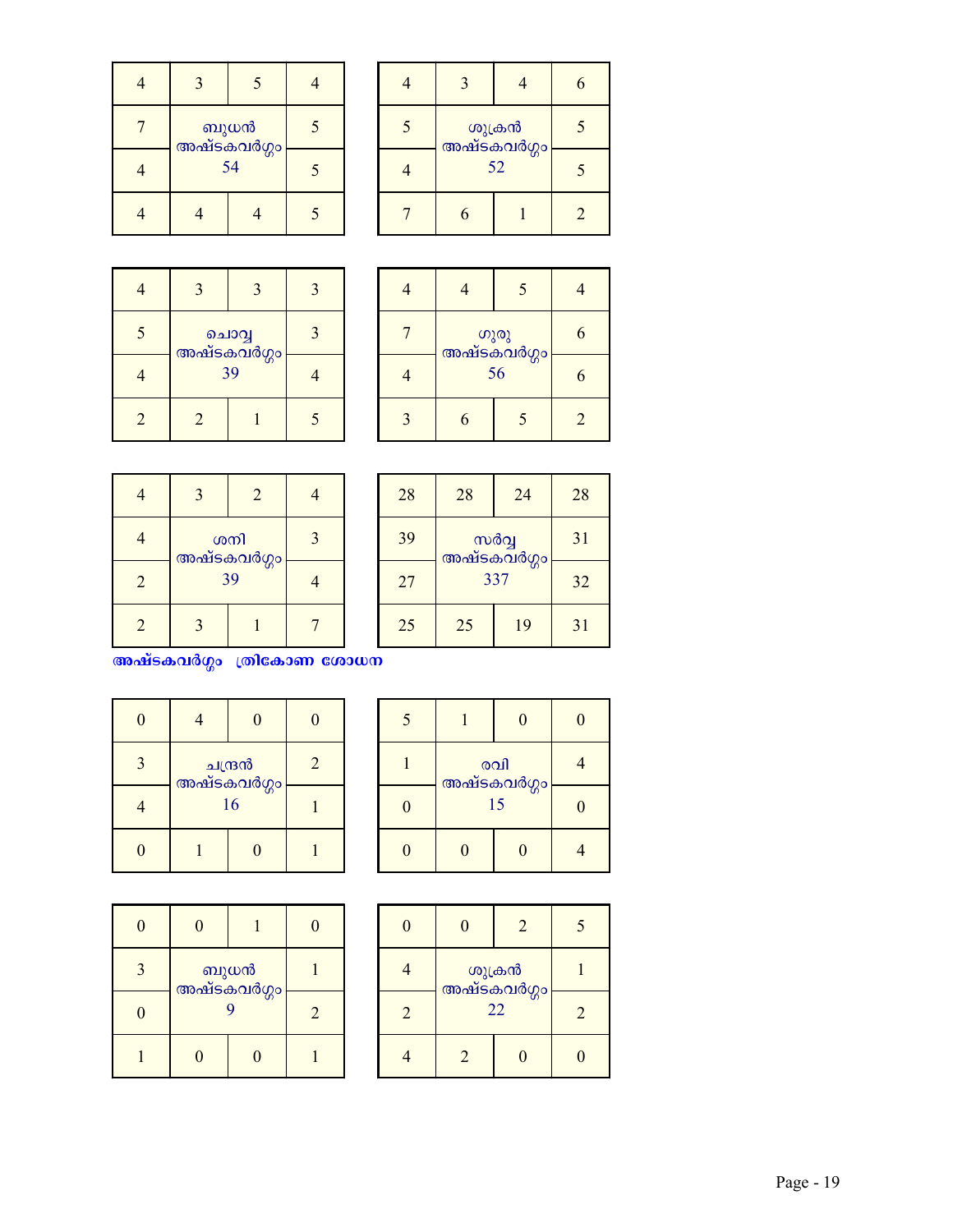| 4 | 3 | 5 | 4 |
|---|---|---|---|
| 7 | ബുധൻ അഷ്ടകവർഗ്ഗം 54 | | 5 |
| 4 | | | 5 |
| 4 | 4 | 4 | 5 |

| 4 | 3 | 4 | 6 |
|---|---|---|---|
| 5 | ശുക്രൻ അഷ്ടകവർഗ്ഗം 52 | | 5 |
| 4 | | | 5 |
| 7 | 6 | 1 | 2 |

| 4 | 3 | 3 | 3 |
|---|---|---|---|
| 5 | ചൊവ്വ അഷ്ടകവർഗ്ഗം 39 | | 3 |
| 4 | | | 4 |
| 2 | 2 | 1 | 5 |

| 4 | 4 | 5 | 4 |
|---|---|---|---|
| 7 | ഗുരു അഷ്ടകവർഗ്ഗം 56 | | 6 |
| 4 | | | 6 |
| 3 | 6 | 5 | 2 |

| 4 | 3 | 2 | 4 |
|---|---|---|---|
| 4 | ശനി അഷ്ടകവർഗ്ഗം 39 | | 3 |
| 2 | | | 4 |
| 2 | 3 | 1 | 7 |

| 28 | 28 | 24 | 28 |
|---|---|---|---|
| 39 | സർവ്വ അഷ്ടകവർഗ്ഗം 337 | | 31 |
| 27 | | | 32 |
| 25 | 25 | 19 | 31 |

**അഷ്ടകവർഗ്ഗം ത്രികോണ ശോധന**

| 0 | 4 | 0 | 0 |
|---|---|---|---|
| 3 | ചന്ദ്രൻ അഷ്ടകവർഗ്ഗം 16 | | 2 |
| 4 | | | 1 |
| 0 | 1 | 0 | 1 |

| 5 | 1 | 0 | 0 |
|---|---|---|---|
| 1 | രവി അഷ്ടകവർഗ്ഗം 15 | | 4 |
| 0 | | | 0 |
| 0 | 0 | 0 | 4 |

| 0 | 0 | 1 | 0 |
|---|---|---|---|
| 3 | ബുധൻ അഷ്ടകവർഗ്ഗം 9 | | 1 |
| 0 | | | 2 |
| 1 | 0 | 0 | 1 |

| 0 | 0 | 2 | 5 |
|---|---|---|---|
| 4 | ശുക്രൻ അഷ്ടകവർഗ്ഗം 22 | | 1 |
| 2 | | | 2 |
| 4 | 2 | 0 | 0 |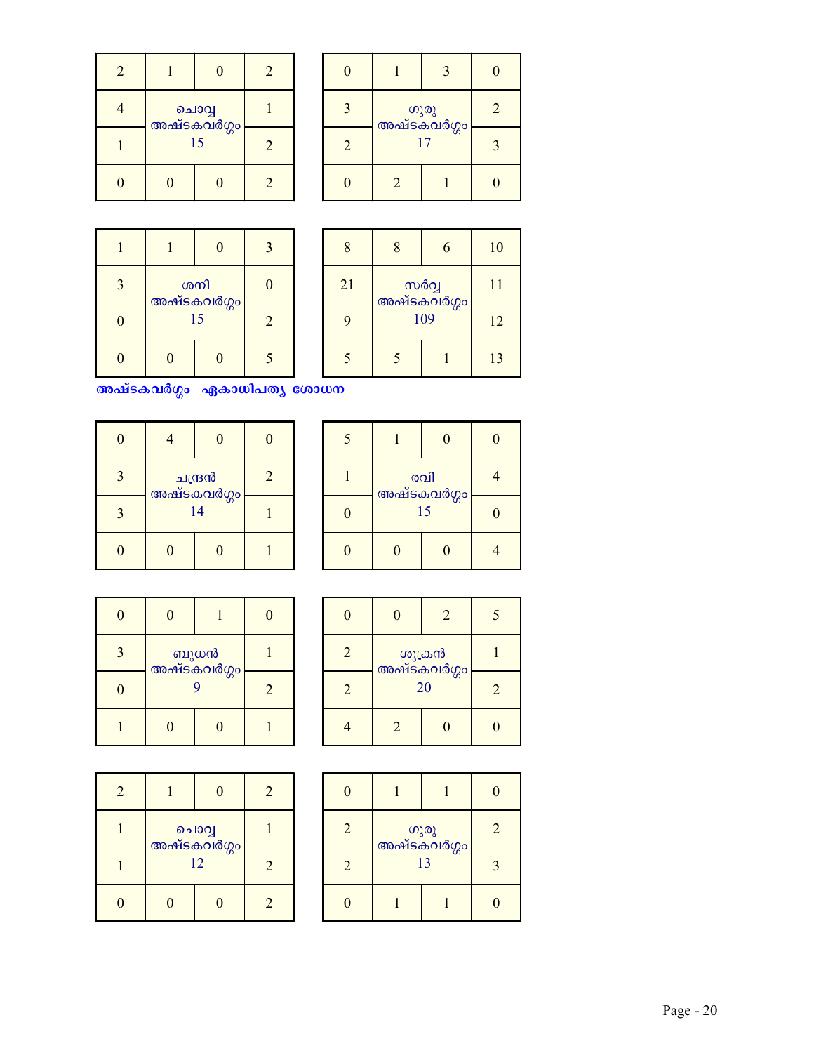| 2 | 1 | 0 | 2 |
|---|---|---|---|
| 4 | ചൊവ്വ അഷ്ടകവർഗ്ഗം 15 | | 1 |
| 1 | | | 2 |
| 0 | 0 | 0 | 2 |

| 0 | 1 | 3 | 0 |
|---|---|---|---|
| 3 | ഗുരു അഷ്ടകവർഗ്ഗം 17 | | 2 |
| 2 | | | 3 |
| 0 | 2 | 1 | 0 |

| 1 | 1 | 0 | 3 |
|---|---|---|---|
| 3 | ശനി അഷ്ടകവർഗ്ഗം 15 | | 0 |
| 0 | | | 2 |
| 0 | 0 | 0 | 5 |

| 8 | 8 | 6 | 10 |
|---|---|---|---|
| 21 | സർവ്വ അഷ്ടകവർഗ്ഗം 109 | | 11 |
| 9 | | | 12 |
| 5 | 5 | 1 | 13 |

**അഷ്ടകവർഗ്ഗം ഏകാധിപത്യ ശോധന**

| 0 | 4 | 0 | 0 |
|---|---|---|---|
| 3 | ചന്ദ്രൻ അഷ്ടകവർഗ്ഗം 14 | | 2 |
| 3 | | | 1 |
| 0 | 0 | 0 | 1 |

| 5 | 1 | 0 | 0 |
|---|---|---|---|
| 1 | രവി അഷ്ടകവർഗ്ഗം 15 | | 4 |
| 0 | | | 0 |
| 0 | 0 | 0 | 4 |

| 0 | 0 | 1 | 0 |
|---|---|---|---|
| 3 | ബുധൻ അഷ്ടകവർഗ്ഗം 9 | | 1 |
| 0 | | | 2 |
| 1 | 0 | 0 | 1 |

| 0 | 0 | 2 | 5 |
|---|---|---|---|
| 2 | ശുക്രൻ അഷ്ടകവർഗ്ഗം 20 | | 1 |
| 2 | | | 2 |
| 4 | 2 | 0 | 0 |

| 2 | 1 | 0 | 2 |
|---|---|---|---|
| 1 | ചൊവ്വ അഷ്ടകവർഗ്ഗം 12 | | 1 |
| 1 | | | 2 |
| 0 | 0 | 0 | 2 |

| 0 | 1 | 1 | 0 |
|---|---|---|---|
| 2 | ഗുരു അഷ്ടകവർഗ്ഗം 13 | | 2 |
| 2 | | | 3 |
| 0 | 1 | 1 | 0 |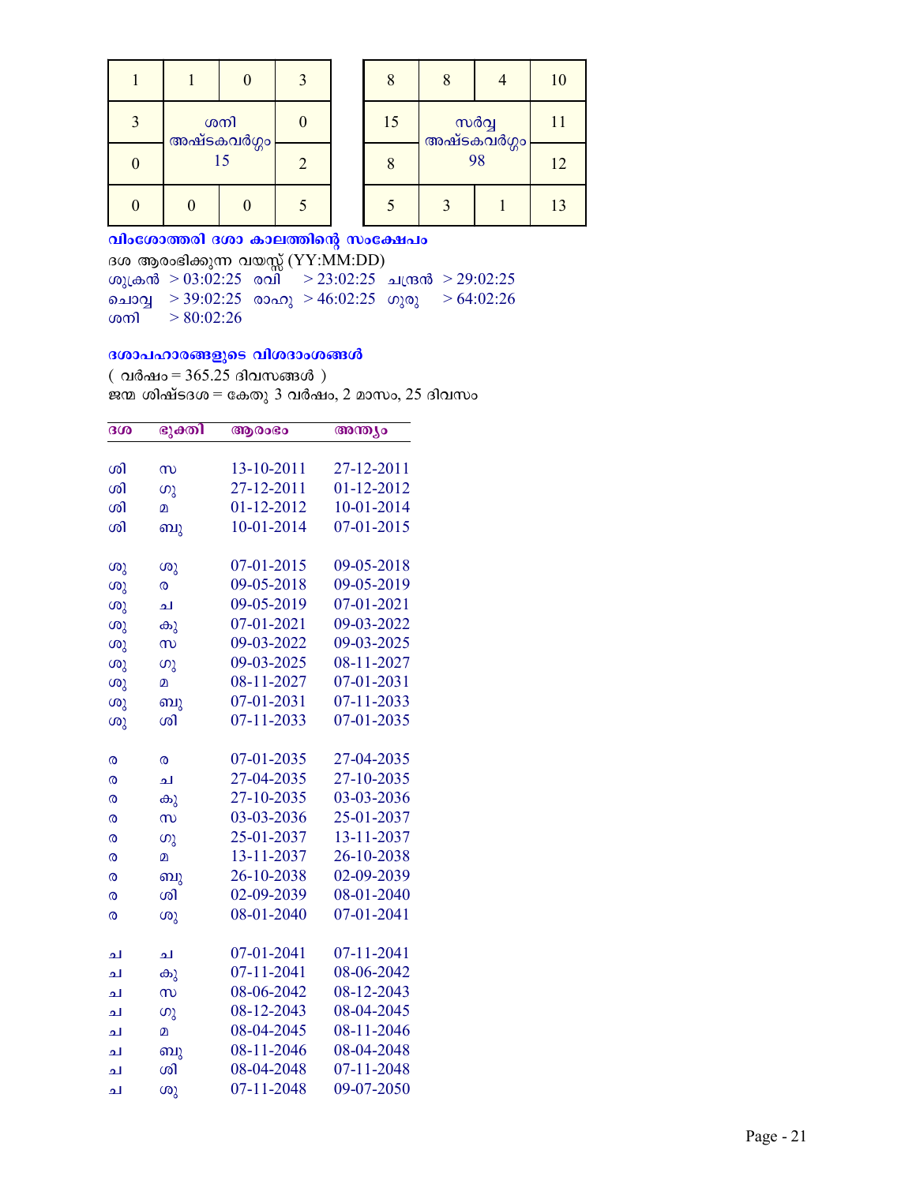| 1 | 1 | 0 | 3 |
|---|---|---|---|
| 3 | ശനി അഷ്ടകവർഗ്ഗം 15 | | 0 |
| 0 | | | 2 |
| 0 | 0 | 0 | 5 |

| 8 | 8 | 4 | 10 |
|---|---|---|---|
| 15 | സർവ്വ അഷ്ടകവർഗ്ഗം 98 | | 11 |
| 8 | | | 12 |
| 5 | 3 | 1 | 13 |

**വിംശോത്തരി ദശാ കാലത്തിന്റെ സംക്ഷേപം**

ദശ ആരംഭിക്കുന്ന വയസ്സ് (YY:MM:DD)

ശുക്രൻ > 03:02:25 രവി > 23:02:25 ചന്ദ്രൻ > 29:02:25
ചൊവ്വ > 39:02:25 രാഹു > 46:02:25 ഗുരു > 64:02:26
ശനി > 80:02:26

**ദശാപഹാരങ്ങളുടെ വിശദാംശങ്ങൾ**

( വർഷം = 365.25 ദിവസങ്ങൾ )

ജന്മ ശിഷ്ടദശ = കേതു 3 വർഷം, 2 മാസം, 25 ദിവസം

| ദശ | ഭുക്തി | ആരംഭം | അന്ത്യം |
|---|---|---|---|
| ശി | സ | 13-10-2011 | 27-12-2011 |
| ശി | ഗു | 27-12-2011 | 01-12-2012 |
| ശി | മ | 01-12-2012 | 10-01-2014 |
| ശി | ബു | 10-01-2014 | 07-01-2015 |
| ശു | ശു | 07-01-2015 | 09-05-2018 |
| ശു | ര | 09-05-2018 | 09-05-2019 |
| ശു | ച | 09-05-2019 | 07-01-2021 |
| ശു | കു | 07-01-2021 | 09-03-2022 |
| ശു | സ | 09-03-2022 | 09-03-2025 |
| ശു | ഗു | 09-03-2025 | 08-11-2027 |
| ശു | മ | 08-11-2027 | 07-01-2031 |
| ശു | ബു | 07-01-2031 | 07-11-2033 |
| ശു | ശി | 07-11-2033 | 07-01-2035 |
| ര | ര | 07-01-2035 | 27-04-2035 |
| ര | ച | 27-04-2035 | 27-10-2035 |
| ര | കു | 27-10-2035 | 03-03-2036 |
| ര | സ | 03-03-2036 | 25-01-2037 |
| ര | ഗു | 25-01-2037 | 13-11-2037 |
| ര | മ | 13-11-2037 | 26-10-2038 |
| ര | ബു | 26-10-2038 | 02-09-2039 |
| ര | ശി | 02-09-2039 | 08-01-2040 |
| ര | ശു | 08-01-2040 | 07-01-2041 |
| ച | ച | 07-01-2041 | 07-11-2041 |
| ച | കു | 07-11-2041 | 08-06-2042 |
| ച | സ | 08-06-2042 | 08-12-2043 |
| ച | ഗു | 08-12-2043 | 08-04-2045 |
| ച | മ | 08-04-2045 | 08-11-2046 |
| ച | ബു | 08-11-2046 | 08-04-2048 |
| ച | ശി | 08-04-2048 | 07-11-2048 |
| ച | ശു | 07-11-2048 | 09-07-2050 |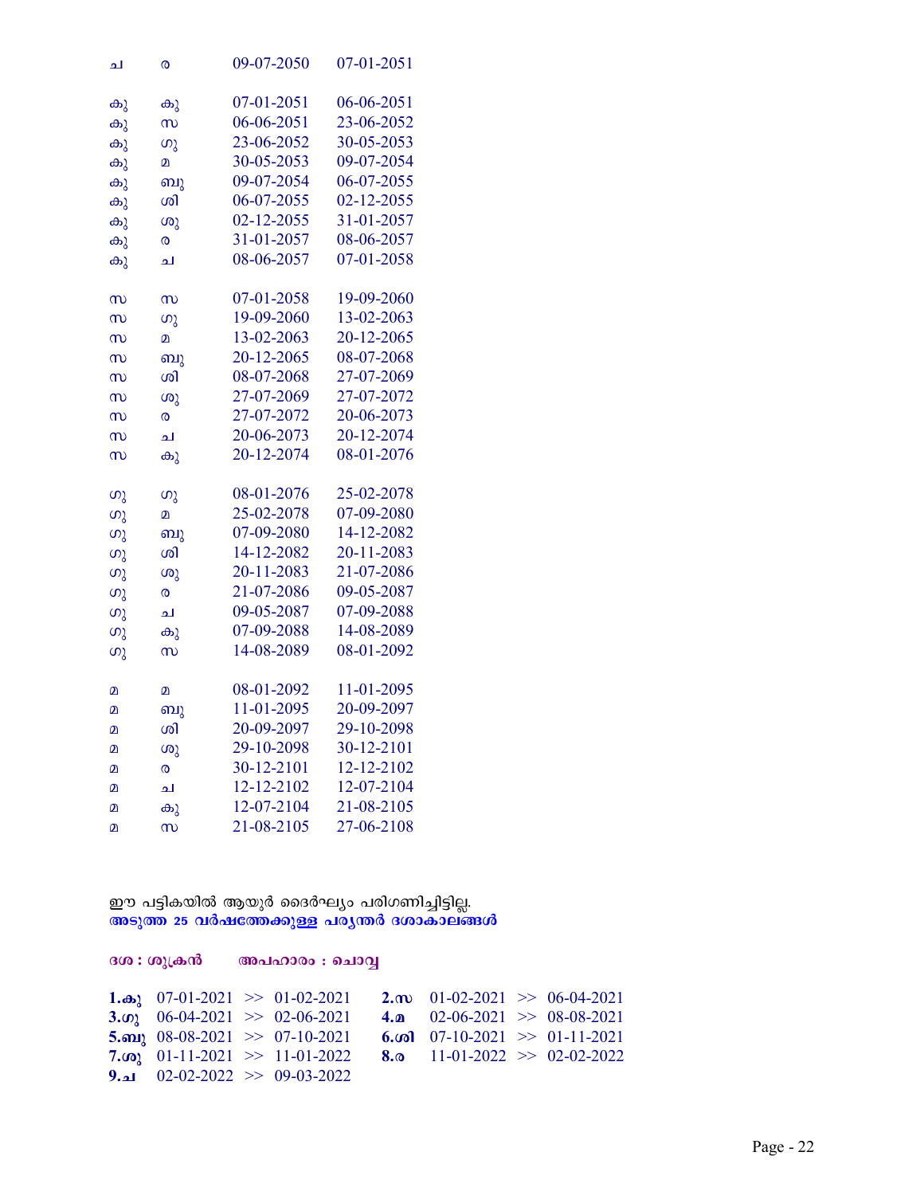| | | | |
|---|---|---|---|
| ച | ര | 09-07-2050 | 07-01-2051 |
| | | | |
| കു | കു | 07-01-2051 | 06-06-2051 |
| കു | സ | 06-06-2051 | 23-06-2052 |
| കു | ഗു | 23-06-2052 | 30-05-2053 |
| കു | മ | 30-05-2053 | 09-07-2054 |
| കു | ബു | 09-07-2054 | 06-07-2055 |
| കു | ശി | 06-07-2055 | 02-12-2055 |
| കു | ശു | 02-12-2055 | 31-01-2057 |
| കു | ര | 31-01-2057 | 08-06-2057 |
| കു | ച | 08-06-2057 | 07-01-2058 |
| | | | |
| സ | സ | 07-01-2058 | 19-09-2060 |
| സ | ഗു | 19-09-2060 | 13-02-2063 |
| സ | മ | 13-02-2063 | 20-12-2065 |
| സ | ബു | 20-12-2065 | 08-07-2068 |
| സ | ശി | 08-07-2068 | 27-07-2069 |
| സ | ശു | 27-07-2069 | 27-07-2072 |
| സ | ര | 27-07-2072 | 20-06-2073 |
| സ | ച | 20-06-2073 | 20-12-2074 |
| സ | കു | 20-12-2074 | 08-01-2076 |
| | | | |
| ഗു | ഗു | 08-01-2076 | 25-02-2078 |
| ഗു | മ | 25-02-2078 | 07-09-2080 |
| ഗു | ബു | 07-09-2080 | 14-12-2082 |
| ഗു | ശി | 14-12-2082 | 20-11-2083 |
| ഗു | ശു | 20-11-2083 | 21-07-2086 |
| ഗു | ര | 21-07-2086 | 09-05-2087 |
| ഗു | ച | 09-05-2087 | 07-09-2088 |
| ഗു | കു | 07-09-2088 | 14-08-2089 |
| ഗു | സ | 14-08-2089 | 08-01-2092 |
| | | | |
| മ | മ | 08-01-2092 | 11-01-2095 |
| മ | ബു | 11-01-2095 | 20-09-2097 |
| മ | ശി | 20-09-2097 | 29-10-2098 |
| മ | ശു | 29-10-2098 | 30-12-2101 |
| മ | ര | 30-12-2101 | 12-12-2102 |
| മ | ച | 12-12-2102 | 12-07-2104 |
| മ | കു | 12-07-2104 | 21-08-2105 |
| മ | സ | 21-08-2105 | 27-06-2108 |

ഈ പട്ടികയിൽ ആയുർ ദൈർഘ്യം പരിഗണിച്ചിട്ടില്ല.

**അടുത്ത 25 വർഷത്തേക്കുള്ള പര്യന്തർ ദശാകാലങ്ങൾ**

**ദശ : ശുക്രൻ**　　**അപഹാരം : ചൊവ്വ**

| | | | |
|---|---|---|---|
| **1.കു** | 07-01-2021 >> 01-02-2021 | **2.സ** | 01-02-2021 >> 06-04-2021 |
| **3.ഗു** | 06-04-2021 >> 02-06-2021 | **4.മ** | 02-06-2021 >> 08-08-2021 |
| **5.ബു** | 08-08-2021 >> 07-10-2021 | **6.ശി** | 07-10-2021 >> 01-11-2021 |
| **7.ശു** | 01-11-2021 >> 11-01-2022 | **8.ര** | 11-01-2022 >> 02-02-2022 |
| **9.ച** | 02-02-2022 >> 09-03-2022 | | |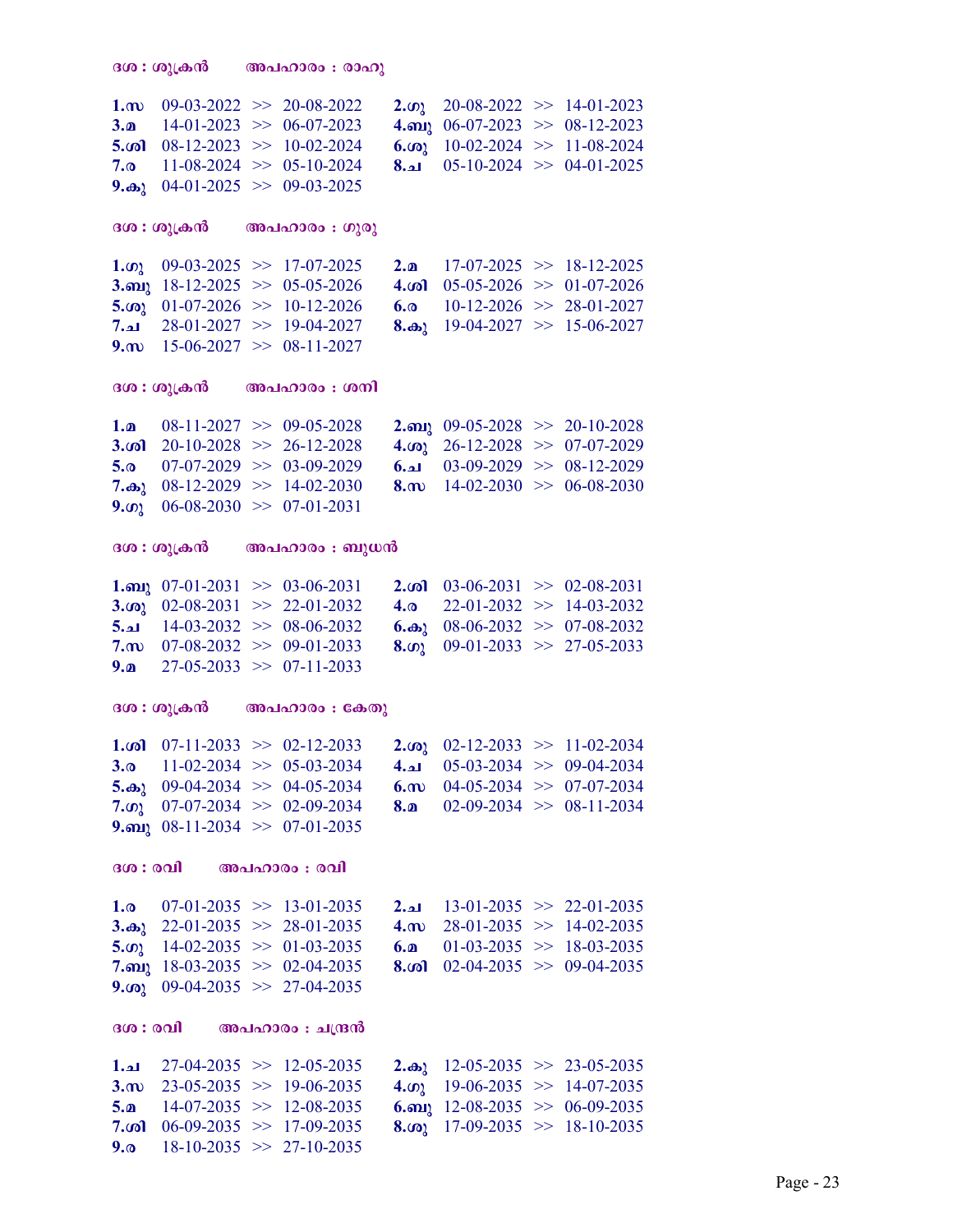**ദശ : ശുക്രൻ　　അപഹാരം : രാഹു**

| | | | |
|---|---|---|---|
| **1.സ** | 09-03-2022 >> 20-08-2022 | **2.ഗു** | 20-08-2022 >> 14-01-2023 |
| **3.മ** | 14-01-2023 >> 06-07-2023 | **4.ബു** | 06-07-2023 >> 08-12-2023 |
| **5.ശി** | 08-12-2023 >> 10-02-2024 | **6.ശു** | 10-02-2024 >> 11-08-2024 |
| **7.ര** | 11-08-2024 >> 05-10-2024 | **8.ച** | 05-10-2024 >> 04-01-2025 |
| **9.കു** | 04-01-2025 >> 09-03-2025 | | |

**ദശ : ശുക്രൻ　　അപഹാരം : ഗുരു**

| | | | |
|---|---|---|---|
| **1.ഗു** | 09-03-2025 >> 17-07-2025 | **2.മ** | 17-07-2025 >> 18-12-2025 |
| **3.ബു** | 18-12-2025 >> 05-05-2026 | **4.ശി** | 05-05-2026 >> 01-07-2026 |
| **5.ശു** | 01-07-2026 >> 10-12-2026 | **6.ര** | 10-12-2026 >> 28-01-2027 |
| **7.ച** | 28-01-2027 >> 19-04-2027 | **8.കു** | 19-04-2027 >> 15-06-2027 |
| **9.സ** | 15-06-2027 >> 08-11-2027 | | |

**ദശ : ശുക്രൻ　　അപഹാരം : ശനി**

| | | | |
|---|---|---|---|
| **1.മ** | 08-11-2027 >> 09-05-2028 | **2.ബു** | 09-05-2028 >> 20-10-2028 |
| **3.ശി** | 20-10-2028 >> 26-12-2028 | **4.ശു** | 26-12-2028 >> 07-07-2029 |
| **5.ര** | 07-07-2029 >> 03-09-2029 | **6.ച** | 03-09-2029 >> 08-12-2029 |
| **7.കു** | 08-12-2029 >> 14-02-2030 | **8.സ** | 14-02-2030 >> 06-08-2030 |
| **9.ഗു** | 06-08-2030 >> 07-01-2031 | | |

**ദശ : ശുക്രൻ　　അപഹാരം : ബുധൻ**

| | | | |
|---|---|---|---|
| **1.ബു** | 07-01-2031 >> 03-06-2031 | **2.ശി** | 03-06-2031 >> 02-08-2031 |
| **3.ശു** | 02-08-2031 >> 22-01-2032 | **4.ര** | 22-01-2032 >> 14-03-2032 |
| **5.ച** | 14-03-2032 >> 08-06-2032 | **6.കു** | 08-06-2032 >> 07-08-2032 |
| **7.സ** | 07-08-2032 >> 09-01-2033 | **8.ഗു** | 09-01-2033 >> 27-05-2033 |
| **9.മ** | 27-05-2033 >> 07-11-2033 | | |

**ദശ : ശുക്രൻ　　അപഹാരം : കേതു**

| | | | |
|---|---|---|---|
| **1.ശി** | 07-11-2033 >> 02-12-2033 | **2.ശു** | 02-12-2033 >> 11-02-2034 |
| **3.ര** | 11-02-2034 >> 05-03-2034 | **4.ച** | 05-03-2034 >> 09-04-2034 |
| **5.കു** | 09-04-2034 >> 04-05-2034 | **6.സ** | 04-05-2034 >> 07-07-2034 |
| **7.ഗു** | 07-07-2034 >> 02-09-2034 | **8.മ** | 02-09-2034 >> 08-11-2034 |
| **9.ബു** | 08-11-2034 >> 07-01-2035 | | |

**ദശ : രവി　　അപഹാരം : രവി**

| | | | |
|---|---|---|---|
| **1.ര** | 07-01-2035 >> 13-01-2035 | **2.ച** | 13-01-2035 >> 22-01-2035 |
| **3.കു** | 22-01-2035 >> 28-01-2035 | **4.സ** | 28-01-2035 >> 14-02-2035 |
| **5.ഗു** | 14-02-2035 >> 01-03-2035 | **6.മ** | 01-03-2035 >> 18-03-2035 |
| **7.ബു** | 18-03-2035 >> 02-04-2035 | **8.ശി** | 02-04-2035 >> 09-04-2035 |
| **9.ശു** | 09-04-2035 >> 27-04-2035 | | |

**ദശ : രവി　　അപഹാരം : ചന്ദ്രൻ**

| | | | |
|---|---|---|---|
| **1.ച** | 27-04-2035 >> 12-05-2035 | **2.കു** | 12-05-2035 >> 23-05-2035 |
| **3.സ** | 23-05-2035 >> 19-06-2035 | **4.ഗു** | 19-06-2035 >> 14-07-2035 |
| **5.മ** | 14-07-2035 >> 12-08-2035 | **6.ബു** | 12-08-2035 >> 06-09-2035 |
| **7.ശി** | 06-09-2035 >> 17-09-2035 | **8.ശു** | 17-09-2035 >> 18-10-2035 |
| **9.ര** | 18-10-2035 >> 27-10-2035 | | |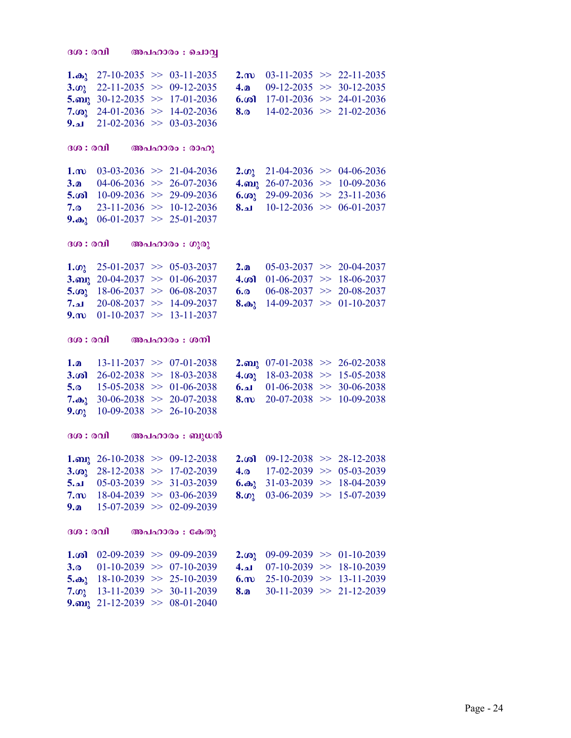**ദശ : രവി      അപഹാരം : ചൊവ്വ**

| | | | |
|---|---|---|---|
| **1.കു** | 27-10-2035 >> 03-11-2035 | **2.സ** | 03-11-2035 >> 22-11-2035 |
| **3.ഗു** | 22-11-2035 >> 09-12-2035 | **4.മ** | 09-12-2035 >> 30-12-2035 |
| **5.ബു** | 30-12-2035 >> 17-01-2036 | **6.ശി** | 17-01-2036 >> 24-01-2036 |
| **7.ശു** | 24-01-2036 >> 14-02-2036 | **8.ര** | 14-02-2036 >> 21-02-2036 |
| **9.ച** | 21-02-2036 >> 03-03-2036 | | |

**ദശ : രവി      അപഹാരം : രാഹു**

| | | | |
|---|---|---|---|
| **1.സ** | 03-03-2036 >> 21-04-2036 | **2.ഗു** | 21-04-2036 >> 04-06-2036 |
| **3.മ** | 04-06-2036 >> 26-07-2036 | **4.ബു** | 26-07-2036 >> 10-09-2036 |
| **5.ശി** | 10-09-2036 >> 29-09-2036 | **6.ശു** | 29-09-2036 >> 23-11-2036 |
| **7.ര** | 23-11-2036 >> 10-12-2036 | **8.ച** | 10-12-2036 >> 06-01-2037 |
| **9.കു** | 06-01-2037 >> 25-01-2037 | | |

**ദശ : രവി      അപഹാരം : ഗുരു**

| | | | |
|---|---|---|---|
| **1.ഗു** | 25-01-2037 >> 05-03-2037 | **2.മ** | 05-03-2037 >> 20-04-2037 |
| **3.ബു** | 20-04-2037 >> 01-06-2037 | **4.ശി** | 01-06-2037 >> 18-06-2037 |
| **5.ശു** | 18-06-2037 >> 06-08-2037 | **6.ര** | 06-08-2037 >> 20-08-2037 |
| **7.ച** | 20-08-2037 >> 14-09-2037 | **8.കു** | 14-09-2037 >> 01-10-2037 |
| **9.സ** | 01-10-2037 >> 13-11-2037 | | |

**ദശ : രവി      അപഹാരം : ശനി**

| | | | |
|---|---|---|---|
| **1.മ** | 13-11-2037 >> 07-01-2038 | **2.ബു** | 07-01-2038 >> 26-02-2038 |
| **3.ശി** | 26-02-2038 >> 18-03-2038 | **4.ശു** | 18-03-2038 >> 15-05-2038 |
| **5.ര** | 15-05-2038 >> 01-06-2038 | **6.ച** | 01-06-2038 >> 30-06-2038 |
| **7.കു** | 30-06-2038 >> 20-07-2038 | **8.സ** | 20-07-2038 >> 10-09-2038 |
| **9.ഗു** | 10-09-2038 >> 26-10-2038 | | |

**ദശ : രവി      അപഹാരം : ബുധൻ**

| | | | |
|---|---|---|---|
| **1.ബു** | 26-10-2038 >> 09-12-2038 | **2.ശി** | 09-12-2038 >> 28-12-2038 |
| **3.ശു** | 28-12-2038 >> 17-02-2039 | **4.ര** | 17-02-2039 >> 05-03-2039 |
| **5.ച** | 05-03-2039 >> 31-03-2039 | **6.കു** | 31-03-2039 >> 18-04-2039 |
| **7.സ** | 18-04-2039 >> 03-06-2039 | **8.ഗു** | 03-06-2039 >> 15-07-2039 |
| **9.മ** | 15-07-2039 >> 02-09-2039 | | |

**ദശ : രവി      അപഹാരം : കേതു**

| | | | |
|---|---|---|---|
| **1.ശി** | 02-09-2039 >> 09-09-2039 | **2.ശു** | 09-09-2039 >> 01-10-2039 |
| **3.ര** | 01-10-2039 >> 07-10-2039 | **4.ച** | 07-10-2039 >> 18-10-2039 |
| **5.കു** | 18-10-2039 >> 25-10-2039 | **6.സ** | 25-10-2039 >> 13-11-2039 |
| **7.ഗു** | 13-11-2039 >> 30-11-2039 | **8.മ** | 30-11-2039 >> 21-12-2039 |
| **9.ബു** | 21-12-2039 >> 08-01-2040 | | |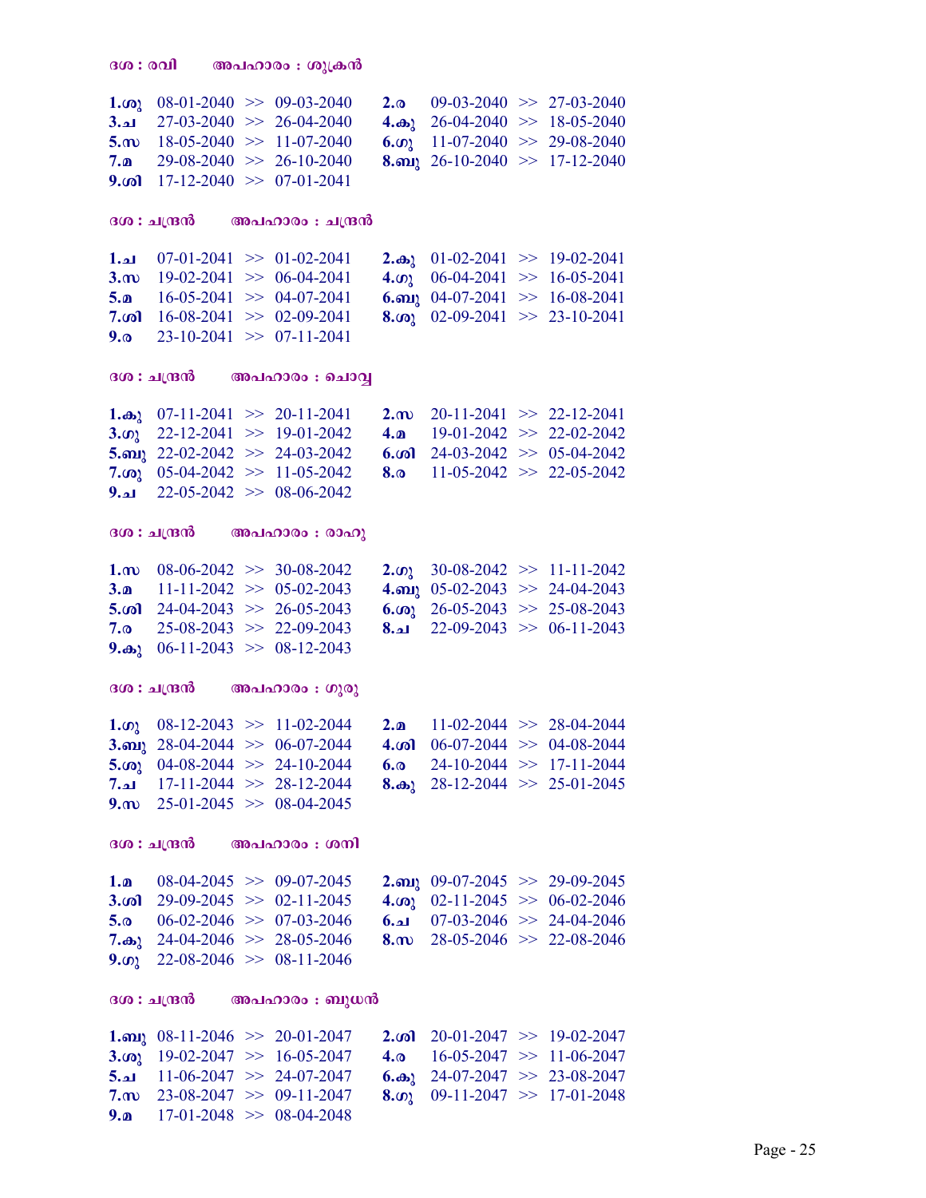**ദശ : രവി　　അപഹാരം : ശുക്രൻ**

**1.ശു** 08-01-2040 >> 09-03-2040　**2.ര** 09-03-2040 >> 27-03-2040
**3.ച** 27-03-2040 >> 26-04-2040　**4.കു** 26-04-2040 >> 18-05-2040
**5.സ** 18-05-2040 >> 11-07-2040　**6.ഗു** 11-07-2040 >> 29-08-2040
**7.മ** 29-08-2040 >> 26-10-2040　**8.ബു** 26-10-2040 >> 17-12-2040
**9.ശി** 17-12-2040 >> 07-01-2041

**ദശ : ചന്ദ്രൻ　　അപഹാരം : ചന്ദ്രൻ**

**1.ച** 07-01-2041 >> 01-02-2041　**2.കു** 01-02-2041 >> 19-02-2041
**3.സ** 19-02-2041 >> 06-04-2041　**4.ഗു** 06-04-2041 >> 16-05-2041
**5.മ** 16-05-2041 >> 04-07-2041　**6.ബു** 04-07-2041 >> 16-08-2041
**7.ശി** 16-08-2041 >> 02-09-2041　**8.ശു** 02-09-2041 >> 23-10-2041
**9.ര** 23-10-2041 >> 07-11-2041

**ദശ : ചന്ദ്രൻ　　അപഹാരം : ചൊവ്വ**

**1.കു** 07-11-2041 >> 20-11-2041　**2.സ** 20-11-2041 >> 22-12-2041
**3.ഗു** 22-12-2041 >> 19-01-2042　**4.മ** 19-01-2042 >> 22-02-2042
**5.ബു** 22-02-2042 >> 24-03-2042　**6.ശി** 24-03-2042 >> 05-04-2042
**7.ശു** 05-04-2042 >> 11-05-2042　**8.ര** 11-05-2042 >> 22-05-2042
**9.ച** 22-05-2042 >> 08-06-2042

**ദശ : ചന്ദ്രൻ　　അപഹാരം : രാഹു**

**1.സ** 08-06-2042 >> 30-08-2042　**2.ഗു** 30-08-2042 >> 11-11-2042
**3.മ** 11-11-2042 >> 05-02-2043　**4.ബു** 05-02-2043 >> 24-04-2043
**5.ശി** 24-04-2043 >> 26-05-2043　**6.ശു** 26-05-2043 >> 25-08-2043
**7.ര** 25-08-2043 >> 22-09-2043　**8.ച** 22-09-2043 >> 06-11-2043
**9.കു** 06-11-2043 >> 08-12-2043

**ദശ : ചന്ദ്രൻ　　അപഹാരം : ഗുരു**

**1.ഗു** 08-12-2043 >> 11-02-2044　**2.മ** 11-02-2044 >> 28-04-2044
**3.ബു** 28-04-2044 >> 06-07-2044　**4.ശി** 06-07-2044 >> 04-08-2044
**5.ശു** 04-08-2044 >> 24-10-2044　**6.ര** 24-10-2044 >> 17-11-2044
**7.ച** 17-11-2044 >> 28-12-2044　**8.കു** 28-12-2044 >> 25-01-2045
**9.സ** 25-01-2045 >> 08-04-2045

**ദശ : ചന്ദ്രൻ　　അപഹാരം : ശനി**

**1.മ** 08-04-2045 >> 09-07-2045　**2.ബു** 09-07-2045 >> 29-09-2045
**3.ശി** 29-09-2045 >> 02-11-2045　**4.ശു** 02-11-2045 >> 06-02-2046
**5.ര** 06-02-2046 >> 07-03-2046　**6.ച** 07-03-2046 >> 24-04-2046
**7.കു** 24-04-2046 >> 28-05-2046　**8.സ** 28-05-2046 >> 22-08-2046
**9.ഗു** 22-08-2046 >> 08-11-2046

**ദശ : ചന്ദ്രൻ　　അപഹാരം : ബുധൻ**

**1.ബു** 08-11-2046 >> 20-01-2047　**2.ശി** 20-01-2047 >> 19-02-2047
**3.ശു** 19-02-2047 >> 16-05-2047　**4.ര** 16-05-2047 >> 11-06-2047
**5.ച** 11-06-2047 >> 24-07-2047　**6.കു** 24-07-2047 >> 23-08-2047
**7.സ** 23-08-2047 >> 09-11-2047　**8.ഗു** 09-11-2047 >> 17-01-2048
**9.മ** 17-01-2048 >> 08-04-2048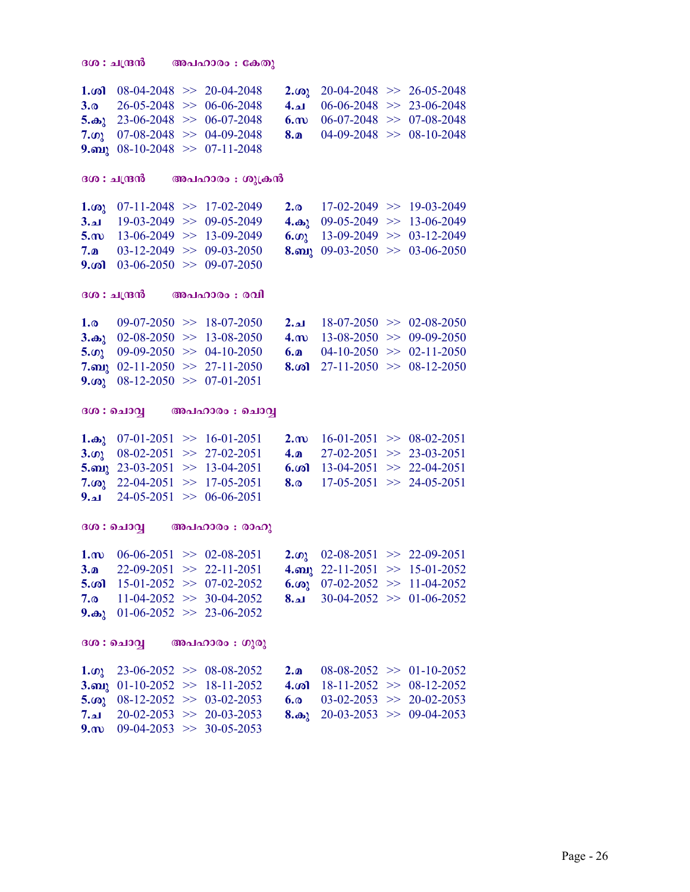**ദശ : ചന്ദ്രൻ    അപഹാരം : കേതു**

**1.ശി** 08-04-2048 >> 20-04-2048  **2.ശു** 20-04-2048 >> 26-05-2048
**3.ര** 26-05-2048 >> 06-06-2048  **4.ച** 06-06-2048 >> 23-06-2048
**5.കു** 23-06-2048 >> 06-07-2048  **6.സ** 06-07-2048 >> 07-08-2048
**7.ഗു** 07-08-2048 >> 04-09-2048  **8.മ** 04-09-2048 >> 08-10-2048
**9.ബു** 08-10-2048 >> 07-11-2048

**ദശ : ചന്ദ്രൻ    അപഹാരം : ശുക്രൻ**

**1.ശു** 07-11-2048 >> 17-02-2049  **2.ര** 17-02-2049 >> 19-03-2049
**3.ച** 19-03-2049 >> 09-05-2049  **4.കു** 09-05-2049 >> 13-06-2049
**5.സ** 13-06-2049 >> 13-09-2049  **6.ഗു** 13-09-2049 >> 03-12-2049
**7.മ** 03-12-2049 >> 09-03-2050  **8.ബു** 09-03-2050 >> 03-06-2050
**9.ശി** 03-06-2050 >> 09-07-2050

**ദശ : ചന്ദ്രൻ    അപഹാരം : രവി**

**1.ര** 09-07-2050 >> 18-07-2050  **2.ച** 18-07-2050 >> 02-08-2050
**3.കു** 02-08-2050 >> 13-08-2050  **4.സ** 13-08-2050 >> 09-09-2050
**5.ഗു** 09-09-2050 >> 04-10-2050  **6.മ** 04-10-2050 >> 02-11-2050
**7.ബു** 02-11-2050 >> 27-11-2050  **8.ശി** 27-11-2050 >> 08-12-2050
**9.ശു** 08-12-2050 >> 07-01-2051

**ദശ : ചൊവ്വ    അപഹാരം : ചൊവ്വ**

**1.കു** 07-01-2051 >> 16-01-2051  **2.സ** 16-01-2051 >> 08-02-2051
**3.ഗു** 08-02-2051 >> 27-02-2051  **4.മ** 27-02-2051 >> 23-03-2051
**5.ബു** 23-03-2051 >> 13-04-2051  **6.ശി** 13-04-2051 >> 22-04-2051
**7.ശു** 22-04-2051 >> 17-05-2051  **8.ര** 17-05-2051 >> 24-05-2051
**9.ച** 24-05-2051 >> 06-06-2051

**ദശ : ചൊവ്വ    അപഹാരം : രാഹു**

**1.സ** 06-06-2051 >> 02-08-2051  **2.ഗു** 02-08-2051 >> 22-09-2051
**3.മ** 22-09-2051 >> 22-11-2051  **4.ബു** 22-11-2051 >> 15-01-2052
**5.ശി** 15-01-2052 >> 07-02-2052  **6.ശു** 07-02-2052 >> 11-04-2052
**7.ര** 11-04-2052 >> 30-04-2052  **8.ച** 30-04-2052 >> 01-06-2052
**9.കു** 01-06-2052 >> 23-06-2052

**ദശ : ചൊവ്വ    അപഹാരം : ഗുരു**

**1.ഗു** 23-06-2052 >> 08-08-2052  **2.മ** 08-08-2052 >> 01-10-2052
**3.ബു** 01-10-2052 >> 18-11-2052  **4.ശി** 18-11-2052 >> 08-12-2052
**5.ശു** 08-12-2052 >> 03-02-2053  **6.ര** 03-02-2053 >> 20-02-2053
**7.ച** 20-02-2053 >> 20-03-2053  **8.കു** 20-03-2053 >> 09-04-2053
**9.സ** 09-04-2053 >> 30-05-2053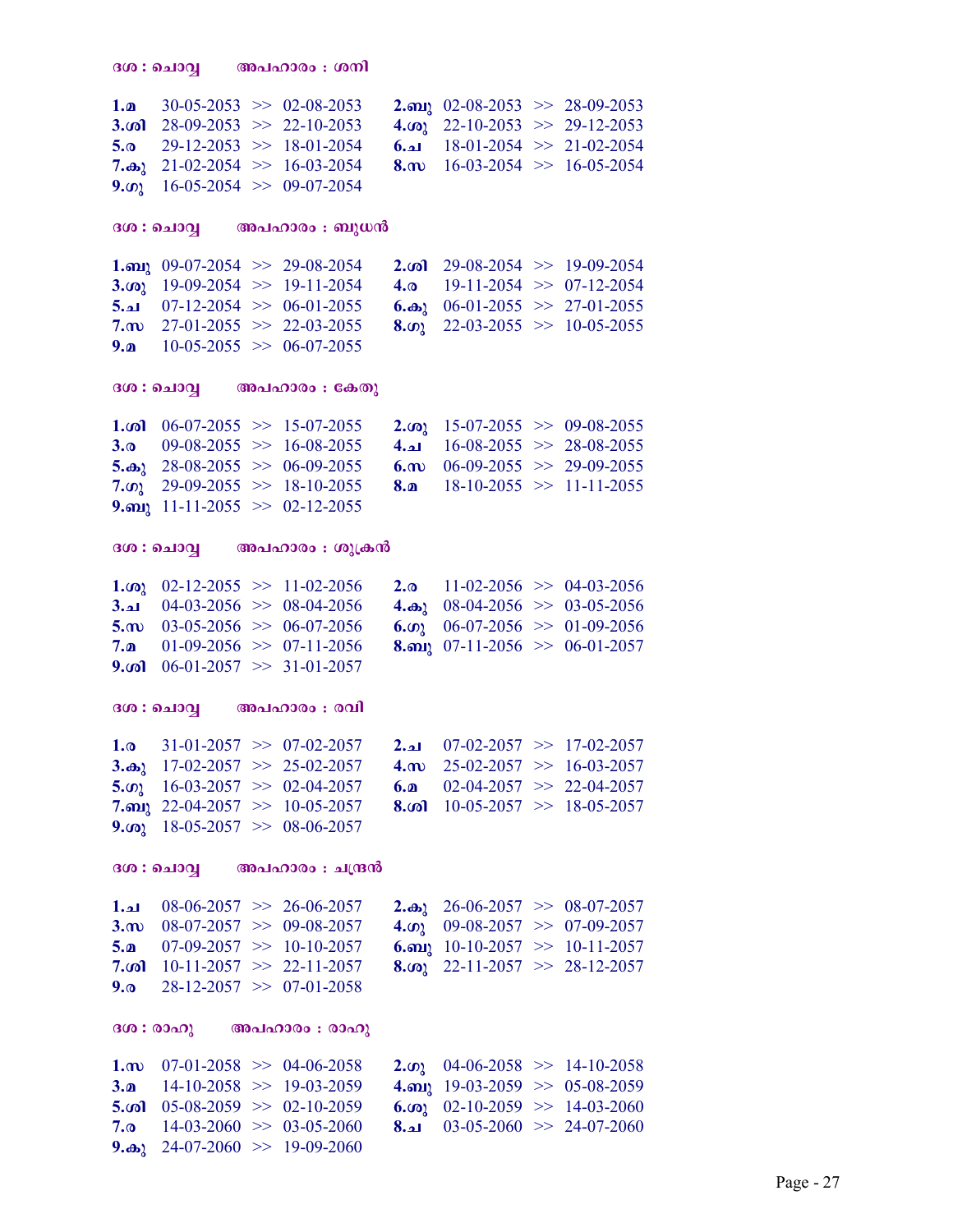**ദശ : ചൊവ്വ      അപഹാരം : ശനി**

**1.മ** 30-05-2053 >> 02-08-2053  **2.ബു** 02-08-2053 >> 28-09-2053
**3.ശി** 28-09-2053 >> 22-10-2053  **4.ശു** 22-10-2053 >> 29-12-2053
**5.ര** 29-12-2053 >> 18-01-2054  **6.ച** 18-01-2054 >> 21-02-2054
**7.കു** 21-02-2054 >> 16-03-2054  **8.സ** 16-03-2054 >> 16-05-2054
**9.ഗു** 16-05-2054 >> 09-07-2054

**ദശ : ചൊവ്വ      അപഹാരം : ബുധൻ**

**1.ബു** 09-07-2054 >> 29-08-2054  **2.ശി** 29-08-2054 >> 19-09-2054
**3.ശു** 19-09-2054 >> 19-11-2054  **4.ര** 19-11-2054 >> 07-12-2054
**5.ച** 07-12-2054 >> 06-01-2055  **6.കു** 06-01-2055 >> 27-01-2055
**7.സ** 27-01-2055 >> 22-03-2055  **8.ഗു** 22-03-2055 >> 10-05-2055
**9.മ** 10-05-2055 >> 06-07-2055

**ദശ : ചൊവ്വ      അപഹാരം : കേതു**

**1.ശി** 06-07-2055 >> 15-07-2055  **2.ശു** 15-07-2055 >> 09-08-2055
**3.ര** 09-08-2055 >> 16-08-2055  **4.ച** 16-08-2055 >> 28-08-2055
**5.കു** 28-08-2055 >> 06-09-2055  **6.സ** 06-09-2055 >> 29-09-2055
**7.ഗു** 29-09-2055 >> 18-10-2055  **8.മ** 18-10-2055 >> 11-11-2055
**9.ബു** 11-11-2055 >> 02-12-2055

**ദശ : ചൊവ്വ      അപഹാരം : ശുക്രൻ**

**1.ശു** 02-12-2055 >> 11-02-2056  **2.ര** 11-02-2056 >> 04-03-2056
**3.ച** 04-03-2056 >> 08-04-2056  **4.കു** 08-04-2056 >> 03-05-2056
**5.സ** 03-05-2056 >> 06-07-2056  **6.ഗു** 06-07-2056 >> 01-09-2056
**7.മ** 01-09-2056 >> 07-11-2056  **8.ബു** 07-11-2056 >> 06-01-2057
**9.ശി** 06-01-2057 >> 31-01-2057

**ദശ : ചൊവ്വ      അപഹാരം : രവി**

**1.ര** 31-01-2057 >> 07-02-2057  **2.ച** 07-02-2057 >> 17-02-2057
**3.കു** 17-02-2057 >> 25-02-2057  **4.സ** 25-02-2057 >> 16-03-2057
**5.ഗു** 16-03-2057 >> 02-04-2057  **6.മ** 02-04-2057 >> 22-04-2057
**7.ബു** 22-04-2057 >> 10-05-2057  **8.ശി** 10-05-2057 >> 18-05-2057
**9.ശു** 18-05-2057 >> 08-06-2057

**ദശ : ചൊവ്വ      അപഹാരം : ചന്ദ്രൻ**

**1.ച** 08-06-2057 >> 26-06-2057  **2.കു** 26-06-2057 >> 08-07-2057
**3.സ** 08-07-2057 >> 09-08-2057  **4.ഗു** 09-08-2057 >> 07-09-2057
**5.മ** 07-09-2057 >> 10-10-2057  **6.ബു** 10-10-2057 >> 10-11-2057
**7.ശി** 10-11-2057 >> 22-11-2057  **8.ശു** 22-11-2057 >> 28-12-2057
**9.ര** 28-12-2057 >> 07-01-2058

**ദശ : രാഹു      അപഹാരം : രാഹു**

**1.സ** 07-01-2058 >> 04-06-2058  **2.ഗു** 04-06-2058 >> 14-10-2058
**3.മ** 14-10-2058 >> 19-03-2059  **4.ബു** 19-03-2059 >> 05-08-2059
**5.ശി** 05-08-2059 >> 02-10-2059  **6.ശു** 02-10-2059 >> 14-03-2060
**7.ര** 14-03-2060 >> 03-05-2060  **8.ച** 03-05-2060 >> 24-07-2060
**9.കു** 24-07-2060 >> 19-09-2060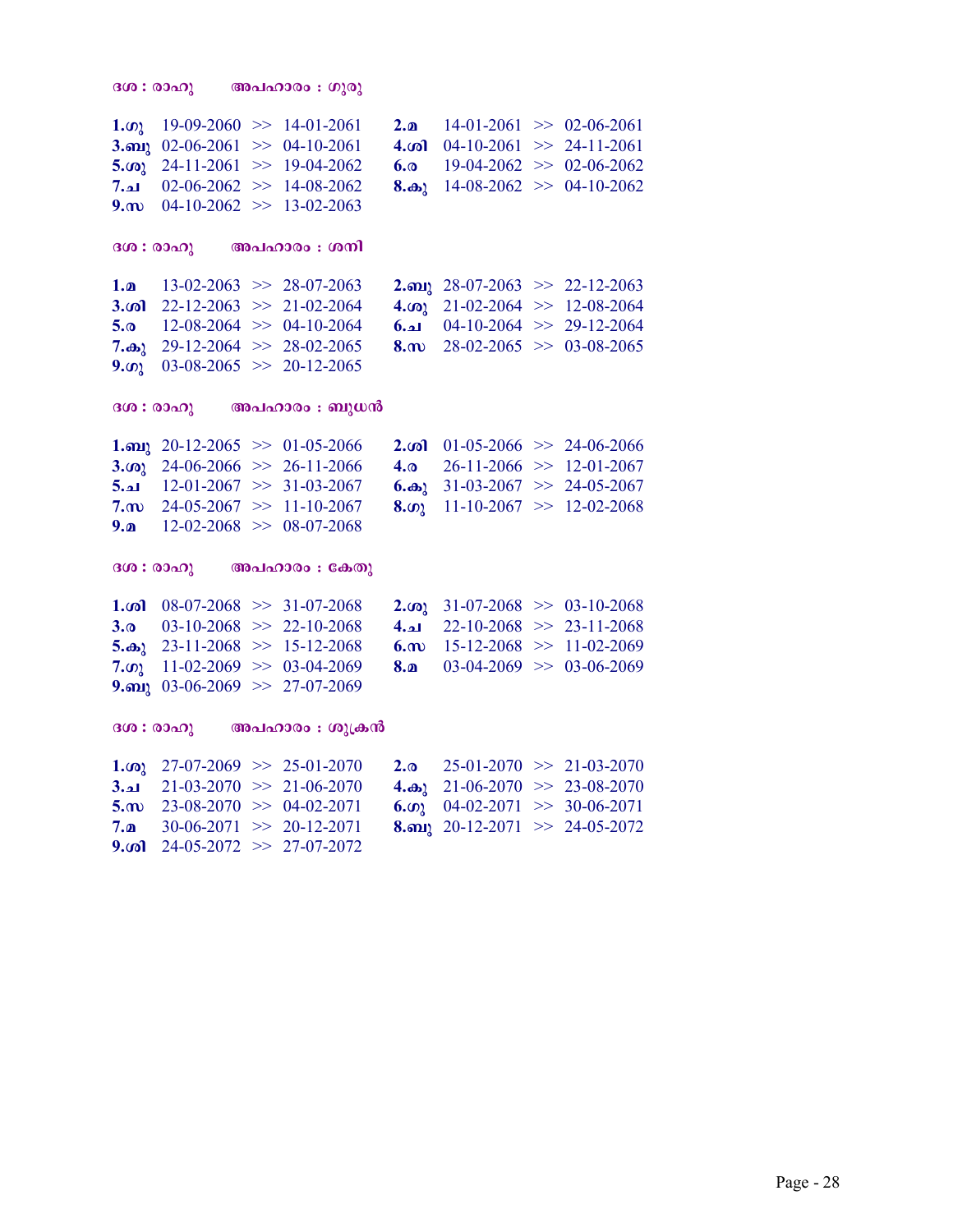**ദശ : രാഹു　　അപഹാരം : ഗുരു**

| | | | |
|---|---|---|---|
| **1.ഗു** | 19-09-2060 >> 14-01-2061 | **2.മ** | 14-01-2061 >> 02-06-2061 |
| **3.ബു** | 02-06-2061 >> 04-10-2061 | **4.ശി** | 04-10-2061 >> 24-11-2061 |
| **5.ശു** | 24-11-2061 >> 19-04-2062 | **6.ര** | 19-04-2062 >> 02-06-2062 |
| **7.ച** | 02-06-2062 >> 14-08-2062 | **8.കു** | 14-08-2062 >> 04-10-2062 |
| **9.സ** | 04-10-2062 >> 13-02-2063 | | |

**ദശ : രാഹു　　അപഹാരം : ശനി**

| | | | |
|---|---|---|---|
| **1.മ** | 13-02-2063 >> 28-07-2063 | **2.ബു** | 28-07-2063 >> 22-12-2063 |
| **3.ശി** | 22-12-2063 >> 21-02-2064 | **4.ശു** | 21-02-2064 >> 12-08-2064 |
| **5.ര** | 12-08-2064 >> 04-10-2064 | **6.ച** | 04-10-2064 >> 29-12-2064 |
| **7.കു** | 29-12-2064 >> 28-02-2065 | **8.സ** | 28-02-2065 >> 03-08-2065 |
| **9.ഗു** | 03-08-2065 >> 20-12-2065 | | |

**ദശ : രാഹു　　അപഹാരം : ബുധൻ**

| | | | |
|---|---|---|---|
| **1.ബു** | 20-12-2065 >> 01-05-2066 | **2.ശി** | 01-05-2066 >> 24-06-2066 |
| **3.ശു** | 24-06-2066 >> 26-11-2066 | **4.ര** | 26-11-2066 >> 12-01-2067 |
| **5.ച** | 12-01-2067 >> 31-03-2067 | **6.കു** | 31-03-2067 >> 24-05-2067 |
| **7.സ** | 24-05-2067 >> 11-10-2067 | **8.ഗു** | 11-10-2067 >> 12-02-2068 |
| **9.മ** | 12-02-2068 >> 08-07-2068 | | |

**ദശ : രാഹു　　അപഹാരം : കേതു**

| | | | |
|---|---|---|---|
| **1.ശി** | 08-07-2068 >> 31-07-2068 | **2.ശു** | 31-07-2068 >> 03-10-2068 |
| **3.ര** | 03-10-2068 >> 22-10-2068 | **4.ച** | 22-10-2068 >> 23-11-2068 |
| **5.കു** | 23-11-2068 >> 15-12-2068 | **6.സ** | 15-12-2068 >> 11-02-2069 |
| **7.ഗു** | 11-02-2069 >> 03-04-2069 | **8.മ** | 03-04-2069 >> 03-06-2069 |
| **9.ബു** | 03-06-2069 >> 27-07-2069 | | |

**ദശ : രാഹു　　അപഹാരം : ശുക്രൻ**

| | | | |
|---|---|---|---|
| **1.ശു** | 27-07-2069 >> 25-01-2070 | **2.ര** | 25-01-2070 >> 21-03-2070 |
| **3.ച** | 21-03-2070 >> 21-06-2070 | **4.കു** | 21-06-2070 >> 23-08-2070 |
| **5.സ** | 23-08-2070 >> 04-02-2071 | **6.ഗു** | 04-02-2071 >> 30-06-2071 |
| **7.മ** | 30-06-2071 >> 20-12-2071 | **8.ബു** | 20-12-2071 >> 24-05-2072 |
| **9.ശി** | 24-05-2072 >> 27-07-2072 | | |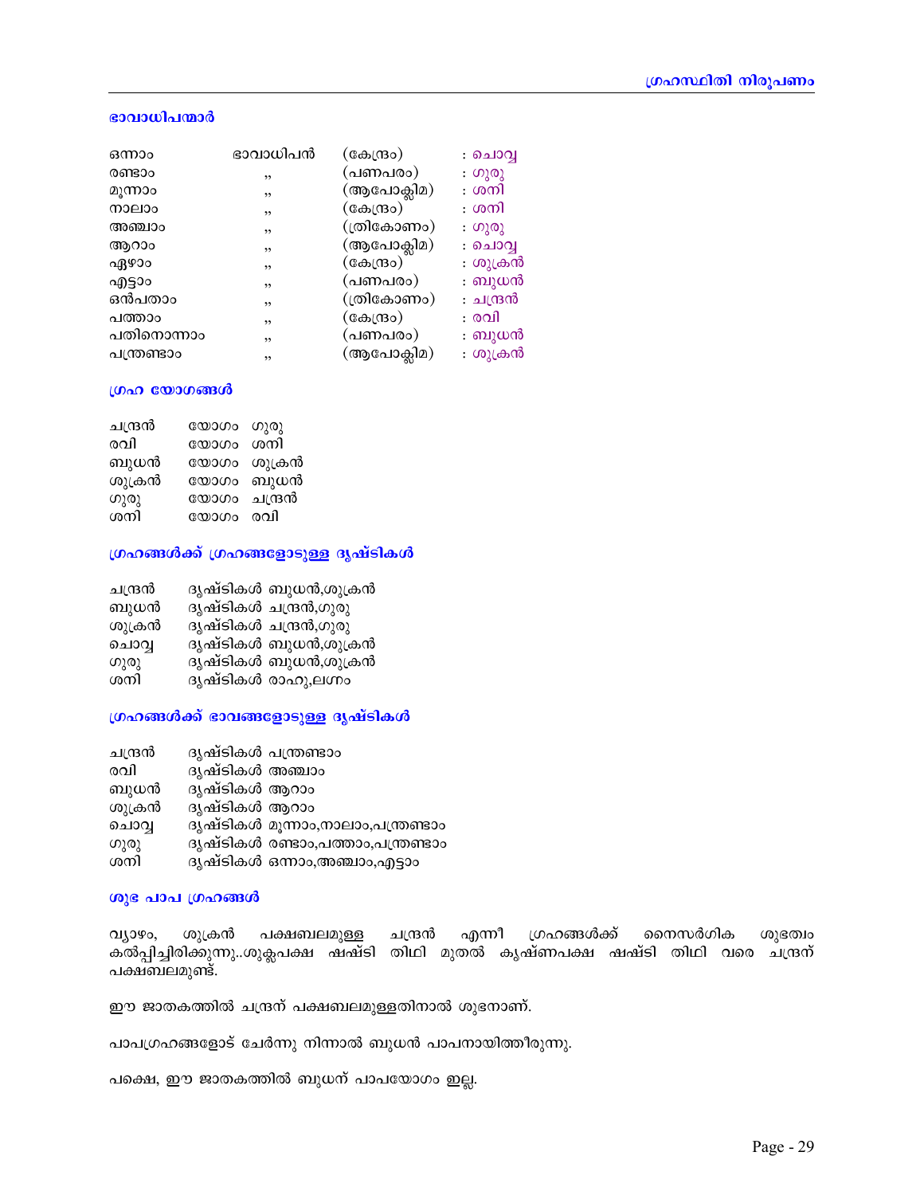### ഭാവാധിപന്മാർ

| | | | |
|---|---|---|---|
| ഒന്നാം | ഭാവാധിപൻ | (കേന്ദ്രം) | : ചൊവ്വ |
| രണ്ടാം | ,, | (പണപരം) | : ഗുരു |
| മൂന്നാം | ,, | (ആപോക്ലിമ) | : ശനി |
| നാലാം | ,, | (കേന്ദ്രം) | : ശനി |
| അഞ്ചാം | ,, | (ത്രികോണം) | : ഗുരു |
| ആറാം | ,, | (ആപോക്ലിമ) | : ചൊവ്വ |
| ഏഴാം | ,, | (കേന്ദ്രം) | : ശുക്രൻ |
| എട്ടാം | ,, | (പണപരം) | : ബുധൻ |
| ഒൻപതാം | ,, | (ത്രികോണം) | : ചന്ദ്രൻ |
| പത്താം | ,, | (കേന്ദ്രം) | : രവി |
| പതിനൊന്നാം | ,, | (പണപരം) | : ബുധൻ |
| പന്ത്രണ്ടാം | ,, | (ആപോക്ലിമ) | : ശുക്രൻ |

### ഗ്രഹ യോഗങ്ങൾ

ചന്ദ്രൻ യോഗം ഗുരു
രവി യോഗം ശനി
ബുധൻ യോഗം ശുക്രൻ
ശുക്രൻ യോഗം ബുധൻ
ഗുരു യോഗം ചന്ദ്രൻ
ശനി യോഗം രവി

### ഗ്രഹങ്ങൾക്ക് ഗ്രഹങ്ങളോടുള്ള ദൃഷ്ടികൾ

ചന്ദ്രൻ ദൃഷ്ടികൾ ബുധൻ,ശുക്രൻ
ബുധൻ ദൃഷ്ടികൾ ചന്ദ്രൻ,ഗുരു
ശുക്രൻ ദൃഷ്ടികൾ ചന്ദ്രൻ,ഗുരു
ചൊവ്വ ദൃഷ്ടികൾ ബുധൻ,ശുക്രൻ
ഗുരു ദൃഷ്ടികൾ ബുധൻ,ശുക്രൻ
ശനി ദൃഷ്ടികൾ രാഹു,ലഗ്നം

### ഗ്രഹങ്ങൾക്ക് ഭാവങ്ങളോടുള്ള ദൃഷ്ടികൾ

ചന്ദ്രൻ ദൃഷ്ടികൾ പന്ത്രണ്ടാം
രവി ദൃഷ്ടികൾ അഞ്ചാം
ബുധൻ ദൃഷ്ടികൾ ആറാം
ശുക്രൻ ദൃഷ്ടികൾ ആറാം
ചൊവ്വ ദൃഷ്ടികൾ മൂന്നാം,നാലാം,പന്ത്രണ്ടാം
ഗുരു ദൃഷ്ടികൾ രണ്ടാം,പത്താം,പന്ത്രണ്ടാം
ശനി ദൃഷ്ടികൾ ഒന്നാം,അഞ്ചാം,എട്ടാം

### ശുഭ പാപ ഗ്രഹങ്ങൾ

വ്യാഴം, ശുക്രൻ പക്ഷബലമുള്ള ചന്ദ്രൻ എന്നീ ഗ്രഹങ്ങൾക്ക് നൈസർഗിക ശുഭത്വം കൽപ്പിച്ചിരിക്കുന്നു..ശുക്ലപക്ഷ ഷഷ്ടി തിഥി മുതൽ കൃഷ്ണപക്ഷ ഷഷ്ടി തിഥി വരെ ചന്ദ്രന് പക്ഷബലമുണ്ട്.

ഈ ജാതകത്തിൽ ചന്ദ്രന് പക്ഷബലമുള്ളതിനാൽ ശുഭനാണ്.

പാപഗ്രഹങ്ങളോട് ചേർന്നു നിന്നാൽ ബുധൻ പാപനായിത്തീരുന്നു.

പക്ഷെ, ഈ ജാതകത്തിൽ ബുധന് പാപയോഗം ഇല്ല.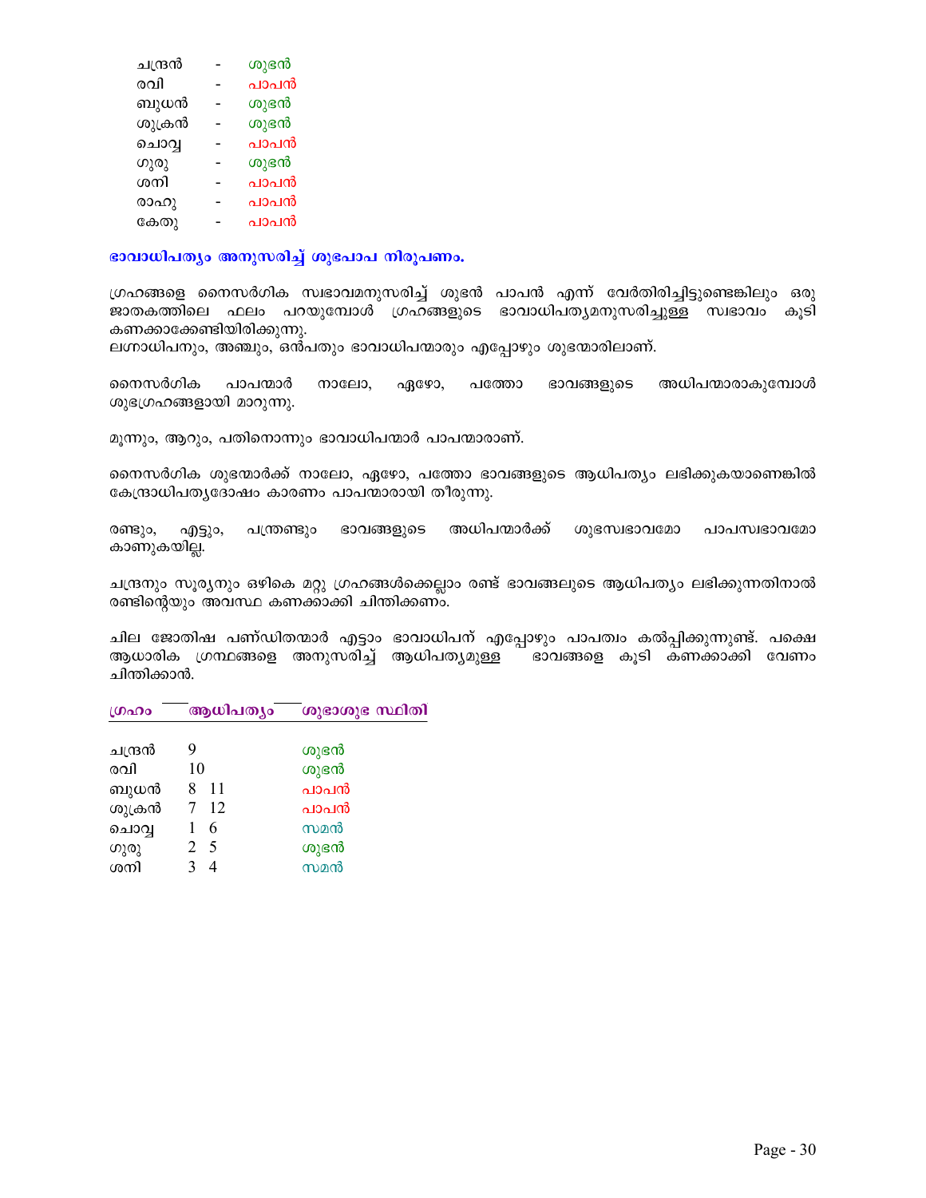| | | |
|---|---|---|
| ചന്ദ്രൻ | - | ശുഭൻ |
| രവി | - | പാപൻ |
| ബുധൻ | - | ശുഭൻ |
| ശുക്രൻ | - | ശുഭൻ |
| ചൊവ്വ | - | പാപൻ |
| ഗുരു | - | ശുഭൻ |
| ശനി | - | പാപൻ |
| രാഹു | - | പാപൻ |
| കേതു | - | പാപൻ |

**ഭാവാധിപത്യം അനുസരിച്ച് ശുഭപാപ നിരൂപണം.**

ഗ്രഹങ്ങളെ നൈസർഗിക സ്വഭാവമനുസരിച്ച് ശുഭൻ പാപൻ എന്ന് വേർതിരിച്ചിട്ടുണ്ടെങ്കിലും ഒരു ജാതകത്തിലെ ഫലം പറയുമ്പോൾ ഗ്രഹങ്ങളുടെ ഭാവാധിപത്യമനുസരിച്ചുള്ള സ്വഭാവം കൂടി കണക്കാക്കേണ്ടിയിരിക്കുന്നു.
ലഗ്നാധിപനും, അഞ്ചും, ഒൻപതും ഭാവാധിപന്മാരും എപ്പോഴും ശുഭന്മാരിലാണ്.

നൈസർഗിക പാപന്മാർ നാലോ, ഏഴോ, പത്തോ ഭാവങ്ങളുടെ അധിപന്മാരാകുമ്പോൾ ശുഭഗ്രഹങ്ങളായി മാറുന്നു.

മൂന്നും, ആറും, പതിനൊന്നും ഭാവാധിപന്മാർ പാപന്മാരാണ്.

നൈസർഗിക ശുഭന്മാർക്ക് നാലോ, ഏഴോ, പത്തോ ഭാവങ്ങളുടെ ആധിപത്യം ലഭിക്കുകയാണെങ്കിൽ കേന്ദ്രാധിപത്യദോഷം കാരണം പാപന്മാരായി തീരുന്നു.

രണ്ടും, എട്ടും, പന്ത്രണ്ടും ഭാവങ്ങളുടെ അധിപന്മാർക്ക് ശുഭസ്വഭാവമോ പാപസ്വഭാവമോ കാണുകയില്ല.

ചന്ദ്രനും സൂര്യനും ഒഴികെ മറ്റു ഗ്രഹങ്ങൾക്കെല്ലാം രണ്ട് ഭാവങ്ങലുടെ ആധിപത്യം ലഭിക്കുന്നതിനാൽ രണ്ടിന്റെയും അവസ്ഥ കണക്കാക്കി ചിന്തിക്കണം.

ചില ജോതിഷ പണ്ഡിതന്മാർ എട്ടാം ഭാവാധിപന് എപ്പോഴും പാപത്വം കൽപ്പിക്കുന്നുണ്ട്. പക്ഷെ ആധാരിക ഗ്രന്ഥങ്ങളെ അനുസരിച്ച് ആധിപത്യമുള്ള ഭാവങ്ങളെ കൂടി കണക്കാക്കി വേണം ചിന്തിക്കാൻ.

| ഗ്രഹം | ആധിപത്യം | ശുഭാശുഭ സ്ഥിതി |
|---|---|---|
| ചന്ദ്രൻ | 9 | ശുഭൻ |
| രവി | 10 | ശുഭൻ |
| ബുധൻ | 8 11 | പാപൻ |
| ശുക്രൻ | 7 12 | പാപൻ |
| ചൊവ്വ | 1 6 | സമൻ |
| ഗുരു | 2 5 | ശുഭൻ |
| ശനി | 3 4 | സമൻ |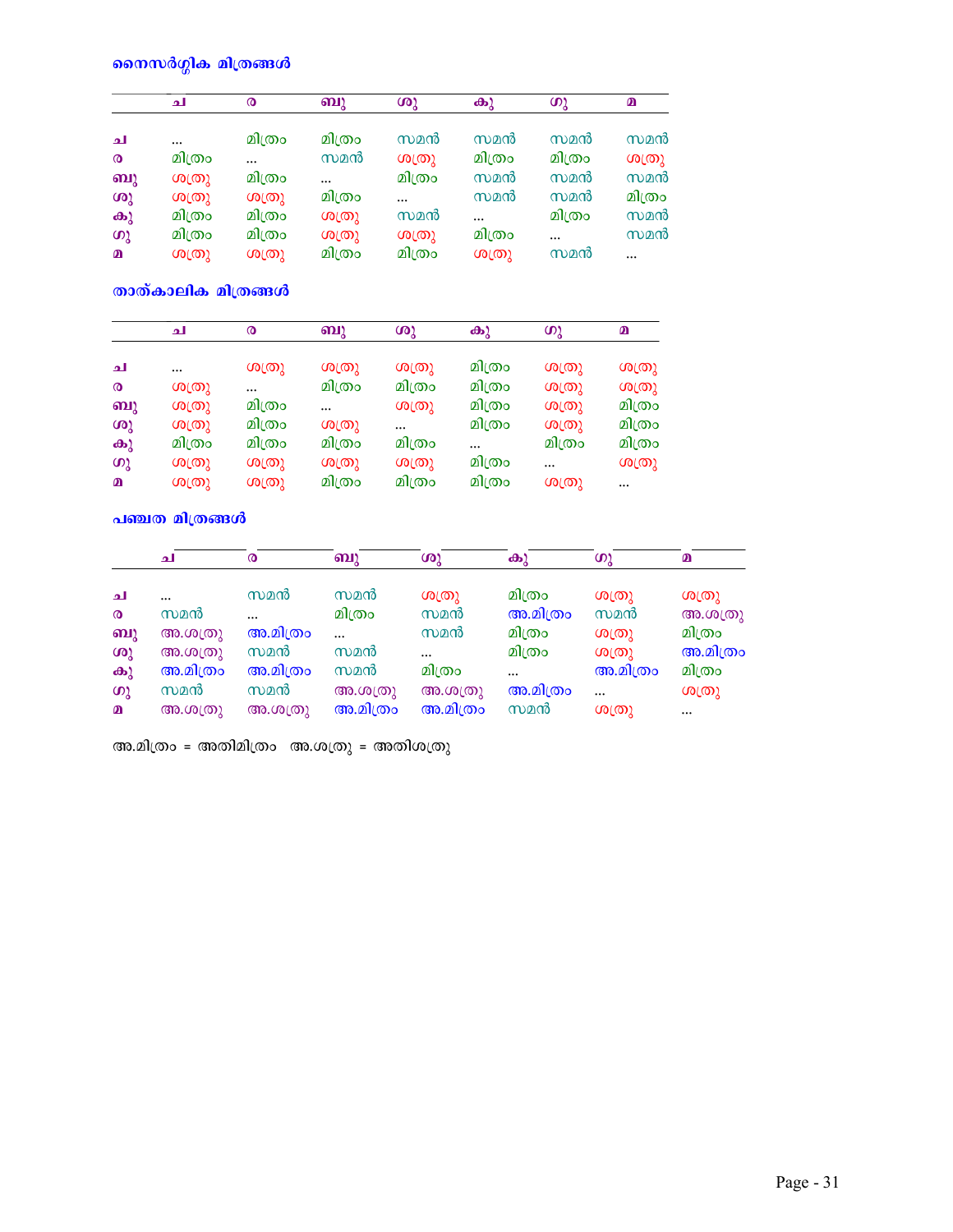### നൈസർഗ്ഗിക മിത്രങ്ങൾ

| | ച | ര | ബു | ശു | കു | ഗു | മ |
|---|---|---|---|---|---|---|---|
| ച | ... | മിത്രം | മിത്രം | സമൻ | സമൻ | സമൻ | സമൻ |
| ര | മിത്രം | ... | സമൻ | ശത്രു | മിത്രം | മിത്രം | ശത്രു |
| ബു | ശത്രു | മിത്രം | ... | മിത്രം | സമൻ | സമൻ | സമൻ |
| ശു | ശത്രു | ശത്രു | മിത്രം | ... | സമൻ | സമൻ | മിത്രം |
| കു | മിത്രം | മിത്രം | ശത്രു | സമൻ | ... | മിത്രം | സമൻ |
| ഗു | മിത്രം | മിത്രം | ശത്രു | ശത്രു | മിത്രം | ... | സമൻ |
| മ | ശത്രു | ശത്രു | മിത്രം | മിത്രം | ശത്രു | സമൻ | ... |

### താത്കാലിക മിത്രങ്ങൾ

| | ച | ര | ബു | ശു | കു | ഗു | മ |
|---|---|---|---|---|---|---|---|
| ച | ... | ശത്രു | ശത്രു | ശത്രു | മിത്രം | ശത്രു | ശത്രു |
| ര | ശത്രു | ... | മിത്രം | മിത്രം | മിത്രം | ശത്രു | ശത്രു |
| ബു | ശത്രു | മിത്രം | ... | ശത്രു | മിത്രം | ശത്രു | മിത്രം |
| ശു | ശത്രു | മിത്രം | ശത്രു | ... | മിത്രം | ശത്രു | മിത്രം |
| കു | മിത്രം | മിത്രം | മിത്രം | മിത്രം | ... | മിത്രം | മിത്രം |
| ഗു | ശത്രു | ശത്രു | ശത്രു | ശത്രു | മിത്രം | ... | ശത്രു |
| മ | ശത്രു | ശത്രു | മിത്രം | മിത്രം | മിത്രം | ശത്രു | ... |

### പഞ്ചത മിത്രങ്ങൾ

| | ച | ര | ബു | ശു | കു | ഗു | മ |
|---|---|---|---|---|---|---|---|
| ച | ... | സമൻ | സമൻ | ശത്രു | മിത്രം | ശത്രു | ശത്രു |
| ര | സമൻ | ... | മിത്രം | സമൻ | അ.മിത്രം | സമൻ | അ.ശത്രു |
| ബു | അ.ശത്രു | അ.മിത്രം | ... | സമൻ | മിത്രം | ശത്രു | മിത്രം |
| ശു | അ.ശത്രു | സമൻ | സമൻ | ... | മിത്രം | ശത്രു | അ.മിത്രം |
| കു | അ.മിത്രം | അ.മിത്രം | സമൻ | മിത്രം | ... | അ.മിത്രം | മിത്രം |
| ഗു | സമൻ | സമൻ | അ.ശത്രു | അ.ശത്രു | അ.മിത്രം | ... | ശത്രു |
| മ | അ.ശത്രു | അ.ശത്രു | അ.മിത്രം | അ.മിത്രം | സമൻ | ശത്രു | ... |

അ.മിത്രം = അതിമിത്രം   അ.ശത്രു = അതിശത്രു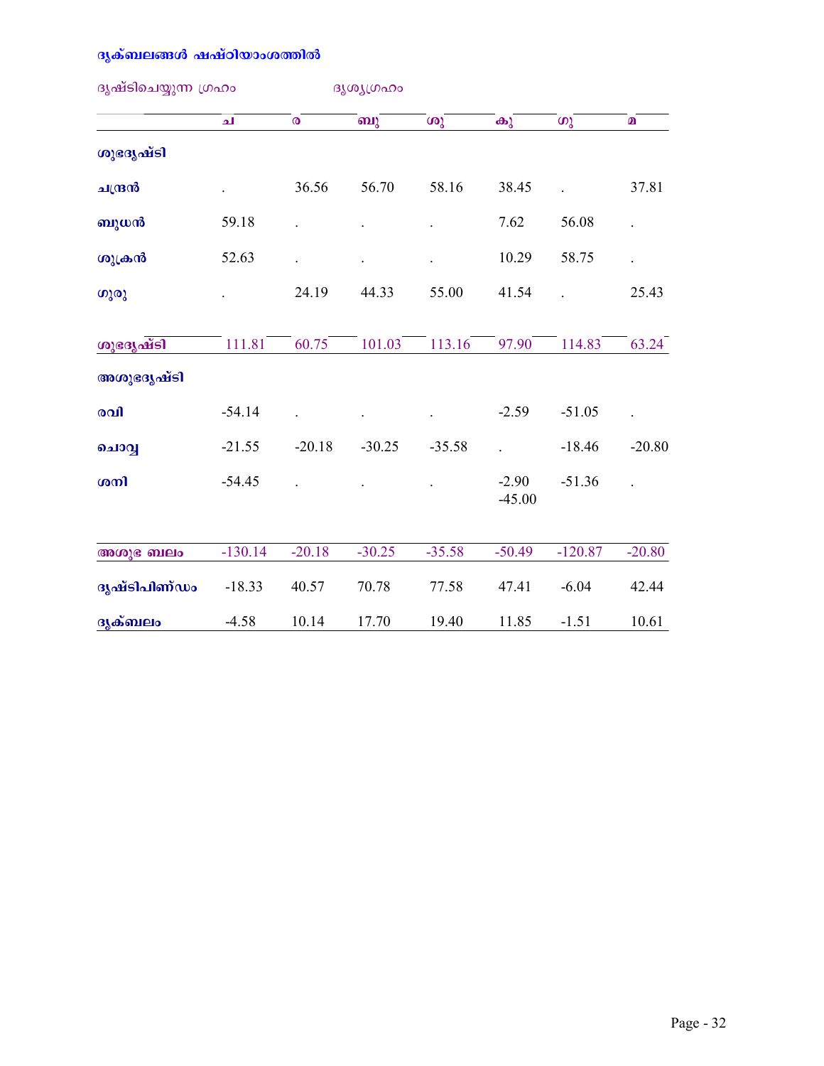**ദൃക്ബലങ്ങൾ ഷഷ്ഠിയാംശത്തിൽ**

ദൃഷ്ടിചെയ്യുന്ന ഗ്രഹം ദൃശ്യഗ്രഹം

| | ച | ര | ബു | ശു | കു | ഗു | മ |
|---|---|---|---|---|---|---|---|
| **ശുഭദൃഷ്ടി** | | | | | | | |
| **ചന്ദ്രൻ** | . | 36.56 | 56.70 | 58.16 | 38.45 | . | 37.81 |
| **ബുധൻ** | 59.18 | . | . | . | 7.62 | 56.08 | . |
| **ശുക്രൻ** | 52.63 | . | . | . | 10.29 | 58.75 | . |
| **ഗുരു** | . | 24.19 | 44.33 | 55.00 | 41.54 | . | 25.43 |
| **ശുഭദൃഷ്ടി** | 111.81 | 60.75 | 101.03 | 113.16 | 97.90 | 114.83 | 63.24 |
| **അശുഭദൃഷ്ടി** | | | | | | | |
| **രവി** | -54.14 | . | . | . | -2.59 | -51.05 | . |
| **ചൊവ്വ** | -21.55 | -20.18 | -30.25 | -35.58 | . | -18.46 | -20.80 |
| **ശനി** | -54.45 | . | . | . | -2.90<br>-45.00 | -51.36 | . |
| **അശുഭ ബലം** | -130.14 | -20.18 | -30.25 | -35.58 | -50.49 | -120.87 | -20.80 |
| **ദൃഷ്ടിപിണ്ഡം** | -18.33 | 40.57 | 70.78 | 77.58 | 47.41 | -6.04 | 42.44 |
| **ദൃക്ബലം** | -4.58 | 10.14 | 17.70 | 19.40 | 11.85 | -1.51 | 10.61 |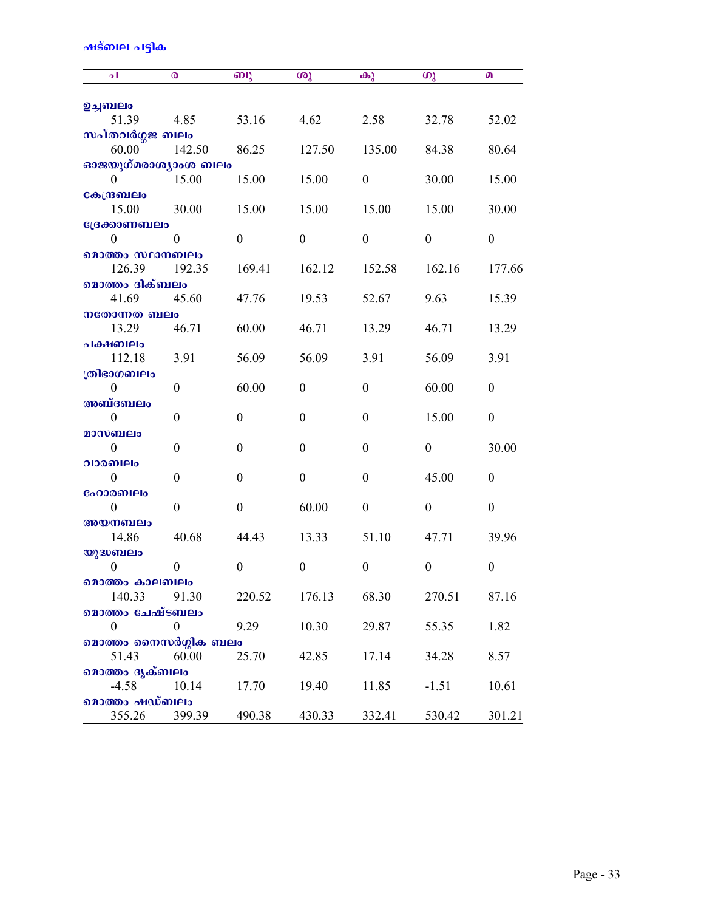ഷഡ്ബല പട്ടിക

| | ച | ര | ബു | ശു | കു | ഗു | മ |
|---|---|---|---|---|---|---|---|
| **ഉച്ചബലം** | | | | | | | |
| | 51.39 | 4.85 | 53.16 | 4.62 | 2.58 | 32.78 | 52.02 |
| **സപ്തവർഗ്ഗജ ബലം** | | | | | | | |
| | 60.00 | 142.50 | 86.25 | 127.50 | 135.00 | 84.38 | 80.64 |
| **ഓജയുഗ്മരാശ്യാംശ ബലം** | | | | | | | |
| | 0 | 15.00 | 15.00 | 15.00 | 0 | 30.00 | 15.00 |
| **കേന്ദ്രബലം** | | | | | | | |
| | 15.00 | 30.00 | 15.00 | 15.00 | 15.00 | 15.00 | 30.00 |
| **ദ്രേക്കാണബലം** | | | | | | | |
| | 0 | 0 | 0 | 0 | 0 | 0 | 0 |
| **മൊത്തം സ്ഥാനബലം** | | | | | | | |
| | 126.39 | 192.35 | 169.41 | 162.12 | 152.58 | 162.16 | 177.66 |
| **മൊത്തം ദിക്ബലം** | | | | | | | |
| | 41.69 | 45.60 | 47.76 | 19.53 | 52.67 | 9.63 | 15.39 |
| **നതോന്നത ബലം** | | | | | | | |
| | 13.29 | 46.71 | 60.00 | 46.71 | 13.29 | 46.71 | 13.29 |
| **പക്ഷബലം** | | | | | | | |
| | 112.18 | 3.91 | 56.09 | 56.09 | 3.91 | 56.09 | 3.91 |
| **ത്രിഭാഗബലം** | | | | | | | |
| | 0 | 0 | 60.00 | 0 | 0 | 60.00 | 0 |
| **അബ്ദബലം** | | | | | | | |
| | 0 | 0 | 0 | 0 | 0 | 15.00 | 0 |
| **മാസബലം** | | | | | | | |
| | 0 | 0 | 0 | 0 | 0 | 0 | 30.00 |
| **വാരബലം** | | | | | | | |
| | 0 | 0 | 0 | 0 | 0 | 45.00 | 0 |
| **ഹോരബലം** | | | | | | | |
| | 0 | 0 | 0 | 60.00 | 0 | 0 | 0 |
| **അയനബലം** | | | | | | | |
| | 14.86 | 40.68 | 44.43 | 13.33 | 51.10 | 47.71 | 39.96 |
| **യുദ്ധബലം** | | | | | | | |
| | 0 | 0 | 0 | 0 | 0 | 0 | 0 |
| **മൊത്തം കാലബലം** | | | | | | | |
| | 140.33 | 91.30 | 220.52 | 176.13 | 68.30 | 270.51 | 87.16 |
| **മൊത്തം ചേഷ്ടബലം** | | | | | | | |
| | 0 | 0 | 9.29 | 10.30 | 29.87 | 55.35 | 1.82 |
| **മൊത്തം നൈസർഗ്ഗിക ബലം** | | | | | | | |
| | 51.43 | 60.00 | 25.70 | 42.85 | 17.14 | 34.28 | 8.57 |
| **മൊത്തം ദൃക്ബലം** | | | | | | | |
| | -4.58 | 10.14 | 17.70 | 19.40 | 11.85 | -1.51 | 10.61 |
| **മൊത്തം ഷഡ്ബലം** | | | | | | | |
| | 355.26 | 399.39 | 490.38 | 430.33 | 332.41 | 530.42 | 301.21 |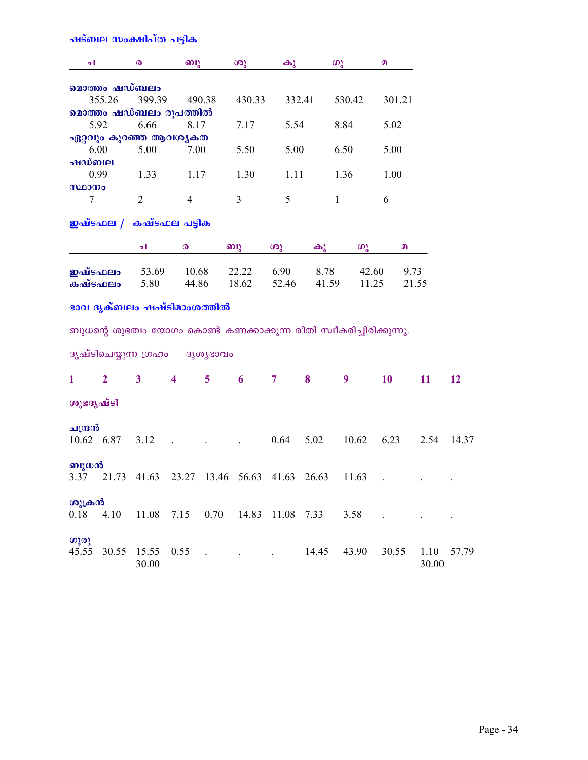### ഷട്ബല സംക്ഷിപ്ത പട്ടിക

| ച | ര | ബു | ശു | കു | ഗു | മ |
|---|---|---|---|---|---|---|
| **മൊത്തം ഷഡ്ബലം** | | | | | | |
| 355.26 | 399.39 | 490.38 | 430.33 | 332.41 | 530.42 | 301.21 |
| **മൊത്തം ഷഡ്ബലം രൂപത്തിൽ** | | | | | | |
| 5.92 | 6.66 | 8.17 | 7.17 | 5.54 | 8.84 | 5.02 |
| **ഏറ്റവും കുറഞ്ഞ ആവശ്യകത** | | | | | | |
| 6.00 | 5.00 | 7.00 | 5.50 | 5.00 | 6.50 | 5.00 |
| **ഷഡ്ബല** | | | | | | |
| 0.99 | 1.33 | 1.17 | 1.30 | 1.11 | 1.36 | 1.00 |
| **സ്ഥാനം** | | | | | | |
| 7 | 2 | 4 | 3 | 5 | 1 | 6 |

### ഇഷ്ടഫല / കഷ്ടഫല പട്ടിക

| | ച | ര | ബു | ശു | കു | ഗു | മ |
|---|---|---|---|---|---|---|---|
| **ഇഷ്ടഫലം** | 53.69 | 10.68 | 22.22 | 6.90 | 8.78 | 42.60 | 9.73 |
| **കഷ്ടഫലം** | 5.80 | 44.86 | 18.62 | 52.46 | 41.59 | 11.25 | 21.55 |

### ഭാവ ദൃക്ബലം ഷഷ്ടിമാംശത്തിൽ

ബുധന്റെ ശുഭത്വം യോഗം കൊണ്ട് കണക്കാക്കുന്ന രീതി സ്വീകരിച്ചിരിക്കുന്നു.

ദൃഷ്ടിചെയ്യുന്ന ഗ്രഹം ദൃശ്യഭാവം

| 1 | 2 | 3 | 4 | 5 | 6 | 7 | 8 | 9 | 10 | 11 | 12 |
|---|---|---|---|---|---|---|---|---|---|---|---|
| **ശുഭദൃഷ്ടി** | | | | | | | | | | | |
| **ചന്ദ്രൻ** | | | | | | | | | | | |
| 10.62 | 6.87 | 3.12 | . | . | . | 0.64 | 5.02 | 10.62 | 6.23 | 2.54 | 14.37 |
| **ബുധൻ** | | | | | | | | | | | |
| 3.37 | 21.73 | 41.63 | 23.27 | 13.46 | 56.63 | 41.63 | 26.63 | 11.63 | . | . | . |
| **ശുക്രൻ** | | | | | | | | | | | |
| 0.18 | 4.10 | 11.08 | 7.15 | 0.70 | 14.83 | 11.08 | 7.33 | 3.58 | . | . | . |
| **ഗുരു** | | | | | | | | | | | |
| 45.55 | 30.55 | 15.55<br>30.00 | 0.55 | . | . | . | 14.45 | 43.90 | 30.55 | 1.10<br>30.00 | 57.79 |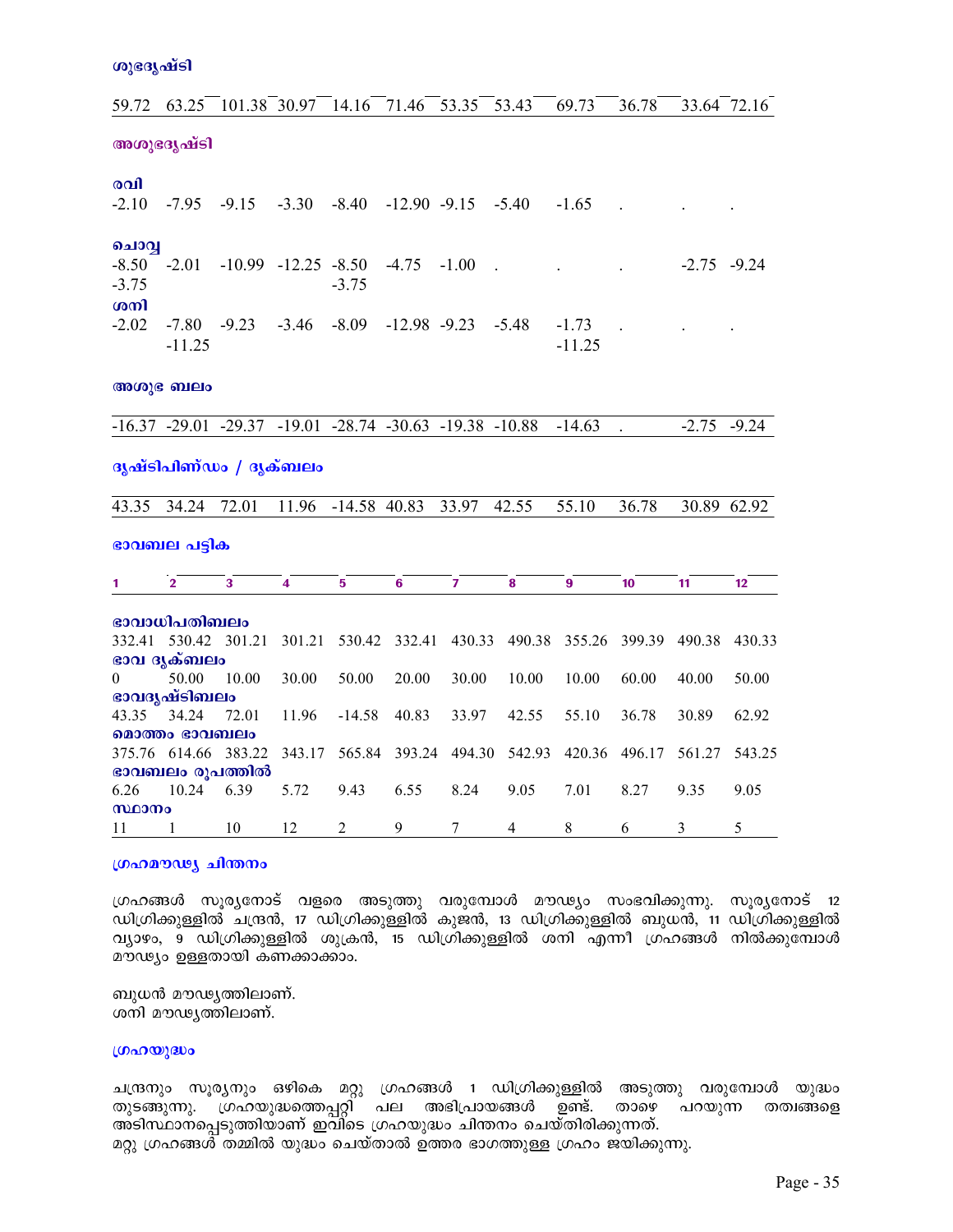### ശുഭദൃഷ്ടി

| | | | | | | | | | | | |
|---|---|---|---|---|---|---|---|---|---|---|---|
| 59.72 | 63.25 | 101.38 | 30.97 | 14.16 | 71.46 | 53.35 | 53.43 | 69.73 | 36.78 | 33.64 | 72.16 |

### അശുഭദൃഷ്ടി

**രവി**

| | | | | | | | | | | | |
|---|---|---|---|---|---|---|---|---|---|---|---|
| -2.10 | -7.95 | -9.15 | -3.30 | -8.40 | -12.90 | -9.15 | -5.40 | -1.65 | . | . | . |

**ചൊവ്വ**

| | | | | | | | | | | | |
|---|---|---|---|---|---|---|---|---|---|---|---|
| -8.50 | -2.01 | -10.99 | -12.25 | -8.50 | -4.75 | -1.00 | . | . | . | -2.75 | -9.24 |
| -3.75 | | | | -3.75 | | | | | | | |

**ശനി**

| | | | | | | | | | | | |
|---|---|---|---|---|---|---|---|---|---|---|---|
| -2.02 | -7.80 | -9.23 | -3.46 | -8.09 | -12.98 | -9.23 | -5.48 | -1.73 | . | . | . |
| | -11.25 | | | | | | | -11.25 | | | |

### അശുഭ ബലം

| | | | | | | | | | | | |
|---|---|---|---|---|---|---|---|---|---|---|---|
| -16.37 | -29.01 | -29.37 | -19.01 | -28.74 | -30.63 | -19.38 | -10.88 | -14.63 | . | -2.75 | -9.24 |

### ദൃഷ്ടിപിണ്ഡം / ദൃക്ബലം

| | | | | | | | | | | | |
|---|---|---|---|---|---|---|---|---|---|---|---|
| 43.35 | 34.24 | 72.01 | 11.96 | -14.58 | 40.83 | 33.97 | 42.55 | 55.10 | 36.78 | 30.89 | 62.92 |

### ഭാവബല പട്ടിക

| | 1 | 2 | 3 | 4 | 5 | 6 | 7 | 8 | 9 | 10 | 11 | 12 |
|---|---|---|---|---|---|---|---|---|---|---|---|---|
| **ഭാവാധിപതിബലം** | 332.41 | 530.42 | 301.21 | 301.21 | 530.42 | 332.41 | 430.33 | 490.38 | 355.26 | 399.39 | 490.38 | 430.33 |
| **ഭാവ ദൃക്ബലം** | 0 | 50.00 | 10.00 | 30.00 | 50.00 | 20.00 | 30.00 | 10.00 | 10.00 | 60.00 | 40.00 | 50.00 |
| **ഭാവദൃഷ്ടിബലം** | 43.35 | 34.24 | 72.01 | 11.96 | -14.58 | 40.83 | 33.97 | 42.55 | 55.10 | 36.78 | 30.89 | 62.92 |
| **മൊത്തം ഭാവബലം** | 375.76 | 614.66 | 383.22 | 343.17 | 565.84 | 393.24 | 494.30 | 542.93 | 420.36 | 496.17 | 561.27 | 543.25 |
| **ഭാവബലം രൂപത്തിൽ** | 6.26 | 10.24 | 6.39 | 5.72 | 9.43 | 6.55 | 8.24 | 9.05 | 7.01 | 8.27 | 9.35 | 9.05 |
| **സ്ഥാനം** | 11 | 1 | 10 | 12 | 2 | 9 | 7 | 4 | 8 | 6 | 3 | 5 |

### ഗ്രഹമൗഢ്യ ചിന്തനം

ഗ്രഹങ്ങൾ സൂര്യനോട് വളരെ അടുത്തു വരുമ്പോൾ മൗഢ്യം സംഭവിക്കുന്നു. സൂര്യനോട് 12 ഡിഗ്രിക്കുള്ളിൽ ചന്ദ്രൻ, 17 ഡിഗ്രിക്കുള്ളിൽ കുജൻ, 13 ഡിഗ്രിക്കുള്ളിൽ ബുധൻ, 11 ഡിഗ്രിക്കുള്ളിൽ വ്യാഴം, 9 ഡിഗ്രിക്കുള്ളിൽ ശുക്രൻ, 15 ഡിഗ്രിക്കുള്ളിൽ ശനി എന്നീ ഗ്രഹങ്ങൾ നിൽക്കുമ്പോൾ മൗഢ്യം ഉള്ളതായി കണക്കാക്കാം.

ബുധൻ മൗഢ്യത്തിലാണ്.
ശനി മൗഢ്യത്തിലാണ്.

### ഗ്രഹയുദ്ധം

ചന്ദ്രനും സൂര്യനും ഒഴികെ മറ്റു ഗ്രഹങ്ങൾ 1 ഡിഗ്രിക്കുള്ളിൽ അടുത്തു വരുമ്പോൾ യുദ്ധം തുടങ്ങുന്നു. ഗ്രഹയുദ്ധത്തെപ്പറ്റി പല അഭിപ്രായങ്ങൾ ഉണ്ട്. താഴെ പറയുന്ന തത്വങ്ങളെ അടിസ്ഥാനപ്പെടുത്തിയാണ് ഇവിടെ ഗ്രഹയുദ്ധം ചിന്തനം ചെയ്തിരിക്കുന്നത്.
മറ്റു ഗ്രഹങ്ങൾ തമ്മിൽ യുദ്ധം ചെയ്താൽ ഉത്തര ഭാഗത്തുള്ള ഗ്രഹം ജയിക്കുന്നു.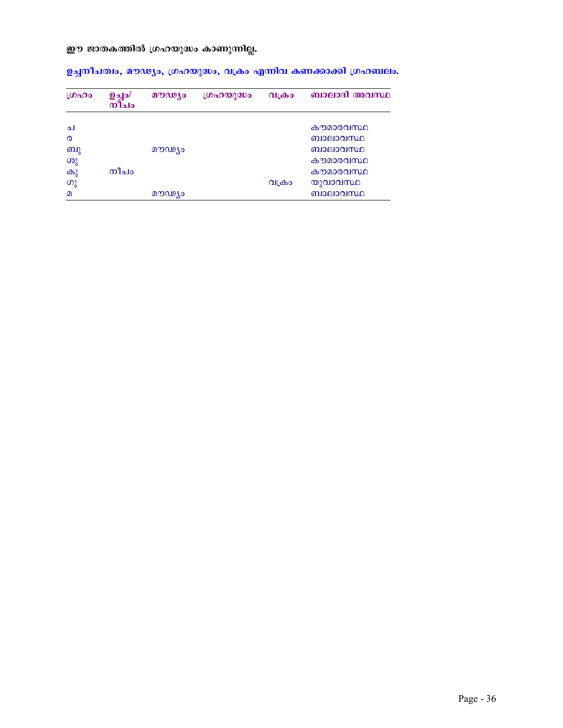**ഈ ജാതകത്തിൽ ഗ്രഹയുദ്ധം കാണുന്നില്ല.**

**ഉച്ചനീചത്വം, മൗഢ്യം, ഗ്രഹയുദ്ധം, വക്രം എന്നിവ കണക്കാക്കി ഗ്രഹബലം.**

| ഗ്രഹം | ഉച്ചം/ നീചം | മൗഢ്യം | ഗ്രഹയുദ്ധം | വക്രം | ബാലാദി അവസ്ഥ |
|---|---|---|---|---|---|
| ച | | | | | കൗമാരവസ്ഥ |
| ര | | | | | ബാലാവസ്ഥ |
| ബു | | മൗഢ്യം | | | ബാലാവസ്ഥ |
| ശു | | | | | കൗമാരവസ്ഥ |
| കു | നീചം | | | | കൗമാരവസ്ഥ |
| ഗു | | | | വക്രം | യുവാവസ്ഥ |
| മ | | മൗഢ്യം | | | ബാലാവസ്ഥ |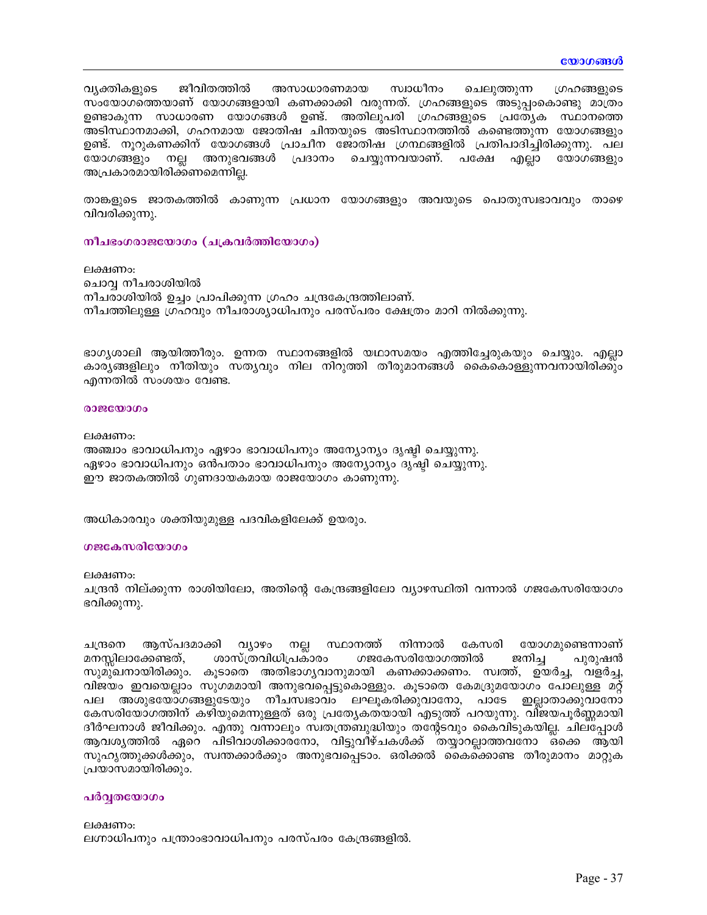വ്യക്തികളുടെ ജീവിതത്തിൽ അസാധാരണമായ സ്വാധീനം ചെലുത്തുന്ന ഗ്രഹങ്ങളുടെ സംയോഗത്തെയാണ് യോഗങ്ങളായി കണക്കാക്കി വരുന്നത്. ഗ്രഹങ്ങളുടെ അടുപ്പംകൊണ്ടു മാത്രം ഉണ്ടാകുന്ന സാധാരണ യോഗങ്ങൾ ഉണ്ട്. അതിലുപരി ഗ്രഹങ്ങളുടെ പ്രത്യേക സ്ഥാനത്തെ അടിസ്ഥാനമാക്കി, ഗഹനമായ ജോതിഷ ചിന്തയുടെ അടിസ്ഥാനത്തിൽ കണ്ടെത്തുന്ന യോഗങ്ങളും ഉണ്ട്. നൂറുകണക്കിന് യോഗങ്ങൾ പ്രാചീന ജോതിഷ ഗ്രന്ഥങ്ങളിൽ പ്രതിപാദിച്ചിരിക്കുന്നു. പല യോഗങ്ങളും നല്ല അനുഭവങ്ങൾ പ്രദാനം ചെയ്യുന്നവയാണ്. പക്ഷേ എല്ലാ യോഗങ്ങളും അപ്രകാരമായിരിക്കണമെന്നില്ല.

താങ്കളുടെ ജാതകത്തിൽ കാണുന്ന പ്രധാന യോഗങ്ങളും അവയുടെ പൊതുസ്വഭാവവും താഴെ വിവരിക്കുന്നു.

### നീചഭംഗരാജയോഗം (ചക്രവർത്തിയോഗം)

ലക്ഷണം:
ചൊവ്വ നീചരാശിയിൽ
നീചരാശിയിൽ ഉച്ചം പ്രാപിക്കുന്ന ഗ്രഹം ചന്ദ്രകേന്ദ്രത്തിലാണ്.
നീചത്തിലുള്ള ഗ്രഹവും നീചരാശ്യാധിപനും പരസ്പരം ക്ഷേത്രം മാറി നിൽക്കുന്നു.

ഭാഗ്യശാലി ആയിത്തീരും. ഉന്നത സ്ഥാനങ്ങളിൽ യഥാസമയം എത്തിച്ചേരുകയും ചെയ്യും. എല്ലാ കാര്യങ്ങളിലും നീതിയും സത്യവും നില നിറുത്തി തീരുമാനങ്ങൾ കൈകൊള്ളുന്നവനായിരിക്കും എന്നതിൽ സംശയം വേണ്ട.

### രാജയോഗം

ലക്ഷണം:
അഞ്ചാം ഭാവാധിപനും ഏഴാം ഭാവാധിപനും അന്യോന്യം ദൃഷ്ടി ചെയ്യുന്നു.
ഏഴാം ഭാവാധിപനും ഒൻപതാം ഭാവാധിപനും അന്യോന്യം ദൃഷ്ടി ചെയ്യുന്നു.
ഈ ജാതകത്തിൽ ഗുണദായകമായ രാജയോഗം കാണുന്നു.

അധികാരവും ശക്തിയുമുള്ള പദവികളിലേക്ക് ഉയരും.

### ഗജകേസരിയോഗം

ലക്ഷണം:
ചന്ദ്രൻ നില്ക്കുന്ന രാശിയിലോ, അതിന്റെ കേന്ദ്രങ്ങളിലോ വ്യാഴസ്ഥിതി വന്നാൽ ഗജകേസരിയോഗം ഭവിക്കുന്നു.

ചന്ദ്രനെ ആസ്പദമാക്കി വ്യാഴം നല്ല സ്ഥാനത്ത് നിന്നാൽ കേസരി യോഗമുണ്ടെന്നാണ് മനസ്സിലാക്കേണ്ടത്, ശാസ്ത്രവിധിപ്രകാരം ഗജകേസരിയോഗത്തിൽ ജനിച്ച പുരുഷൻ സുമുഖനായിരിക്കും. കൂടാതെ അതിഭാഗ്യവാനുമായി കണക്കാക്കണം. സ്വത്ത്, ഉയർച്ച, വളർച്ച, വിജയം ഇവയെല്ലാം സുഗമമായി അനുഭവപ്പെട്ടുകൊള്ളും. കൂടാതെ കേമദ്രുമയോഗം പോലുള്ള മറ്റ് പല അശുഭയോഗങ്ങളുടേയും നീചസ്വഭാവം ലഘൂകരിക്കുവാനോ, പാടേ ഇല്ലാതാക്കുവാനോ കേസരിയോഗത്തിന് കഴിയുമെന്നുള്ളത് ഒരു പ്രത്യേകതയായി എടുത്ത് പറയുന്നു. വിജയപൂർണ്ണമായി ദീർഘനാൾ ജീവിക്കും. എന്തു വന്നാലും സ്വതന്ത്രബുദ്ധിയും തന്റേടവും കൈവിടുകയില്ല. ചിലപ്പോൾ ആവശ്യത്തിൽ ഏറെ പിടിവാശിക്കാരനോ, വിട്ടുവീഴ്ചകൾക്ക് തയ്യാറല്ലാത്തവനോ ഒക്കെ ആയി സുഹൃത്തുക്കൾക്കും, സ്വന്തക്കാർക്കും അനുഭവപ്പെടാം. ഒരിക്കൽ കൈക്കൊണ്ട തീരുമാനം മാറ്റുക പ്രയാസമായിരിക്കും.

### പർവ്വതയോഗം

ലക്ഷണം:
ലഗ്നാധിപനും പന്ത്രാംഭാവാധിപനും പരസ്പരം കേന്ദ്രങ്ങളിൽ.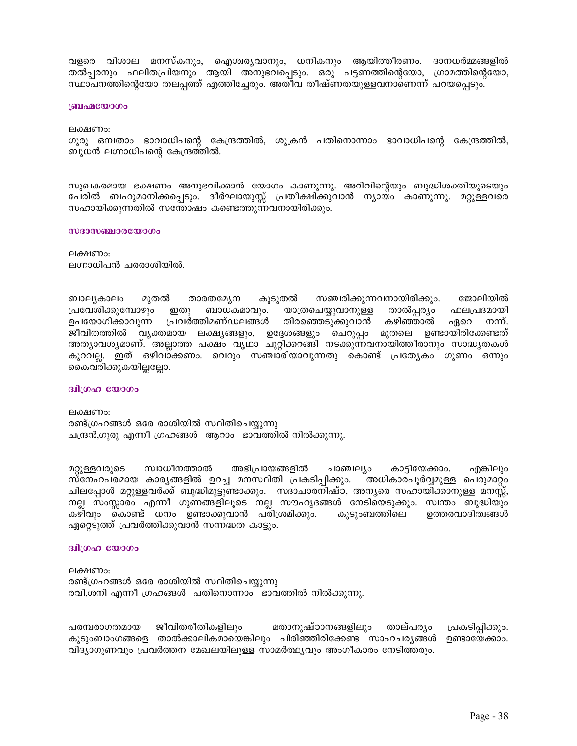വളരെ വിശാല മനസ്കനും, ഐശ്വര്യവാനും, ധനികനും ആയിത്തീരണം. ദാനധർമ്മങ്ങളിൽ തൽപ്പരനും ഫലിതപ്രിയനും ആയി അനുഭവപ്പെടും. ഒരു പട്ടണത്തിന്റെയോ, ഗ്രാമത്തിന്റെയോ, സ്ഥാപനത്തിന്റെയോ തലപ്പത്ത് എത്തിച്ചേരും. അതീവ തീഷ്ണതയുള്ളവനാണെന്ന് പറയപ്പെടും.

### ബ്രഹ്മയോഗം

ലക്ഷണം:
ഗുരു ഒമ്പതാം ഭാവാധിപന്റെ കേന്ദ്രത്തിൽ, ശുക്രൻ പതിനൊന്നാം ഭാവാധിപന്റെ കേന്ദ്രത്തിൽ, ബുധൻ ലഗ്നാധിപന്റെ കേന്ദ്രത്തിൽ.

സുഖകരമായ ഭക്ഷണം അനുഭവിക്കാൻ യോഗം കാണുന്നു. അറിവിന്റെയും ബുദ്ധിശക്തിയുടെയും പേരിൽ ബഹുമാനിക്കപ്പെടും. ദീർഘായുസ്സ് പ്രതീക്ഷിക്കുവാൻ ന്യായം കാണുന്നു. മറ്റുള്ളവരെ സഹായിക്കുന്നതിൽ സന്തോഷം കണ്ടെത്തുന്നവനായിരിക്കും.

### സദാസഞ്ചാരയോഗം

ലക്ഷണം:
ലഗ്നാധിപൻ ചരരാശിയിൽ.

ബാല്യകാലം മുതൽ താരതമ്യേന കൂടുതൽ സഞ്ചരിക്കുന്നവനായിരിക്കും. ജോലിയിൽ പ്രവേശിക്കുമ്പോഴും ഇതു ബാധകമാവും. യാത്രചെയ്യുവാനുള്ള താൽപ്പര്യം ഫലപ്രദമായി ഉപയോഗിക്കാവുന്ന പ്രവർത്തിമണ്ഡലങ്ങൾ തിരഞ്ഞെടുക്കുവാൻ കഴിഞ്ഞാൽ ഏറെ നന്ന്. ജീവിതത്തിൽ വ്യക്തമായ ലക്ഷ്യങ്ങളും, ഉദ്ദേശങ്ങളും ചെറുപ്പം മുതലെ ഉണ്ടായിരിക്കേണ്ടത് അത്യാവശ്യമാണ്. അല്ലാത്ത പക്ഷം വൃഥാ ചുറ്റിക്കറങ്ങി നടക്കുന്നവനായിത്തീരാനും സാദ്ധ്യതകൾ കുറവല്ല. ഇത് ഒഴിവാക്കണം. വെറും സഞ്ചാരിയാവുന്നതു കൊണ്ട് പ്രത്യേകം ഗുണം ഒന്നും കൈവരിക്കുകയില്ലല്ലോ.

### ദ്വിഗ്രഹ യോഗം

ലക്ഷണം:
രണ്ട്ഗ്രഹങ്ങൾ ഒരേ രാശിയിൽ സ്ഥിതിചെയ്യുന്നു
ചന്ദ്രൻ,ഗുരു എന്നീ ഗ്രഹങ്ങൾ ആറാം ഭാവത്തിൽ നിൽക്കുന്നു.

മറ്റുള്ളവരുടെ സ്വാധീനത്താൽ അഭിപ്രായങ്ങളിൽ ചാഞ്ചല്യം കാട്ടിയേക്കാം. എങ്കിലും സ്നേഹപരമായ കാര്യങ്ങളിൽ ഉറച്ച മനസ്ഥിതി പ്രകടിപ്പിക്കും. അധികാരപൂർവ്വമുള്ള പെരുമാറ്റം ചിലപ്പോൾ മറ്റുള്ളവർക്ക് ബുദ്ധിമുട്ടുണ്ടാക്കും. സദാചാരനിഷ്ഠ, അന്യരെ സഹായിക്കാനുള്ള മനസ്സ്, നല്ല സംസ്കാരം എന്നീ ഗുണങ്ങളിലൂടെ നല്ല സൗഹൃദങ്ങൾ നേടിയെടുക്കും. സ്വന്തം ബുദ്ധിയും കഴിവും കൊണ്ട് ധനം ഉണ്ടാക്കുവാൻ പരിശ്രമിക്കും. കുടുംബത്തിലെ ഉത്തരവാദിത്വങ്ങൾ ഏറ്റെടുത്ത് പ്രവർത്തിക്കുവാൻ സന്നദ്ധത കാട്ടും.

### ദ്വിഗ്രഹ യോഗം

ലക്ഷണം:
രണ്ട്ഗ്രഹങ്ങൾ ഒരേ രാശിയിൽ സ്ഥിതിചെയ്യുന്നു
രവി,ശനി എന്നീ ഗ്രഹങ്ങൾ പതിനൊന്നാം ഭാവത്തിൽ നിൽക്കുന്നു.

പരമ്പരാഗതമായ ജീവിതരീതികളിലും മതാനുഷ്ഠാനങ്ങളിലും താല്പര്യം പ്രകടിപ്പിക്കും. കുടുംബാംഗങ്ങളെ താൽക്കാലികമായെങ്കിലും പിരിഞ്ഞിരിക്കേണ്ട സാഹചര്യങ്ങൾ ഉണ്ടായേക്കാം. വിദ്യാഗുണവും പ്രവർത്തന മേഖലയിലുള്ള സാമർത്ഥ്യവും അംഗീകാരം നേടിത്തരും.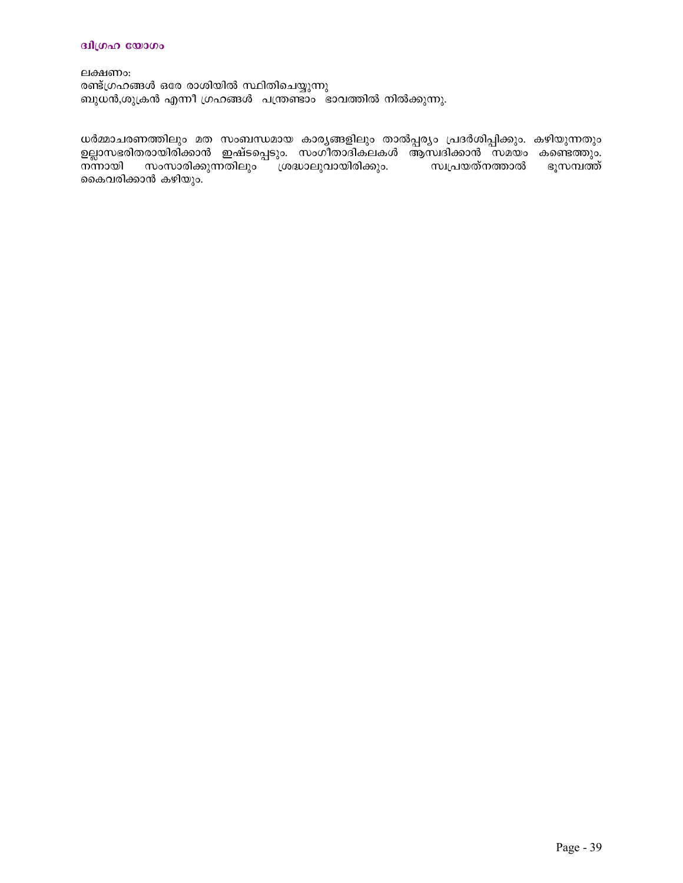## ദ്വിഗ്രഹ യോഗം

ലക്ഷണം:
രണ്ട്ഗ്രഹങ്ങൾ ഒരേ രാശിയിൽ സ്ഥിതിചെയ്യുന്നു
ബുധൻ,ശുക്രൻ എന്നീ ഗ്രഹങ്ങൾ പന്ത്രണ്ടാം ഭാവത്തിൽ നിൽക്കുന്നു.

ധർമ്മാചരണത്തിലും മത സംബന്ധമായ കാര്യങ്ങളിലും താൽപ്പര്യം പ്രദർശിപ്പിക്കും. കഴിയുന്നതും ഉല്ലാസഭരിതരായിരിക്കാൻ ഇഷ്ടപ്പെടും. സംഗീതാദികലകൾ ആസ്വദിക്കാൻ സമയം കണ്ടെത്തും. നന്നായി സംസാരിക്കുന്നതിലും ശ്രദ്ധാലുവായിരിക്കും. സ്വപ്രയത്നത്താൽ ഭൂസമ്പത്ത് കൈവരിക്കാൻ കഴിയും.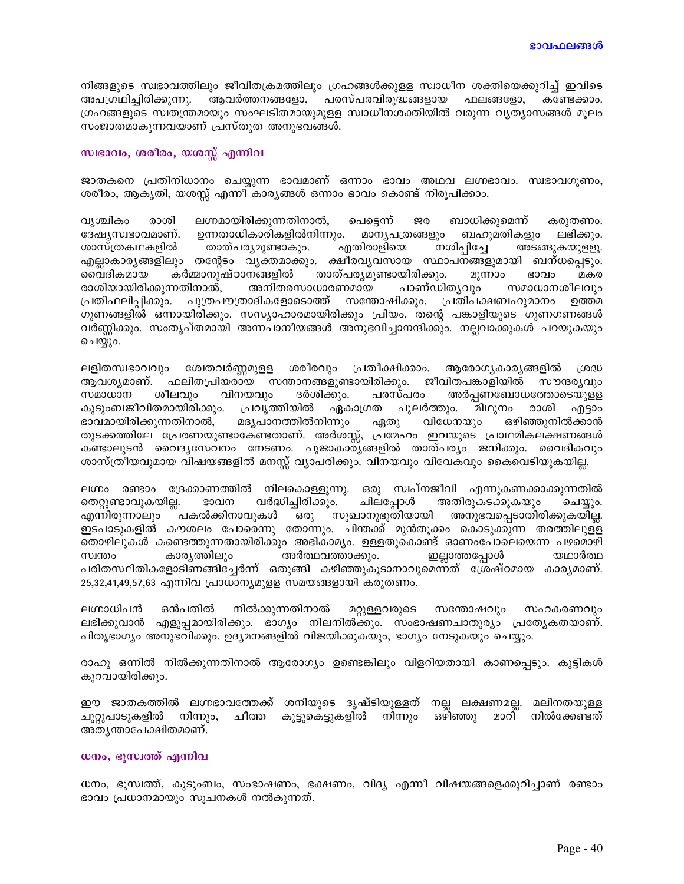നിങ്ങളുടെ സ്വഭാവത്തിലും ജീവിതക്രമത്തിലും ഗ്രഹങ്ങൾക്കുള്ള സ്വാധീന ശക്തിയെക്കുറിച്ച് ഇവിടെ അപഗ്രഥിച്ചിരിക്കുന്നു. ആവർത്തനങ്ങളോ, പരസ്പരവിരുദ്ധങ്ങളായ ഫലങ്ങളോ, കണ്ടേക്കാം. ഗ്രഹങ്ങളുടെ സ്വതന്ത്രമായും സംഘടിതമായുമുള്ള സ്വാധീനശക്തിയിൽ വരുന്ന വ്യത്യാസങ്ങൾ മൂലം സംജാതമാകുന്നവയാണ് പ്രസ്തുത അനുഭവങ്ങൾ.

### സ്വഭാവം, ശരീരം, യശസ്സ് എന്നിവ

ജാതകനെ പ്രതിനിധാനം ചെയ്യുന്ന ഭാവമാണ് ഒന്നാം ഭാവം അഥവ ലഗ്നഭാവം. സ്വഭാവഗുണം, ശരീരം, ആകൃതി, യശസ്സ് എന്നീ കാര്യങ്ങൾ ഒന്നാം ഭാവം കൊണ്ട് നിരൂപിക്കാം.

വൃശ്ചികം രാശി ലഗ്നമായിരിക്കുന്നതിനാൽ, പെട്ടെന്ന് ജര ബാധിക്കുമെന്ന് കരുതണം. ദേഷ്യസ്വഭാവമാണ്. ഉന്നതാധികാരികളിൽനിന്നും, മാന്യപത്രങ്ങളും ബഹുമതികളും ലഭിക്കും. ശാസ്ത്രകഥകളിൽ താത്പര്യമുണ്ടാകും. എതിരാളിയെ നശിപ്പിച്ചേ അടങ്ങുകയുള്ളൂ. എല്ലാകാര്യങ്ങളിലും തന്റേടം വ്യക്തമാക്കും. ക്ഷീരവ്യവസായ സ്ഥാപനങ്ങളുമായി ബന്ധപ്പെടും. വൈദികമായ കർമ്മാനുഷ്ഠാനങ്ങളിൽ താത്പര്യമുണ്ടായിരിക്കും. മൂന്നാം ഭാവം മകര രാശിയായിരിക്കുന്നതിനാൽ, അനിതരസാധാരണമായ പാണ്ഡിത്യവും സമാധാനശീലവും പ്രതിഫലിപ്പിക്കും. പുത്രപൗത്രാദികളോടൊത്ത് സന്തോഷിക്കും. പ്രതിപക്ഷബഹുമാനം ഉത്തമ ഗുണങ്ങളിൽ ഒന്നായിരിക്കും. സസ്യാഹാരമായിരിക്കും പ്രിയം. തന്റെ പങ്കാളിയുടെ ഗുണഗണങ്ങൾ വർണ്ണിക്കും. സംതൃപ്തമായി അന്നപാനീയങ്ങൾ അനുഭവിച്ചാനന്ദിക്കും. നല്ലവാക്കുകൾ പറയുകയും ചെയ്യും.

ലളിതസ്വഭാവവും ശ്വേതവർണ്ണമുള്ള ശരീരവും പ്രതീക്ഷിക്കാം. ആരോഗ്യകാര്യങ്ങളിൽ ശ്രദ്ധ ആവശ്യമാണ്. ഫലിതപ്രിയരായ സന്താനങ്ങളുണ്ടായിരിക്കും. ജീവിതപങ്കാളിയിൽ സൗന്ദര്യവും സമാധാന ശീലവും വിനയവും ദർശിക്കും. പരസ്പരം അർപ്പണബോധത്തോടെയുള്ള കുടുംബജീവിതമായിരിക്കും. പ്രവൃത്തിയിൽ ഏകാഗ്രത പുലർത്തും. മിഥുനം രാശി എട്ടാം ഭാവമായിരിക്കുന്നതിനാൽ, മദ്യപാനത്തിൽനിന്നും ഏതു വിധേനയും ഒഴിഞ്ഞുനിൽക്കാൻ തുടക്കത്തിലേ പ്രേരണയുണ്ടാകേണ്ടതാണ്. അർശസ്സ്, പ്രമേഹം ഇവയുടെ പ്രാഥമികലക്ഷണങ്ങൾ കണ്ടാലുടൻ വൈദ്യസേവനം നേടണം. പൂജാകാര്യങ്ങളിൽ താത്പര്യം ജനിക്കും. വൈദികവും ശാസ്ത്രീയവുമായ വിഷയങ്ങളിൽ മനസ്സ് വ്യാപരിക്കും. വിനയവും വിവേകവും കൈവെടിയുകയില്ല.

ലഗ്നം രണ്ടാം ദ്രേക്കാണത്തിൽ നിലകൊള്ളുന്നു. ഒരു സ്വപ്നജീവി എന്നുകണക്കാക്കുന്നതിൽ തെറ്റുണ്ടാവുകയില്ല. ഭാവന വർദ്ധിച്ചിരിക്കും. ചിലപ്പോൾ അതിരുകടക്കുകയും ചെയ്യും. എന്നിരുന്നാലും പകൽക്കിനാവുകൾ ഒരു സുഖാനുഭൂതിയായി അനുഭവപ്പെടാതിരിക്കുകയില്ല. ഇടപാടുകളിൽ കൗശലം പോരെന്നു തോന്നും. ചിന്തക്ക് മുൻതൂക്കം കൊടുക്കുന്ന തരത്തിലുള്ള തൊഴിലുകൾ കണ്ടെത്തുന്നതായിരിക്കും അഭികാമ്യം. ഉള്ളതുകൊണ്ട് ഓണംപോലെയെന്ന പഴമൊഴി സ്വന്തം കാര്യത്തിലും അർത്ഥവത്താക്കും. ഇല്ലാത്തപ്പോൾ യഥാർത്ഥ പരിതസ്ഥിതികളോടിണങ്ങിച്ചേർന്ന് ഒതുങ്ങി കഴിഞ്ഞുകൂടാനാവുമെന്നത് ശ്രേഷ്ഠമായ കാര്യമാണ്. 25,32,41,49,57,63 എന്നിവ പ്രാധാന്യമുള്ള സമയങ്ങളായി കരുതണം.

ലഗ്നാധിപൻ ഒൻപതിൽ നിൽക്കുന്നതിനാൽ മറ്റുള്ളവരുടെ സന്തോഷവും സഹകരണവും ലഭിക്കുവാൻ എളുപ്പമായിരിക്കും. ഭാഗ്യം നിലനിൽക്കും. സംഭാഷണചാതുര്യം പ്രത്യേകതയാണ്. പിതൃഭാഗ്യം അനുഭവിക്കും. ഉദ്യമനങ്ങളിൽ വിജയിക്കുകയും, ഭാഗ്യം നേടുകയും ചെയ്യും.

രാഹു ഒന്നിൽ നിൽക്കുന്നതിനാൽ ആരോഗ്യം ഉണ്ടെങ്കിലും വിളറിയതായി കാണപ്പെടും. കുട്ടികൾ കുറവായിരിക്കും.

ഈ ജാതകത്തിൽ ലഗ്നഭാവത്തേക്ക് ശനിയുടെ ദൃഷ്ടിയുള്ളത് നല്ല ലക്ഷണമല്ല. മലിനതയുള്ള ചുറ്റുപാടുകളിൽ നിന്നും, ചീത്ത കൂട്ടുകെട്ടുകളിൽ നിന്നും ഒഴിഞ്ഞു മാറി നിൽക്കേണ്ടത് അത്യന്താപേക്ഷിതമാണ്.

### ധനം, ഭൂസ്വത്ത് എന്നിവ

ധനം, ഭൂസ്വത്ത്, കുടുംബം, സംഭാഷണം, ഭക്ഷണം, വിദ്യ എന്നീ വിഷയങ്ങളെക്കുറിച്ചാണ് രണ്ടാം ഭാവം പ്രധാനമായും സൂചനകൾ നൽകുന്നത്.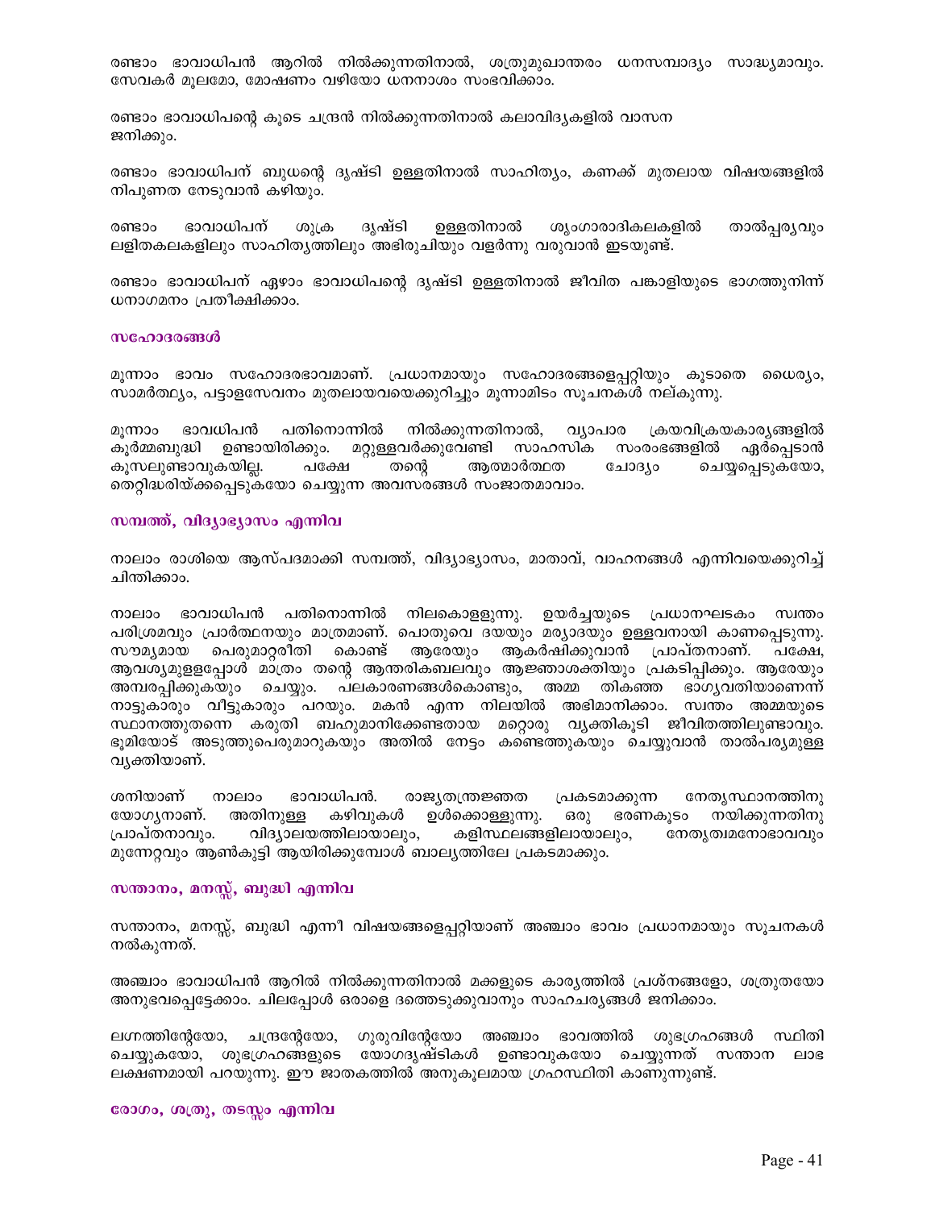രണ്ടാം ഭാവാധിപൻ ആറിൽ നിൽക്കുന്നതിനാൽ, ശത്രുമുഖാന്തരം ധനസമ്പാദ്യം സാദ്ധ്യമാവും. സേവകർ മൂലമോ, മോഷണം വഴിയോ ധനനാശം സംഭവിക്കാം.

രണ്ടാം ഭാവാധിപന്റെ കൂടെ ചന്ദ്രൻ നിൽക്കുന്നതിനാൽ കലാവിദ്യകളിൽ വാസന ജനിക്കും.

രണ്ടാം ഭാവാധിപന് ബുധന്റെ ദൃഷ്ടി ഉള്ളതിനാൽ സാഹിത്യം, കണക്ക് മുതലായ വിഷയങ്ങളിൽ നിപുണത നേടുവാൻ കഴിയും.

രണ്ടാം ഭാവാധിപന് ശുക്ര ദൃഷ്ടി ഉള്ളതിനാൽ ശൃംഗാരാദികലകളിൽ താൽപ്പര്യവും ലളിതകലകളിലും സാഹിത്യത്തിലും അഭിരുചിയും വളർന്നു വരുവാൻ ഇടയുണ്ട്.

രണ്ടാം ഭാവാധിപന് ഏഴാം ഭാവാധിപന്റെ ദൃഷ്ടി ഉള്ളതിനാൽ ജീവിത പങ്കാളിയുടെ ഭാഗത്തുനിന്ന് ധനാഗമനം പ്രതീക്ഷിക്കാം.

### സഹോദരങ്ങൾ

മൂന്നാം ഭാവം സഹോദരഭാവമാണ്. പ്രധാനമായും സഹോദരങ്ങളെപ്പറ്റിയും കൂടാതെ ധൈര്യം, സാമർത്ഥ്യം, പട്ടാളസേവനം മുതലായവയെക്കുറിച്ചും മൂന്നാമിടം സൂചനകൾ നല്കുന്നു.

മൂന്നാം ഭാവധിപൻ പതിനൊന്നിൽ നിൽക്കുന്നതിനാൽ, വ്യാപാര ക്രയവിക്രയകാര്യങ്ങളിൽ കൂർമ്മബുദ്ധി ഉണ്ടായിരിക്കും. മറ്റുള്ളവർക്കുവേണ്ടി സാഹസിക സംരംഭങ്ങളിൽ ഏർപ്പെടാൻ കൂസലുണ്ടാവുകയില്ല. പക്ഷേ തന്റെ ആത്മാർത്ഥത ചോദ്യം ചെയ്യപ്പെടുകയോ, തെറ്റിദ്ധരിയ്ക്കപ്പെടുകയോ ചെയ്യുന്ന അവസരങ്ങൾ സംജാതമാവാം.

### സമ്പത്ത്, വിദ്യാഭ്യാസം എന്നിവ

നാലാം രാശിയെ ആസ്പദമാക്കി സമ്പത്ത്, വിദ്യാഭ്യാസം, മാതാവ്, വാഹനങ്ങൾ എന്നിവയെക്കുറിച്ച് ചിന്തിക്കാം.

നാലാം ഭാവാധിപൻ പതിനൊന്നിൽ നിലകൊളളുന്നു. ഉയർച്ചയുടെ പ്രധാനഘടകം സ്വന്തം പരിശ്രമവും പ്രാർത്ഥനയും മാത്രമാണ്. പൊതുവെ ദയയും മര്യാദയും ഉള്ളവനായി കാണപ്പെടുന്നു. സൗമ്യമായ പെരുമാറ്റരീതി കൊണ്ട് ആരേയും ആകർഷിക്കുവാൻ പ്രാപ്തനാണ്. പക്ഷേ, ആവശ്യമുളളപ്പോൾ മാത്രം തന്റെ ആന്തരികബലവും ആജ്ഞാശക്തിയും പ്രകടിപ്പിക്കും. ആരേയും അമ്പരപ്പിക്കുകയും ചെയ്യും. പലകാരണങ്ങൾകൊണ്ടും, അമ്മ തികഞ്ഞ ഭാഗ്യവതിയാണെന്ന് നാട്ടുകാരും വീട്ടുകാരും പറയും. മകൻ എന്ന നിലയിൽ അഭിമാനിക്കാം. സ്വന്തം അമ്മയുടെ സ്ഥാനത്തുതന്നെ കരുതി ബഹുമാനിക്കേണ്ടതായ മറ്റൊരു വ്യക്തികൂടി ജീവിതത്തിലുണ്ടാവും. ഭൂമിയോട് അടുത്തുപെരുമാറുകയും അതിൽ നേട്ടം കണ്ടെത്തുകയും ചെയ്യുവാൻ താൽപര്യമുള്ള വ്യക്തിയാണ്.

ശനിയാണ് നാലാം ഭാവാധിപൻ. രാജ്യതന്ത്രജ്ഞത പ്രകടമാക്കുന്ന നേതൃസ്ഥാനത്തിനു യോഗ്യനാണ്. അതിനുള്ള കഴിവുകൾ ഉൾക്കൊള്ളുന്നു. ഒരു ഭരണകൂടം നയിക്കുന്നതിനു പ്രാപ്തനാവും. വിദ്യാലയത്തിലായാലും, കളിസ്ഥലങ്ങളിലായാലും, നേതൃത്വമനോഭാവവും മുന്നേറ്റവും ആൺകുട്ടി ആയിരിക്കുമ്പോൾ ബാല്യത്തിലേ പ്രകടമാക്കും.

### സന്താനം, മനസ്സ്, ബുദ്ധി എന്നിവ

സന്താനം, മനസ്സ്, ബുദ്ധി എന്നീ വിഷയങ്ങളെപ്പറ്റിയാണ് അഞ്ചാം ഭാവം പ്രധാനമായും സൂചനകൾ നൽകുന്നത്.

അഞ്ചാം ഭാവാധിപൻ ആറിൽ നിൽക്കുന്നതിനാൽ മക്കളുടെ കാര്യത്തിൽ പ്രശ്നങ്ങളോ, ശത്രുതയോ അനുഭവപ്പെട്ടേക്കാം. ചിലപ്പോൾ ഒരാളെ ദത്തെടുക്കുവാനും സാഹചര്യങ്ങൾ ജനിക്കാം.

ലഗ്നത്തിന്റേയോ, ചന്ദ്രന്റേയോ, ഗുരുവിന്റേയോ അഞ്ചാം ഭാവത്തിൽ ശുഭഗ്രഹങ്ങൾ സ്ഥിതി ചെയ്യുകയോ, ശുഭഗ്രഹങ്ങളുടെ യോഗദൃഷ്ടികൾ ഉണ്ടാവുകയോ ചെയ്യുന്നത് സന്താന ലാഭ ലക്ഷണമായി പറയുന്നു. ഈ ജാതകത്തിൽ അനുകൂലമായ ഗ്രഹസ്ഥിതി കാണുന്നുണ്ട്.

### രോഗം, ശത്രു, തടസ്സം എന്നിവ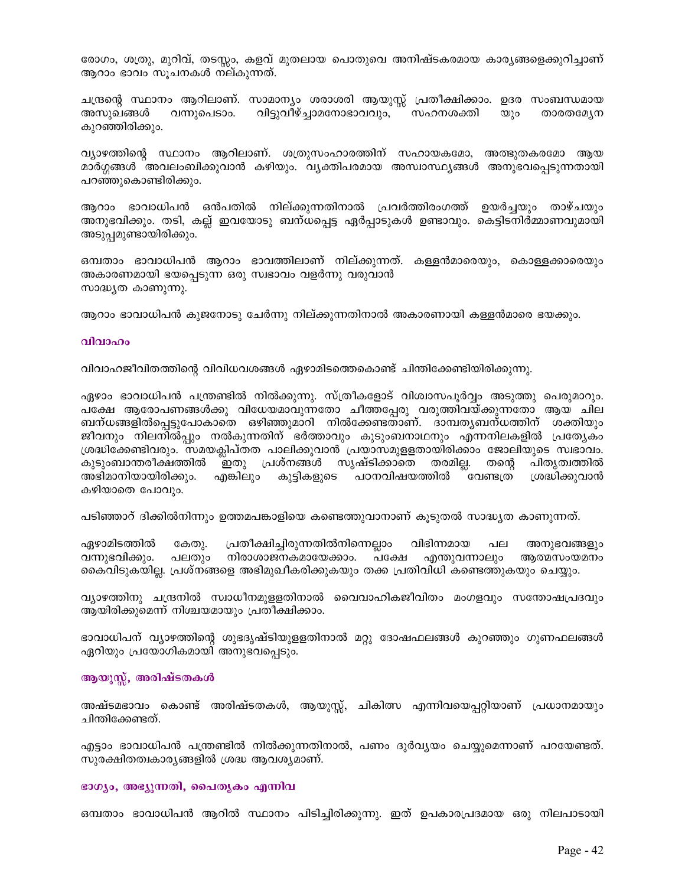രോഗം, ശത്രു, മുറിവ്, തടസ്സം, കളവ് മുതലായ പൊതുവെ അനിഷ്ടകരമായ കാര്യങ്ങളെക്കുറിച്ചാണ് ആറാം ഭാവം സൂചനകൾ നല്കുന്നത്.

ചന്ദ്രന്റെ സ്ഥാനം ആറിലാണ്. സാമാന്യം ശരാശരി ആയുസ്സ് പ്രതീക്ഷിക്കാം. ഉദര സംബന്ധമായ അസുഖങ്ങൾ വന്നുപെടാം. വിട്ടുവീഴ്ച്ചാമനോഭാവവും, സഹനശക്തി യും താരതമ്യേന കുറഞ്ഞിരിക്കും.

വ്യാഴത്തിന്റെ സ്ഥാനം ആറിലാണ്. ശത്രുസംഹാരത്തിന് സഹായകമോ, അത്ഭുതകരമോ ആയ മാർഗ്ഗങ്ങൾ അവലംബിക്കുവാൻ കഴിയും. വ്യക്തിപരമായ അസ്വാസ്ഥ്യങ്ങൾ അനുഭവപ്പെടുന്നതായി പറഞ്ഞുകൊണ്ടിരിക്കും.

ആറാം ഭാവാധിപൻ ഒൻപതിൽ നില്ക്കുന്നതിനാൽ പ്രവർത്തിരംഗത്ത് ഉയർച്ചയും താഴ്ചയും അനുഭവിക്കും. തടി, കല്ല് ഇവയോടു ബന്ധപ്പെട്ട ഏർപ്പാടുകൾ ഉണ്ടാവും. കെട്ടിടനിർമ്മാണവുമായി അടുപ്പമുണ്ടായിരിക്കും.

ഒമ്പതാം ഭാവാധിപൻ ആറാം ഭാവത്തിലാണ് നില്ക്കുന്നത്. കള്ളൻമാരെയും, കൊള്ളക്കാരെയും അകാരണമായി ഭയപ്പെടുന്ന ഒരു സ്വഭാവം വളർന്നു വരുവാൻ
സാദ്ധ്യത കാണുന്നു.

ആറാം ഭാവാധിപൻ കുജനോടു ചേർന്നു നില്ക്കുന്നതിനാൽ അകാരണായി കള്ളൻമാരെ ഭയക്കും.

## വിവാഹം

വിവാഹജീവിതത്തിന്റെ വിവിധവശങ്ങൾ ഏഴാമിടത്തെകൊണ്ട് ചിന്തിക്കേണ്ടിയിരിക്കുന്നു.

ഏഴാം ഭാവാധിപൻ പന്ത്രണ്ടിൽ നിൽക്കുന്നു. സ്ത്രീകളോട് വിശ്വാസപൂർവ്വം അടുത്തു പെരുമാറും. പക്ഷേ ആരോപണങ്ങൾക്കു വിധേയമാവുന്നതോ ചീത്തപ്പേരു വരുത്തിവയ്ക്കുന്നതോ ആയ ചില ബന്ധങ്ങളിൽപ്പെട്ടുപോകാതെ ഒഴിഞ്ഞുമാറി നിൽക്കേണ്ടതാണ്. ദാമ്പത്യബന്ധത്തിന് ശക്തിയും ജീവനും നിലനിൽപ്പും നൽകുന്നതിന് ഭർത്താവും കുടുംബനാഥനും എന്നനിലകളിൽ പ്രത്യേകം ശ്രദ്ധിക്കേണ്ടിവരും. സമയക്ലിപ്തത പാലിക്കുവാൻ പ്രയാസമുള്ളതായിരിക്കാം ജോലിയുടെ സ്വഭാവം. കുടുംബാന്തരീക്ഷത്തിൽ ഇതു പ്രശ്നങ്ങൾ സൃഷ്ടിക്കാതെ തരമില്ല. തന്റെ പിതൃത്വത്തിൽ അഭിമാനിയായിരിക്കും. എങ്കിലും കുട്ടികളുടെ പഠനവിഷയത്തിൽ വേണ്ടത്ര ശ്രദ്ധിക്കുവാൻ കഴിയാതെ പോവും.

പടിഞ്ഞാറ് ദിക്കിൽനിന്നും ഉത്തമപങ്കാളിയെ കണ്ടെത്തുവാനാണ് കൂടുതൽ സാദ്ധ്യത കാണുന്നത്.

ഏഴാമിടത്തിൽ കേതു. പ്രതീക്ഷിച്ചിരുന്നതിൽനിന്നെല്ലാം വിഭിന്നമായ പല അനുഭവങ്ങളും വന്നുഭവിക്കും. പലതും നിരാശാജനകമായേക്കാം. പക്ഷേ എന്തുവന്നാലും ആത്മസംയമനം കൈവിടുകയില്ല. പ്രശ്നങ്ങളെ അഭിമുഖീകരിക്കുകയും തക്ക പ്രതിവിധി കണ്ടെത്തുകയും ചെയ്യും.

വ്യാഴത്തിനു ചന്ദ്രനിൽ സ്വാധീനമുള്ളതിനാൽ വൈവാഹികജീവിതം മംഗളവും സന്തോഷപ്രദവും ആയിരിക്കുമെന്ന് നിശ്ചയമായും പ്രതീക്ഷിക്കാം.

ഭാവാധിപന് വ്യാഴത്തിന്റെ ശുഭദൃഷ്ടിയുള്ളതിനാൽ മറ്റു ദോഷഫലങ്ങൾ കുറഞ്ഞും ഗുണഫലങ്ങൾ ഏറിയും പ്രയോഗികമായി അനുഭവപ്പെടും.

## ആയുസ്സ്, അരിഷ്ടതകൾ

അഷ്ടമഭാവം കൊണ്ട് അരിഷ്ടതകൾ, ആയുസ്സ്, ചികിത്സ എന്നിവയെപ്പറ്റിയാണ് പ്രധാനമായും ചിന്തിക്കേണ്ടത്.

എട്ടാം ഭാവാധിപൻ പന്ത്രണ്ടിൽ നിൽക്കുന്നതിനാൽ, പണം ദുർവ്യയം ചെയ്യുമെന്നാണ് പറയേണ്ടത്. സുരക്ഷിതത്വകാര്യങ്ങളിൽ ശ്രദ്ധ ആവശ്യമാണ്.

## ഭാഗ്യം, അഭ്യുന്നതി, പൈതൃകം എന്നിവ

ഒമ്പതാം ഭാവാധിപൻ ആറിൽ സ്ഥാനം പിടിച്ചിരിക്കുന്നു. ഇത് ഉപകാരപ്രദമായ ഒരു നിലപാടായി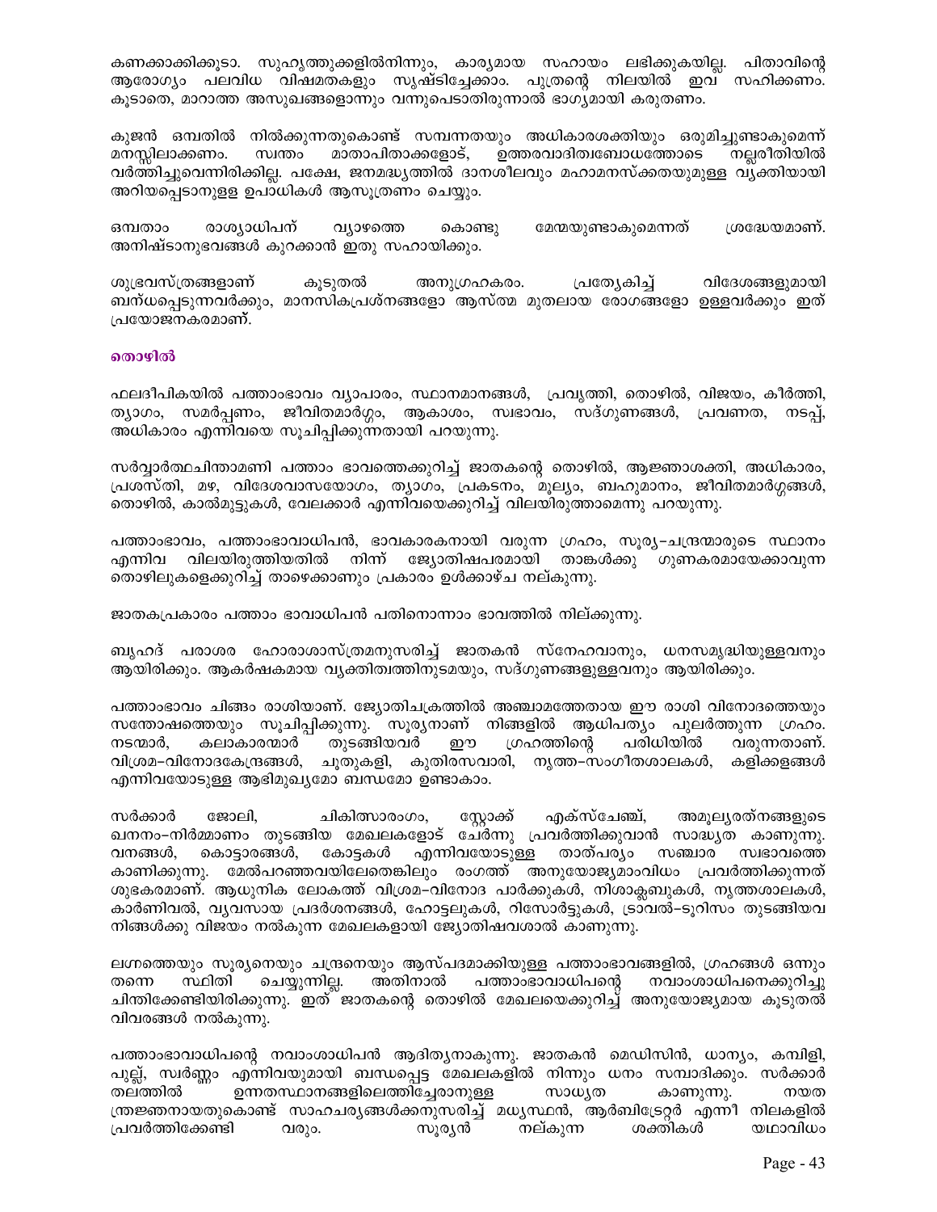കണക്കാക്കിക്കൂടാ. സുഹൃത്തുക്കളിൽനിന്നും, കാര്യമായ സഹായം ലഭിക്കുകയില്ല. പിതാവിന്റെ ആരോഗ്യം പലവിധ വിഷമതകളും സൃഷ്ടിച്ചേക്കാം. പുത്രന്റെ നിലയിൽ ഇവ സഹിക്കണം. കൂടാതെ, മാറാത്ത അസുഖങ്ങളൊന്നും വന്നുപെടാതിരുന്നാൽ ഭാഗ്യമായി കരുതണം.

കുജൻ ഒമ്പതിൽ നിൽക്കുന്നതുകൊണ്ട് സമ്പന്നതയും അധികാരശക്തിയും ഒരുമിച്ചുണ്ടാകുമെന്ന് മനസ്സിലാക്കണം. സ്വന്തം മാതാപിതാക്കളോട്, ഉത്തരവാദിത്വബോധത്തോടെ നല്ലരീതിയിൽ വർത്തിച്ചുവെന്നിരിക്കില്ല. പക്ഷേ, ജനമദ്ധ്യത്തിൽ ദാനശീലവും മഹാമനസ്ക്കതയുമുള്ള വ്യക്തിയായി അറിയപ്പെടാനുള്ള ഉപാധികൾ ആസൂത്രണം ചെയ്യും.

ഒമ്പതാം രാശ്യാധിപന് വ്യാഴത്തെ കൊണ്ടു മേന്മയുണ്ടാകുമെന്നത് ശ്രദ്ധേയമാണ്. അനിഷ്ടാനുഭവങ്ങൾ കുറക്കാൻ ഇതു സഹായിക്കും.

ശുഭ്രവസ്ത്രങ്ങളാണ് കൂടുതൽ അനുഗ്രഹകരം. പ്രത്യേകിച്ച് വിദേശങ്ങളുമായി ബന്ധപ്പെടുന്നവർക്കും, മാനസികപ്രശ്നങ്ങളോ ആസ്ത്മ മുതലായ രോഗങ്ങളോ ഉള്ളവർക്കും ഇത് പ്രയോജനകരമാണ്.

## തൊഴിൽ

ഫലദീപികയിൽ പത്താംഭാവം വ്യാപാരം, സ്ഥാനമാനങ്ങൾ, പ്രവൃത്തി, തൊഴിൽ, വിജയം, കീർത്തി, ത്യാഗം, സമർപ്പണം, ജീവിതമാർഗ്ഗം, ആകാശം, സ്വഭാവം, സദ്ഗുണങ്ങൾ, പ്രവണത, നടപ്പ്, അധികാരം എന്നിവയെ സൂചിപ്പിക്കുന്നതായി പറയുന്നു.

സർവ്വാർത്ഥചിന്താമണി പത്താം ഭാവത്തെക്കുറിച്ച് ജാതകന്റെ തൊഴിൽ, ആജ്ഞാശക്തി, അധികാരം, പ്രശസ്തി, മഴ, വിദേശവാസയോഗം, ത്യാഗം, പ്രകടനം, മൂല്യം, ബഹുമാനം, ജീവിതമാർഗ്ഗങ്ങൾ, തൊഴിൽ, കാൽമുട്ടുകൾ, വേലക്കാർ എന്നിവയെക്കുറിച്ച് വിലയിരുത്താമെന്നു പറയുന്നു.

പത്താംഭാവം, പത്താംഭാവാധിപൻ, ഭാവകാരകനായി വരുന്ന ഗ്രഹം, സൂര്യ–ചന്ദ്രന്മാരുടെ സ്ഥാനം എന്നിവ വിലയിരുത്തിയതിൽ നിന്ന് ജ്യോതിഷപരമായി താങ്കൾക്കു ഗുണകരമായേക്കാവുന്ന തൊഴിലുകളെക്കുറിച്ച് താഴെക്കാണും പ്രകാരം ഉൾക്കാഴ്ച നല്കുന്നു.

ജാതകപ്രകാരം പത്താം ഭാവാധിപൻ പതിനൊന്നാം ഭാവത്തിൽ നില്ക്കുന്നു.

ബൃഹദ് പരാശര ഹോരാശാസ്ത്രമനുസരിച്ച് ജാതകൻ സ്നേഹവാനും, ധനസമൃദ്ധിയുള്ളവനും ആയിരിക്കും. ആകർഷകമായ വ്യക്തിത്വത്തിനുടമയും, സദ്ഗുണങ്ങളുള്ളവനും ആയിരിക്കും.

പത്താംഭാവം ചിങ്ങം രാശിയാണ്. ജ്യോതിചക്രത്തിൽ അഞ്ചാമത്തേതായ ഈ രാശി വിനോദത്തെയും സന്തോഷത്തെയും സൂചിപ്പിക്കുന്നു. സൂര്യനാണ് നിങ്ങളിൽ ആധിപത്യം പുലർത്തുന്ന ഗ്രഹം. നടന്മാർ, കലാകാരന്മാർ തുടങ്ങിയവർ ഈ ഗ്രഹത്തിന്റെ പരിധിയിൽ വരുന്നതാണ്. വിശ്രമ–വിനോദകേന്ദ്രങ്ങൾ, ചൂതുകളി, കുതിരസവാരി, നൃത്ത–സംഗീതശാലകൾ, കളിക്കളങ്ങൾ എന്നിവയോടുള്ള ആഭിമുഖ്യമോ ബന്ധമോ ഉണ്ടാകാം.

സർക്കാർ ജോലി, ചികിത്സാരംഗം, സ്റ്റോക്ക് എക്സ്ചേഞ്ച്, അമൂല്യരത്നങ്ങളുടെ ഖനനം–നിർമ്മാണം തുടങ്ങിയ മേഖലകളോട് ചേർന്നു പ്രവർത്തിക്കുവാൻ സാദ്ധ്യത കാണുന്നു. വനങ്ങൾ, കൊട്ടാരങ്ങൾ, കോട്ടകൾ എന്നിവയോടുള്ള താത്പര്യം സഞ്ചാര സ്വഭാവത്തെ കാണിക്കുന്നു. മേൽപറഞ്ഞവയിലേതെങ്കിലും രംഗത്ത് അനുയോജ്യമാംവിധം പ്രവർത്തിക്കുന്നത് ശുഭകരമാണ്. ആധുനിക ലോകത്ത് വിശ്രമ–വിനോദ പാർക്കുകൾ, നിശാക്ലബുകൾ, നൃത്തശാലകൾ, കാർണിവൽ, വ്യവസായ പ്രദർശനങ്ങൾ, ഹോട്ടലുകൾ, റിസോർട്ടുകൾ, ട്രാവൽ–ടൂറിസം തുടങ്ങിയവ നിങ്ങൾക്കു വിജയം നൽകുന്ന മേഖലകളായി ജ്യോതിഷവശാൽ കാണുന്നു.

ലഗ്നത്തെയും സൂര്യനെയും ചന്ദ്രനെയും ആസ്പദമാക്കിയുള്ള പത്താംഭാവങ്ങളിൽ, ഗ്രഹങ്ങൾ ഒന്നും തന്നെ സ്ഥിതി ചെയ്യുന്നില്ല. അതിനാൽ പത്താംഭാവാധിപന്റെ നവാംശാധിപനെക്കുറിച്ചു ചിന്തിക്കേണ്ടിയിരിക്കുന്നു. ഇത് ജാതകന്റെ തൊഴിൽ മേഖലയെക്കുറിച്ച് അനുയോജ്യമായ കൂടുതൽ വിവരങ്ങൾ നൽകുന്നു.

പത്താംഭാവാധിപന്റെ നവാംശാധിപൻ ആദിത്യനാകുന്നു. ജാതകൻ മെഡിസിൻ, ധാന്യം, കമ്പിളി, പുല്ല്, സ്വർണ്ണം എന്നിവയുമായി ബന്ധപ്പെട്ട മേഖലകളിൽ നിന്നും ധനം സമ്പാദിക്കും. സർക്കാർ തലത്തിൽ ഉന്നതസ്ഥാനങ്ങളിലെത്തിച്ചേരാനുള്ള സാധ്യത കാണുന്നു. നയതന്ത്രജ്ഞനായതുകൊണ്ട് സാഹചര്യങ്ങൾക്കനുസരിച്ച് മധ്യസ്ഥൻ, ആർബിട്രേറ്റർ എന്നീ നിലകളിൽ പ്രവർത്തിക്കേണ്ടി വരും. സൂര്യൻ നല്കുന്ന ശക്തികൾ യഥാവിധം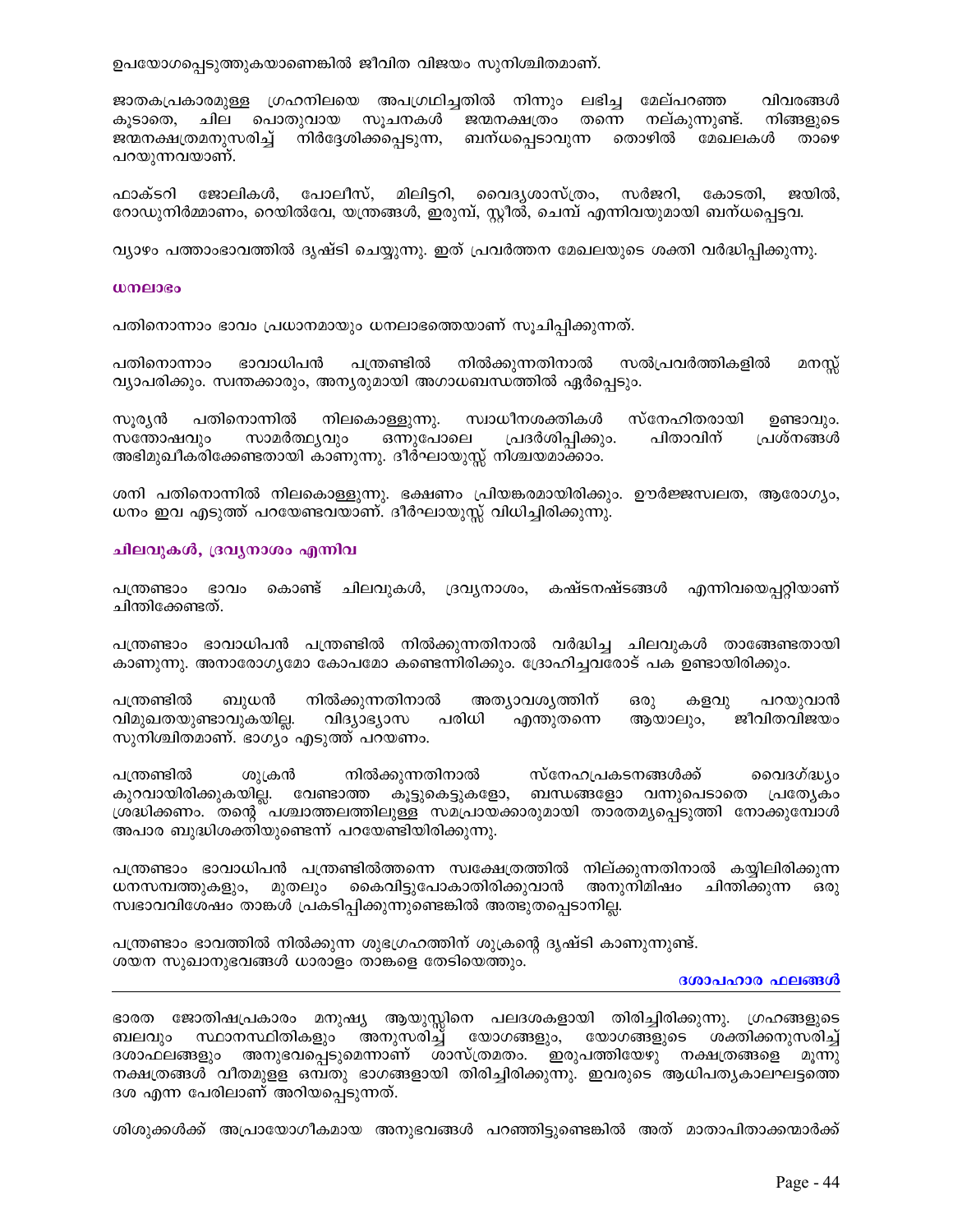ഉപയോഗപ്പെടുത്തുകയാണെങ്കിൽ ജീവിത വിജയം സുനിശ്ചിതമാണ്.

ജാതകപ്രകാരമുള്ള ഗ്രഹനിലയെ അപഗ്രഥിച്ചതിൽ നിന്നും ലഭിച്ച മേല്പറഞ്ഞ വിവരങ്ങൾ കൂടാതെ, ചില പൊതുവായ സൂചനകൾ ജന്മനക്ഷത്രം തന്നെ നല്കുന്നുണ്ട്. നിങ്ങളുടെ ജന്മനക്ഷത്രമനുസരിച്ച് നിർദ്ദേശിക്കപ്പെടുന്ന, ബന്ധപ്പെടാവുന്ന തൊഴിൽ മേഖലകൾ താഴെ പറയുന്നവയാണ്.

ഫാക്ടറി ജോലികൾ, പോലീസ്, മിലിട്ടറി, വൈദ്യശാസ്ത്രം, സർജറി, കോടതി, ജയിൽ, റോഡുനിർമ്മാണം, റെയിൽവേ, യന്ത്രങ്ങൾ, ഇരുമ്പ്, സ്റ്റീൽ, ചെമ്പ് എന്നിവയുമായി ബന്ധപ്പെട്ടവ.

വ്യാഴം പത്താംഭാവത്തിൽ ദൃഷ്ടി ചെയ്യുന്നു. ഇത് പ്രവർത്തന മേഖലയുടെ ശക്തി വർദ്ധിപ്പിക്കുന്നു.

### ധനലാഭം

പതിനൊന്നാം ഭാവം പ്രധാനമായും ധനലാഭത്തെയാണ് സൂചിപ്പിക്കുന്നത്.

പതിനൊന്നാം ഭാവാധിപൻ പന്ത്രണ്ടിൽ നിൽക്കുന്നതിനാൽ സൽപ്രവർത്തികളിൽ മനസ്സ് വ്യാപരിക്കും. സ്വന്തക്കാരും, അന്യരുമായി അഗാധബന്ധത്തിൽ ഏർപ്പെടും.

സൂര്യൻ പതിനൊന്നിൽ നിലകൊള്ളുന്നു. സ്വാധീനശക്തികൾ സ്നേഹിതരായി ഉണ്ടാവും. സന്തോഷവും സാമർത്ഥ്യവും ഒന്നുപോലെ പ്രദർശിപ്പിക്കും. പിതാവിന് പ്രശ്നങ്ങൾ അഭിമുഖീകരിക്കേണ്ടതായി കാണുന്നു. ദീർഘായുസ്സ് നിശ്ചയമാക്കാം.

ശനി പതിനൊന്നിൽ നിലകൊള്ളുന്നു. ഭക്ഷണം പ്രിയങ്കരമായിരിക്കും. ഊർജ്ജസ്വലത, ആരോഗ്യം, ധനം ഇവ എടുത്ത് പറയേണ്ടവയാണ്. ദീർഘായുസ്സ് വിധിച്ചിരിക്കുന്നു.

### ചിലവുകൾ, ദ്രവ്യനാശം എന്നിവ

പന്ത്രണ്ടാം ഭാവം കൊണ്ട് ചിലവുകൾ, ദ്രവ്യനാശം, കഷ്ടനഷ്ടങ്ങൾ എന്നിവയെപ്പറ്റിയാണ് ചിന്തിക്കേണ്ടത്.

പന്ത്രണ്ടാം ഭാവാധിപൻ പന്ത്രണ്ടിൽ നിൽക്കുന്നതിനാൽ വർദ്ധിച്ച ചിലവുകൾ താങ്ങേണ്ടതായി കാണുന്നു. അനാരോഗ്യമോ കോപമോ കണ്ടെന്നിരിക്കും. ദ്രോഹിച്ചവരോട് പക ഉണ്ടായിരിക്കും.

പന്ത്രണ്ടിൽ ബുധൻ നിൽക്കുന്നതിനാൽ അത്യാവശ്യത്തിന് ഒരു കളവു പറയുവാൻ വിമുഖതയുണ്ടാവുകയില്ല. വിദ്യാഭ്യാസ പരിധി എന്തുതന്നെ ആയാലും, ജീവിതവിജയം സുനിശ്ചിതമാണ്. ഭാഗ്യം എടുത്ത് പറയണം.

പന്ത്രണ്ടിൽ ശുക്രൻ നിൽക്കുന്നതിനാൽ സ്നേഹപ്രകടനങ്ങൾക്ക് വൈദഗ്ദ്ധ്യം കുറവായിരിക്കുകയില്ല. വേണ്ടാത്ത കൂട്ടുകെട്ടുകളോ, ബന്ധങ്ങളോ വന്നുപെടാതെ പ്രത്യേകം ശ്രദ്ധിക്കണം. തന്റെ പശ്ചാത്തലത്തിലുള്ള സമപ്രായക്കാരുമായി താരതമ്യപ്പെടുത്തി നോക്കുമ്പോൾ അപാര ബുദ്ധിശക്തിയുണ്ടെന്ന് പറയേണ്ടിയിരിക്കുന്നു.

പന്ത്രണ്ടാം ഭാവാധിപൻ പന്ത്രണ്ടിൽത്തന്നെ സ്വക്ഷേത്രത്തിൽ നില്ക്കുന്നതിനാൽ കയ്യിലിരിക്കുന്ന ധനസമ്പത്തുകളും, മുതലും കൈവിട്ടുപോകാതിരിക്കുവാൻ അനുനിമിഷം ചിന്തിക്കുന്ന ഒരു സ്വഭാവവിശേഷം താങ്കൾ പ്രകടിപ്പിക്കുന്നുണ്ടെങ്കിൽ അത്ഭുതപ്പെടാനില്ല.

പന്ത്രണ്ടാം ഭാവത്തിൽ നിൽക്കുന്ന ശുഭഗ്രഹത്തിന് ശുക്രന്റെ ദൃഷ്ടി കാണുന്നുണ്ട്.
ശയന സുഖാനുഭവങ്ങൾ ധാരാളം താങ്കളെ തേടിയെത്തും.

## ദശാപഹാര ഫലങ്ങൾ

ഭാരത ജോതിഷപ്രകാരം മനുഷ്യ ആയുസ്സിനെ പലദശകളായി തിരിച്ചിരിക്കുന്നു. ഗ്രഹങ്ങളുടെ ബലവും സ്ഥാനസ്ഥിതികളും അനുസരിച്ച് യോഗങ്ങളും, യോഗങ്ങളുടെ ശക്തിക്കനുസരിച്ച് ദശാഫലങ്ങളും അനുഭവപ്പെടുമെന്നാണ് ശാസ്ത്രമതം. ഇരുപത്തിയേഴു നക്ഷത്രങ്ങളെ മൂന്നു നക്ഷത്രങ്ങൾ വീതമുള്ള ഒമ്പതു ഭാഗങ്ങളായി തിരിച്ചിരിക്കുന്നു. ഇവരുടെ ആധിപത്യകാലഘട്ടത്തെ ദശ എന്ന പേരിലാണ് അറിയപ്പെടുന്നത്.

ശിശുക്കൾക്ക് അപ്രായോഗീകമായ അനുഭവങ്ങൾ പറഞ്ഞിട്ടുണ്ടെങ്കിൽ അത് മാതാപിതാക്കന്മാർക്ക്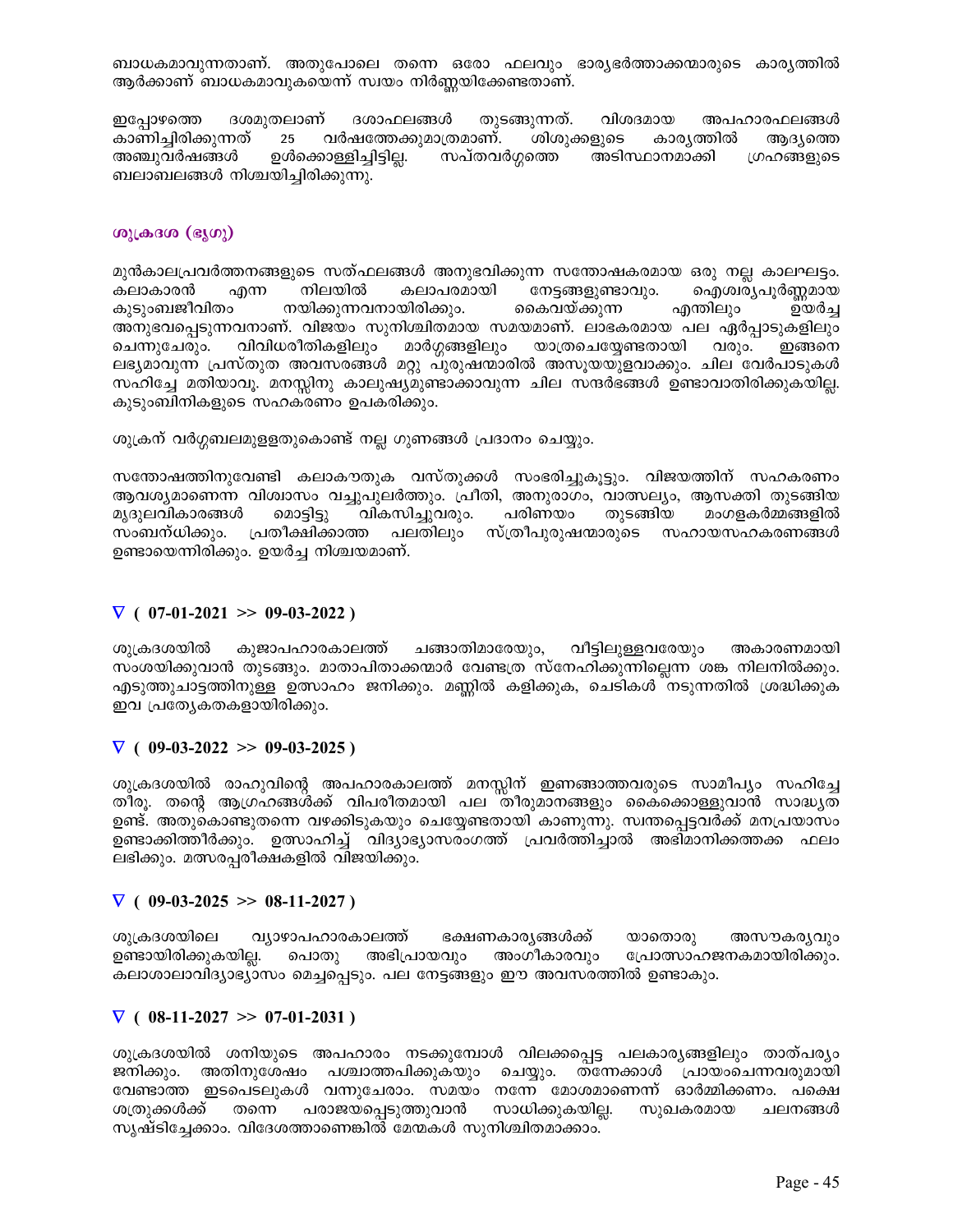ബാധകമാവുന്നതാണ്. അതുപോലെ തന്നെ ഒരോ ഫലവും ഭാര്യഭർത്താക്കന്മാരുടെ കാര്യത്തിൽ ആർക്കാണ് ബാധകമാവുകയെന്ന് സ്വയം നിർണ്ണയിക്കേണ്ടതാണ്.

ഇപ്പോഴത്തെ ദശമുതലാണ് ദശാഫലങ്ങൾ തുടങ്ങുന്നത്. വിശദമായ അപഹാരഫലങ്ങൾ കാണിച്ചിരിക്കുന്നത് 25 വർഷത്തേക്കുമാത്രമാണ്. ശിശുക്കളുടെ കാര്യത്തിൽ ആദ്യത്തെ അഞ്ചുവർഷങ്ങൾ ഉൾക്കൊള്ളിച്ചിട്ടില്ല. സപ്തവർഗ്ഗത്തെ അടിസ്ഥാനമാക്കി ഗ്രഹങ്ങളുടെ ബലാബലങ്ങൾ നിശ്ചയിച്ചിരിക്കുന്നു.

### ശുക്രദശ (ഭൃഗു)

മുൻകാലപ്രവർത്തനങ്ങളുടെ സത്ഫലങ്ങൾ അനുഭവിക്കുന്ന സന്തോഷകരമായ ഒരു നല്ല കാലഘട്ടം. കലാകാരൻ എന്ന നിലയിൽ കലാപരമായി നേട്ടങ്ങളുണ്ടാവും. ഐശ്വര്യപൂർണ്ണമായ കുടുംബജീവിതം നയിക്കുന്നവനായിരിക്കും. കൈവയ്ക്കുന്ന എന്തിലും ഉയർച്ച അനുഭവപ്പെടുന്നവനാണ്. വിജയം സുനിശ്ചിതമായ സമയമാണ്. ലാഭകരമായ പല ഏർപ്പാടുകളിലും ചെന്നുചേരും. വിവിധരീതികളിലും മാർഗ്ഗങ്ങളിലും യാത്രചെയ്യേണ്ടതായി വരും. ഇങ്ങനെ ലഭ്യമാവുന്ന പ്രസ്തുത അവസരങ്ങൾ മറ്റു പുരുഷന്മാരിൽ അസൂയയുളവാക്കും. ചില വേർപാടുകൾ സഹിച്ചേ മതിയാവൂ. മനസ്സിനു കാലുഷ്യമുണ്ടാക്കാവുന്ന ചില സന്ദർഭങ്ങൾ ഉണ്ടാവാതിരിക്കുകയില്ല. കുടുംബിനികളുടെ സഹകരണം ഉപകരിക്കും.

ശുക്രന് വർഗ്ഗബലമുള്ളതുകൊണ്ട് നല്ല ഗുണങ്ങൾ പ്രദാനം ചെയ്യും.

സന്തോഷത്തിനുവേണ്ടി കലാകൗതുക വസ്തുക്കൾ സംഭരിച്ചുകൂട്ടും. വിജയത്തിന് സഹകരണം ആവശ്യമാണെന്ന വിശ്വാസം വച്ചുപുലർത്തും. പ്രീതി, അനുരാഗം, വാത്സല്യം, ആസക്തി തുടങ്ങിയ മൃദുലവികാരങ്ങൾ മൊട്ടിട്ടു വികസിച്ചുവരും. പരിണയം തുടങ്ങിയ മംഗളകർമ്മങ്ങളിൽ സംബന്ധിക്കും. പ്രതീക്ഷിക്കാത്ത പലതിലും സ്ത്രീപുരുഷന്മാരുടെ സഹായസഹകരണങ്ങൾ ഉണ്ടായെന്നിരിക്കും. ഉയർച്ച നിശ്ചയമാണ്.

#### ∇ ( 07-01-2021 >> 09-03-2022 )

ശുക്രദശയിൽ കുജാപഹാരകാലത്ത് ചങ്ങാതിമാരേയും, വീട്ടിലുള്ളവരേയും അകാരണമായി സംശയിക്കുവാൻ തുടങ്ങും. മാതാപിതാക്കന്മാർ വേണ്ടത്ര സ്നേഹിക്കുന്നില്ലെന്ന ശങ്ക നിലനിൽക്കും. എടുത്തുചാട്ടത്തിനുള്ള ഉത്സാഹം ജനിക്കും. മണ്ണിൽ കളിക്കുക, ചെടികൾ നടുന്നതിൽ ശ്രദ്ധിക്കുക ഇവ പ്രത്യേകതകളായിരിക്കും.

#### ∇ ( 09-03-2022 >> 09-03-2025 )

ശുക്രദശയിൽ രാഹുവിന്റെ അപഹാരകാലത്ത് മനസ്സിന് ഇണങ്ങാത്തവരുടെ സാമീപ്യം സഹിച്ചേ തീരൂ. തന്റെ ആഗ്രഹങ്ങൾക്ക് വിപരീതമായി പല തീരുമാനങ്ങളും കൈക്കൊള്ളുവാൻ സാദ്ധ്യത ഉണ്ട്. അതുകൊണ്ടുതന്നെ വഴക്കിടുകയും ചെയ്യേണ്ടതായി കാണുന്നു. സ്വന്തപ്പെട്ടവർക്ക് മനപ്രയാസം ഉണ്ടാക്കിത്തീർക്കും. ഉത്സാഹിച്ച് വിദ്യാഭ്യാസരംഗത്ത് പ്രവർത്തിച്ചാൽ അഭിമാനിക്കത്തക്ക ഫലം ലഭിക്കും. മത്സരപ്പരീക്ഷകളിൽ വിജയിക്കും.

#### ∇ ( 09-03-2025 >> 08-11-2027 )

ശുക്രദശയിലെ വ്യാഴാപഹാരകാലത്ത് ഭക്ഷണകാര്യങ്ങൾക്ക് യാതൊരു അസൗകര്യവും ഉണ്ടായിരിക്കുകയില്ല. പൊതു അഭിപ്രായവും അംഗീകാരവും പ്രോത്സാഹജനകമായിരിക്കും. കലാശാലാവിദ്യാഭ്യാസം മെച്ചപ്പെടും. പല നേട്ടങ്ങളും ഈ അവസരത്തിൽ ഉണ്ടാകും.

#### ∇ ( 08-11-2027 >> 07-01-2031 )

ശുക്രദശയിൽ ശനിയുടെ അപഹാരം നടക്കുമ്പോൾ വിലക്കപ്പെട്ട പലകാര്യങ്ങളിലും താത്പര്യം ജനിക്കും. അതിനുശേഷം പശ്ചാത്തപിക്കുകയും ചെയ്യും. തന്നേക്കാൾ പ്രായംചെന്നവരുമായി വേണ്ടാത്ത ഇടപെടലുകൾ വന്നുചേരാം. സമയം നന്നേ മോശമാണെന്ന് ഓർമ്മിക്കണം. പക്ഷെ ശത്രുക്കൾക്ക് തന്നെ പരാജയപ്പെടുത്തുവാൻ സാധിക്കുകയില്ല. സുഖകരമായ ചലനങ്ങൾ സൃഷ്ടിച്ചേക്കാം. വിദേശത്താണെങ്കിൽ മേന്മകൾ സുനിശ്ചിതമാക്കാം.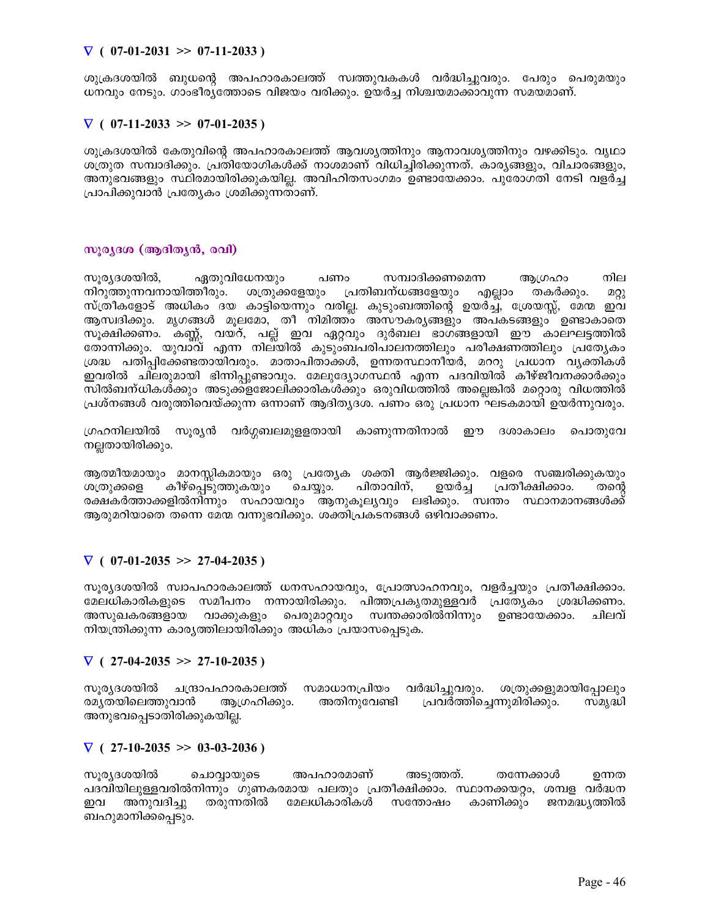### ∇ ( 07-01-2031 >> 07-11-2033 )

ശുക്രദശയിൽ ബുധന്റെ അപഹാരകാലത്ത് സ്വത്തുവകകൾ വർദ്ധിച്ചുവരും. പേരും പെരുമയും ധനവും നേടും. ഗാംഭീര്യത്തോടെ വിജയം വരിക്കും. ഉയർച്ച നിശ്ചയമാക്കാവുന്ന സമയമാണ്.

### ∇ ( 07-11-2033 >> 07-01-2035 )

ശുക്രദശയിൽ കേതുവിന്റെ അപഹാരകാലത്ത് ആവശ്യത്തിനും ആനാവശ്യത്തിനും വഴക്കിടും. വൃഥാ ശത്രുത സമ്പാദിക്കും. പ്രതിയോഗികൾക്ക് നാശമാണ് വിധിച്ചിരിക്കുന്നത്. കാര്യങ്ങളും, വിചാരങ്ങളും, അനുഭവങ്ങളും സ്ഥിരമായിരിക്കുകയില്ല. അവിഹിതസംഗമം ഉണ്ടായേക്കാം. പുരോഗതി നേടി വളർച്ച പ്രാപിക്കുവാൻ പ്രത്യേകം ശ്രമിക്കുന്നതാണ്.

## സൂര്യദശ (ആദിത്യൻ, രവി)

സൂര്യദശയിൽ, ഏതുവിധേനയും പണം സമ്പാദിക്കണമെന്ന ആഗ്രഹം നില നിറുത്തുന്നവനായിത്തീരും. ശത്രുക്കളേയും പ്രതിബന്ധങ്ങളേയും എല്ലാം തകർക്കും. മറ്റു സ്ത്രീകളോട് അധികം ദയ കാട്ടിയെന്നും വരില്ല. കുടുംബത്തിന്റെ ഉയർച്ച, ശ്രേയസ്സ്, മേന്മ ഇവ ആസ്വദിക്കും. മൃഗങ്ങൾ മൂലമോ, തീ നിമിത്തം അസൗകര്യങ്ങളും അപകടങ്ങളും ഉണ്ടാകാതെ സൂക്ഷിക്കണം. കണ്ണ്, വയറ്, പല്ല് ഇവ ഏറ്റവും ദുർബല ഭാഗങ്ങളായി ഈ കാലഘട്ടത്തിൽ തോന്നിക്കും. യുവാവ് എന്ന നിലയിൽ കുടുംബപരിപാലനത്തിലും പരീക്ഷണത്തിലും പ്രത്യേകം ശ്രദ്ധ പതിപ്പിക്കേണ്ടതായിവരും. മാതാപിതാക്കൾ, ഉന്നതസ്ഥാനീയർ, മററു പ്രധാന വ്യക്തികൾ ഇവരിൽ ചിലരുമായി ഭിന്നിപ്പുണ്ടാവും. മേലുദ്യോഗസ്ഥൻ എന്ന പദവിയിൽ കീഴ്ജീവനക്കാർക്കും സിൽബന്ധികൾക്കും അടുക്കളജോലിക്കാരികൾക്കും ഒരുവിധത്തിൽ അല്ലെങ്കിൽ മറ്റൊരു വിധത്തിൽ പ്രശ്നങ്ങൾ വരുത്തിവെയ്ക്കുന്ന ഒന്നാണ് ആദിത്യദശ. പണം ഒരു പ്രധാന ഘടകമായി ഉയർന്നുവരും.

ഗ്രഹനിലയിൽ സൂര്യൻ വർഗ്ഗബലമുള്ളതായി കാണുന്നതിനാൽ ഈ ദശാകാലം പൊതുവേ നല്ലതായിരിക്കും.

ആത്മീയമായും മാനസ്സികമായും ഒരു പ്രത്യേക ശക്തി ആർജ്ജിക്കും. വളരെ സഞ്ചരിക്കുകയും ശത്രുക്കളെ കീഴ്പ്പെടുത്തുകയും ചെയ്യും. പിതാവിന്, ഉയർച്ച പ്രതീക്ഷിക്കാം. തന്റെ രക്ഷകർത്താക്കളിൽനിന്നും സഹായവും ആനുകൂല്യവും ലഭിക്കും. സ്വന്തം സ്ഥാനമാനങ്ങൾക്ക് ആരുമറിയാതെ തന്നെ മേന്മ വന്നുഭവിക്കും. ശക്തിപ്രകടനങ്ങൾ ഒഴിവാക്കണം.

### ∇ ( 07-01-2035 >> 27-04-2035 )

സൂര്യദശയിൽ സ്വാപഹാരകാലത്ത് ധനസഹായവും, പ്രോത്സാഹനവും, വളർച്ചയും പ്രതീക്ഷിക്കാം. മേലധികാരികളുടെ സമീപനം നന്നായിരിക്കും. പിത്തപ്രകൃതമുള്ളവർ പ്രത്യേകം ശ്രദ്ധിക്കണം. അസുഖകരങ്ങളായ വാക്കുകളും പെരുമാറ്റവും സ്വന്തക്കാരിൽനിന്നും ഉണ്ടായേക്കാം. ചിലവ് നിയന്ത്രിക്കുന്ന കാര്യത്തിലായിരിക്കും അധികം പ്രയാസപ്പെടുക.

### ∇ ( 27-04-2035 >> 27-10-2035 )

സൂര്യദശയിൽ ചന്ദ്രാപഹാരകാലത്ത് സമാധാനപ്രിയം വർദ്ധിച്ചുവരും. ശത്രുക്കളുമായിപ്പോലും രമ്യതയിലെത്തുവാൻ ആഗ്രഹിക്കും. അതിനുവേണ്ടി പ്രവർത്തിച്ചെന്നുമിരിക്കും. സമൃദ്ധി അനുഭവപ്പെടാതിരിക്കുകയില്ല.

### ∇ ( 27-10-2035 >> 03-03-2036 )

സൂര്യദശയിൽ ചൊവ്വായുടെ അപഹാരമാണ് അടുത്തത്. തന്നേക്കാൾ ഉന്നത പദവിയിലുള്ളവരിൽനിന്നും ഗുണകരമായ പലതും പ്രതീക്ഷിക്കാം. സ്ഥാനക്കയറ്റം, ശമ്പള വർദ്ധന ഇവ അനുവദിച്ചു തരുന്നതിൽ മേലധികാരികൾ സന്തോഷം കാണിക്കും ജനമദ്ധ്യത്തിൽ ബഹുമാനിക്കപ്പെടും.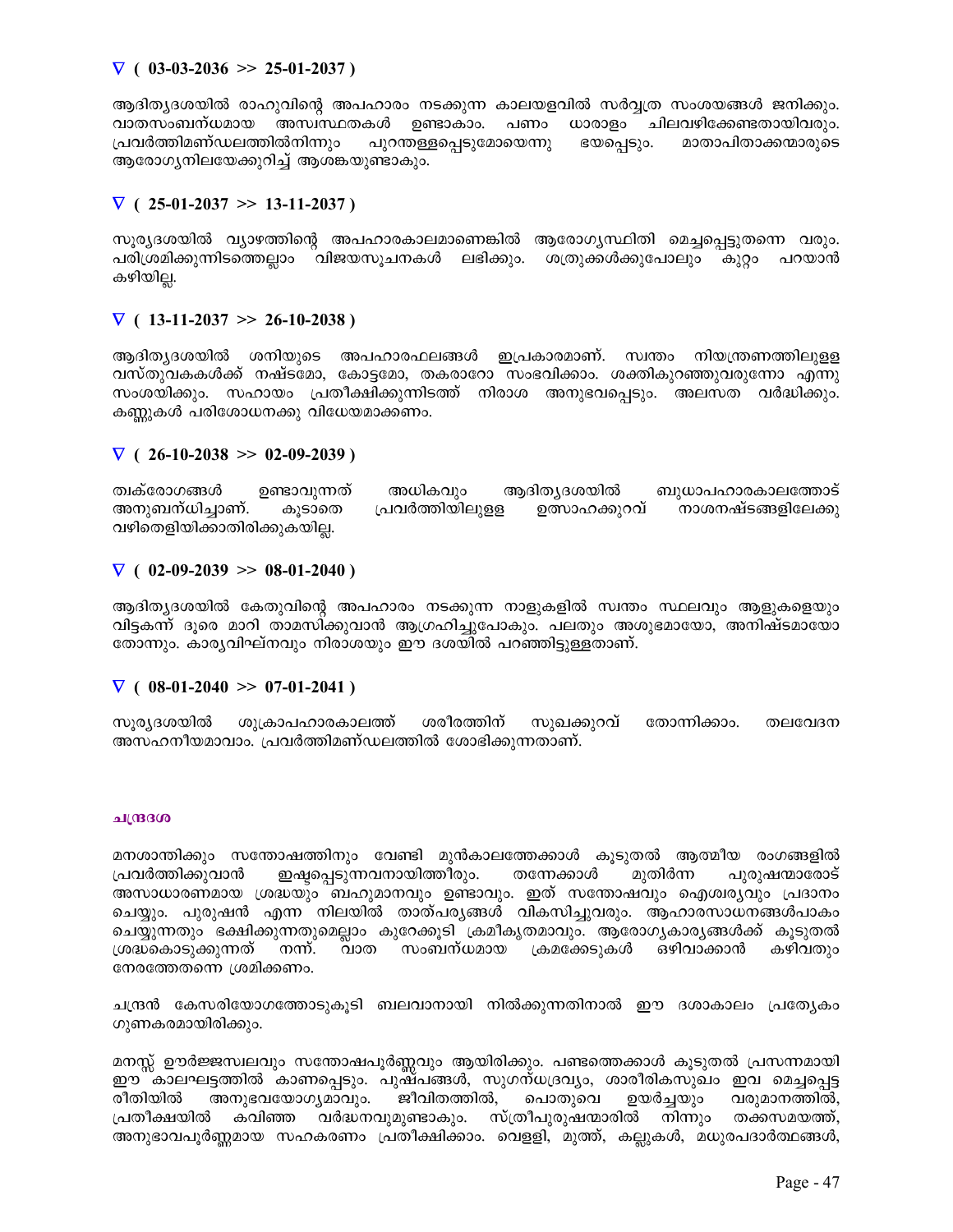### ∇ ( 03-03-2036 >> 25-01-2037 )

ആദിത്യദശയിൽ രാഹുവിന്റെ അപഹാരം നടക്കുന്ന കാലയളവിൽ സർവ്വത്ര സംശയങ്ങൾ ജനിക്കും. വാതസംബന്ധമായ അസ്വസ്ഥതകൾ ഉണ്ടാകാം. പണം ധാരാളം ചിലവഴിക്കേണ്ടതായിവരും. പ്രവർത്തിമണ്ഡലത്തിൽനിന്നും പുറന്തള്ളപ്പെടുമോയെന്നു ഭയപ്പെടും. മാതാപിതാക്കന്മാരുടെ ആരോഗ്യനിലയേക്കുറിച്ച് ആശങ്കയുണ്ടാകും.

### ∇ ( 25-01-2037 >> 13-11-2037 )

സൂര്യദശയിൽ വ്യാഴത്തിന്റെ അപഹാരകാലമാണെങ്കിൽ ആരോഗ്യസ്ഥിതി മെച്ചപ്പെട്ടുതന്നെ വരും. പരിശ്രമിക്കുന്നിടത്തെല്ലാം വിജയസൂചനകൾ ലഭിക്കും. ശത്രുക്കൾക്കുപോലും കുറ്റം പറയാൻ കഴിയില്ല.

### ∇ ( 13-11-2037 >> 26-10-2038 )

ആദിത്യദശയിൽ ശനിയുടെ അപഹാരഫലങ്ങൾ ഇപ്രകാരമാണ്. സ്വന്തം നിയന്ത്രണത്തിലുള്ള വസ്തുവകകൾക്ക് നഷ്ടമോ, കോട്ടമോ, തകരാറോ സംഭവിക്കാം. ശക്തികുറഞ്ഞുവരുന്നോ എന്നു സംശയിക്കും. സഹായം പ്രതീക്ഷിക്കുന്നിടത്ത് നിരാശ അനുഭവപ്പെടും. അലസത വർദ്ധിക്കും. കണ്ണുകൾ പരിശോധനക്കു വിധേയമാക്കണം.

### ∇ ( 26-10-2038 >> 02-09-2039 )

ത്വക്‌രോഗങ്ങൾ ഉണ്ടാവുന്നത് അധികവും ആദിത്യദശയിൽ ബുധാപഹാരകാലത്തോട് അനുബന്ധിച്ചാണ്. കൂടാതെ പ്രവർത്തിയിലുള്ള ഉത്സാഹക്കുറവ് നാശനഷ്ടങ്ങളിലേക്കു വഴിതെളിയിക്കാതിരിക്കുകയില്ല.

### ∇ ( 02-09-2039 >> 08-01-2040 )

ആദിത്യദശയിൽ കേതുവിന്റെ അപഹാരം നടക്കുന്ന നാളുകളിൽ സ്വന്തം സ്ഥലവും ആളുകളെയും വിട്ടകന്ന് ദൂരെ മാറി താമസിക്കുവാൻ ആഗ്രഹിച്ചുപോകും. പലതും അശുഭമായോ, അനിഷ്ടമായോ തോന്നും. കാര്യവിഘ്നവും നിരാശയും ഈ ദശയിൽ പറഞ്ഞിട്ടുള്ളതാണ്.

### ∇ ( 08-01-2040 >> 07-01-2041 )

സൂര്യദശയിൽ ശുക്രാപഹാരകാലത്ത് ശരീരത്തിന് സുഖക്കുറവ് തോന്നിക്കാം. തലവേദന അസഹനീയമാവാം. പ്രവർത്തിമണ്ഡലത്തിൽ ശോഭിക്കുന്നതാണ്.

## ചന്ദ്രദശ

മനശാന്തിക്കും സന്തോഷത്തിനും വേണ്ടി മുൻകാലത്തേക്കാൾ കൂടുതൽ ആത്മീയ രംഗങ്ങളിൽ പ്രവർത്തിക്കുവാൻ ഇഷ്ടപ്പെടുന്നവനായിത്തീരും. തന്നേക്കാൾ മുതിർന്ന പുരുഷന്മാരോട് അസാധാരണമായ ശ്രദ്ധയും ബഹുമാനവും ഉണ്ടാവും. ഇത് സന്തോഷവും ഐശ്വര്യവും പ്രദാനം ചെയ്യും. പുരുഷൻ എന്ന നിലയിൽ താത്പര്യങ്ങൾ വികസിച്ചുവരും. ആഹാരസാധനങ്ങൾപാകം ചെയ്യുന്നതും ഭക്ഷിക്കുന്നതുമെല്ലാം കുറേക്കൂടി ക്രമീകൃതമാവും. ആരോഗ്യകാര്യങ്ങൾക്ക് കൂടുതൽ ശ്രദ്ധകൊടുക്കുന്നത് നന്ന്. വാത സംബന്ധമായ ക്രമക്കേടുകൾ ഒഴിവാക്കാൻ കഴിവതും നേരത്തേതന്നെ ശ്രമിക്കണം.

ചന്ദ്രൻ കേസരിയോഗത്തോടുകൂടി ബലവാനായി നിൽക്കുന്നതിനാൽ ഈ ദശാകാലം പ്രത്യേകം ഗുണകരമായിരിക്കും.

മനസ്സ് ഊർജ്ജസ്വലവും സന്തോഷപൂർണ്ണവും ആയിരിക്കും. പണ്ടത്തെക്കാൾ കൂടുതൽ പ്രസന്നമായി ഈ കാലഘട്ടത്തിൽ കാണപ്പെടും. പുഷ്പങ്ങൾ, സുഗന്ധദ്രവ്യം, ശാരീരികസുഖം ഇവ മെച്ചപ്പെട്ട രീതിയിൽ അനുഭവയോഗ്യമാവും. ജീവിതത്തിൽ, പൊതുവെ ഉയർച്ചയും വരുമാനത്തിൽ, പ്രതീക്ഷയിൽ കവിഞ്ഞ വർദ്ധനവുമുണ്ടാകും. സ്ത്രീപുരുഷന്മാരിൽ നിന്നും തക്കസമയത്ത്, അനുഭാവപൂർണ്ണമായ സഹകരണം പ്രതീക്ഷിക്കാം. വെള്ളി, മുത്ത്, കല്ലുകൾ, മധുരപദാർത്ഥങ്ങൾ,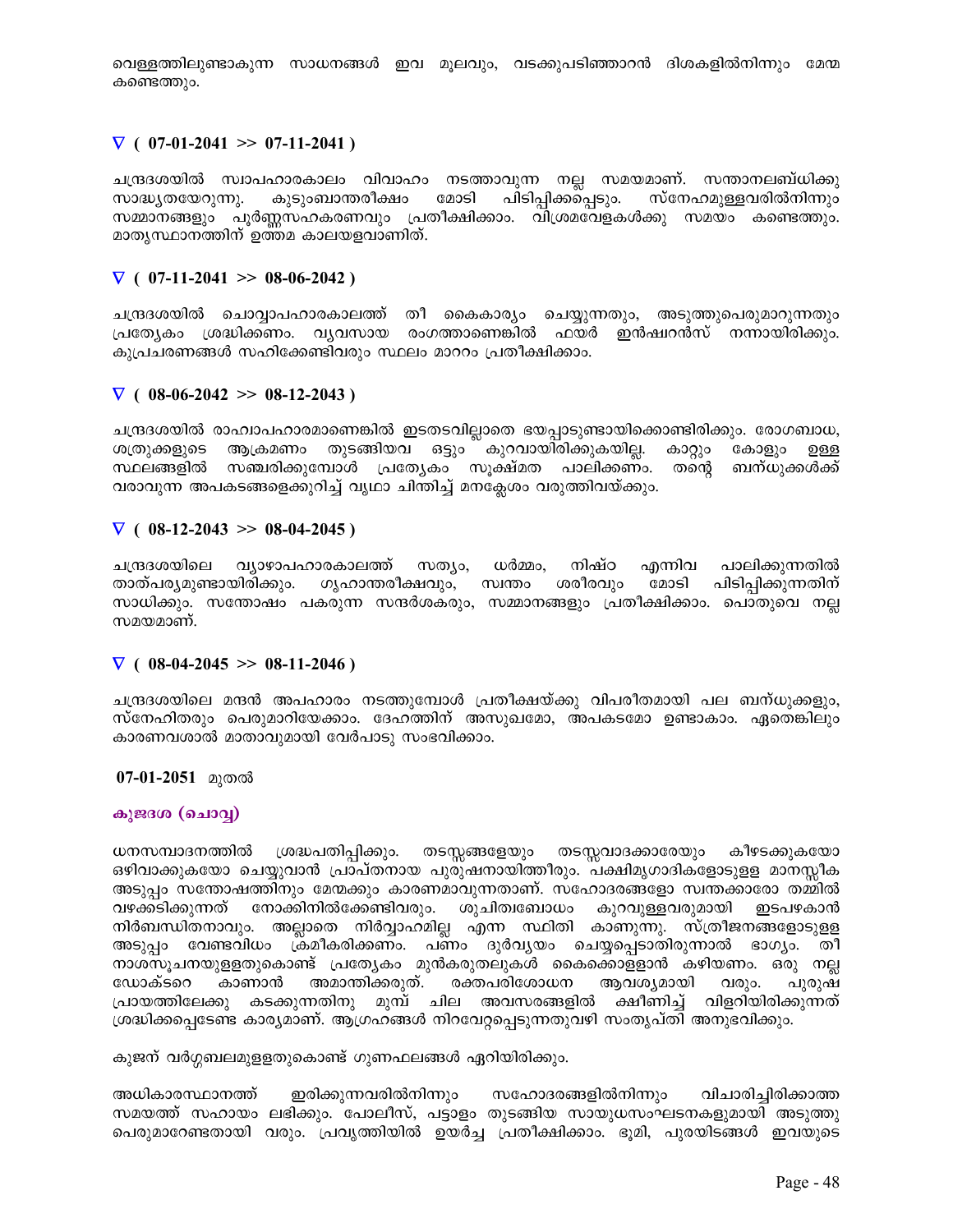വെള്ളത്തിലുണ്ടാകുന്ന സാധനങ്ങൾ ഇവ മൂലവും, വടക്കുപടിഞ്ഞാറൻ ദിശകളിൽനിന്നും മേന്മ കണ്ടെത്തും.

### ▽ ( 07-01-2041 >> 07-11-2041 )

ചന്ദ്രദശയിൽ സ്വാപഹാരകാലം വിവാഹം നടത്താവുന്ന നല്ല സമയമാണ്. സന്താനലബ്ധിക്കു സാദ്ധ്യതയേറുന്നു. കുടുംബാന്തരീക്ഷം മോടി പിടിപ്പിക്കപ്പെടും. സ്നേഹമുള്ളവരിൽനിന്നും സമ്മാനങ്ങളും പൂർണ്ണസഹകരണവും പ്രതീക്ഷിക്കാം. വിശ്രമവേളകൾക്കു സമയം കണ്ടെത്തും. മാതൃസ്ഥാനത്തിന് ഉത്തമ കാലയളവാണിത്.

### ▽ ( 07-11-2041 >> 08-06-2042 )

ചന്ദ്രദശയിൽ ചൊവ്വാപഹാരകാലത്ത് തീ കൈകാര്യം ചെയ്യുന്നതും, അടുത്തുപെരുമാറുന്നതും പ്രത്യേകം ശ്രദ്ധിക്കണം. വ്യവസായ രംഗത്താണെങ്കിൽ ഫയർ ഇൻഷ്വറൻസ് നന്നായിരിക്കും. കുപ്രചരണങ്ങൾ സഹിക്കേണ്ടിവരും സ്ഥലം മാററം പ്രതീക്ഷിക്കാം.

### ▽ ( 08-06-2042 >> 08-12-2043 )

ചന്ദ്രദശയിൽ രാഹ്വാപഹാരമാണെങ്കിൽ ഇടതടവില്ലാതെ ഭയപ്പാടുണ്ടായിക്കൊണ്ടിരിക്കും. രോഗബാധ, ശത്രുക്കളുടെ ആക്രമണം തുടങ്ങിയവ ഒട്ടും കുറവായിരിക്കുകയില്ല. കാറ്റും കോളും ഉള്ള സ്ഥലങ്ങളിൽ സഞ്ചരിക്കുമ്പോൾ പ്രത്യേകം സൂക്ഷ്മത പാലിക്കണം. തന്റെ ബന്ധുക്കൾക്ക് വരാവുന്ന അപകടങ്ങളെക്കുറിച്ച് വൃഥാ ചിന്തിച്ച് മനക്ലേശം വരുത്തിവയ്ക്കും.

### ▽ ( 08-12-2043 >> 08-04-2045 )

ചന്ദ്രദശയിലെ വ്യാഴാപഹാരകാലത്ത് സത്യം, ധർമ്മം, നിഷ്ഠ എന്നിവ പാലിക്കുന്നതിൽ താത്പര്യമുണ്ടായിരിക്കും. ഗൃഹാന്തരീക്ഷവും, സ്വന്തം ശരീരവും മോടി പിടിപ്പിക്കുന്നതിന് സാധിക്കും. സന്തോഷം പകരുന്ന സന്ദർശകരും, സമ്മാനങ്ങളും പ്രതീക്ഷിക്കാം. പൊതുവെ നല്ല സമയമാണ്.

### ▽ ( 08-04-2045 >> 08-11-2046 )

ചന്ദ്രദശയിലെ മന്ദൻ അപഹാരം നടത്തുമ്പോൾ പ്രതീക്ഷയ്ക്കു വിപരീതമായി പല ബന്ധുക്കളും, സ്നേഹിതരും പെരുമാറിയേക്കാം. ദേഹത്തിന് അസുഖമോ, അപകടമോ ഉണ്ടാകാം. ഏതെങ്കിലും കാരണവശാൽ മാതാവുമായി വേർപാടു സംഭവിക്കാം.

**07-01-2051** മുതൽ

### കുജദശ (ചൊവ്വ)

ധനസമ്പാദനത്തിൽ ശ്രദ്ധപതിപ്പിക്കും. തടസ്സങ്ങളേയും തടസ്സവാദക്കാരേയും കീഴടക്കുകയോ ഒഴിവാക്കുകയോ ചെയ്യുവാൻ പ്രാപ്തനായ പുരുഷനായിത്തീരും. പക്ഷിമൃഗാദികളോടുള്ള മാനസ്സീക അടുപ്പം സന്തോഷത്തിനും മേന്മക്കും കാരണമാവുന്നതാണ്. സഹോദരങ്ങളോ സ്വന്തക്കാരോ തമ്മിൽ വഴക്കടിക്കുന്നത് നോക്കിനിൽക്കേണ്ടിവരും. ശുചിത്വബോധം കുറവുള്ളവരുമായി ഇടപഴകാൻ നിർബന്ധിതനാവും. അല്ലാതെ നിർവ്വാഹമില്ല എന്ന സ്ഥിതി കാണുന്നു. സ്ത്രീജനങ്ങളോടുള്ള അടുപ്പം വേണ്ടവിധം ക്രമീകരിക്കണം. പണം ദുർവ്യയം ചെയ്യപ്പെടാതിരുന്നാൽ ഭാഗ്യം. തീ നാശസൂചനയുള്ളതുകൊണ്ട് പ്രത്യേകം മുൻകരുതലുകൾ കൈക്കൊള്ളാൻ കഴിയണം. ഒരു നല്ല ഡോക്ടറെ കാണാൻ അമാന്തിക്കരുത്. രക്തപരിശോധന ആവശ്യമായി വരും. പുരുഷ പ്രായത്തിലേക്കു കടക്കുന്നതിനു മുമ്പ് ചില അവസരങ്ങളിൽ ക്ഷീണിച്ച് വിളറിയിരിക്കുന്നത് ശ്രദ്ധിക്കപ്പെടേണ്ട കാര്യമാണ്. ആഗ്രഹങ്ങൾ നിറവേറ്റപ്പെടുന്നതുവഴി സംതൃപ്തി അനുഭവിക്കും.

കുജന് വർഗ്ഗബലമുള്ളതുകൊണ്ട് ഗുണഫലങ്ങൾ ഏറിയിരിക്കും.

അധികാരസ്ഥാനത്ത് ഇരിക്കുന്നവരിൽനിന്നും സഹോദരങ്ങളിൽനിന്നും വിചാരിച്ചിരിക്കാത്ത സമയത്ത് സഹായം ലഭിക്കും. പോലീസ്, പട്ടാളം തുടങ്ങിയ സായുധസംഘടനകളുമായി അടുത്തു പെരുമാറേണ്ടതായി വരും. പ്രവൃത്തിയിൽ ഉയർച്ച പ്രതീക്ഷിക്കാം. ഭൂമി, പുരയിടങ്ങൾ ഇവയുടെ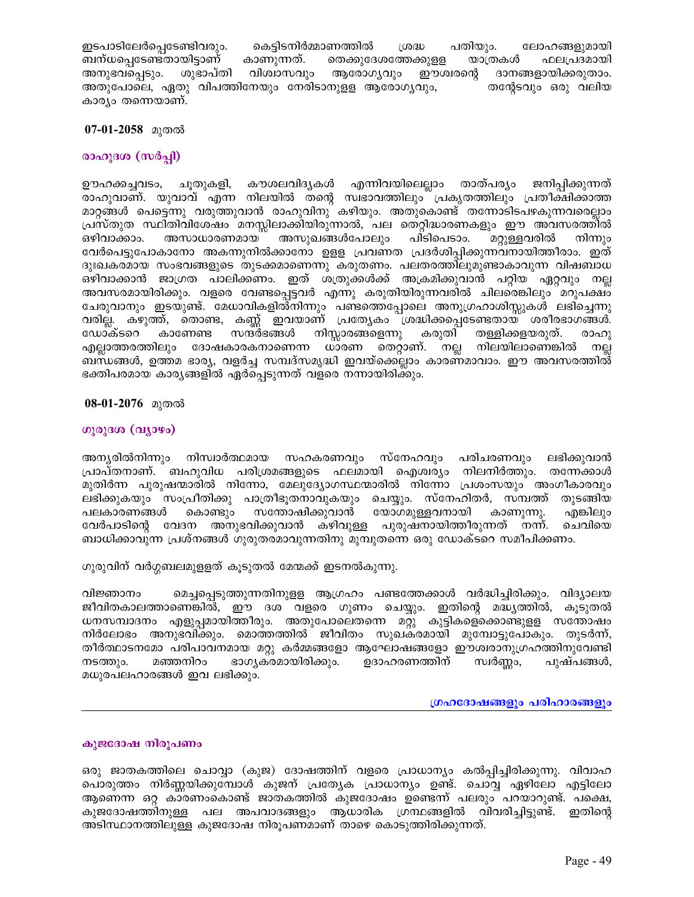ഇടപാടിലേർപ്പെടേണ്ടിവരും. കെട്ടിടനിർമ്മാണത്തിൽ ശ്രദ്ധ പതിയും. ലോഹങ്ങളുമായി ബന്ധപ്പെടേണ്ടതായിട്ടാണ് കാണുന്നത്. തെക്കുദേശത്തേക്കുള്ള യാത്രകൾ ഫലപ്രദമായി അനുഭവപ്പെടും. ശുഭാപ്തി വിശ്വാസവും ആരോഗ്യവും ഈശ്വരന്റെ ദാനങ്ങളായിക്കരുതാം. അതുപോലെ, ഏതു വിപത്തിനേയും നേരിടാനുള്ള ആരോഗ്യവും, തന്റേടവും ഒരു വലിയ കാര്യം തന്നെയാണ്.

**07-01-2058** മുതൽ

### രാഹുദശ (സർപ്പി)

ഊഹക്കച്ചവടം, ചൂതുകളി, കൗശലവിദ്യകൾ എന്നിവയിലെല്ലാം താത്പര്യം ജനിപ്പിക്കുന്നത് രാഹുവാണ്. യുവാവ് എന്ന നിലയിൽ തന്റെ സ്വഭാവത്തിലും പ്രകൃതത്തിലും പ്രതീക്ഷിക്കാത്ത മാറ്റങ്ങൾ പെട്ടെന്നു വരുത്തുവാൻ രാഹുവിനു കഴിയും. അതുകൊണ്ട് തന്നോടിടപഴകുന്നവരെല്ലാം പ്രസ്തുത സ്ഥിതിവിശേഷം മനസ്സിലാക്കിയിരുന്നാൽ, പല തെറ്റിദ്ധാരണകളും ഈ അവസരത്തിൽ ഒഴിവാക്കാം. അസാധാരണമായ അസുഖങ്ങൾപോലും പിടിപെടാം. മറ്റുള്ളവരിൽ നിന്നും വേർപെട്ടുപോകാനോ അകന്നുനിൽക്കാനോ ഉളള പ്രവണത പ്രദർശിപ്പിക്കുന്നവനായിത്തീരാം. ഇത് ദുഃഖകരമായ സംഭവങ്ങളുടെ തുടക്കമാണെന്നു കരുതണം. പലതരത്തിലുമുണ്ടാകാവുന്ന വിഷബാധ ഒഴിവാക്കാൻ ജാഗ്രത പാലിക്കണം. ഇത് ശത്രുക്കൾക്ക് അക്രമിക്കുവാൻ പറ്റിയ ഏറ്റവും നല്ല അവസരമായിരിക്കും. വളരെ വേണ്ടപ്പെട്ടവർ എന്നു കരുതിയിരുന്നവരിൽ ചിലരെങ്കിലും മറുപക്ഷം ചേരുവാനും ഇടയുണ്ട്. മേധാവികളിൽനിന്നും പണ്ടത്തെപ്പോലെ അനുഗ്രഹാശിസ്സുകൾ ലഭിച്ചെന്നു വരില്ല. കഴുത്ത്, തൊണ്ട, കണ്ണ് ഇവയാണ് പ്രത്യേകം ശ്രദ്ധിക്കപ്പെടേണ്ടതായ ശരീരഭാഗങ്ങൾ. ഡോക്ടറെ കാണേണ്ട സന്ദർഭങ്ങൾ നിസ്സാരങ്ങളെന്നു കരുതി തള്ളിക്കളയരുത്. രാഹു എല്ലാത്തരത്തിലും ദോഷകാരകനാണെന്ന ധാരണ തെറ്റാണ്. നല്ല നിലയിലാണെങ്കിൽ നല്ല ബന്ധങ്ങൾ, ഉത്തമ ഭാര്യ, വളർച്ച സമ്പദ്സമൃദ്ധി ഇവയ്ക്കെല്ലാം കാരണമാവാം. ഈ അവസരത്തിൽ ഭക്തിപരമായ കാര്യങ്ങളിൽ ഏർപ്പെടുന്നത് വളരെ നന്നായിരിക്കും.

**08-01-2076** മുതൽ

### ഗുരുദശ (വ്യാഴം)

അന്യരിൽനിന്നും നിസ്വാർത്ഥമായ സഹകരണവും സ്നേഹവും പരിചരണവും ലഭിക്കുവാൻ പ്രാപ്തനാണ്. ബഹുവിധ പരിശ്രമങ്ങളുടെ ഫലമായി ഐശ്വര്യം നിലനിർത്തും. തന്നേക്കാൾ മുതിർന്ന പുരുഷന്മാരിൽ നിന്നോ, മേലുദ്യോഗസ്ഥന്മാരിൽ നിന്നോ പ്രശംസയും അംഗീകാരവും ലഭിക്കുകയും സംപ്രീതിക്കു പാത്രീഭൂതനാവുകയും ചെയ്യും. സ്നേഹിതർ, സമ്പത്ത് തുടങ്ങിയ പലകാരണങ്ങൾ കൊണ്ടും സന്തോഷിക്കുവാൻ യോഗമുള്ളവനായി കാണുന്നു. എങ്കിലും വേർപാടിന്റെ വേദന അനുഭവിക്കുവാൻ കഴിവുള്ള പുരുഷനായിത്തീരുന്നത് നന്ന്. ചെവിയെ ബാധിക്കാവുന്ന പ്രശ്നങ്ങൾ ഗുരുതരമാവുന്നതിനു മുമ്പുതന്നെ ഒരു ഡോക്ടറെ സമീപിക്കണം.

ഗുരുവിന് വർഗ്ഗബലമുള്ളത് കൂടുതൽ മേന്മക്ക് ഇടനൽകുന്നു.

വിജ്ഞാനം മെച്ചപ്പെടുത്തുന്നതിനുള്ള ആഗ്രഹം പണ്ടത്തേക്കാൾ വർദ്ധിച്ചിരിക്കും. വിദ്യാലയ ജീവിതകാലത്താണെങ്കിൽ, ഈ ദശ വളരെ ഗുണം ചെയ്യും. ഇതിന്റെ മദ്ധ്യത്തിൽ, കൂടുതൽ ധനസമ്പാദനം എളുപ്പമായിത്തീരും. അതുപോലെതന്നെ മറ്റു കുട്ടികളെക്കൊണ്ടുള്ള സന്തോഷം നിർലോഭം അനുഭവിക്കും. മൊത്തത്തിൽ ജീവിതം സുഖകരമായി മുമ്പോട്ടുപോകും. തുടർന്ന്, തീർത്ഥാടനമോ പരിപാവനമായ മറ്റു കർമ്മങ്ങളോ ആഘോഷങ്ങളോ ഈശ്വരാനുഗ്രഹത്തിനുവേണ്ടി നടത്തും. മഞ്ഞനിറം ഭാഗ്യകരമായിരിക്കും. ഉദാഹരണത്തിന് സ്വർണ്ണം, പുഷ്പങ്ങൾ, മധുരപലഹാരങ്ങൾ ഇവ ലഭിക്കും.

## ഗ്രഹദോഷങ്ങളും പരിഹാരങ്ങളും

### കുജദോഷ നിരൂപണം

ഒരു ജാതകത്തിലെ ചൊവ്വാ (കുജ) ദോഷത്തിന് വളരെ പ്രാധാന്യം കൽപ്പിച്ചിരിക്കുന്നു. വിവാഹ പൊരുത്തം നിർണ്ണയിക്കുമ്പോൾ കുജന് പ്രത്യേക പ്രാധാന്യം ഉണ്ട്. ചൊവ്വ ഏഴിലോ എട്ടിലോ ആണെന്ന ഒറ്റ കാരണംകൊണ്ട് ജാതകത്തിൽ കുജദോഷം ഉണ്ടെന്ന് പലരും പറയാറുണ്ട്. പക്ഷെ, കുജദോഷത്തിനുള്ള പല അപവാദങ്ങളും ആധാരിക ഗ്രന്ഥങ്ങളിൽ വിവരിച്ചിട്ടുണ്ട്. ഇതിന്റെ അടിസ്ഥാനത്തിലുള്ള കുജദോഷ നിരൂപണമാണ് താഴെ കൊടുത്തിരിക്കുന്നത്.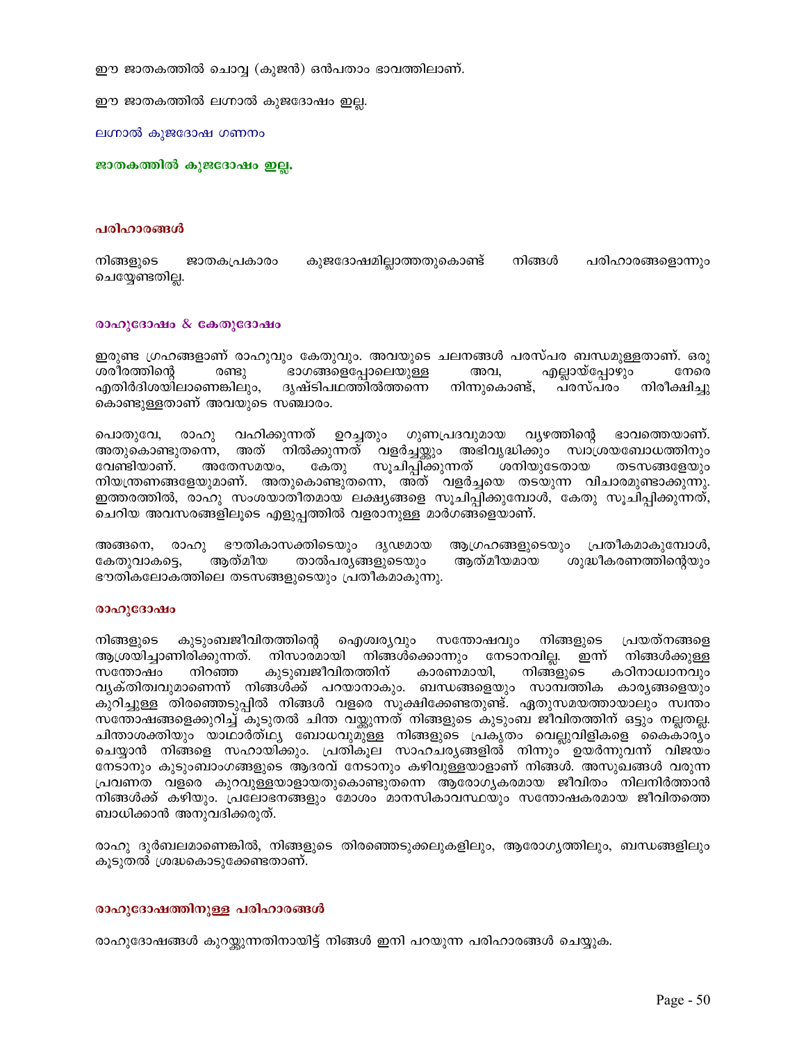ഈ ജാതകത്തിൽ ചൊവ്വ (കുജൻ) ഒൻപതാം ഭാവത്തിലാണ്.

ഈ ജാതകത്തിൽ ലഗ്നാൽ കുജദോഷം ഇല്ല.

ലഗ്നാൽ കുജദോഷ ഗണനം

**ജാതകത്തിൽ കുജദോഷം ഇല്ല.**

## പരിഹാരങ്ങൾ

നിങ്ങളുടെ ജാതകപ്രകാരം കുജദോഷമില്ലാത്തതുകൊണ്ട് നിങ്ങൾ പരിഹാരങ്ങളൊന്നും ചെയ്യേണ്ടതില്ല.

## രാഹുദോഷം & കേതുദോഷം

ഇരുണ്ട ഗ്രഹങ്ങളാണ് രാഹുവും കേതുവും. അവയുടെ ചലനങ്ങൾ പരസ്പര ബന്ധമുള്ളതാണ്. ഒരു ശരീരത്തിന്റെ രണ്ടു ഭാഗങ്ങളെപ്പോലെയുള്ള അവ, എല്ലായ്പ്പോഴും നേരെ എതിർദിശയിലാണെങ്കിലും, ദൃഷ്ടിപഥത്തിൽത്തന്നെ നിന്നുകൊണ്ട്, പരസ്പരം നിരീക്ഷിച്ചു കൊണ്ടുള്ളതാണ് അവയുടെ സഞ്ചാരം.

പൊതുവേ, രാഹു വഹിക്കുന്നത് ഉറച്ചതും ഗുണപ്രദവുമായ വ്യാഴത്തിന്റെ ഭാവത്തെയാണ്. അതുകൊണ്ടുതന്നെ, അത് നിൽക്കുന്നത് വളർച്ചയ്ക്കും അഭിവൃദ്ധിക്കും സ്വാശ്രയബോധത്തിനും വേണ്ടിയാണ്. അതേസമയം, കേതു സൂചിപ്പിക്കുന്നത് ശനിയുടേതായ തടസങ്ങളേയും നിയന്ത്രണങ്ങളേയുമാണ്. അതുകൊണ്ടുതന്നെ, അത് വളർച്ചയെ തടയുന്ന വിചാരമുണ്ടാക്കുന്നു. ഇത്തരത്തിൽ, രാഹു സംശയാതീതമായ ലക്ഷ്യങ്ങളെ സൂചിപ്പിക്കുമ്പോൾ, കേതു സൂചിപ്പിക്കുന്നത്, ചെറിയ അവസരങ്ങളിലൂടെ എളുപ്പത്തിൽ വളരാനുള്ള മാർഗങ്ങളെയാണ്.

അങ്ങനെ, രാഹു ഭൗതികാസക്തിടെയും ദൃഢമായ ആഗ്രഹങ്ങളുടെയും പ്രതീകമാകുമ്പോൾ, കേതുവാകട്ടെ, ആത്മീയ താൽപര്യങ്ങളുടെയും ആത്മീയമായ ശുദ്ധീകരണത്തിന്റെയും ഭൗതികലോകത്തിലെ തടസങ്ങളുടെയും പ്രതീകമാകുന്നു.

## രാഹുദോഷം

നിങ്ങളുടെ കുടുംബജീവിതത്തിന്റെ ഐശ്വര്യവും സന്തോഷവും നിങ്ങളുടെ പ്രയത്നങ്ങളെ ആശ്രയിച്ചാണിരിക്കുന്നത്. നിസാരമായി നിങ്ങൾക്കൊന്നും നേടാനവില്ല. ഇന്ന് നിങ്ങൾക്കുള്ള സന്തോഷം നിറഞ്ഞ കുടുംബജീവിതത്തിന് കാരണമായി, നിങ്ങളുടെ കഠിനാധ്വാനവും വ്യക്തിത്വവുമാണെന്ന് നിങ്ങൾക്ക് പറയാനാകും. ബന്ധങ്ങളെയും സാമ്പത്തിക കാര്യങ്ങളെയും കുറിച്ചുള്ള തിരഞ്ഞെടുപ്പിൽ നിങ്ങൾ വളരെ സൂക്ഷിക്കേണ്ടതുണ്ട്. ഏതുസമയത്തായാലും സ്വന്തം സന്തോഷങ്ങളെക്കുറിച്ച് കൂടുതൽ ചിന്ത വയ്ക്കുന്നത് നിങ്ങളുടെ കുടുംബ ജീവിതത്തിന് ഒട്ടും നല്ലതല്ല. ചിന്താശക്തിയും യാഥാർത്ഥ്യ ബോധവുമുള്ള നിങ്ങളുടെ പ്രകൃതം വെല്ലുവിളികളെ കൈകാര്യം ചെയ്യാൻ നിങ്ങളെ സഹായിക്കും. പ്രതികൂല സാഹചര്യങ്ങളിൽ നിന്നും ഉയർന്നുവന്ന് വിജയം നേടാനും കുടുംബാംഗങ്ങളുടെ ആദരവ് നേടാനും കഴിവുള്ളയാളാണ് നിങ്ങൾ. അസുഖങ്ങൾ വരുന്ന പ്രവണത വളരെ കുറവുള്ളയാളായതുകൊണ്ടുതന്നെ ആരോഗ്യകരമായ ജീവിതം നിലനിർത്താൻ നിങ്ങൾക്ക് കഴിയും. പ്രലോഭനങ്ങളും മോശം മാനസികാവസ്ഥയും സന്തോഷകരമായ ജീവിതത്തെ ബാധിക്കാൻ അനുവദിക്കരുത്.

രാഹു ദുർബലമാണെങ്കിൽ, നിങ്ങളുടെ തിരഞ്ഞെടുക്കലുകളിലും, ആരോഗ്യത്തിലും, ബന്ധങ്ങളിലും കൂടുതൽ ശ്രദ്ധകൊടുക്കേണ്ടതാണ്.

## രാഹുദോഷത്തിനുള്ള പരിഹാരങ്ങൾ

രാഹുദോഷങ്ങൾ കുറയ്ക്കുന്നതിനായിട്ട് നിങ്ങൾ ഇനി പറയുന്ന പരിഹാരങ്ങൾ ചെയ്യുക.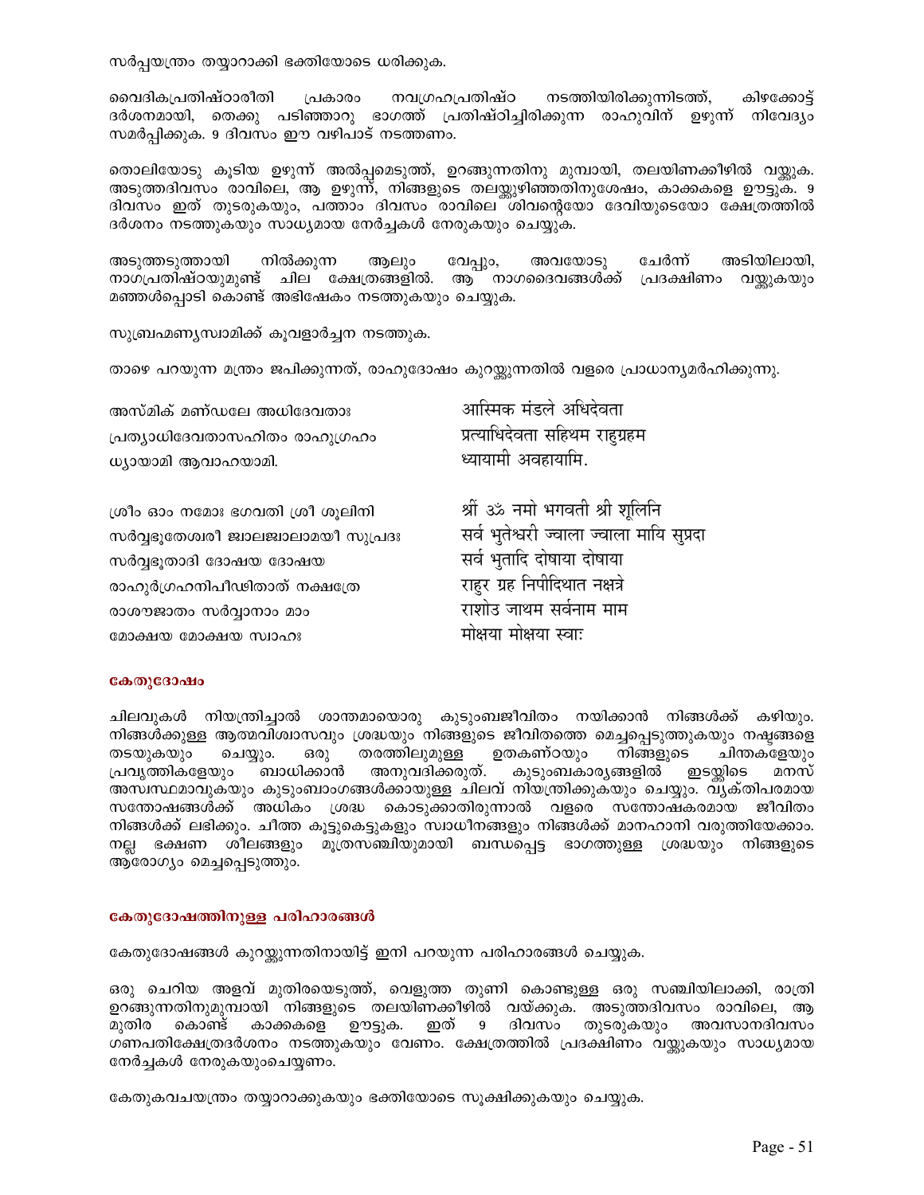സർപ്പയന്ത്രം തയ്യാറാക്കി ഭക്തിയോടെ ധരിക്കുക.

വൈദികപ്രതിഷ്ഠാരീതി പ്രകാരം നവഗ്രഹപ്രതിഷ്ഠ നടത്തിയിരിക്കുന്നിടത്ത്, കിഴക്കോട്ട് ദർശനമായി, തെക്കു പടിഞ്ഞാറു ഭാഗത്ത് പ്രതിഷ്ഠിച്ചിരിക്കുന്ന രാഹുവിന് ഉഴുന്ന് നിവേദ്യം സമർപ്പിക്കുക. 9 ദിവസം ഈ വഴിപാട് നടത്തണം.

തൊലിയോടു കൂടിയ ഉഴുന്ന് അൽപ്പമെടുത്ത്, ഉറങ്ങുന്നതിനു മുമ്പായി, തലയിണക്കീഴിൽ വയ്ക്കുക. അടുത്തദിവസം രാവിലെ, ആ ഉഴുന്ന്, നിങ്ങളുടെ തലയ്ക്കുഴിഞ്ഞതിനുശേഷം, കാക്കകളെ ഊട്ടുക. 9 ദിവസം ഇത് തുടരുകയും, പത്താം ദിവസം രാവിലെ ശിവന്റെയോ ദേവിയുടെയോ ക്ഷേത്രത്തിൽ ദർശനം നടത്തുകയും സാധ്യമായ നേർച്ചകൾ നേരുകയും ചെയ്യുക.

അടുത്തടുത്തായി നിൽക്കുന്ന ആലും വേപ്പും, അവയോടു ചേർന്ന് അടിയിലായി, നാഗപ്രതിഷ്ഠയുമുണ്ട് ചില ക്ഷേത്രങ്ങളിൽ. ആ നാഗദൈവങ്ങൾക്ക് പ്രദക്ഷിണം വയ്ക്കുകയും മഞ്ഞൾപ്പൊടി കൊണ്ട് അഭിഷേകം നടത്തുകയും ചെയ്യുക.

സുബ്രഹ്മണ്യസ്വാമിക്ക് കൂവളാർച്ചന നടത്തുക.

താഴെ പറയുന്ന മന്ത്രം ജപിക്കുന്നത്, രാഹുദോഷം കുറയ്ക്കുന്നതിൽ വളരെ പ്രാധാന്യമർഹിക്കുന്നു.

| | |
|---|---|
| അസ്മിക് മണ്ഡലേ അധിദേവതാഃ | आस्मिक मंडले अधिदेवता |
| പ്രത്യാധിദേവതാസഹിതം രാഹുഗ്രഹം | प्रत्याधिदेवता सहिथम राहुग्रहम |
| ധ്യായാമി ആവാഹയാമി. | ध्यायामी अवहायामि. |
| | |
| ശ്രീം ഓം നമോഃ ഭഗവതി ശ്രീ ശൂലിനി | श्रीं ॐ नमो भगवती श्री शूलिनि |
| സർവ്വഭൂതേശ്വരീ ജ്വാലജ്വാലാമയീ സുപ്രദഃ | सर्व भुतेश्वरी ज्वाला ज्वाला मायि सुप्रदा |
| സർവ്വഭൂതാദി ദോഷയ ദോഷയ | सर्व भुतादि दोषाया दोषाया |
| രാഹുർഗ്രഹനിപീഢിതാത് നക്ഷത്രേ | राहुर ग्रह निपीदिथात नक्षत्रे |
| രാശൗജാതം സർവ്വാനാം മാം | राशोउ जाथम सर्वनाम माम |
| മോക്ഷയ മോക്ഷയ സ്വാഹഃ | मोक्षया मोक्षया स्वाः |

### കേതുദോഷം

ചിലവുകൾ നിയന്ത്രിച്ചാൽ ശാന്തമായൊരു കുടുംബജീവിതം നയിക്കാൻ നിങ്ങൾക്ക് കഴിയും. നിങ്ങൾക്കുള്ള ആത്മവിശ്വാസവും ശ്രദ്ധയും നിങ്ങളുടെ ജീവിതത്തെ മെച്ചപ്പെടുത്തുകയും നഷ്ടങ്ങളെ തടയുകയും ചെയ്യും. ഒരു തരത്തിലുമുള്ള ഉതകൺഠയും നിങ്ങളുടെ ചിന്തകളേയും പ്രവൃത്തികളേയും ബാധിക്കാൻ അനുവദിക്കരുത്. കുടുംബകാര്യങ്ങളിൽ ഇടയ്ക്കിടെ മനസ് അസ്വസ്ഥമാവുകയും കുടുംബാംഗങ്ങൾക്കായുള്ള ചിലവ് നിയന്ത്രിക്കുകയും ചെയ്യും. വ്യക്തിപരമായ സന്തോഷങ്ങൾക്ക് അധികം ശ്രദ്ധ കൊടുക്കാതിരുന്നാൽ വളരെ സന്തോഷകരമായ ജീവിതം നിങ്ങൾക്ക് ലഭിക്കും. ചീത്ത കൂട്ടുകെട്ടുകളും സ്വാധീനങ്ങളും നിങ്ങൾക്ക് മാനഹാനി വരുത്തിയേക്കാം. നല്ല ഭക്ഷണ ശീലങ്ങളും മൂത്രസഞ്ചിയുമായി ബന്ധപ്പെട്ട ഭാഗത്തുള്ള ശ്രദ്ധയും നിങ്ങളുടെ ആരോഗ്യം മെച്ചപ്പെടുത്തും.

### കേതുദോഷത്തിനുള്ള പരിഹാരങ്ങൾ

കേതുദോഷങ്ങൾ കുറയ്ക്കുന്നതിനായിട്ട് ഇനി പറയുന്ന പരിഹാരങ്ങൾ ചെയ്യുക.

ഒരു ചെറിയ അളവ് മുതിരയെടുത്ത്, വെളുത്ത തുണി കൊണ്ടുള്ള ഒരു സഞ്ചിയിലാക്കി, രാത്രി ഉറങ്ങുന്നതിനുമുമ്പായി നിങ്ങളുടെ തലയിണക്കീഴിൽ വയ്ക്കുക. അടുത്തദിവസം രാവിലെ, ആ മുതിര കൊണ്ട് കാക്കകളെ ഊട്ടുക. ഇത് 9 ദിവസം തുടരുകയും അവസാനദിവസം ഗണപതിക്ഷേത്രദർശനം നടത്തുകയും വേണം. ക്ഷേത്രത്തിൽ പ്രദക്ഷിണം വയ്ക്കുകയും സാധ്യമായ നേർച്ചകൾ നേരുകയുംചെയ്യണം.

കേതുകവചയന്ത്രം തയ്യാറാക്കുകയും ഭക്തിയോടെ സൂക്ഷിക്കുകയും ചെയ്യുക.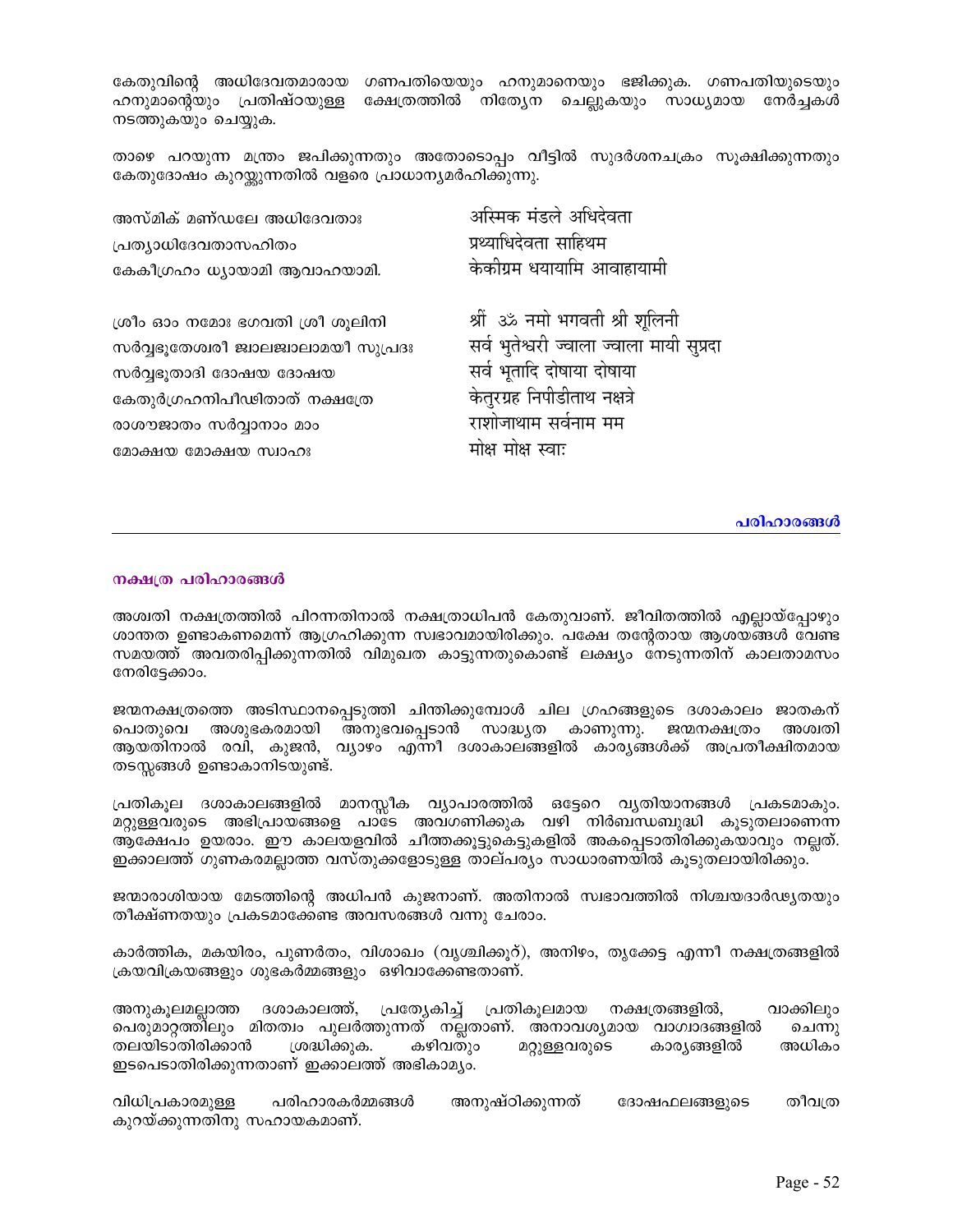കേതുവിന്റെ അധിദേവതമാരായ ഗണപതിയെയും ഹനുമാനെയും ഭജിക്കുക. ഗണപതിയുടെയും ഹനുമാന്റെയും പ്രതിഷ്ഠയുള്ള ക്ഷേത്രത്തിൽ നിത്യേന ചെല്ലുകയും സാധ്യമായ നേർച്ചകൾ നടത്തുകയും ചെയ്യുക.

താഴെ പറയുന്ന മന്ത്രം ജപിക്കുന്നതും അതോടൊപ്പം വീട്ടിൽ സുദർശനചക്രം സൂക്ഷിക്കുന്നതും കേതുദോഷം കുറയ്ക്കുന്നതിൽ വളരെ പ്രാധാന്യമർഹിക്കുന്നു.

| | |
|---|---|
| അസ്മിക് മണ്ഡലേ അധിദേവതാഃ | अस्मिक मंडले अधिदेवता |
| പ്രത്യാധിദേവതാസഹിതം | प्रथ्याधिदेवता साहिथम |
| കേകീഗ്രഹം ധ്യായാമി ആവാഹയാമി. | केकीग्रम धयायामि आवाहायामी |

| | |
|---|---|
| ശ്രീം ഓം നമോഃ ഭഗവതി ശ്രീ ശൂലിനി | श्रीं ॐ नमो भगवती श्री शूलिनी |
| സർവ്വഭൂതേശ്വരി ജ്വാലജ്വാലാമയീ സുപ്രദഃ | सर्व भुतेश्वरी ज्वाला ज्वाला मायी सुप्रदा |
| സർവ്വഭൂതാദി ദോഷയ ദോഷയ | सर्व भूतादि दोषाया दोषाया |
| കേതുർഗ്രഹനിപീഢിതാത് നക്ഷത്രേ | केतुरग्रह निपीडीताथ नक्षत्रे |
| രാശൗജാതം സർവ്വാനാം മാം | राशोजाथाम सर्वनाम मम |
| മോക്ഷയ മോക്ഷയ സ്വാഹഃ | मोक्ष मोक्ष स्वाः |

പരിഹാരങ്ങൾ

---

### നക്ഷത്ര പരിഹാരങ്ങൾ

അശ്വതി നക്ഷത്രത്തിൽ പിറന്നതിനാൽ നക്ഷത്രാധിപൻ കേതുവാണ്. ജീവിതത്തിൽ എല്ലായ്പ്പോഴും ശാന്തത ഉണ്ടാകണമെന്ന് ആഗ്രഹിക്കുന്ന സ്വഭാവമായിരിക്കും. പക്ഷേ തന്റേതായ ആശയങ്ങൾ വേണ്ട സമയത്ത് അവതരിപ്പിക്കുന്നതിൽ വിമുഖത കാട്ടുന്നതുകൊണ്ട് ലക്ഷ്യം നേടുന്നതിന് കാലതാമസം നേരിട്ടേക്കാം.

ജന്മനക്ഷത്രത്തെ അടിസ്ഥാനപ്പെടുത്തി ചിന്തിക്കുമ്പോൾ ചില ഗ്രഹങ്ങളുടെ ദശാകാലം ജാതകന് പൊതുവെ അശുഭകരമായി അനുഭവപ്പെടാൻ സാദ്ധ്യത കാണുന്നു. ജന്മനക്ഷത്രം അശ്വതി ആയതിനാൽ രവി, കുജൻ, വ്യാഴം എന്നീ ദശാകാലങ്ങളിൽ കാര്യങ്ങൾക്ക് അപ്രതീക്ഷിതമായ തടസ്സങ്ങൾ ഉണ്ടാകാനിടയുണ്ട്.

പ്രതികൂല ദശാകാലങ്ങളിൽ മാനസ്സീക വ്യാപാരത്തിൽ ഒട്ടേറെ വ്യതിയാനങ്ങൾ പ്രകടമാകും. മറ്റുള്ളവരുടെ അഭിപ്രായങ്ങളെ പാടേ അവഗണിക്കുക വഴി നിർബന്ധബുദ്ധി കൂടുതലാണെന്ന ആക്ഷേപം ഉയരാം. ഈ കാലയളവിൽ ചീത്തക്കൂട്ടുകെട്ടുകളിൽ അകപ്പെടാതിരിക്കുകയാവും നല്ലത്. ഇക്കാലത്ത് ഗുണകരമല്ലാത്ത വസ്തുക്കളോടുള്ള താല്പര്യം സാധാരണയിൽ കൂടുതലായിരിക്കും.

ജന്മാരാശിയായ മേടത്തിന്റെ അധിപൻ കുജനാണ്. അതിനാൽ സ്വഭാവത്തിൽ നിശ്ചയദാർഢ്യതയും തീക്ഷ്ണതയും പ്രകടമാക്കേണ്ട അവസരങ്ങൾ വന്നു ചേരാം.

കാർത്തിക, മകയിരം, പുണർതം, വിശാഖം (വൃശ്ചിക്കൂറ്), അനിഴം, തൃക്കേട്ട എന്നീ നക്ഷത്രങ്ങളിൽ ക്രയവിക്രയങ്ങളും ശുഭകർമ്മങ്ങളും ഒഴിവാക്കേണ്ടതാണ്.

അനുകൂലമല്ലാത്ത ദശാകാലത്ത്, പ്രത്യേകിച്ച് പ്രതികൂലമായ നക്ഷത്രങ്ങളിൽ, വാക്കിലും പെരുമാറ്റത്തിലും മിതത്വം പുലർത്തുന്നത് നല്ലതാണ്. അനാവശ്യമായ വാഗ്വാദങ്ങളിൽ ചെന്നു തലയിടാതിരിക്കാൻ ശ്രദ്ധിക്കുക. കഴിവതും മറ്റുള്ളവരുടെ കാര്യങ്ങളിൽ അധികം ഇടപെടാതിരിക്കുന്നതാണ് ഇക്കാലത്ത് അഭികാമ്യം.

വിധിപ്രകാരമുള്ള പരിഹാരകർമ്മങ്ങൾ അനുഷ്ഠിക്കുന്നത് ദോഷഫലങ്ങളുടെ തീവ്രത കുറയ്ക്കുന്നതിനു സഹായകമാണ്.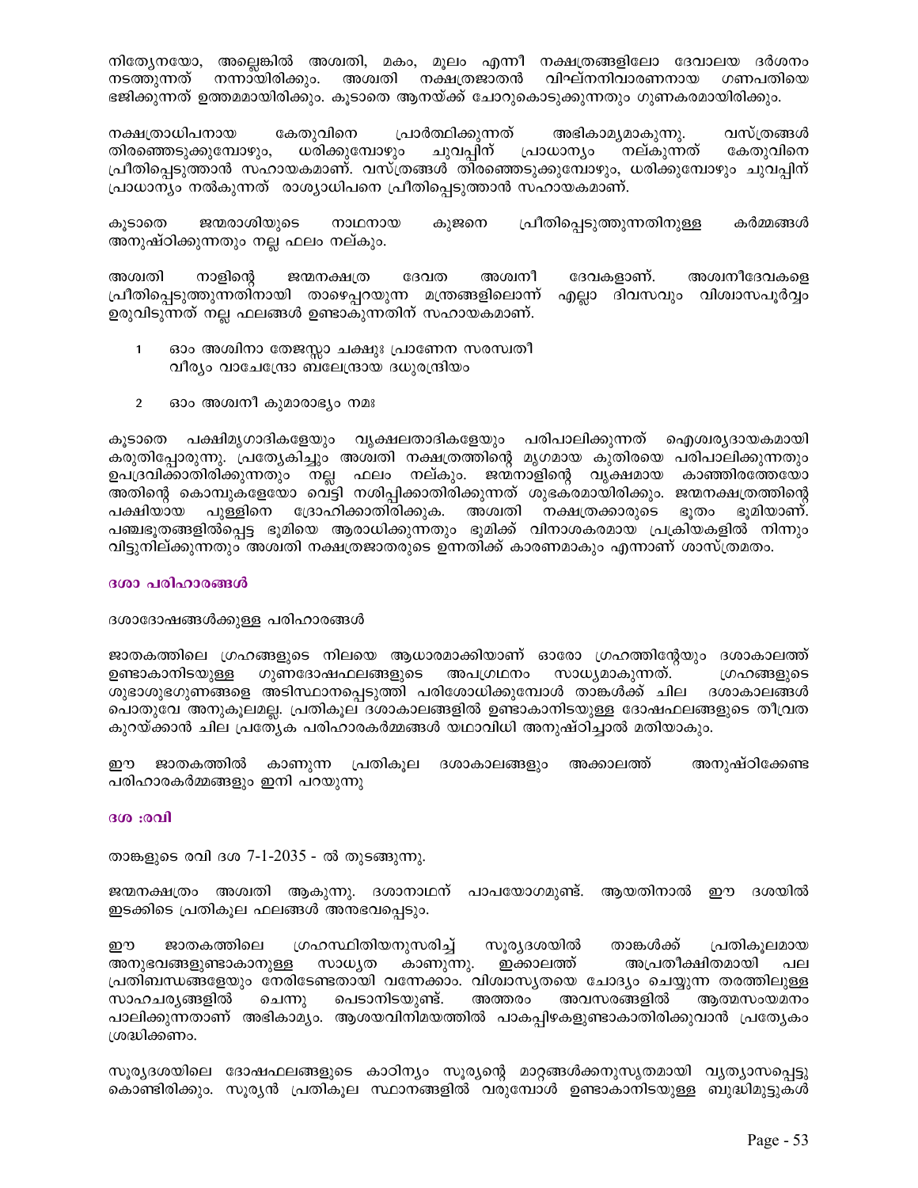നിത്യേനയോ, അല്ലെങ്കിൽ അശ്വതി, മകം, മൂലം എന്നീ നക്ഷത്രങ്ങളിലോ ദേവാലയ ദർശനം നടത്തുന്നത് നന്നായിരിക്കും. അശ്വതി നക്ഷത്രജാതൻ വിഘ്നനിവാരണനായ ഗണപതിയെ ഭജിക്കുന്നത് ഉത്തമമായിരിക്കും. കൂടാതെ ആനയ്ക്ക് ചോറുകൊടുക്കുന്നതും ഗുണകരമായിരിക്കും.

നക്ഷത്രാധിപനായ കേതുവിനെ പ്രാർത്ഥിക്കുന്നത് അഭികാമ്യമാകുന്നു. വസ്ത്രങ്ങൾ തിരഞ്ഞെടുക്കുമ്പോഴും, ധരിക്കുമ്പോഴും ചുവപ്പിന് പ്രാധാന്യം നല്കുന്നത് കേതുവിനെ പ്രീതിപ്പെടുത്താൻ സഹായകമാണ്. വസ്ത്രങ്ങൾ തിരഞ്ഞെടുക്കുമ്പോഴും, ധരിക്കുമ്പോഴും ചുവപ്പിന് പ്രാധാന്യം നൽകുന്നത് രാശ്യാധിപനെ പ്രീതിപ്പെടുത്താൻ സഹായകമാണ്.

കൂടാതെ ജന്മരാശിയുടെ നാഥനായ കുജനെ പ്രീതിപ്പെടുത്തുന്നതിനുള്ള കർമ്മങ്ങൾ അനുഷ്ഠിക്കുന്നതും നല്ല ഫലം നല്കും.

അശ്വതി നാളിന്റെ ജന്മനക്ഷത്ര ദേവത അശ്വനീ ദേവകളാണ്. അശ്വനീദേവകളെ പ്രീതിപ്പെടുത്തുന്നതിനായി താഴെപ്പറയുന്ന മന്ത്രങ്ങളിലൊന്ന് എല്ലാ ദിവസവും വിശ്വാസപൂർവ്വം ഉരുവിടുന്നത് നല്ല ഫലങ്ങൾ ഉണ്ടാകുന്നതിന് സഹായകമാണ്.

1. ഓം അശ്വിനാ തേജസ്സാ ചക്ഷുഃ പ്രാണേന സരസ്വതീ
   വീര്യം വാചേന്ദ്രോ ബലേന്ദ്രായ ദധുരന്ദ്രിയം

2. ഓം അശ്വനീ കുമാരാഭ്യം നമഃ

കൂടാതെ പക്ഷിമൃഗാദികളേയും വൃക്ഷലതാദികളേയും പരിപാലിക്കുന്നത് ഐശ്വര്യദായകമായി കരുതിപ്പോരുന്നു. പ്രത്യേകിച്ചും അശ്വതി നക്ഷത്രത്തിന്റെ മൃഗമായ കുതിരയെ പരിപാലിക്കുന്നതും ഉപദ്രവിക്കാതിരിക്കുന്നതും നല്ല ഫലം നല്കും. ജന്മനാളിന്റെ വൃക്ഷമായ കാഞ്ഞിരത്തേയോ അതിന്റെ കൊമ്പുകളേയോ വെട്ടി നശിപ്പിക്കാതിരിക്കുന്നത് ശുഭകരമായിരിക്കും. ജന്മനക്ഷത്രത്തിന്റെ പക്ഷിയായ പുള്ളിനെ ദ്രോഹിക്കാതിരിക്കുക. അശ്വതി നക്ഷത്രക്കാരുടെ ഭൂതം ഭൂമിയാണ്. പഞ്ചഭൂതങ്ങളിൽപ്പെട്ട ഭൂമിയെ ആരാധിക്കുന്നതും ഭൂമിക്ക് വിനാശകരമായ പ്രക്രിയകളിൽ നിന്നും വിട്ടുനില്ക്കുന്നതും അശ്വതി നക്ഷത്രജാതരുടെ ഉന്നതിക്ക് കാരണമാകും എന്നാണ് ശാസ്ത്രമതം.

### ദശാ പരിഹാരങ്ങൾ

ദശാദോഷങ്ങൾക്കുള്ള പരിഹാരങ്ങൾ

ജാതകത്തിലെ ഗ്രഹങ്ങളുടെ നിലയെ ആധാരമാക്കിയാണ് ഓരോ ഗ്രഹത്തിന്റേയും ദശാകാലത്ത് ഉണ്ടാകാനിടയുള്ള ഗുണദോഷഫലങ്ങളുടെ അപഗ്രഥനം സാധ്യമാകുന്നത്. ഗ്രഹങ്ങളുടെ ശുഭാശുഭഗുണങ്ങളെ അടിസ്ഥാനപ്പെടുത്തി പരിശോധിക്കുമ്പോൾ താങ്കൾക്ക് ചില ദശാകാലങ്ങൾ പൊതുവേ അനുകൂലമല്ല. പ്രതികൂല ദശാകാലങ്ങളിൽ ഉണ്ടാകാനിടയുള്ള ദോഷഫലങ്ങളുടെ തീവ്രത കുറയ്ക്കാൻ ചില പ്രത്യേക പരിഹാരകർമ്മങ്ങൾ യഥാവിധി അനുഷ്ഠിച്ചാൽ മതിയാകും.

ഈ ജാതകത്തിൽ കാണുന്ന പ്രതികൂല ദശാകാലങ്ങളും അക്കാലത്ത് അനുഷ്ഠിക്കേണ്ട പരിഹാരകർമ്മങ്ങളും ഇനി പറയുന്നു

### ദശ :രവി

താങ്കളുടെ രവി ദശ 7-1-2035 - ൽ തുടങ്ങുന്നു.

ജന്മനക്ഷത്രം അശ്വതി ആകുന്നു. ദശാനാഥന് പാപയോഗമുണ്ട്. ആയതിനാൽ ഈ ദശയിൽ ഇടക്കിടെ പ്രതികൂല ഫലങ്ങൾ അനുഭവപ്പെടും.

ഈ ജാതകത്തിലെ ഗ്രഹസ്ഥിതിയനുസരിച്ച് സൂര്യദശയിൽ താങ്കൾക്ക് പ്രതികൂലമായ അനുഭവങ്ങളുണ്ടാകാനുള്ള സാധ്യത കാണുന്നു. ഇക്കാലത്ത് അപ്രതീക്ഷിതമായി പല പ്രതിബന്ധങ്ങളേയും നേരിടേണ്ടതായി വന്നേക്കാം. വിശ്വാസ്യതയെ ചോദ്യം ചെയ്യുന്ന തരത്തിലുള്ള സാഹചര്യങ്ങളിൽ ചെന്നു പെടാനിടയുണ്ട്. അത്തരം അവസരങ്ങളിൽ ആത്മസംയമനം പാലിക്കുന്നതാണ് അഭികാമ്യം. ആശയവിനിമയത്തിൽ പാകപ്പിഴകളുണ്ടാകാതിരിക്കുവാൻ പ്രത്യേകം ശ്രദ്ധിക്കണം.

സൂര്യദശയിലെ ദോഷഫലങ്ങളുടെ കാഠിന്യം സൂര്യന്റെ മാറ്റങ്ങൾക്കനുസൃതമായി വ്യത്യാസപ്പെട്ടു കൊണ്ടിരിക്കും. സൂര്യൻ പ്രതികൂല സ്ഥാനങ്ങളിൽ വരുമ്പോൾ ഉണ്ടാകാനിടയുള്ള ബുദ്ധിമുട്ടുകൾ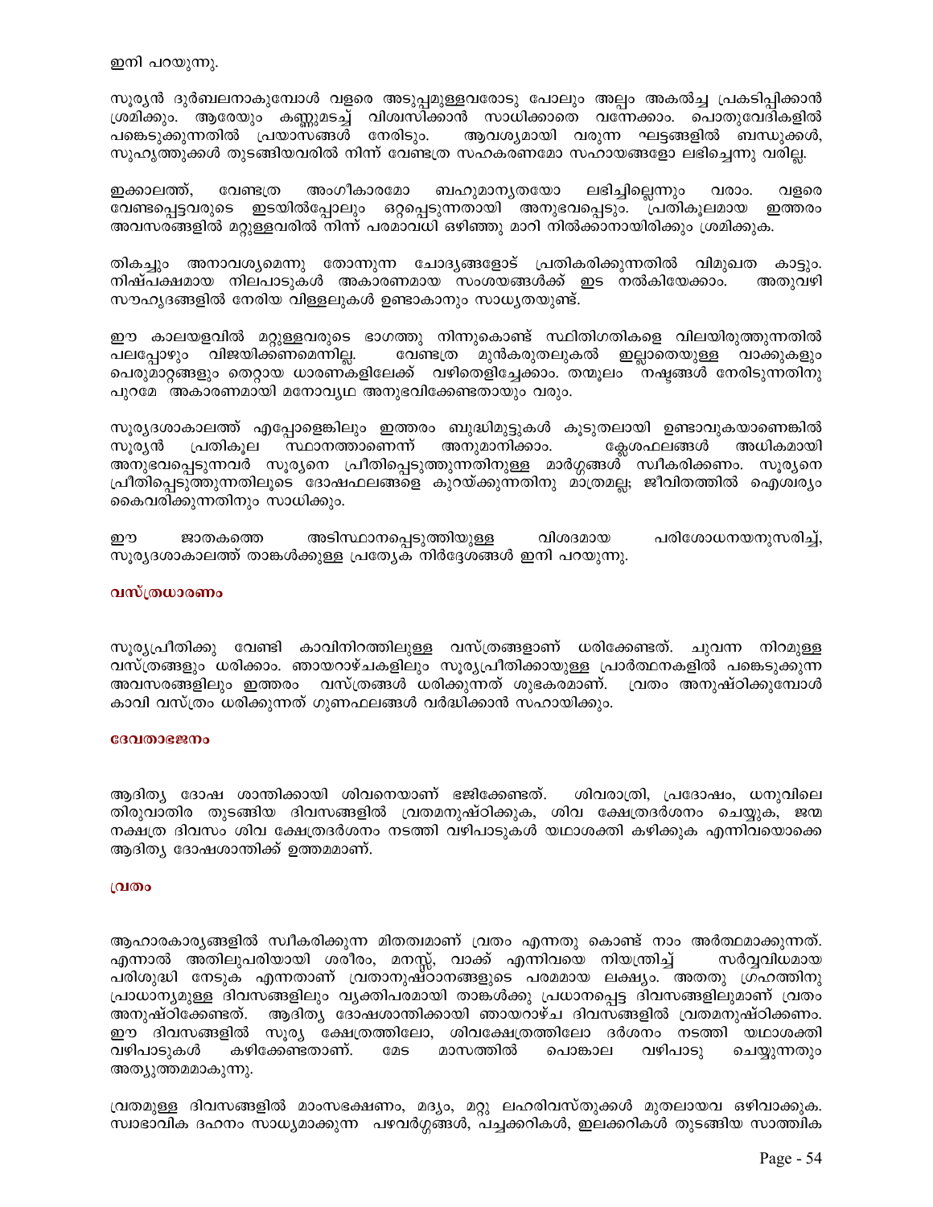ഇനി പറയുന്നു.

സൂര്യൻ ദുർബലനാകുമ്പോൾ വളരെ അടുപ്പമുള്ളവരോടു പോലും അല്പം അകൽച്ച പ്രകടിപ്പിക്കാൻ ശ്രമിക്കും. ആരെയും കണ്ണുമടച്ച് വിശ്വസിക്കാൻ സാധിക്കാതെ വന്നേക്കാം. പൊതുവേദികളിൽ പങ്കെടുക്കുന്നതിൽ പ്രയാസങ്ങൾ നേരിടും. ആവശ്യമായി വരുന്ന ഘട്ടങ്ങളിൽ ബന്ധുക്കൾ, സുഹൃത്തുക്കൾ തുടങ്ങിയവരിൽ നിന്ന് വേണ്ടത്ര സഹകരണമോ സഹായങ്ങളോ ലഭിച്ചെന്നു വരില്ല.

ഇക്കാലത്ത്, വേണ്ടത്ര അംഗീകാരമോ ബഹുമാന്യതയോ ലഭിച്ചില്ലെന്നും വരാം. വളരെ വേണ്ടപ്പെട്ടവരുടെ ഇടയിൽപ്പോലും ഒറ്റപ്പെടുന്നതായി അനുഭവപ്പെടും. പ്രതികൂലമായ ഇത്തരം അവസരങ്ങളിൽ മറ്റുള്ളവരിൽ നിന്ന് പരമാവധി ഒഴിഞ്ഞു മാറി നിൽക്കാനായിരിക്കും ശ്രമിക്കുക.

തികച്ചും അനാവശ്യമെന്നു തോന്നുന്ന ചോദ്യങ്ങളോട് പ്രതികരിക്കുന്നതിൽ വിമുഖത കാട്ടും. നിഷ്പക്ഷമായ നിലപാടുകൾ അകാരണമായ സംശയങ്ങൾക്ക് ഇട നൽകിയേക്കാം. അതുവഴി സൗഹൃദങ്ങളിൽ നേരിയ വിള്ളലുകൾ ഉണ്ടാകാനും സാധ്യതയുണ്ട്.

ഈ കാലയളവിൽ മറ്റുള്ളവരുടെ ഭാഗത്തു നിന്നുകൊണ്ട് സ്ഥിതിഗതികളെ വിലയിരുത്തുന്നതിൽ പലപ്പോഴും വിജയിക്കണമെന്നില്ല. വേണ്ടത്ര മുൻകരുതലുകൾ ഇല്ലാതെയുള്ള വാക്കുകളും പെരുമാറ്റങ്ങളും തെറ്റായ ധാരണകളിലേക്ക് വഴിതെളിച്ചേക്കാം. തന്മൂലം നഷ്ടങ്ങൾ നേരിടുന്നതിനു പുറമേ അകാരണമായി മനോവ്യഥ അനുഭവിക്കേണ്ടതായും വരും.

സൂര്യദശാകാലത്ത് എപ്പോളെങ്കിലും ഇത്തരം ബുദ്ധിമുട്ടുകൾ കൂടുതലായി ഉണ്ടാവുകയാണെങ്കിൽ സൂര്യൻ പ്രതികൂല സ്ഥാനത്താണെന്ന് അനുമാനിക്കാം. ക്ലേശഫലങ്ങൾ അധികമായി അനുഭവപ്പെടുന്നവർ സൂര്യനെ പ്രീതിപ്പെടുത്തുന്നതിനുള്ള മാർഗ്ഗങ്ങൾ സ്വീകരിക്കണം. സൂര്യനെ പ്രീതിപ്പെടുത്തുന്നതിലൂടെ ദോഷഫലങ്ങളെ കുറയ്ക്കുന്നതിനു മാത്രമല്ല; ജീവിതത്തിൽ ഐശ്വര്യം കൈവരിക്കുന്നതിനും സാധിക്കും.

ഈ ജാതകത്തെ അടിസ്ഥാനപ്പെടുത്തിയുള്ള വിശദമായ പരിശോധനയനുസരിച്ച്, സൂര്യദശാകാലത്ത് താങ്കൾക്കുള്ള പ്രത്യേക നിർദ്ദേശങ്ങൾ ഇനി പറയുന്നു.

### വസ്ത്രധാരണം

സൂര്യപ്രീതിക്കു വേണ്ടി കാവിനിറത്തിലുള്ള വസ്ത്രങ്ങളാണ് ധരിക്കേണ്ടത്. ചുവന്ന നിറമുള്ള വസ്ത്രങ്ങളും ധരിക്കാം. ഞായറാഴ്ചകളിലും സൂര്യപ്രീതിക്കായുള്ള പ്രാർത്ഥനകളിൽ പങ്കെടുക്കുന്ന അവസരങ്ങളിലും ഇത്തരം വസ്ത്രങ്ങൾ ധരിക്കുന്നത് ശുഭകരമാണ്. വ്രതം അനുഷ്ഠിക്കുമ്പോൾ കാവി വസ്ത്രം ധരിക്കുന്നത് ഗുണഫലങ്ങൾ വർദ്ധിക്കാൻ സഹായിക്കും.

### ദേവതാഭജനം

ആദിത്യ ദോഷ ശാന്തിക്കായി ശിവനെയാണ് ഭജിക്കേണ്ടത്. ശിവരാത്രി, പ്രദോഷം, ധനുവിലെ തിരുവാതിര തുടങ്ങിയ ദിവസങ്ങളിൽ വ്രതമനുഷ്ഠിക്കുക, ശിവ ക്ഷേത്രദർശനം ചെയ്യുക, ജന്മ നക്ഷത്ര ദിവസം ശിവ ക്ഷേത്രദർശനം നടത്തി വഴിപാടുകൾ യഥാശക്തി കഴിക്കുക എന്നിവയൊക്കെ ആദിത്യ ദോഷശാന്തിക്ക് ഉത്തമമാണ്.

### വ്രതം

ആഹാരകാര്യങ്ങളിൽ സ്വീകരിക്കുന്ന മിതത്വമാണ് വ്രതം എന്നതു കൊണ്ട് നാം അർത്ഥമാക്കുന്നത്. എന്നാൽ അതിലുപരിയായി ശരീരം, മനസ്സ്, വാക്ക് എന്നിവയെ നിയന്ത്രിച്ച് സർവ്വവിധമായ പരിശുദ്ധി നേടുക എന്നതാണ് വ്രതാനുഷ്ഠാനങ്ങളുടെ പരമമായ ലക്ഷ്യം. അതതു ഗ്രഹത്തിനു പ്രാധാന്യമുള്ള ദിവസങ്ങളിലും വ്യക്തിപരമായി താങ്കൾക്കു പ്രധാനപ്പെട്ട ദിവസങ്ങളിലുമാണ് വ്രതം അനുഷ്ഠിക്കേണ്ടത്. ആദിത്യ ദോഷശാന്തിക്കായി ഞായറാഴ്ച ദിവസങ്ങളിൽ വ്രതമനുഷ്ഠിക്കണം. ഈ ദിവസങ്ങളിൽ സൂര്യ ക്ഷേത്രത്തിലോ, ശിവക്ഷേത്രത്തിലോ ദർശനം നടത്തി യഥാശക്തി വഴിപാടുകൾ കഴിക്കേണ്ടതാണ്. മേട മാസത്തിൽ പൊങ്കാല വഴിപാടു ചെയ്യുന്നതും അത്യുത്തമമാകുന്നു.

വ്രതമുള്ള ദിവസങ്ങളിൽ മാംസഭക്ഷണം, മദ്യം, മറ്റു ലഹരിവസ്തുക്കൾ മുതലായവ ഒഴിവാക്കുക. സ്വാഭാവിക ദഹനം സാധ്യമാക്കുന്ന പഴവർഗ്ഗങ്ങൾ, പച്ചക്കറികൾ, ഇലക്കറികൾ തുടങ്ങിയ സാത്വിക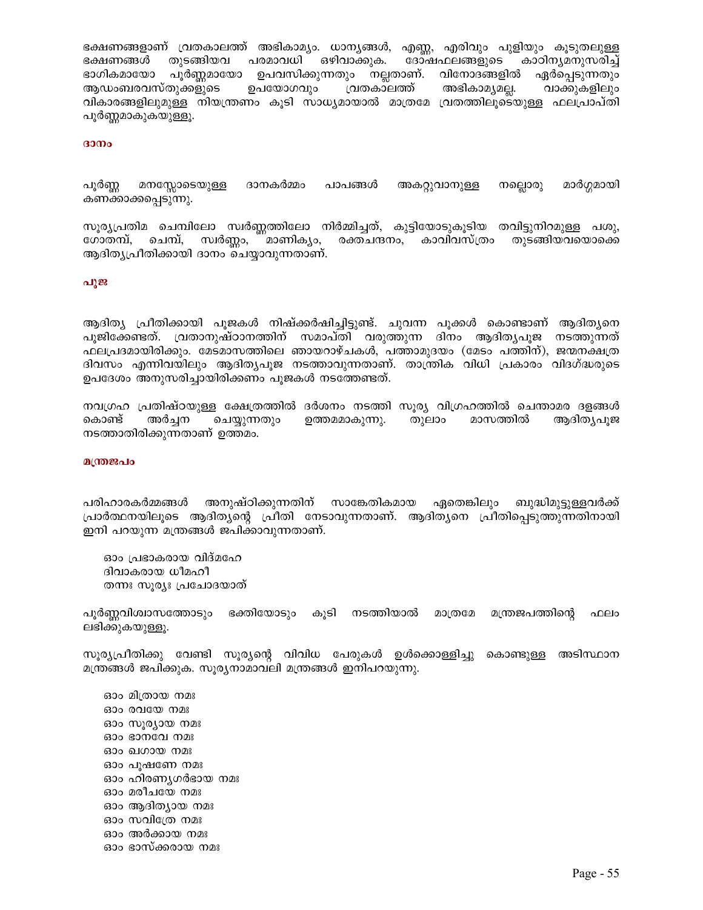ഭക്ഷണങ്ങളാണ് വ്രതകാലത്ത് അഭികാമ്യം. ധാന്യങ്ങൾ, എണ്ണ, എരിവും പുളിയും കൂടുതലുള്ള ഭക്ഷണങ്ങൾ തുടങ്ങിയവ പരമാവധി ഒഴിവാക്കുക. ദോഷഫലങ്ങളുടെ കാഠിന്യമനുസരിച്ച് ഭാഗികമായോ പൂർണ്ണമായോ ഉപവസിക്കുന്നതും നല്ലതാണ്. വിനോദങ്ങളിൽ ഏർപ്പെടുന്നതും ആഡംബരവസ്തുക്കളുടെ ഉപയോഗവും വ്രതകാലത്ത് അഭികാമ്യമല്ല. വാക്കുകളിലും വികാരങ്ങളിലുമുള്ള നിയന്ത്രണം കൂടി സാധ്യമായാൽ മാത്രമേ വ്രതത്തിലൂടെയുള്ള ഫലപ്രാപ്തി പൂർണ്ണമാകുകയുള്ളൂ.

### ദാനം

പൂർണ്ണ മനസ്സോടെയുള്ള ദാനകർമ്മം പാപങ്ങൾ അകറ്റുവാനുള്ള നല്ലൊരു മാർഗ്ഗമായി കണക്കാക്കപ്പെടുന്നു.

സൂര്യപ്രതിമ ചെമ്പിലോ സ്വർണ്ണത്തിലോ നിർമ്മിച്ചത്, കുട്ടിയോടുകൂടിയ തവിട്ടുനിറമുള്ള പശു, ഗോതമ്പ്, ചെമ്പ്, സ്വർണ്ണം, മാണിക്യം, രക്തചന്ദനം, കാവിവസ്ത്രം തുടങ്ങിയവയൊക്കെ ആദിത്യപ്രീതിക്കായി ദാനം ചെയ്യാവുന്നതാണ്.

### പൂജ

ആദിത്യ പ്രീതിക്കായി പൂജകൾ നിഷ്ക്കർഷിച്ചിട്ടുണ്ട്. ചുവന്ന പൂക്കൾ കൊണ്ടാണ് ആദിത്യനെ പൂജിക്കേണ്ടത്. വ്രതാനുഷ്ഠാനത്തിന് സമാപ്തി വരുത്തുന്ന ദിനം ആദിത്യപൂജ നടത്തുന്നത് ഫലപ്രദമായിരിക്കും. മേടമാസത്തിലെ ഞായറാഴ്ചകൾ, പത്താമുദയം (മേടം പത്തിന്), ജന്മനക്ഷത്ര ദിവസം എന്നിവയിലും ആദിത്യപൂജ നടത്താവുന്നതാണ്. താന്ത്രിക വിധി പ്രകാരം വിദഗ്ദ്ധരുടെ ഉപദേശം അനുസരിച്ചായിരിക്കണം പൂജകൾ നടത്തേണ്ടത്.

നവഗ്രഹ പ്രതിഷ്ഠയുള്ള ക്ഷേത്രത്തിൽ ദർശനം നടത്തി സൂര്യ വിഗ്രഹത്തിൽ ചെന്താമര ദളങ്ങൾ കൊണ്ട് അർച്ചന ചെയ്യുന്നതും ഉത്തമമാകുന്നു. തുലാം മാസത്തിൽ ആദിത്യപൂജ നടത്താതിരിക്കുന്നതാണ് ഉത്തമം.

### മന്ത്രജപം

പരിഹാരകർമ്മങ്ങൾ അനുഷ്ഠിക്കുന്നതിന് സാങ്കേതികമായ ഏതെങ്കിലും ബുദ്ധിമുട്ടുള്ളവർക്ക് പ്രാർത്ഥനയിലൂടെ ആദിത്യന്റെ പ്രീതി നേടാവുന്നതാണ്. ആദിത്യനെ പ്രീതിപ്പെടുത്തുന്നതിനായി ഇനി പറയുന്ന മന്ത്രങ്ങൾ ജപിക്കാവുന്നതാണ്.

ഓം പ്രഭാകരായ വിദ്മഹേ  
ദിവാകരായ ധീമഹീ  
തന്നഃ സൂര്യഃ പ്രചോദയാത്

പൂർണ്ണവിശ്വാസത്തോടും ഭക്തിയോടും കൂടി നടത്തിയാൽ മാത്രമേ മന്ത്രജപത്തിന്റെ ഫലം ലഭിക്കുകയുള്ളൂ.

സൂര്യപ്രീതിക്കു വേണ്ടി സൂര്യന്റെ വിവിധ പേരുകൾ ഉൾക്കൊള്ളിച്ചു കൊണ്ടുള്ള അടിസ്ഥാന മന്ത്രങ്ങൾ ജപിക്കുക. സൂര്യനാമാവലി മന്ത്രങ്ങൾ ഇനിപറയുന്നു.

ഓം മിത്രായ നമഃ  
ഓം രവയേ നമഃ  
ഓം സൂര്യായ നമഃ  
ഓം ഭാനവേ നമഃ  
ഓം ഖഗായ നമഃ  
ഓം പൂഷണേ നമഃ  
ഓം ഹിരണ്യഗർഭായ നമഃ  
ഓം മരീചയേ നമഃ  
ഓം ആദിത്യായ നമഃ  
ഓം സവിത്രേ നമഃ  
ഓം അർക്കായ നമഃ  
ഓം ഭാസ്ക്കരായ നമഃ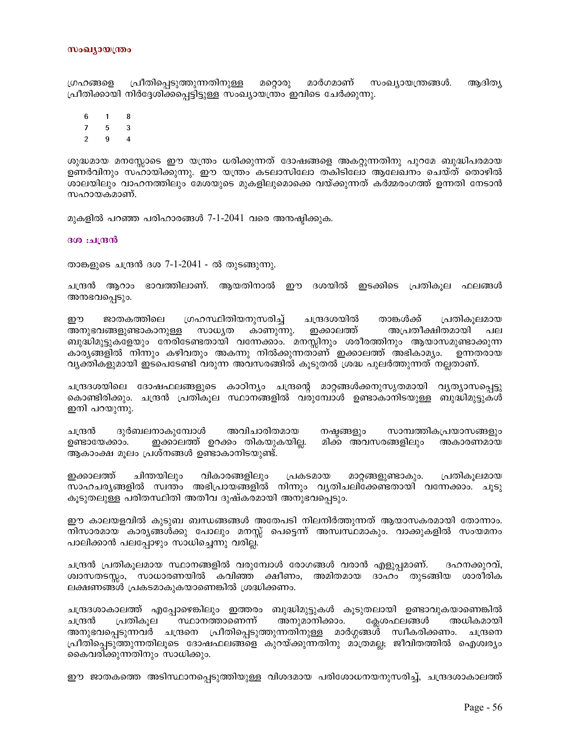### സംഖ്യായന്ത്രം

ഗ്രഹങ്ങളെ പ്രീതിപ്പെടുത്തുന്നതിനുള്ള മറ്റൊരു മാർഗമാണ് സംഖ്യായന്ത്രങ്ങൾ. ആദിത്യ പ്രീതിക്കായി നിർദ്ദേശിക്കപ്പെട്ടിട്ടുള്ള സംഖ്യായന്ത്രം ഇവിടെ ചേർക്കുന്നു.

| | | |
|---|---|---|
| 6 | 1 | 8 |
| 7 | 5 | 3 |
| 2 | 9 | 4 |

ശുദ്ധമായ മനസ്സോടെ ഈ യന്ത്രം ധരിക്കുന്നത് ദോഷങ്ങളെ അകറ്റുന്നതിനു പുറമേ ബുദ്ധിപരമായ ഉണർവിനും സഹായിക്കുന്നു. ഈ യന്ത്രം കടലാസിലോ തകിടിലോ ആലേഖനം ചെയ്ത് തൊഴിൽ ശാലയിലും വാഹനത്തിലും മേശയുടെ മുകളിലുമൊക്കെ വയ്ക്കുന്നത് കർമ്മരംഗത്ത് ഉന്നതി നേടാൻ സഹായകമാണ്.

മുകളിൽ പറഞ്ഞ പരിഹാരങ്ങൾ 7-1-2041 വരെ അനുഷ്ഠിക്കുക.

### ദശ :ചന്ദ്രൻ

താങ്കളുടെ ചന്ദ്രൻ ദശ 7-1-2041 - ൽ തുടങ്ങുന്നു.

ചന്ദ്രൻ ആറാം ഭാവത്തിലാണ്. ആയതിനാൽ ഈ ദശയിൽ ഇടക്കിടെ പ്രതികൂല ഫലങ്ങൾ അനുഭവപ്പെടും.

ഈ ജാതകത്തിലെ ഗ്രഹസ്ഥിതിയനുസരിച്ച് ചന്ദ്രദശയിൽ താങ്കൾക്ക് പ്രതികൂലമായ അനുഭവങ്ങളുണ്ടാകാനുള്ള സാധ്യത കാണുന്നു. ഇക്കാലത്ത് അപ്രതീക്ഷിതമായി പല ബുദ്ധിമുട്ടുകളേയും നേരിടേണ്ടതായി വന്നേക്കാം. മനസ്സിനും ശരീരത്തിനും ആയാസമുണ്ടാക്കുന്ന കാര്യങ്ങളിൽ നിന്നും കഴിവതും അകന്നു നിൽക്കുന്നതാണ് ഇക്കാലത്ത് അഭികാമ്യം. ഉന്നതരായ വ്യക്തികളുമായി ഇടപെടേണ്ടി വരുന്ന അവസരങ്ങളിൽ കൂടുതൽ ശ്രദ്ധ പുലർത്തുന്നത് നല്ലതാണ്.

ചന്ദ്രദശയിലെ ദോഷഫലങ്ങളുടെ കാഠിന്യം ചന്ദ്രന്റെ മാറ്റങ്ങൾക്കനുസൃതമായി വ്യത്യാസപ്പെട്ടു കൊണ്ടിരിക്കും. ചന്ദ്രൻ പ്രതികൂല സ്ഥാനങ്ങളിൽ വരുമ്പോൾ ഉണ്ടാകാനിടയുള്ള ബുദ്ധിമുട്ടുകൾ ഇനി പറയുന്നു.

ചന്ദ്രൻ ദുർബലനാകുമ്പോൾ അവിചാരിതമായ നഷ്ടങ്ങളും സാമ്പത്തികപ്രയാസങ്ങളും ഉണ്ടായേക്കാം. ഇക്കാലത്ത് ഉറക്കം തികയുകയില്ല. മിക്ക അവസരങ്ങളിലും അകാരണമായ ആകാംക്ഷ മൂലം പ്രശ്നങ്ങൾ ഉണ്ടാകാനിടയുണ്ട്.

ഇക്കാലത്ത് ചിന്തയിലും വികാരങ്ങളിലും പ്രകടമായ മാറ്റങ്ങളുണ്ടാകും. പ്രതികൂലമായ സാഹചര്യങ്ങളിൽ സ്വന്തം അഭിപ്രായങ്ങളിൽ നിന്നും വ്യതിചലിക്കേണ്ടതായി വന്നേക്കാം. ചൂടു കൂടുതലുള്ള പരിതസ്ഥിതി അതീവ ദുഷ്കരമായി അനുഭവപ്പെടും.

ഈ കാലയളവിൽ കുടുംബ ബന്ധങ്ങൾ അതേപടി നിലനിർത്തുന്നത് ആയാസകരമായി തോന്നാം. നിസാരമായ കാര്യങ്ങൾക്കു പോലും മനസ്സ് പെട്ടെന്ന് അസ്വസ്ഥമാകും. വാക്കുകളിൽ സംയമനം പാലിക്കാൻ പലപ്പോഴും സാധിച്ചെന്നു വരില്ല.

ചന്ദ്രൻ പ്രതികൂലമായ സ്ഥാനങ്ങളിൽ വരുമ്പോൾ രോഗങ്ങൾ വരാൻ എളുപ്പമാണ്. ദഹനക്കുറവ്, ശ്വാസതടസ്സം, സാധാരണയിൽ കവിഞ്ഞ ക്ഷീണം, അമിതമായ ദാഹം തുടങ്ങിയ ശാരീരിക ലക്ഷണങ്ങൾ പ്രകടമാകുകയാണെങ്കിൽ ശ്രദ്ധിക്കണം.

ചന്ദ്രദശാകാലത്ത് എപ്പോഴെങ്കിലും ഇത്തരം ബുദ്ധിമുട്ടുകൾ കൂടുതലായി ഉണ്ടാവുകയാണെങ്കിൽ ചന്ദ്രൻ പ്രതികൂല സ്ഥാനത്താണെന്ന് അനുമാനിക്കാം. ക്ലേശഫലങ്ങൾ അധികമായി അനുഭവപ്പെടുന്നവർ ചന്ദ്രനെ പ്രീതിപ്പെടുത്തുന്നതിനുള്ള മാർഗ്ഗങ്ങൾ സ്വീകരിക്കണം. ചന്ദ്രനെ പ്രീതിപ്പെടുത്തുന്നതിലൂടെ ദോഷഫലങ്ങളെ കുറയ്ക്കുന്നതിനു മാത്രമല്ല; ജീവിതത്തിൽ ഐശ്വര്യം കൈവരിക്കുന്നതിനും സാധിക്കും.

ഈ ജാതകത്തെ അടിസ്ഥാനപ്പെടുത്തിയുള്ള വിശദമായ പരിശോധനയനുസരിച്ച്, ചന്ദ്രദശാകാലത്ത്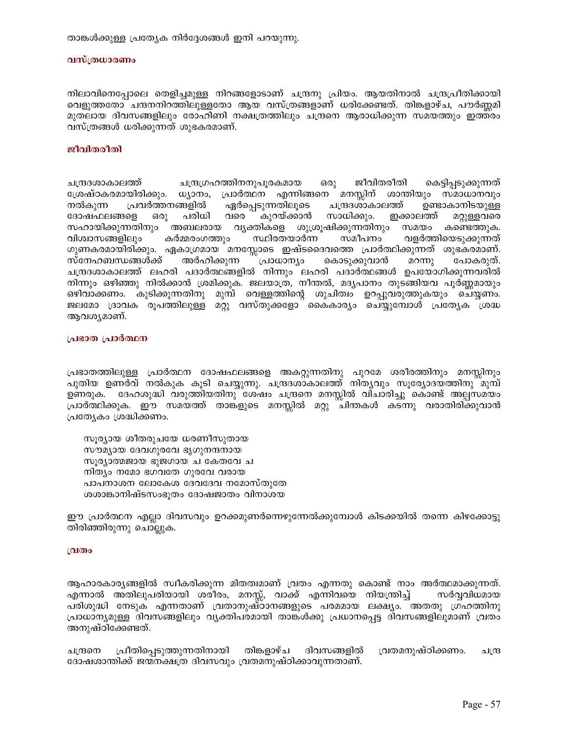താങ്കൾക്കുള്ള പ്രത്യേക നിർദ്ദേശങ്ങൾ ഇനി പറയുന്നു.

### വസ്ത്രധാരണം

നിലാവിനെപ്പോലെ തെളിച്ചമുള്ള നിറങ്ങളോടാണ് ചന്ദ്രനു പ്രിയം. ആയതിനാൽ ചന്ദ്രപ്രീതിക്കായി വെളുത്തതോ ചന്ദനനിറത്തിലുള്ളതോ ആയ വസ്ത്രങ്ങളാണ് ധരിക്കേണ്ടത്. തിങ്കളാഴ്ച, പൗർണ്ണമി മുതലായ ദിവസങ്ങളിലും രോഹിണി നക്ഷത്രത്തിലും ചന്ദ്രനെ ആരാധിക്കുന്ന സമയത്തും ഇത്തരം വസ്ത്രങ്ങൾ ധരിക്കുന്നത് ശുഭകരമാണ്.

### ജീവിതരീതി

ചന്ദ്രദശാകാലത്ത് ചന്ദ്രഗ്രഹത്തിനനുപൂരകമായ ഒരു ജീവിതരീതി കെട്ടിപ്പടുക്കുന്നത് ശ്രേഷ്ഠകരമായിരിക്കും. ധ്യാനം, പ്രാർത്ഥന എന്നിങ്ങനെ മനസ്സിന് ശാന്തിയും സമാധാനവും നൽകുന്ന പ്രവർത്തനങ്ങളിൽ ഏർപ്പെടുന്നതിലൂടെ ചന്ദ്രദശാകാലത്ത് ഉണ്ടാകാനിടയുള്ള ദോഷഫലങ്ങളെ ഒരു പരിധി വരെ കുറയ്ക്കാൻ സാധിക്കും. ഇക്കാലത്ത് മറ്റുള്ളവരെ സഹായിക്കുന്നതിനും അബലരായ വ്യക്തികളെ ശുശ്രൂഷിക്കുന്നതിനും സമയം കണ്ടെത്തുക. വിശ്വാസങ്ങളിലും കർമ്മരംഗത്തും സ്ഥിരതയാർന്ന സമീപനം വളർത്തിയെടുക്കുന്നത് ഗുണകരമായിരിക്കും. ഏകാഗ്രമായ മനസ്സോടെ ഇഷ്ടദൈവത്തെ പ്രാർത്ഥിക്കുന്നത് ശുഭകരമാണ്. സ്നേഹബന്ധങ്ങൾക്ക് അർഹിക്കുന്ന പ്രാധാന്യം കൊടുക്കുവാൻ മറന്നു പോകരുത്. ചന്ദ്രദശാകാലത്ത് ലഹരി പദാർത്ഥങ്ങളിൽ നിന്നും ലഹരി പദാർത്ഥങ്ങൾ ഉപയോഗിക്കുന്നവരിൽ നിന്നും ഒഴിഞ്ഞു നിൽക്കാൻ ശ്രമിക്കുക. ജലയാത്ര, നീന്തൽ, മദ്യപാനം തുടങ്ങിയവ പൂർണ്ണമായും ഒഴിവാക്കണം. കുടിക്കുന്നതിനു മുമ്പ് വെള്ളത്തിന്റെ ശുചിത്വം ഉറപ്പുവരുത്തുകയും ചെയ്യണം. ജലമോ ദ്രാവക രൂപത്തിലുള്ള മറ്റു വസ്തുക്കളോ കൈകാര്യം ചെയ്യുമ്പോൾ പ്രത്യേക ശ്രദ്ധ ആവശ്യമാണ്.

### പ്രഭാത പ്രാർത്ഥന

പ്രഭാതത്തിലുള്ള പ്രാർത്ഥന ദോഷഫലങ്ങളെ അകറ്റുന്നതിനു പുറമേ ശരീരത്തിനും മനസ്സിനും പുതിയ ഉണർവ് നൽകുക കൂടി ചെയ്യുന്നു. ചന്ദ്രദശാകാലത്ത് നിത്യവും സൂര്യോദയത്തിനു മുമ്പ് ഉണരുക. ദേഹശുദ്ധി വരുത്തിയതിനു ശേഷം ചന്ദ്രനെ മനസ്സിൽ വിചാരിച്ചു കൊണ്ട് അല്പസമയം പ്രാർത്ഥിക്കുക. ഈ സമയത്ത് താങ്കളുടെ മനസ്സിൽ മറ്റു ചിന്തകൾ കടന്നു വരാതിരിക്കുവാൻ പ്രത്യേകം ശ്രദ്ധിക്കണം.

> സൂര്യായ ശീതരുചയേ ധരണീസുതായ
> സൗമ്യായ ദേവഗുരവേ ഭൃഗുനന്ദനായ
> സൂര്യാത്മജായ ഭുജഗായ ച കേതവേ ച
> നിത്യം നമോ ഭഗവതേ ഗുരവേ വരായ
> പാപനാശന ലോകേശ ദേവദേവ നമോസ്തുതേ
> ശശാങ്കാനിഷ്ടസംഭൂതം ദോഷജാതം വിനാശയ

ഈ പ്രാർത്ഥന എല്ലാ ദിവസവും ഉറക്കമുണർന്നെഴുന്നേൽക്കുമ്പോൾ കിടക്കയിൽ തന്നെ കിഴക്കോട്ടു തിരിഞ്ഞിരുന്നു ചൊല്ലുക.

### വ്രതം

ആഹാരകാര്യങ്ങളിൽ സ്വീകരിക്കുന്ന മിതത്വമാണ് വ്രതം എന്നതു കൊണ്ട് നാം അർത്ഥമാക്കുന്നത്. എന്നാൽ അതിലുപരിയായി ശരീരം, മനസ്സ്, വാക്ക് എന്നിവയെ നിയന്ത്രിച്ച് സർവ്വവിധമായ പരിശുദ്ധി നേടുക എന്നതാണ് വ്രതാനുഷ്ഠാനങ്ങളുടെ പരമമായ ലക്ഷ്യം. അതതു ഗ്രഹത്തിനു പ്രാധാന്യമുള്ള ദിവസങ്ങളിലും വ്യക്തിപരമായി താങ്കൾക്കു പ്രധാനപ്പെട്ട ദിവസങ്ങളിലുമാണ് വ്രതം അനുഷ്ഠിക്കേണ്ടത്.

ചന്ദ്രനെ പ്രീതിപ്പെടുത്തുന്നതിനായി തിങ്കളാഴ്ച ദിവസങ്ങളിൽ വ്രതമനുഷ്ഠിക്കണം. ചന്ദ്ര ദോഷശാന്തിക്ക് ജന്മനക്ഷത്ര ദിവസവും വ്രതമനുഷ്ഠിക്കാവുന്നതാണ്.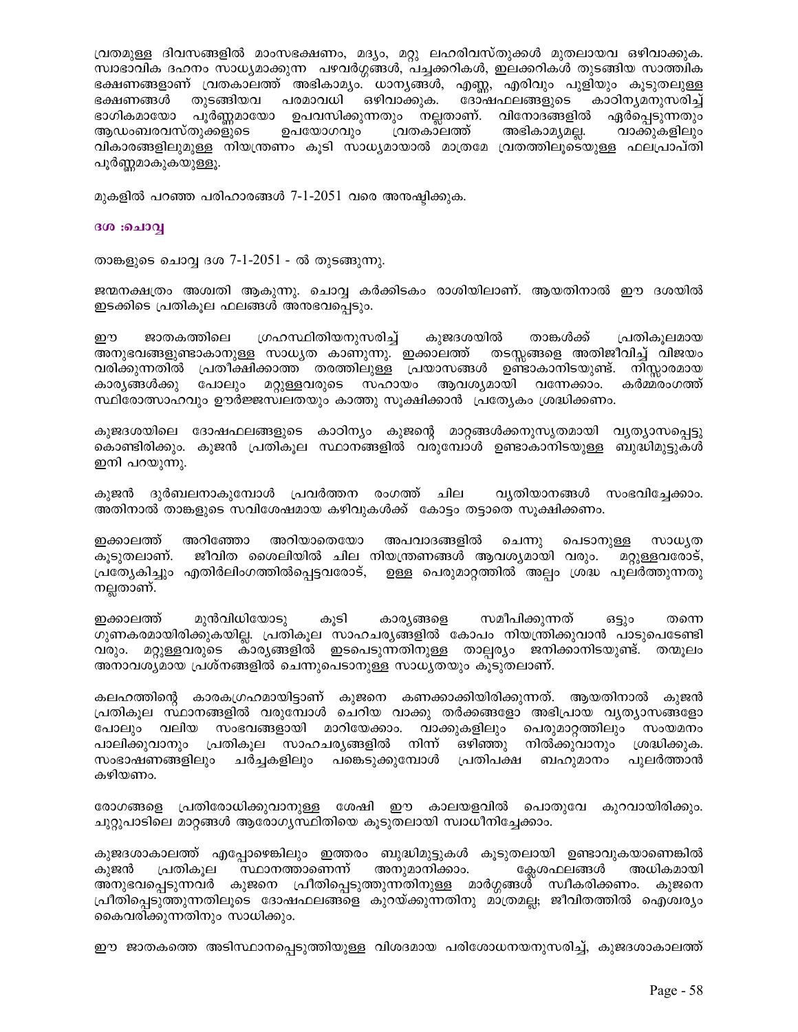വ്രതമുള്ള ദിവസങ്ങളിൽ മാംസഭക്ഷണം, മദ്യം, മറ്റു ലഹരിവസ്തുക്കൾ മുതലായവ ഒഴിവാക്കുക. സ്വാഭാവിക ദഹനം സാധ്യമാക്കുന്ന പഴവർഗ്ഗങ്ങൾ, പച്ചക്കറികൾ, ഇലക്കറികൾ തുടങ്ങിയ സാത്വിക ഭക്ഷണങ്ങളാണ് വ്രതകാലത്ത് അഭികാമ്യം. ധാന്യങ്ങൾ, എണ്ണ, എരിവും പുളിയും കൂടുതലുള്ള ഭക്ഷണങ്ങൾ തുടങ്ങിയവ പരമാവധി ഒഴിവാക്കുക. ദോഷഫലങ്ങളുടെ കാഠിന്യമനുസരിച്ച് ഭാഗികമായോ പൂർണ്ണമായോ ഉപവസിക്കുന്നതും നല്ലതാണ്. വിനോദങ്ങളിൽ ഏർപ്പെടുന്നതും ആഡംബരവസ്തുക്കളുടെ ഉപയോഗവും വ്രതകാലത്ത് അഭികാമ്യമല്ല. വാക്കുകളിലും വികാരങ്ങളിലുമുള്ള നിയന്ത്രണം കൂടി സാധ്യമായാൽ മാത്രമേ വ്രതത്തിലൂടെയുള്ള ഫലപ്രാപ്തി പൂർണ്ണമാകുകയുള്ളൂ.

മുകളിൽ പറഞ്ഞ പരിഹാരങ്ങൾ 7-1-2051 വരെ അനുഷ്ഠിക്കുക.

### ദശ :ചൊവ്വ

താങ്കളുടെ ചൊവ്വ ദശ 7-1-2051 - ൽ തുടങ്ങുന്നു.

ജന്മനക്ഷത്രം അശ്വതി ആകുന്നു. ചൊവ്വ കർക്കിടകം രാശിയിലാണ്. ആയതിനാൽ ഈ ദശയിൽ ഇടക്കിടെ പ്രതികൂല ഫലങ്ങൾ അനുഭവപ്പെടും.

ഈ ജാതകത്തിലെ ഗ്രഹസ്ഥിതിയനുസരിച്ച് കുജദശയിൽ താങ്കൾക്ക് പ്രതികൂലമായ അനുഭവങ്ങളുണ്ടാകാനുള്ള സാധ്യത കാണുന്നു. ഇക്കാലത്ത് തടസ്സങ്ങളെ അതിജീവിച്ച് വിജയം വരിക്കുന്നതിൽ പ്രതീക്ഷിക്കാത്ത തരത്തിലുള്ള പ്രയാസങ്ങൾ ഉണ്ടാകാനിടയുണ്ട്. നിസ്സാരമായ കാര്യങ്ങൾക്കു പോലും മറ്റുള്ളവരുടെ സഹായം ആവശ്യമായി വന്നേക്കാം. കർമ്മരംഗത്ത് സ്ഥിരോത്സാഹവും ഊർജ്ജസ്വലതയും കാത്തു സൂക്ഷിക്കാൻ പ്രത്യേകം ശ്രദ്ധിക്കണം.

കുജദശയിലെ ദോഷഫലങ്ങളുടെ കാഠിന്യം കുജന്റെ മാറ്റങ്ങൾക്കനുസൃതമായി വ്യത്യാസപ്പെട്ടു കൊണ്ടിരിക്കും. കുജൻ പ്രതികൂല സ്ഥാനങ്ങളിൽ വരുമ്പോൾ ഉണ്ടാകാനിടയുള്ള ബുദ്ധിമുട്ടുകൾ ഇനി പറയുന്നു.

കുജൻ ദുർബലനാകുമ്പോൾ പ്രവർത്തന രംഗത്ത് ചില വ്യതിയാനങ്ങൾ സംഭവിച്ചേക്കാം. അതിനാൽ താങ്കളുടെ സവിശേഷമായ കഴിവുകൾക്ക് കോട്ടം തട്ടാതെ സൂക്ഷിക്കണം.

ഇക്കാലത്ത് അറിഞ്ഞോ അറിയാതെയോ അപവാദങ്ങളിൽ ചെന്നു പെടാനുള്ള സാധ്യത കൂടുതലാണ്. ജീവിത ശൈലിയിൽ ചില നിയന്ത്രണങ്ങൾ ആവശ്യമായി വരും. മറ്റുള്ളവരോട്, പ്രത്യേകിച്ചും എതിർലിംഗത്തിൽപ്പെട്ടവരോട്, ഉള്ള പെരുമാറ്റത്തിൽ അല്പം ശ്രദ്ധ പുലർത്തുന്നതു നല്ലതാണ്.

ഇക്കാലത്ത് മുൻവിധിയോടു കൂടി കാര്യങ്ങളെ സമീപിക്കുന്നത് ഒട്ടും തന്നെ ഗുണകരമായിരിക്കുകയില്ല. പ്രതികൂല സാഹചര്യങ്ങളിൽ കോപം നിയന്ത്രിക്കുവാൻ പാടുപെടേണ്ടി വരും. മറ്റുള്ളവരുടെ കാര്യങ്ങളിൽ ഇടപെടുന്നതിനുള്ള താല്പര്യം ജനിക്കാനിടയുണ്ട്. തന്മൂലം അനാവശ്യമായ പ്രശ്നങ്ങളിൽ ചെന്നുപെടാനുള്ള സാധ്യതയും കൂടുതലാണ്.

കലഹത്തിന്റെ കാരകഗ്രഹമായിട്ടാണ് കുജനെ കണക്കാക്കിയിരിക്കുന്നത്. ആയതിനാൽ കുജൻ പ്രതികൂല സ്ഥാനങ്ങളിൽ വരുമ്പോൾ ചെറിയ വാക്കു തർക്കങ്ങളോ അഭിപ്രായ വ്യത്യാസങ്ങളോ പോലും വലിയ സംഭവങ്ങളായി മാറിയേക്കാം. വാക്കുകളിലും പെരുമാറ്റത്തിലും സംയമനം പാലിക്കുവാനും പ്രതികൂല സാഹചര്യങ്ങളിൽ നിന്ന് ഒഴിഞ്ഞു നിൽക്കുവാനും ശ്രദ്ധിക്കുക. സംഭാഷണങ്ങളിലും ചർച്ചകളിലും പങ്കെടുക്കുമ്പോൾ പ്രതിപക്ഷ ബഹുമാനം പുലർത്താൻ കഴിയണം.

രോഗങ്ങളെ പ്രതിരോധിക്കുവാനുള്ള ശേഷി ഈ കാലയളവിൽ പൊതുവേ കുറവായിരിക്കും. ചുറ്റുപാടിലെ മാറ്റങ്ങൾ ആരോഗ്യസ്ഥിതിയെ കൂടുതലായി സ്വാധീനിച്ചേക്കാം.

കുജദശാകാലത്ത് എപ്പോഴെങ്കിലും ഇത്തരം ബുദ്ധിമുട്ടുകൾ കൂടുതലായി ഉണ്ടാവുകയാണെങ്കിൽ കുജൻ പ്രതികൂല സ്ഥാനത്താണെന്ന് അനുമാനിക്കാം. ക്ലേശഫലങ്ങൾ അധികമായി അനുഭവപ്പെടുന്നവർ കുജനെ പ്രീതിപ്പെടുത്തുന്നതിനുള്ള മാർഗ്ഗങ്ങൾ സ്വീകരിക്കണം. കുജനെ പ്രീതിപ്പെടുത്തുന്നതിലൂടെ ദോഷഫലങ്ങളെ കുറയ്ക്കുന്നതിനു മാത്രമല്ല; ജീവിതത്തിൽ ഐശ്വര്യം കൈവരിക്കുന്നതിനും സാധിക്കും.

ഈ ജാതകത്തെ അടിസ്ഥാനപ്പെടുത്തിയുള്ള വിശദമായ പരിശോധനയനുസരിച്ച്, കുജദശാകാലത്ത്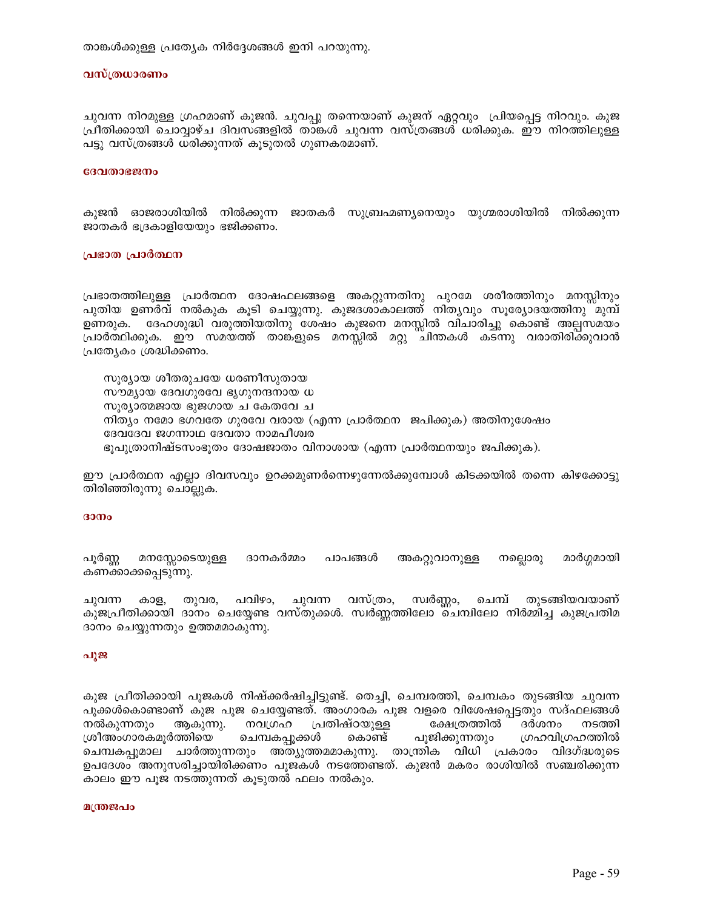താങ്കൾക്കുള്ള പ്രത്യേക നിർദ്ദേശങ്ങൾ ഇനി പറയുന്നു.

### വസ്ത്രധാരണം

ചുവന്ന നിറമുള്ള ഗ്രഹമാണ് കുജൻ. ചുവപ്പു തന്നെയാണ് കുജന് ഏറ്റവും പ്രിയപ്പെട്ട നിറവും. കുജ പ്രീതിക്കായി ചൊവ്വാഴ്ച ദിവസങ്ങളിൽ താങ്കൾ ചുവന്ന വസ്ത്രങ്ങൾ ധരിക്കുക. ഈ നിറത്തിലുള്ള പട്ടു വസ്ത്രങ്ങൾ ധരിക്കുന്നത് കൂടുതൽ ഗുണകരമാണ്.

### ദേവതാഭജനം

കുജൻ ഓജരാശിയിൽ നിൽക്കുന്ന ജാതകർ സുബ്രഹ്മണ്യനെയും യുഗ്മരാശിയിൽ നിൽക്കുന്ന ജാതകർ ഭദ്രകാളിയേയും ഭജിക്കണം.

### പ്രഭാത പ്രാർത്ഥന

പ്രഭാതത്തിലുള്ള പ്രാർത്ഥന ദോഷഫലങ്ങളെ അകറ്റുന്നതിനു പുറമേ ശരീരത്തിനും മനസ്സിനും പുതിയ ഉണർവ് നൽകുക കൂടി ചെയ്യുന്നു. കുജദശാകാലത്ത് നിത്യവും സൂര്യോദയത്തിനു മുമ്പ് ഉണരുക. ദേഹശുദ്ധി വരുത്തിയതിനു ശേഷം കുജനെ മനസ്സിൽ വിചാരിച്ചു കൊണ്ട് അല്പസമയം പ്രാർത്ഥിക്കുക. ഈ സമയത്ത് താങ്കളുടെ മനസ്സിൽ മറ്റു ചിന്തകൾ കടന്നു വരാതിരിക്കുവാൻ പ്രത്യേകം ശ്രദ്ധിക്കണം.

സൂര്യായ ശീതരുചയേ ധരണീസുതായ
സൗമ്യായ ദേവഗുരവേ ഭൃഗുനന്ദനായ ധ
സൂര്യാത്മജായ ഭുജഗായ ച കേതവേ ച
നിത്യം നമോ ഭഗവതേ ഗുരവേ വരായ (എന്ന പ്രാർത്ഥന ജപിക്കുക) അതിനുശേഷം
ദേവദേവ ജഗന്നാഥ ദേവതാ നാമപീശ്വര
ഭൂപുത്രാനിഷ്ടസംഭൂതം ദോഷജാതം വിനാശായ (എന്ന പ്രാർത്ഥനയും ജപിക്കുക).

ഈ പ്രാർത്ഥന എല്ലാ ദിവസവും ഉറക്കമുണർന്നെഴുന്നേൽക്കുമ്പോൾ കിടക്കയിൽ തന്നെ കിഴക്കോട്ടു തിരിഞ്ഞിരുന്നു ചൊല്ലുക.

### ദാനം

പൂർണ്ണ മനസ്സോടെയുള്ള ദാനകർമ്മം പാപങ്ങൾ അകറ്റുവാനുള്ള നല്ലൊരു മാർഗ്ഗമായി കണക്കാക്കപ്പെടുന്നു.

ചുവന്ന കാള, തുവര, പവിഴം, ചുവന്ന വസ്ത്രം, സ്വർണ്ണം, ചെമ്പ് തുടങ്ങിയവയാണ് കുജപ്രീതിക്കായി ദാനം ചെയ്യേണ്ട വസ്തുക്കൾ. സ്വർണ്ണത്തിലോ ചെമ്പിലോ നിർമ്മിച്ച കുജപ്രതിമ ദാനം ചെയ്യുന്നതും ഉത്തമമാകുന്നു.

### പൂജ

കുജ പ്രീതിക്കായി പൂജകൾ നിഷ്ക്കർഷിച്ചിട്ടുണ്ട്. തെച്ചി, ചെമ്പരത്തി, ചെമ്പകം തുടങ്ങിയ ചുവന്ന പൂക്കൾകൊണ്ടാണ് കുജ പൂജ ചെയ്യേണ്ടത്. അംഗാരക പൂജ വളരെ വിശേഷപ്പെട്ടതും സദ്ഫലങ്ങൾ നൽകുന്നതും ആകുന്നു. നവഗ്രഹ പ്രതിഷ്ഠയുള്ള ക്ഷേത്രത്തിൽ ദർശനം നടത്തി ശ്രീഅംഗാരകമൂർത്തിയെ ചെമ്പകപ്പൂക്കൾ കൊണ്ട് പൂജിക്കുന്നതും ഗ്രഹവിഗ്രഹത്തിൽ ചെമ്പകപ്പൂമാല ചാർത്തുന്നതും അത്യുത്തമമാകുന്നു. താന്ത്രിക വിധി പ്രകാരം വിദഗ്ദ്ധരുടെ ഉപദേശം അനുസരിച്ചായിരിക്കണം പൂജകൾ നടത്തേണ്ടത്. കുജൻ മകരം രാശിയിൽ സഞ്ചരിക്കുന്ന കാലം ഈ പൂജ നടത്തുന്നത് കൂടുതൽ ഫലം നൽകും.

### മന്ത്രജപം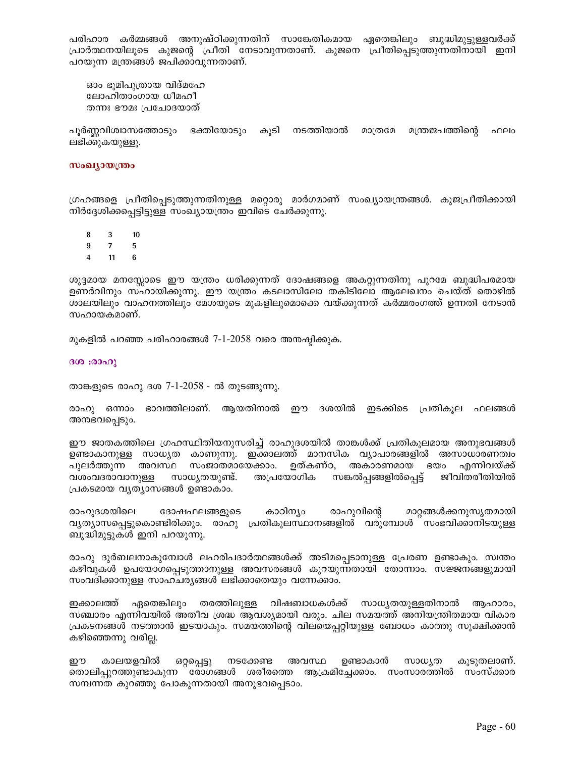പരിഹാര കർമ്മങ്ങൾ അനുഷ്ഠിക്കുന്നതിന് സാങ്കേതികമായ ഏതെങ്കിലും ബുദ്ധിമുട്ടുള്ളവർക്ക് പ്രാർത്ഥനയിലൂടെ കുജന്റെ പ്രീതി നേടാവുന്നതാണ്. കുജനെ പ്രീതിപ്പെടുത്തുന്നതിനായി ഇനി പറയുന്ന മന്ത്രങ്ങൾ ജപിക്കാവുന്നതാണ്.

ഓം ഭൂമിപുത്രായ വിദ്മഹേ
ലോഹിതാംഗായ ധീമഹീ
തന്നഃ ഭൗമഃ പ്രചോദയാത്

പൂർണ്ണവിശ്വാസത്തോടും ഭക്തിയോടും കൂടി നടത്തിയാൽ മാത്രമേ മന്ത്രജപത്തിന്റെ ഫലം ലഭിക്കുകയുള്ളു.

**സംഖ്യായന്ത്രം**

ഗ്രഹങ്ങളെ പ്രീതിപ്പെടുത്തുന്നതിനുള്ള മറ്റൊരു മാർഗമാണ് സംഖ്യായന്ത്രങ്ങൾ. കുജപ്രീതിക്കായി നിർദ്ദേശിക്കപ്പെട്ടിട്ടുള്ള സംഖ്യായന്ത്രം ഇവിടെ ചേർക്കുന്നു.

| | | |
|---|---|---|
| 8 | 3 | 10 |
| 9 | 7 | 5 |
| 4 | 11 | 6 |

ശുദ്ദമായ മനസ്സോടെ ഈ യന്ത്രം ധരിക്കുന്നത് ദോഷങ്ങളെ അകറ്റുന്നതിനു പുറമേ ബുദ്ധിപരമായ ഉണർവിനും സഹായിക്കുന്നു. ഈ യന്ത്രം കടലാസിലോ തകിടിലോ ആലേഖനം ചെയ്ത് തൊഴിൽ ശാലയിലും വാഹനത്തിലും മേശയുടെ മുകളിലുമൊക്കെ വയ്ക്കുന്നത് കർമ്മരംഗത്ത് ഉന്നതി നേടാൻ സഹായകമാണ്.

മുകളിൽ പറഞ്ഞ പരിഹാരങ്ങൾ 7-1-2058 വരെ അനുഷ്ഠിക്കുക.

**ദശ :രാഹു**

താങ്കളുടെ രാഹു ദശ 7-1-2058 - ൽ തുടങ്ങുന്നു.

രാഹു ഒന്നാം ഭാവത്തിലാണ്. ആയതിനാൽ ഈ ദശയിൽ ഇടക്കിടെ പ്രതികൂല ഫലങ്ങൾ അനുഭവപ്പെടും.

ഈ ജാതകത്തിലെ ഗ്രഹസ്ഥിതിയനുസരിച്ച് രാഹുദശയിൽ താങ്കൾക്ക് പ്രതികൂലമായ അനുഭവങ്ങൾ ഉണ്ടാകാനുള്ള സാധ്യത കാണുന്നു. ഇക്കാലത്ത് മാനസിക വ്യാപാരങ്ങളിൽ അസാധാരണത്വം പുലർത്തുന്ന അവസ്ഥ സംജാതമായേക്കാം. ഉത്കണ്ഠ, അകാരണമായ ഭയം എന്നിവയ്ക്ക് വശംവദരാവാനുള്ള സാധ്യതയുണ്ട്. അപ്രയോഗിക സങ്കല്പ്പങ്ങളിൽപ്പെട്ട് ജീവിതരീതിയിൽ പ്രകടമായ വ്യത്യാസങ്ങൾ ഉണ്ടാകാം.

രാഹുദശയിലെ ദോഷഫലങ്ങളുടെ കാഠിന്യം രാഹുവിന്റെ മാറ്റങ്ങൾക്കനുസൃതമായി വ്യത്യാസപ്പെട്ടുകൊണ്ടിരിക്കും. രാഹു പ്രതികൂലസ്ഥാനങ്ങളിൽ വരുമ്പോൾ സംഭവിക്കാനിടയുള്ള ബുദ്ധിമുട്ടുകൾ ഇനി പറയുന്നു.

രാഹു ദുർബലനാകുമ്പോൾ ലഹരിപദാർത്ഥങ്ങൾക്ക് അടിമപ്പെടാനുള്ള പ്രേരണ ഉണ്ടാകും. സ്വന്തം കഴിവുകൾ ഉപയോഗപ്പെടുത്താനുള്ള അവസരങ്ങൾ കുറയുന്നതായി തോന്നാം. സജ്ജനങ്ങളുമായി സംവദിക്കാനുള്ള സാഹചര്യങ്ങൾ ലഭിക്കാതെയും വന്നേക്കാം.

ഇക്കാലത്ത് ഏതെങ്കിലും തരത്തിലുള്ള വിഷബാധകൾക്ക് സാധ്യതയുള്ളതിനാൽ ആഹാരം, സഞ്ചാരം എന്നിവയിൽ അതീവ ശ്രദ്ധ ആവശ്യമായി വരും. ചില സമയത്ത് അനിയന്ത്രിതമായ വികാര പ്രകടനങ്ങൾ നടത്താൻ ഇടയാകും. സമയത്തിന്റെ വിലയെപ്പറ്റിയുള്ള ബോധം കാത്തു സൂക്ഷിക്കാൻ കഴിഞ്ഞെന്നു വരില്ല.

ഈ കാലയളവിൽ ഒറ്റപ്പെട്ടു നടക്കേണ്ട അവസ്ഥ ഉണ്ടാകാൻ സാധ്യത കൂടുതലാണ്. തൊലിപ്പുറത്തുണ്ടാകുന്ന രോഗങ്ങൾ ശരീരത്തെ ആക്രമിച്ചേക്കാം. സംസാരത്തിൽ സംസ്കാര സമ്പന്നത കുറഞ്ഞു പോകുന്നതായി അനുഭവപ്പെടാം.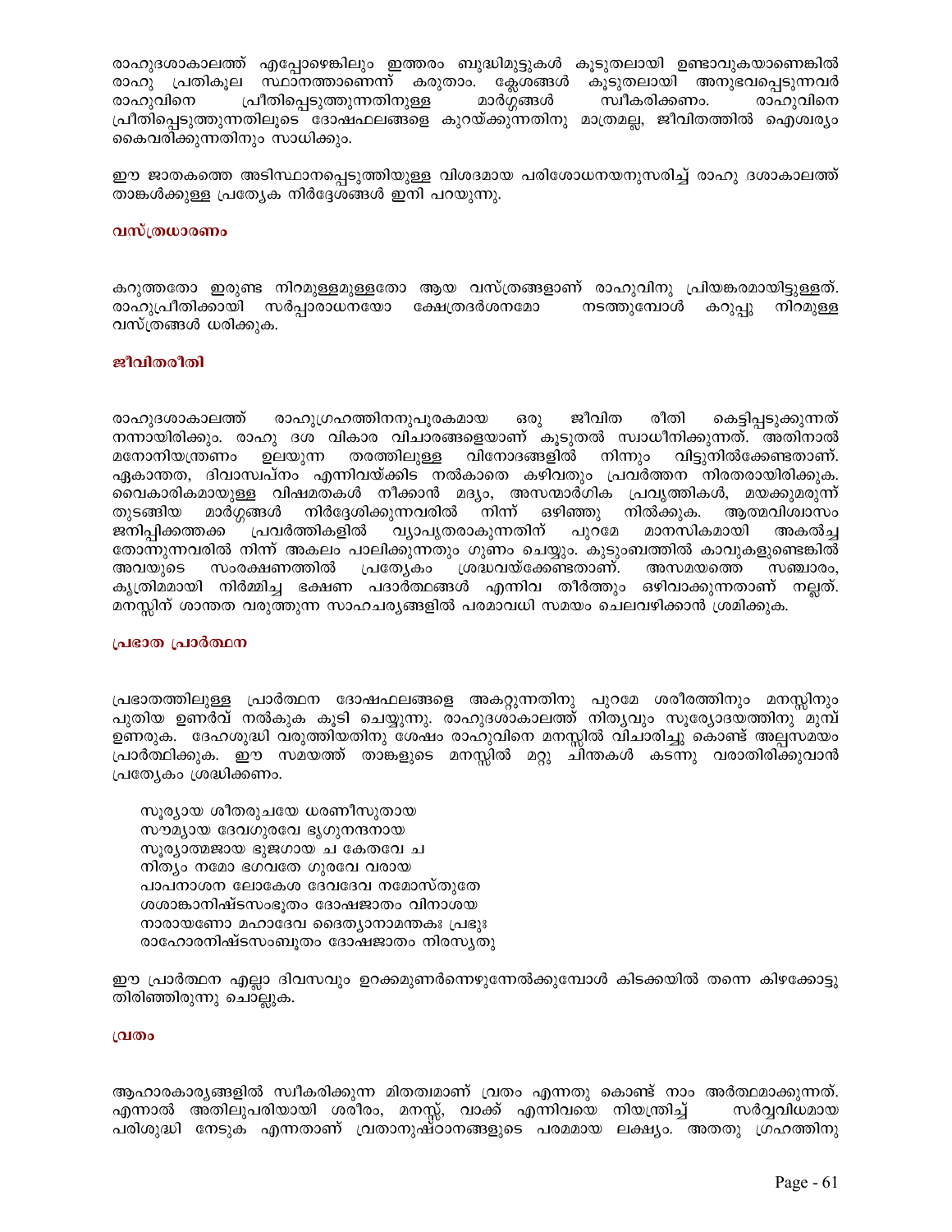രാഹുദശാകാലത്ത് എപ്പോഴെങ്കിലും ഇത്തരം ബുദ്ധിമുട്ടുകൾ കൂടുതലായി ഉണ്ടാവുകയാണെങ്കിൽ രാഹു പ്രതികൂല സ്ഥാനത്താണെന്ന് കരുതാം. ക്ലേശങ്ങൾ കൂടുതലായി അനുഭവപ്പെടുന്നവർ രാഹുവിനെ പ്രീതിപ്പെടുത്തുന്നതിനുള്ള മാർഗ്ഗങ്ങൾ സ്വീകരിക്കണം. രാഹുവിനെ പ്രീതിപ്പെടുത്തുന്നതിലൂടെ ദോഷഫലങ്ങളെ കുറയ്ക്കുന്നതിനു മാത്രമല്ല, ജീവിതത്തിൽ ഐശ്വര്യം കൈവരിക്കുന്നതിനും സാധിക്കും.

ഈ ജാതകത്തെ അടിസ്ഥാനപ്പെടുത്തിയുള്ള വിശദമായ പരിശോധനയനുസരിച്ച് രാഹു ദശാകാലത്ത് താങ്കൾക്കുള്ള പ്രത്യേക നിർദ്ദേശങ്ങൾ ഇനി പറയുന്നു.

### വസ്ത്രധാരണം

കറുത്തതോ ഇരുണ്ട നിറമുള്ളമുള്ളതോ ആയ വസ്ത്രങ്ങളാണ് രാഹുവിനു പ്രിയങ്കരമായിട്ടുള്ളത്. രാഹുപ്രീതിക്കായി സർപ്പാരാധനയോ ക്ഷേത്രദർശനമോ നടത്തുമ്പോൾ കറുപ്പു നിറമുള്ള വസ്ത്രങ്ങൾ ധരിക്കുക.

### ജീവിതരീതി

രാഹുദശാകാലത്ത് രാഹുഗ്രഹത്തിനനുപൂരകമായ ഒരു ജീവിത രീതി കെട്ടിപ്പടുക്കുന്നത് നന്നായിരിക്കും. രാഹു ദശ വികാര വിചാരങ്ങളെയാണ് കൂടുതൽ സ്വാധീനിക്കുന്നത്. അതിനാൽ മനോനിയന്ത്രണം ഉലയുന്ന തരത്തിലുള്ള വിനോദങ്ങളിൽ നിന്നും വിട്ടുനിൽക്കേണ്ടതാണ്. ഏകാന്തത, ദിവാസ്വപ്നം എന്നിവയ്ക്കിട നൽകാതെ കഴിവതും പ്രവർത്തന നിരതരായിരിക്കുക. വൈകാരികമായുള്ള വിഷമതകൾ നീക്കാൻ മദ്യം, അസന്മാർഗിക പ്രവൃത്തികൾ, മയക്കുമരുന്ന് തുടങ്ങിയ മാർഗ്ഗങ്ങൾ നിർദ്ദേശിക്കുന്നവരിൽ നിന്ന് ഒഴിഞ്ഞു നിൽക്കുക. ആത്മവിശ്വാസം ജനിപ്പിക്കത്തക്ക പ്രവർത്തികളിൽ വ്യാപൃതരാകുന്നതിന് പുറമേ മാനസികമായി അകൽച്ച തോന്നുന്നവരിൽ നിന്ന് അകലം പാലിക്കുന്നതും ഗുണം ചെയ്യും. കുടുംബത്തിൽ കാവുകളുണ്ടെങ്കിൽ അവയുടെ സംരക്ഷണത്തിൽ പ്രത്യേകം ശ്രദ്ധവയ്ക്കേണ്ടതാണ്. അസമയത്തെ സഞ്ചാരം, കൃത്രിമമായി നിർമ്മിച്ച ഭക്ഷണ പദാർത്ഥങ്ങൾ എന്നിവ തീർത്തും ഒഴിവാക്കുന്നതാണ് നല്ലത്. മനസ്സിന് ശാന്തത വരുത്തുന്ന സാഹചര്യങ്ങളിൽ പരമാവധി സമയം ചെലവഴിക്കാൻ ശ്രമിക്കുക.

### പ്രഭാത പ്രാർത്ഥന

പ്രഭാതത്തിലുള്ള പ്രാർത്ഥന ദോഷഫലങ്ങളെ അകറ്റുന്നതിനു പുറമേ ശരീരത്തിനും മനസ്സിനും പുതിയ ഉണർവ് നൽകുക കൂടി ചെയ്യുന്നു. രാഹുദശാകാലത്ത് നിത്യവും സൂര്യോദയത്തിനു മുമ്പ് ഉണരുക. ദേഹശുദ്ധി വരുത്തിയതിനു ശേഷം രാഹുവിനെ മനസ്സിൽ വിചാരിച്ചു കൊണ്ട് അല്പസമയം പ്രാർത്ഥിക്കുക. ഈ സമയത്ത് താങ്കളുടെ മനസ്സിൽ മറ്റു ചിന്തകൾ കടന്നു വരാതിരിക്കുവാൻ പ്രത്യേകം ശ്രദ്ധിക്കണം.

> സൂര്യായ ശീതരുചയേ ധരണീസുതായ
> സൗമ്യായ ദേവഗുരവേ ഭൃഗുനന്ദനായ
> സൂര്യാത്മജായ ഭുജഗായ ച കേതവേ ച
> നിത്യം നമോ ഭഗവതേ ഗുരവേ വരായ
> പാപനാശന ലോകേശ ദേവദേവ നമോസ്തുതേ
> ശശാങ്കാനിഷ്ടസംഭൂതം ദോഷജാതം വിനാശയ
> നാരായണോ മഹാദേവ ദൈത്യാനാമന്തകഃ പ്രഭുഃ
> രാഹോരനിഷ്ടസംബൂതം ദോഷജാതം നിരസ്യതു

ഈ പ്രാർത്ഥന എല്ലാ ദിവസവും ഉറക്കമുണർന്നെഴുന്നേൽക്കുമ്പോൾ കിടക്കയിൽ തന്നെ കിഴക്കോട്ടു തിരിഞ്ഞിരുന്നു ചൊല്ലുക.

### വ്രതം

ആഹാരകാര്യങ്ങളിൽ സ്വീകരിക്കുന്ന മിതത്വമാണ് വ്രതം എന്നതു കൊണ്ട് നാം അർത്ഥമാക്കുന്നത്. എന്നാൽ അതിലുപരിയായി ശരീരം, മനസ്സ്, വാക്ക് എന്നിവയെ നിയന്ത്രിച്ച് സർവ്വവിധമായ പരിശുദ്ധി നേടുക എന്നതാണ് വ്രതാനുഷ്ഠാനങ്ങളുടെ പരമമായ ലക്ഷ്യം. അതതു ഗ്രഹത്തിനു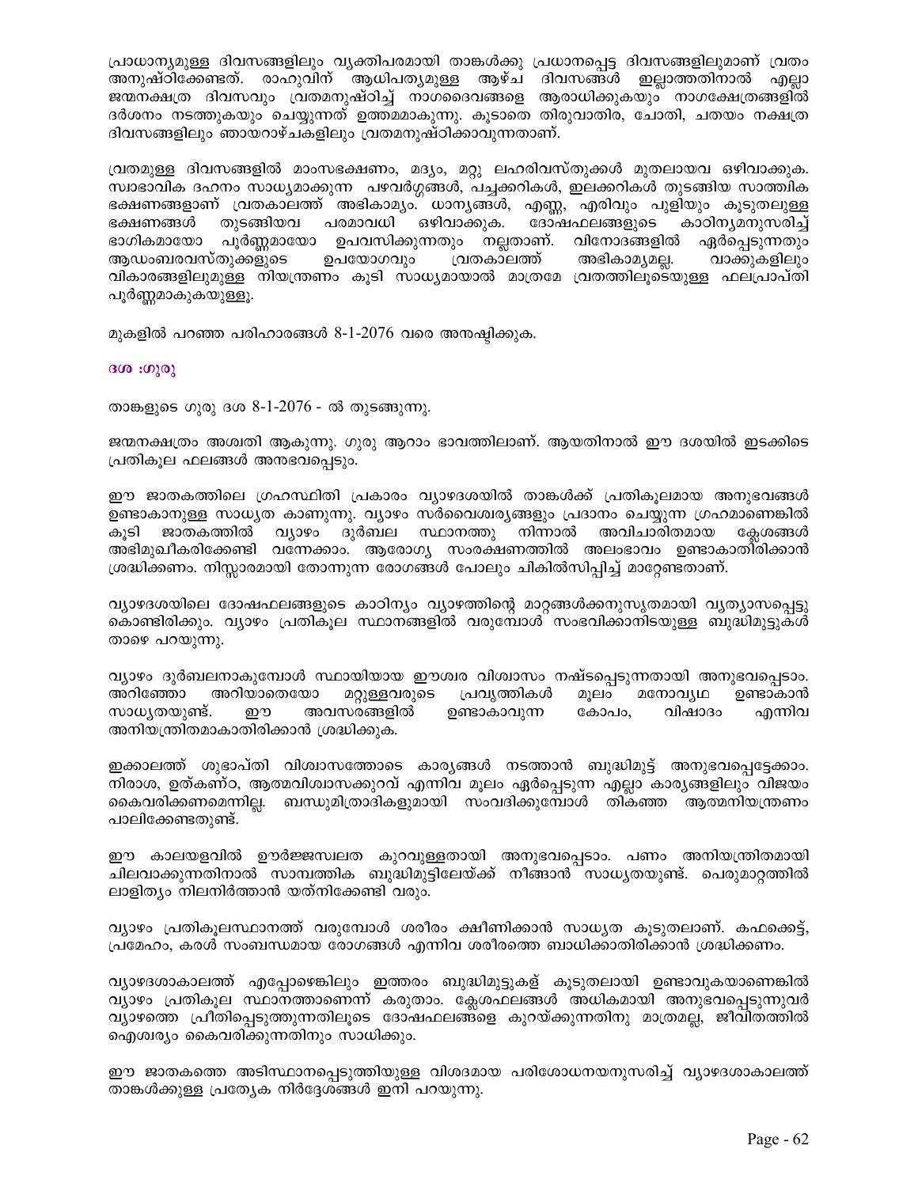പ്രാധാന്യമുള്ള ദിവസങ്ങളിലും വ്യക്തിപരമായി താങ്കൾക്കു പ്രധാനപ്പെട്ട ദിവസങ്ങളിലുമാണ് വ്രതം അനുഷ്ഠിക്കേണ്ടത്. രാഹുവിന് ആധിപത്യമുള്ള ആഴ്ച ദിവസങ്ങൾ ഇല്ലാത്തതിനാൽ എല്ലാ ജന്മനക്ഷത്ര ദിവസവും വ്രതമനുഷ്ഠിച്ച് നാഗദൈവങ്ങളെ ആരാധിക്കുകയും നാഗക്ഷേത്രങ്ങളിൽ ദർശനം നടത്തുകയും ചെയ്യുന്നത് ഉത്തമമാകുന്നു. കൂടാതെ തിരുവാതിര, ചോതി, ചതയം നക്ഷത്ര ദിവസങ്ങളിലും ഞായറാഴ്ചകളിലും വ്രതമനുഷ്ഠിക്കാവുന്നതാണ്.

വ്രതമുള്ള ദിവസങ്ങളിൽ മാംസഭക്ഷണം, മദ്യം, മറ്റു ലഹരിവസ്തുക്കൾ മുതലായവ ഒഴിവാക്കുക. സ്വാഭാവിക ദഹനം സാധ്യമാക്കുന്ന പഴവർഗ്ഗങ്ങൾ, പച്ചക്കറികൾ, ഇലക്കറികൾ തുടങ്ങിയ സാത്വിക ഭക്ഷണങ്ങളാണ് വ്രതകാലത്ത് അഭികാമ്യം. ധാന്യങ്ങൾ, എണ്ണ, എരിവും പുളിയും കൂടുതലുള്ള ഭക്ഷണങ്ങൾ തുടങ്ങിയവ പരമാവധി ഒഴിവാക്കുക. ദോഷഫലങ്ങളുടെ കാഠിന്യമനുസരിച്ച് ഭാഗികമായോ പൂർണ്ണമായോ ഉപവസിക്കുന്നതും നല്ലതാണ്. വിനോദങ്ങളിൽ ഏർപ്പെടുന്നതും ആഡംബരവസ്തുക്കളുടെ ഉപയോഗവും വ്രതകാലത്ത് അഭികാമ്യമല്ല. വാക്കുകളിലും വികാരങ്ങളിലുമുള്ള നിയന്ത്രണം കൂടി സാധ്യമായാൽ മാത്രമേ വ്രതത്തിലൂടെയുള്ള ഫലപ്രാപ്തി പൂർണ്ണമാകുകയുള്ളൂ.

മുകളിൽ പറഞ്ഞ പരിഹാരങ്ങൾ 8-1-2076 വരെ അനുഷ്ഠിക്കുക.

### ദശ :ഗുരു

താങ്കളുടെ ഗുരു ദശ 8-1-2076 - ൽ തുടങ്ങുന്നു.

ജന്മനക്ഷത്രം അശ്വതി ആകുന്നു. ഗുരു ആറാം ഭാവത്തിലാണ്. ആയതിനാൽ ഈ ദശയിൽ ഇടക്കിടെ പ്രതികൂല ഫലങ്ങൾ അനുഭവപ്പെടും.

ഈ ജാതകത്തിലെ ഗ്രഹസ്ഥിതി പ്രകാരം വ്യാഴദശയിൽ താങ്കൾക്ക് പ്രതികൂലമായ അനുഭവങ്ങൾ ഉണ്ടാകാനുള്ള സാധ്യത കാണുന്നു. വ്യാഴം സർവൈശ്വര്യങ്ങളും പ്രദാനം ചെയ്യുന്ന ഗ്രഹമാണെങ്കിൽ കൂടി ജാതകത്തിൽ വ്യാഴം ദുർബല സ്ഥാനത്തു നിന്നാൽ അവിചാരിതമായ ക്ലേശങ്ങൾ അഭിമുഖീകരിക്കേണ്ടി വന്നേക്കാം. ആരോഗ്യ സംരക്ഷണത്തിൽ അലംഭാവം ഉണ്ടാകാതിരിക്കാൻ ശ്രദ്ധിക്കണം. നിസ്സാരമായി തോന്നുന്ന രോഗങ്ങൾ പോലും ചികിൽസിപ്പിച്ച് മാറ്റേണ്ടതാണ്.

വ്യാഴദശയിലെ ദോഷഫലങ്ങളുടെ കാഠിന്യം വ്യാഴത്തിന്റെ മാറ്റങ്ങൾക്കനുസൃതമായി വ്യത്യാസപ്പെട്ടു കൊണ്ടിരിക്കും. വ്യാഴം പ്രതികൂല സ്ഥാനങ്ങളിൽ വരുമ്പോൾ സംഭവിക്കാനിടയുള്ള ബുദ്ധിമുട്ടുകൾ താഴെ പറയുന്നു.

വ്യാഴം ദുർബലനാകുമ്പോൾ സ്ഥായിയായ ഈശ്വര വിശ്വാസം നഷ്ടപ്പെടുന്നതായി അനുഭവപ്പെടാം. അറിഞ്ഞോ അറിയാതെയോ മറ്റുള്ളവരുടെ പ്രവൃത്തികൾ മൂലം മനോവ്യഥ ഉണ്ടാകാൻ സാധ്യതയുണ്ട്. ഈ അവസരങ്ങളിൽ ഉണ്ടാകാവുന്ന കോപം, വിഷാദം എന്നിവ അനിയന്ത്രിതമാകാതിരിക്കാൻ ശ്രദ്ധിക്കുക.

ഇക്കാലത്ത് ശുഭാപ്തി വിശ്വാസത്തോടെ കാര്യങ്ങൾ നടത്താൻ ബുദ്ധിമുട്ട് അനുഭവപ്പെട്ടേക്കാം. നിരാശ, ഉത്കണ്ഠ, ആത്മവിശ്വാസക്കുറവ് എന്നിവ മൂലം ഏർപ്പെടുന്ന എല്ലാ കാര്യങ്ങളിലും വിജയം കൈവരിക്കണമെന്നില്ല. ബന്ധുമിത്രാദികളുമായി സംവദിക്കുമ്പോൾ തികഞ്ഞ ആത്മനിയന്ത്രണം പാലിക്കേണ്ടതുണ്ട്.

ഈ കാലയളവിൽ ഊർജ്ജസ്വലത കുറവുള്ളതായി അനുഭവപ്പെടാം. പണം അനിയന്ത്രിതമായി ചിലവാക്കുന്നതിനാൽ സാമ്പത്തിക ബുദ്ധിമുട്ടിലേയ്ക്ക് നീങ്ങാൻ സാധ്യതയുണ്ട്. പെരുമാറ്റത്തിൽ ലാളിത്യം നിലനിർത്താൻ യത്നിക്കേണ്ടി വരും.

വ്യാഴം പ്രതികൂലസ്ഥാനത്ത് വരുമ്പോൾ ശരീരം ക്ഷീണിക്കാൻ സാധ്യത കൂടുതലാണ്. കഫക്കെട്ട്, പ്രമേഹം, കരൾ സംബന്ധമായ രോഗങ്ങൾ എന്നിവ ശരീരത്തെ ബാധിക്കാതിരിക്കാൻ ശ്രദ്ധിക്കണം.

വ്യാഴദശാകാലത്ത് എപ്പോഴെങ്കിലും ഇത്തരം ബുദ്ധിമുട്ടുകള് കൂടുതലായി ഉണ്ടാവുകയാണെങ്കിൽ വ്യാഴം പ്രതികൂല സ്ഥാനത്താണെന്ന് കരുതാം. ക്ലേശഫലങ്ങൾ അധികമായി അനുഭവപ്പെടുന്നുവർ വ്യാഴത്തെ പ്രീതിപ്പെടുത്തുന്നതിലൂടെ ദോഷഫലങ്ങളെ കുറയ്ക്കുന്നതിനു മാത്രമല്ല, ജീവിതത്തിൽ ഐശ്വര്യം കൈവരിക്കുന്നതിനും സാധിക്കും.

ഈ ജാതകത്തെ അടിസ്ഥാനപ്പെടുത്തിയുള്ള വിശദമായ പരിശോധനയനുസരിച്ച് വ്യാഴദശാകാലത്ത് താങ്കൾക്കുള്ള പ്രത്യേക നിർദ്ദേശങ്ങൾ ഇനി പറയുന്നു.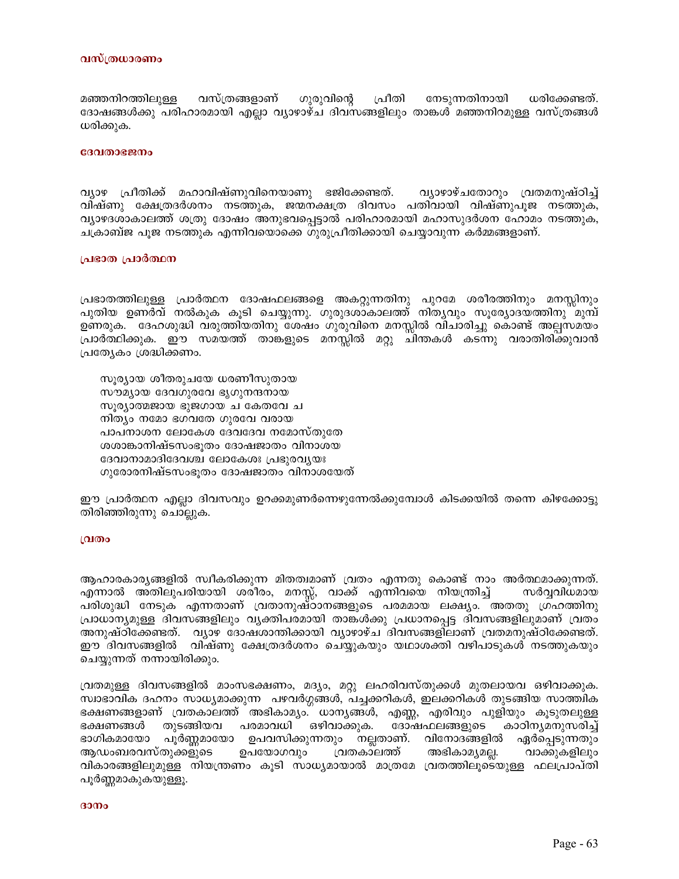### വസ്ത്രധാരണം

മഞ്ഞനിറത്തിലുള്ള വസ്ത്രങ്ങളാണ് ഗുരുവിന്റെ പ്രീതി നേടുന്നതിനായി ധരിക്കേണ്ടത്. ദോഷങ്ങൾക്കു പരിഹാരമായി എല്ലാ വ്യാഴാഴ്ച ദിവസങ്ങളിലും താങ്കൾ മഞ്ഞനിറമുള്ള വസ്ത്രങ്ങൾ ധരിക്കുക.

### ദേവതാഭജനം

വ്യാഴ പ്രീതിക്ക് മഹാവിഷ്ണുവിനെയാണു ഭജിക്കേണ്ടത്. വ്യാഴാഴ്ചതോറും വ്രതമനുഷ്ഠിച്ച് വിഷ്ണു ക്ഷേത്രദർശനം നടത്തുക, ജന്മനക്ഷത്ര ദിവസം പതിവായി വിഷ്ണുപൂജ നടത്തുക, വ്യാഴദശാകാലത്ത് ശത്രു ദോഷം അനുഭവപ്പെട്ടാൽ പരിഹാരമായി മഹാസുദർശന ഹോമം നടത്തുക, ചക്രാബ്ജ പൂജ നടത്തുക എന്നിവയൊക്കെ ഗുരുപ്രീതിക്കായി ചെയ്യാവുന്ന കർമ്മങ്ങളാണ്.

### പ്രഭാത പ്രാർത്ഥന

പ്രഭാതത്തിലുള്ള പ്രാർത്ഥന ദോഷഫലങ്ങളെ അകറ്റുന്നതിനു പുറമേ ശരീരത്തിനും മനസ്സിനും പുതിയ ഉണർവ് നൽകുക കൂടി ചെയ്യുന്നു. ഗുരുദശാകാലത്ത് നിത്യവും സൂര്യോദയത്തിനു മുമ്പ് ഉണരുക. ദേഹശുദ്ധി വരുത്തിയതിനു ശേഷം ഗുരുവിനെ മനസ്സിൽ വിചാരിച്ചു കൊണ്ട് അല്പസമയം പ്രാർത്ഥിക്കുക. ഈ സമയത്ത് താങ്കളുടെ മനസ്സിൽ മറ്റു ചിന്തകൾ കടന്നു വരാതിരിക്കുവാൻ പ്രത്യേകം ശ്രദ്ധിക്കണം.

സൂര്യായ ശീതരുചയേ ധരണീസുതായ
സൗമ്യായ ദേവഗുരവേ ഭൃഗുനന്ദനായ
സൂര്യാത്മജായ ഭുജഗായ ച കേതവേ ച
നിത്യം നമോ ഭഗവതേ ഗുരവേ വരായ
പാപനാശന ലോകേശ ദേവദേവ നമോസ്തുതേ
ശശാങ്കാനിഷ്ടസംഭൂതം ദോഷജാതം വിനാശയ
ദേവാനാമാദിദേവശ്ച ലോകേശഃ പ്രഭുരവ്യയഃ
ഗുരോരനിഷ്ടസംഭൂതം ദോഷജാതം വിനാശയേത്

ഈ പ്രാർത്ഥന എല്ലാ ദിവസവും ഉറക്കമുണർന്നെഴുന്നേൽക്കുമ്പോൾ കിടക്കയിൽ തന്നെ കിഴക്കോട്ടു തിരിഞ്ഞിരുന്നു ചൊല്ലുക.

### വ്രതം

ആഹാരകാര്യങ്ങളിൽ സ്വീകരിക്കുന്ന മിതത്വമാണ് വ്രതം എന്നതു കൊണ്ട് നാം അർത്ഥമാക്കുന്നത്. എന്നാൽ അതിലുപരിയായി ശരീരം, മനസ്സ്, വാക്ക് എന്നിവയെ നിയന്ത്രിച്ച് സർവ്വവിധമായ പരിശുദ്ധി നേടുക എന്നതാണ് വ്രതാനുഷ്ഠാനങ്ങളുടെ പരമമായ ലക്ഷ്യം. അതതു ഗ്രഹത്തിനു പ്രാധാന്യമുള്ള ദിവസങ്ങളിലും വ്യക്തിപരമായി താങ്കൾക്കു പ്രധാനപ്പെട്ട ദിവസങ്ങളിലുമാണ് വ്രതം അനുഷ്ഠിക്കേണ്ടത്. വ്യാഴ ദോഷശാന്തിക്കായി വ്യാഴാഴ്ച ദിവസങ്ങളിലാണ് വ്രതമനുഷ്ഠിക്കേണ്ടത്. ഈ ദിവസങ്ങളിൽ വിഷ്ണു ക്ഷേത്രദർശനം ചെയ്യുകയും യഥാശക്തി വഴിപാടുകൾ നടത്തുകയും ചെയ്യുന്നത് നന്നായിരിക്കും.

വ്രതമുള്ള ദിവസങ്ങളിൽ മാംസഭക്ഷണം, മദ്യം, മറ്റു ലഹരിവസ്തുക്കൾ മുതലായവ ഒഴിവാക്കുക. സ്വാഭാവിക ദഹനം സാധ്യമാക്കുന്ന പഴവർഗ്ഗങ്ങൾ, പച്ചക്കറികൾ, ഇലക്കറികൾ തുടങ്ങിയ സാത്വിക ഭക്ഷണങ്ങളാണ് വ്രതകാലത്ത് അഭികാമ്യം. ധാന്യങ്ങൾ, എണ്ണ, എരിവും പുളിയും കൂടുതലുള്ള ഭക്ഷണങ്ങൾ തുടങ്ങിയവ പരമാവധി ഒഴിവാക്കുക. ദോഷഫലങ്ങളുടെ കാഠിന്യമനുസരിച്ച് ഭാഗികമായോ പൂർണ്ണമായോ ഉപവസിക്കുന്നതും നല്ലതാണ്. വിനോദങ്ങളിൽ ഏർപ്പെടുന്നതും ആഡംബരവസ്തുക്കളുടെ ഉപയോഗവും വ്രതകാലത്ത് അഭികാമ്യമല്ല. വാക്കുകളിലും വികാരങ്ങളിലുമുള്ള നിയന്ത്രണം കൂടി സാധ്യമായാൽ മാത്രമേ വ്രതത്തിലൂടെയുള്ള ഫലപ്രാപ്തി പൂർണ്ണമാകുകയുള്ളൂ.

### ദാനം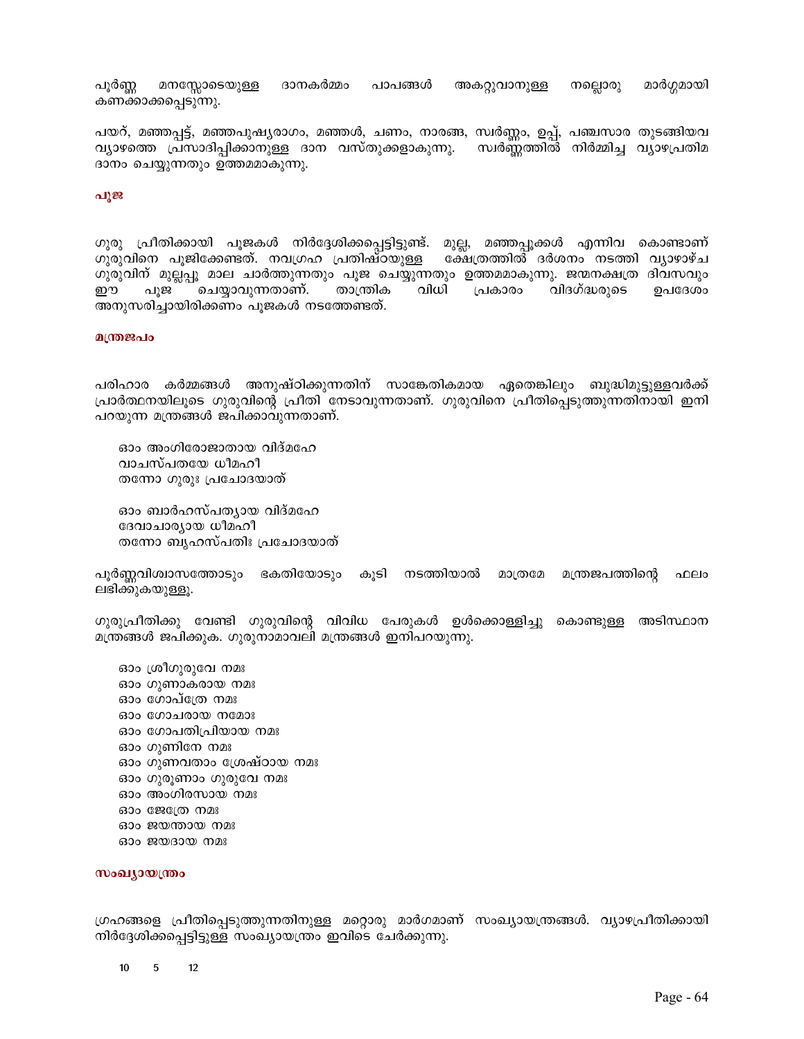പൂർണ്ണ മനസ്സോടെയുള്ള ദാനകർമ്മം പാപങ്ങൾ അകറ്റുവാനുള്ള നല്ലൊരു മാർഗ്ഗമായി കണക്കാക്കപ്പെടുന്നു.

പയറ്, മഞ്ഞപ്പട്ട്, മഞ്ഞപുഷ്യരാഗം, മഞ്ഞൾ, ചണം, നാരങ്ങ, സ്വർണ്ണം, ഉപ്പ്, പഞ്ചസാര തുടങ്ങിയവ വ്യാഴത്തെ പ്രസാദിപ്പിക്കാനുള്ള ദാന വസ്തുക്കളാകുന്നു. സ്വർണ്ണത്തിൽ നിർമ്മിച്ച വ്യാഴപ്രതിമ ദാനം ചെയ്യുന്നതും ഉത്തമമാകുന്നു.

### പൂജ

ഗുരു പ്രീതിക്കായി പൂജകൾ നിർദ്ദേശിക്കപ്പെട്ടിട്ടുണ്ട്. മുല്ല, മഞ്ഞപ്പൂക്കൾ എന്നിവ കൊണ്ടാണ് ഗുരുവിനെ പൂജിക്കേണ്ടത്. നവഗ്രഹ പ്രതിഷ്ഠയുള്ള ക്ഷേത്രത്തിൽ ദർശനം നടത്തി വ്യാഴാഴ്ച ഗുരുവിന് മുല്ലപ്പൂ മാല ചാർത്തുന്നതും പൂജ ചെയ്യുന്നതും ഉത്തമമാകുന്നു. ജന്മനക്ഷത്ര ദിവസവും ഈ പൂജ ചെയ്യാവുന്നതാണ്. താന്ത്രിക വിധി പ്രകാരം വിദഗ്ദ്ധരുടെ ഉപദേശം അനുസരിച്ചായിരിക്കണം പൂജകൾ നടത്തേണ്ടത്.

### മന്ത്രജപം

പരിഹാര കർമ്മങ്ങൾ അനുഷ്ഠിക്കുന്നതിന് സാങ്കേതികമായ ഏതെങ്കിലും ബുദ്ധിമുട്ടുള്ളവർക്ക് പ്രാർത്ഥനയിലൂടെ ഗുരുവിന്റെ പ്രീതി നേടാവുന്നതാണ്. ഗുരുവിനെ പ്രീതിപ്പെടുത്തുന്നതിനായി ഇനി പറയുന്ന മന്ത്രങ്ങൾ ജപിക്കാവുന്നതാണ്.

ഓം അംഗിരോജാതായ വിദ്മഹേ  
വാചസ്പതയേ ധീമഹി  
തന്നോ ഗുരുഃ പ്രചോദയാത്

ഓം ബാർഹസ്പത്യായ വിദ്മഹേ  
ദേവാചാര്യായ ധീമഹി  
തന്നോ ബൃഹസ്പതിഃ പ്രചോദയാത്

പൂർണ്ണവിശ്വാസത്തോടും ഭകതിയോടും കൂടി നടത്തിയാൽ മാത്രമേ മന്ത്രജപത്തിന്റെ ഫലം ലഭിക്കുകയുള്ളൂ.

ഗുരുപ്രീതിക്കു വേണ്ടി ഗുരുവിന്റെ വിവിധ പേരുകൾ ഉൾക്കൊള്ളിച്ചു കൊണ്ടുള്ള അടിസ്ഥാന മന്ത്രങ്ങൾ ജപിക്കുക. ഗുരുനാമാവലി മന്ത്രങ്ങൾ ഇനിപറയുന്നു.

ഓം ശ്രീഗുരുവേ നമഃ  
ഓം ഗുണാകരായ നമഃ  
ഓം ഗോപ്ത്രേ നമഃ  
ഓം ഗോചരായ നമോഃ  
ഓം ഗോപതിപ്രിയായ നമഃ  
ഓം ഗുണിനേ നമഃ  
ഓം ഗുണവതാം ശ്രേഷ്ഠായ നമഃ  
ഓം ഗുരൂണാം ഗുരുവേ നമഃ  
ഓം അംഗിരസായ നമഃ  
ഓം ജേത്രേ നമഃ  
ഓം ജയന്തായ നമഃ  
ഓം ജയദായ നമഃ

### സംഖ്യായന്ത്രം

ഗ്രഹങ്ങളെ പ്രീതിപ്പെടുത്തുന്നതിനുള്ള മറ്റൊരു മാർഗമാണ് സംഖ്യായന്ത്രങ്ങൾ. വ്യാഴപ്രീതിക്കായി നിർദ്ദേശിക്കപ്പെട്ടിട്ടുള്ള സംഖ്യായന്ത്രം ഇവിടെ ചേർക്കുന്നു.

| 10 | 5 | 12 |
|---|---|---|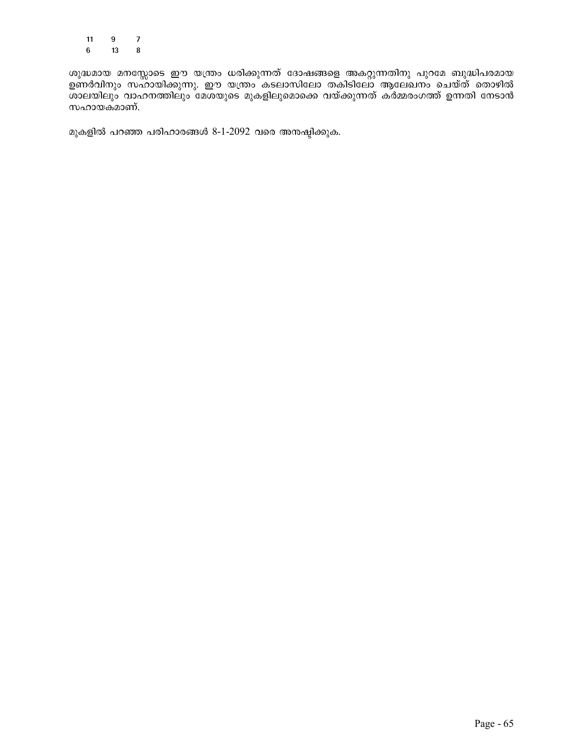| 11 | 9 | 7 |
|---|---|---|
| 6 | 13 | 8 |

ശുദ്ധമായ മനസ്സോടെ ഈ യന്ത്രം ധരിക്കുന്നത് ദോഷങ്ങളെ അകറ്റുന്നതിനു പുറമേ ബുദ്ധിപരമായ ഉണർവിനും സഹായിക്കുന്നു. ഈ യന്ത്രം കടലാസിലോ തകിടിലോ ആലേഖനം ചെയ്ത് തൊഴിൽ ശാലയിലും വാഹനത്തിലും മേശയുടെ മുകളിലുമൊക്കെ വയ്ക്കുന്നത് കർമ്മരംഗത്ത് ഉന്നതി നേടാൻ സഹായകമാണ്.

മുകളിൽ പറഞ്ഞ പരിഹാരങ്ങൾ 8-1-2092 വരെ അനുഷ്ഠിക്കുക.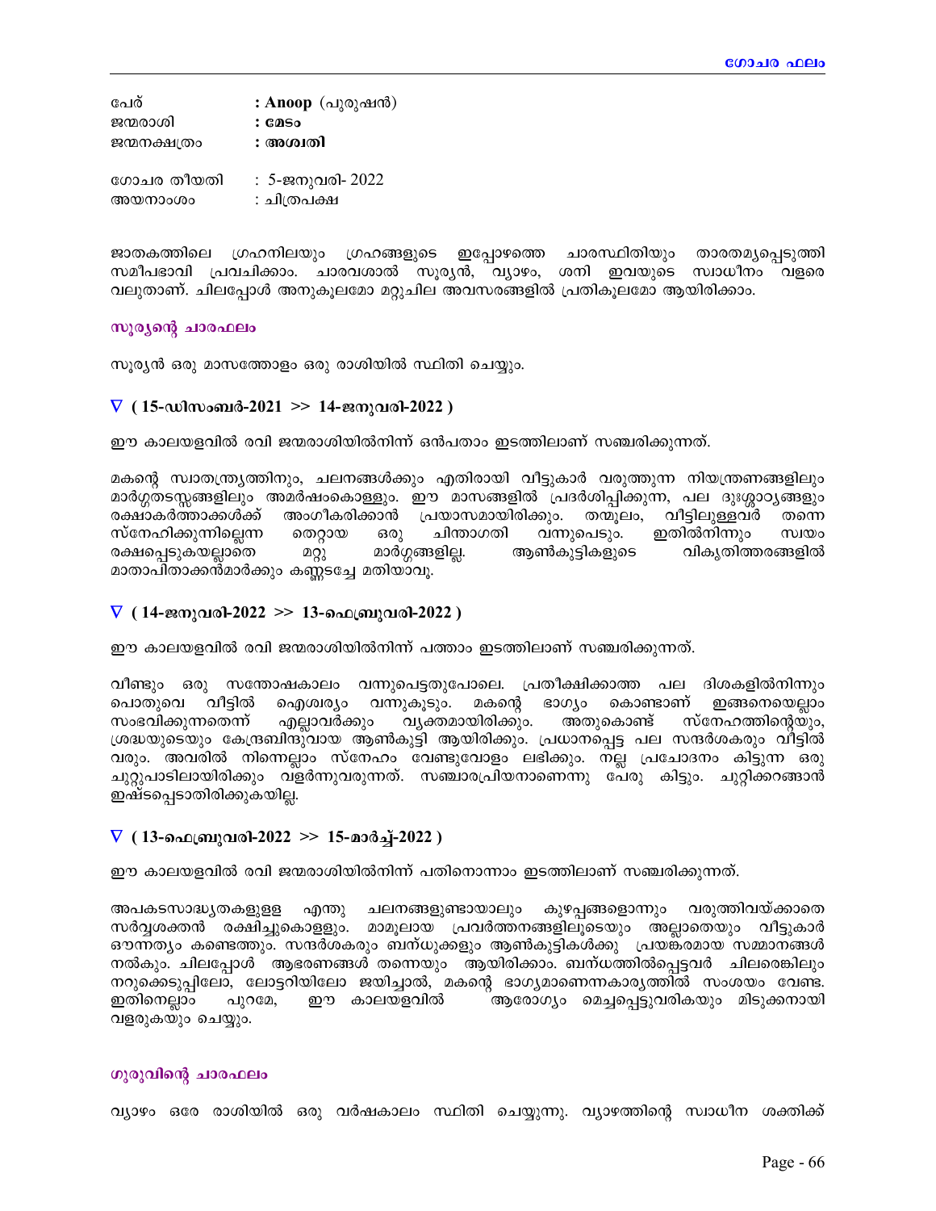| | |
|---|---|
| പേര് | : **Anoop** (പുരുഷൻ) |
| ജന്മരാശി | : **മേടം** |
| ജന്മനക്ഷത്രം | : **അശ്വതി** |
| | |
| ഗോചര തീയതി | : 5-ജനുവരി- 2022 |
| അയനാംശം | : ചിത്രപക്ഷ |

ജാതകത്തിലെ ഗ്രഹനിലയും ഗ്രഹങ്ങളുടെ ഇപ്പോഴത്തെ ചാരസ്ഥിതിയും താരതമ്യപ്പെടുത്തി സമീപഭാവി പ്രവചിക്കാം. ചാരവശാൽ സൂര്യൻ, വ്യാഴം, ശനി ഇവയുടെ സ്വാധീനം വളരെ വലുതാണ്. ചിലപ്പോൾ അനുകൂലമോ മറ്റുചില അവസരങ്ങളിൽ പ്രതികൂലമോ ആയിരിക്കാം.

## സൂര്യന്റെ ചാരഫലം

സൂര്യൻ ഒരു മാസത്തോളം ഒരു രാശിയിൽ സ്ഥിതി ചെയ്യും.

### ∇ ( 15-ഡിസംബർ-2021 >> 14-ജനുവരി-2022 )

ഈ കാലയളവിൽ രവി ജന്മരാശിയിൽനിന്ന് ഒൻപതാം ഇടത്തിലാണ് സഞ്ചരിക്കുന്നത്.

മകന്റെ സ്വാതന്ത്ര്യത്തിനും, ചലനങ്ങൾക്കും എതിരായി വീട്ടുകാർ വരുത്തുന്ന നിയന്ത്രണങ്ങളിലും മാർഗ്ഗതടസ്സങ്ങളിലും അമർഷംകൊള്ളും. ഈ മാസങ്ങളിൽ പ്രദർശിപ്പിക്കുന്ന, പല ദുഃശ്ശാഠ്യങ്ങളും രക്ഷാകർത്താക്കൾക്ക് അംഗീകരിക്കാൻ പ്രയാസമായിരിക്കും. തന്മൂലം, വീട്ടിലുള്ളവർ തന്നെ സ്നേഹിക്കുന്നില്ലെന്ന തെറ്റായ ഒരു ചിന്താഗതി വന്നുപെടും. ഇതിൽനിന്നും സ്വയം രക്ഷപ്പെടുകയല്ലാതെ മറ്റു മാർഗ്ഗങ്ങളില്ല. ആൺകുട്ടികളുടെ വികൃതിത്തരങ്ങളിൽ മാതാപിതാക്കൻമാർക്കും കണ്ണടച്ചേ മതിയാവൂ.

### ∇ ( 14-ജനുവരി-2022 >> 13-ഫെബ്രുവരി-2022 )

ഈ കാലയളവിൽ രവി ജന്മരാശിയിൽനിന്ന് പത്താം ഇടത്തിലാണ് സഞ്ചരിക്കുന്നത്.

വീണ്ടും ഒരു സന്തോഷകാലം വന്നുപെട്ടതുപോലെ. പ്രതീക്ഷിക്കാത്ത പല ദിശകളിൽനിന്നും പൊതുവെ വീട്ടിൽ ഐശ്വര്യം വന്നുകൂടും. മകന്റെ ഭാഗ്യം കൊണ്ടാണ് ഇങ്ങനെയെല്ലാം സംഭവിക്കുന്നതെന്ന് എല്ലാവർക്കും വ്യക്തമായിരിക്കും. അതുകൊണ്ട് സ്നേഹത്തിന്റെയും, ശ്രദ്ധയുടെയും കേന്ദ്രബിന്ദുവായ ആൺകുട്ടി ആയിരിക്കും. പ്രധാനപ്പെട്ട പല സന്ദർശകരും വീട്ടിൽ വരും. അവരിൽ നിന്നെല്ലാം സ്നേഹം വേണ്ടുവോളം ലഭിക്കും. നല്ല പ്രചോദനം കിട്ടുന്ന ഒരു ചുറ്റുപാടിലായിരിക്കും വളർന്നുവരുന്നത്. സഞ്ചാരപ്രിയനാണെന്നു പേരു കിട്ടും. ചുറ്റിക്കറങ്ങാൻ ഇഷ്ടപ്പെടാതിരിക്കുകയില്ല.

### ∇ ( 13-ഫെബ്രുവരി-2022 >> 15-മാർച്ച്-2022 )

ഈ കാലയളവിൽ രവി ജന്മരാശിയിൽനിന്ന് പതിനൊന്നാം ഇടത്തിലാണ് സഞ്ചരിക്കുന്നത്.

അപകടസാദ്ധ്യതകളുള്ള എന്തു ചലനങ്ങളുണ്ടായാലും കുഴപ്പങ്ങളൊന്നും വരുത്തിവയ്ക്കാതെ സർവ്വശക്തൻ രക്ഷിച്ചുകൊള്ളും. മാമൂലായ പ്രവർത്തനങ്ങളിലൂടെയും അല്ലാതെയും വീട്ടുകാർ ഔന്നത്യം കണ്ടെത്തും. സന്ദർശകരും ബന്ധുക്കളും ആൺകുട്ടികൾക്കു പ്രയങ്കരമായ സമ്മാനങ്ങൾ നൽകും. ചിലപ്പോൾ ആഭരണങ്ങൾ തന്നെയും ആയിരിക്കാം. ബന്ധത്തിൽപ്പെട്ടവർ ചിലരെങ്കിലും നറുക്കെടുപ്പിലോ, ലോട്ടറിയിലോ ജയിച്ചാൽ, മകന്റെ ഭാഗ്യമാണെന്നകാര്യത്തിൽ സംശയം വേണ്ട. ഇതിനെല്ലാം പുറമേ, ഈ കാലയളവിൽ ആരോഗ്യം മെച്ചപ്പെട്ടുവരികയും മിടുക്കനായി വളരുകയും ചെയ്യും.

## ഗുരുവിന്റെ ചാരഫലം

വ്യാഴം ഒരേ രാശിയിൽ ഒരു വർഷകാലം സ്ഥിതി ചെയ്യുന്നു. വ്യാഴത്തിന്റെ സ്വാധീന ശക്തിക്ക്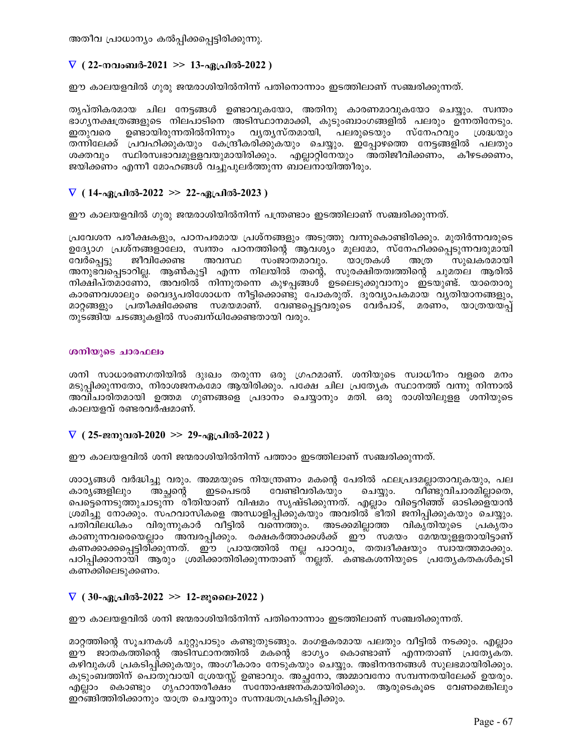അതീവ പ്രാധാന്യം കൽപ്പിക്കപ്പെട്ടിരിക്കുന്നു.

### ∇ ( 22-നവംബർ-2021 >> 13-ഏപ്രിൽ-2022 )

ഈ കാലയളവിൽ ഗുരു ജന്മരാശിയിൽനിന്ന് പതിനൊന്നാം ഇടത്തിലാണ് സഞ്ചരിക്കുന്നത്.

തൃപ്തികരമായ ചില നേട്ടങ്ങൾ ഉണ്ടാവുകയോ, അതിനു കാരണമാവുകയോ ചെയ്യും. സ്വന്തം ഭാഗ്യനക്ഷത്രങ്ങളുടെ നിലപാടിനെ അടിസ്ഥാനമാക്കി, കുടുംബാംഗങ്ങളിൽ പലരും ഉന്നതിനേടും. ഇതുവരെ ഉണ്ടായിരുന്നതിൽനിന്നും വ്യത്യസ്തമായി, പലരുടെയും സ്നേഹവും ശ്രദ്ധയും തന്നിലേക്ക് പ്രവഹിക്കുകയും കേന്ദ്രീകരിക്കുകയും ചെയ്യും. ഇപ്പോഴത്തെ നേട്ടങ്ങളിൽ പലതും ശക്തവും സ്ഥിരസ്വഭാവമുള്ളവയുമായിരിക്കും. എല്ലാറ്റിനേയും അതിജീവിക്കണം, കീഴടക്കണം, ജയിക്കണം എന്നീ മോഹങ്ങൾ വച്ചുപുലർത്തുന്ന ബാലനായിത്തീരും.

### ∇ ( 14-ഏപ്രിൽ-2022 >> 22-ഏപ്രിൽ-2023 )

ഈ കാലയളവിൽ ഗുരു ജന്മരാശിയിൽനിന്ന് പന്ത്രണ്ടാം ഇടത്തിലാണ് സഞ്ചരിക്കുന്നത്.

പ്രവേശന പരീക്ഷകളും, പഠനപരമായ പ്രശ്നങ്ങളും അടുത്തു വന്നുകൊണ്ടിരിക്കും. മുതിർന്നവരുടെ ഉദ്യോഗ പ്രശ്നങ്ങളാലോ, സ്വന്തം പഠനത്തിന്റെ ആവശ്യം മൂലമോ, സ്നേഹിക്കപ്പെടുന്നവരുമായി വേർപ്പെട്ടു ജീവിക്കേണ്ട അവസ്ഥ സംജാതമാവും. യാത്രകൾ അത്ര സുഖകരമായി അനുഭവപ്പെടാറില്ല. ആൺകുട്ടി എന്ന നിലയിൽ തന്റെ, സുരക്ഷിതത്വത്തിന്റെ ചുമതല ആരിൽ നിക്ഷിപ്തമാണോ, അവരിൽ നിന്നുതന്നെ കുഴപ്പങ്ങൾ ഉടലെടുക്കുവാനും ഇടയുണ്ട്. യാതൊരു കാരണവശാലും വൈദ്യപരിശോധന നീട്ടിക്കൊണ്ടു പോകരുത്. ദൂരവ്യാപകമായ വ്യതിയാനങ്ങളും, മാറ്റങ്ങളും പ്രതീക്ഷിക്കേണ്ട സമയമാണ്. വേണ്ടപ്പെട്ടവരുടെ വേർപാട്, മരണം, യാത്രയയപ്പ് തുടങ്ങിയ ചടങ്ങുകളിൽ സംബന്ധിക്കേണ്ടതായി വരും.

## ശനിയുടെ ചാരഫലം

ശനി സാധാരണഗതിയിൽ ദുഃഖം തരുന്ന ഒരു ഗ്രഹമാണ്. ശനിയുടെ സ്വാധീനം വളരെ മനം മടുപ്പിക്കുന്നതോ, നിരാശജനകമോ ആയിരിക്കും. പക്ഷേ ചില പ്രത്യേക സ്ഥാനത്ത് വന്നു നിന്നാൽ അവിചാരിതമായി ഉത്തമ ഗുണങ്ങളെ പ്രദാനം ചെയ്യാനും മതി. ഒരു രാശിയിലുള്ള ശനിയുടെ കാലയളവ് രണ്ടരവർഷമാണ്.

### ∇ ( 25-ജനുവരി-2020 >> 29-ഏപ്രിൽ-2022 )

ഈ കാലയളവിൽ ശനി ജന്മരാശിയിൽനിന്ന് പത്താം ഇടത്തിലാണ് സഞ്ചരിക്കുന്നത്.

ശാഠ്യങ്ങൾ വർദ്ധിച്ചു വരും. അമ്മയുടെ നിയന്ത്രണം മകന്റെ പേരിൽ ഫലപ്രദമല്ലാതാവുകയും, പല കാര്യങ്ങളിലും അച്ഛന്റെ ഇടപെടൽ വേണ്ടിവരികയും ചെയ്യും. വീണ്ടുവിചാരമില്ലാതെ, പെട്ടെന്നെടുത്തുചാടുന്ന രീതിയാണ് വിഷമം സൃഷ്ടിക്കുന്നത്. എല്ലാം വിട്ടെറിഞ്ഞ് ഓടിക്കളയാൻ ശ്രമിച്ചു നോക്കും. സഹവാസികളെ അന്ധാളിപ്പിക്കുകയും അവരിൽ ഭീതി ജനിപ്പിക്കുകയും ചെയ്യും. പതിവിലധികം വിരുന്നുകാർ വീട്ടിൽ വന്നെത്തും. അടക്കമില്ലാത്ത വികൃതിയുടെ പ്രകൃതം കാണുന്നവരെയെല്ലാം അമ്പരപ്പിക്കും. രക്ഷകർത്താക്കൾക്ക് ഈ സമയം മേന്മയുള്ളതായിട്ടാണ് കണക്കാക്കപ്പെട്ടിരിക്കുന്നത്. ഈ പ്രായത്തിൽ നല്ല പാഠവും, തത്വദീക്ഷയും സ്വായത്തമാക്കും. പഠിപ്പിക്കാനായി ആരും ശ്രമിക്കാതിരിക്കുന്നതാണ് നല്ലത്. കണ്ടകശനിയുടെ പ്രത്യേകതകൾകൂടി കണക്കിലെടുക്കണം.

### ∇ ( 30-ഏപ്രിൽ-2022 >> 12-ജൂലൈ-2022 )

ഈ കാലയളവിൽ ശനി ജന്മരാശിയിൽനിന്ന് പതിനൊന്നാം ഇടത്തിലാണ് സഞ്ചരിക്കുന്നത്.

മാറ്റത്തിന്റെ സൂചനകൾ ചുറ്റുപാടും കണ്ടുതുടങ്ങും. മംഗളകരമായ പലതും വീട്ടിൽ നടക്കും. എല്ലാം ഈ ജാതകത്തിന്റെ അടിസ്ഥാനത്തിൽ മകന്റെ ഭാഗ്യം കൊണ്ടാണ് എന്നതാണ് പ്രത്യേകത. കഴിവുകൾ പ്രകടിപ്പിക്കുകയും, അംഗീകാരം നേടുകയും ചെയ്യും. അഭിനന്ദനങ്ങൾ സുലഭമായിരിക്കും. കുടുംബത്തിന് പൊതുവായി ശ്രേയസ്സ് ഉണ്ടാവും. അച്ഛനോ, അമ്മാവനോ സമ്പന്നതയിലേക്ക് ഉയരും. എല്ലാം കൊണ്ടും ഗൃഹാന്തരീക്ഷം സന്തോഷജനകമായിരിക്കും. ആരുടെകൂടെ വേണമെങ്കിലും ഇറങ്ങിത്തിരിക്കാനും യാത്ര ചെയ്യാനും സന്നദ്ധതപ്രകടിപ്പിക്കും.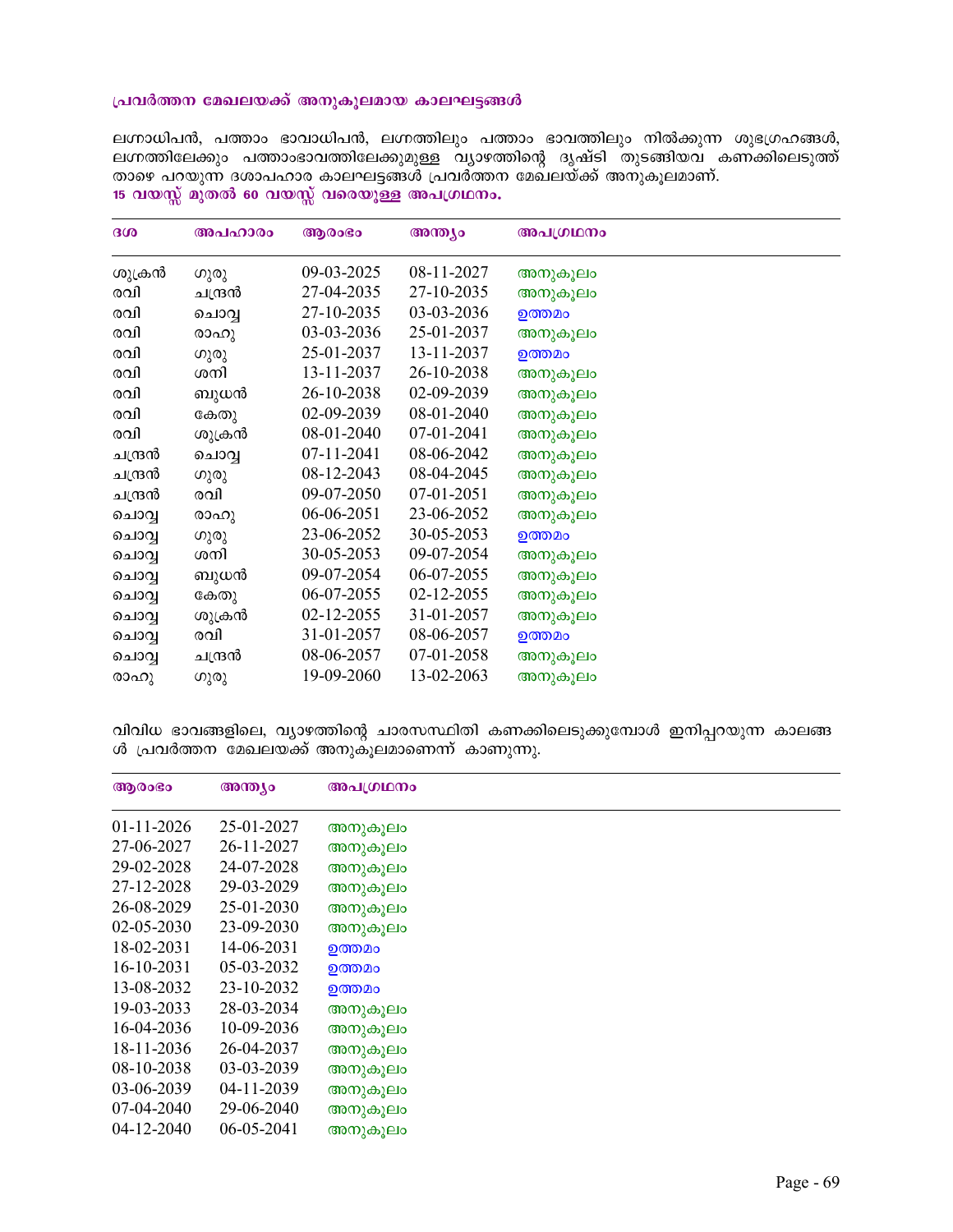### പ്രവർത്തന മേഖലയക്ക് അനുകൂലമായ കാലഘട്ടങ്ങൾ

ലഗ്നാധിപൻ, പത്താം ഭാവാധിപൻ, ലഗ്നത്തിലും പത്താം ഭാവത്തിലും നിൽക്കുന്ന ശുഭഗ്രഹങ്ങൾ, ലഗ്നത്തിലേക്കും പത്താംഭാവത്തിലേക്കുമുള്ള വ്യാഴത്തിന്റെ ദൃഷ്ടി തുടങ്ങിയവ കണക്കിലെടുത്ത് താഴെ പറയുന്ന ദശാപഹാര കാലഘട്ടങ്ങൾ പ്രവർത്തന മേഖലയ്ക്ക് അനുകൂലമാണ്.

**15 വയസ്സ് മുതൽ 60 വയസ്സ് വരെയുള്ള അപഗ്രഥനം.**

| ദശ | അപഹാരം | ആരംഭം | അന്ത്യം | അപഗ്രഥനം |
|---|---|---|---|---|
| ശുക്രൻ | ഗുരു | 09-03-2025 | 08-11-2027 | അനുകൂലം |
| രവി | ചന്ദ്രൻ | 27-04-2035 | 27-10-2035 | അനുകൂലം |
| രവി | ചൊവ്വ | 27-10-2035 | 03-03-2036 | ഉത്തമം |
| രവി | രാഹു | 03-03-2036 | 25-01-2037 | അനുകൂലം |
| രവി | ഗുരു | 25-01-2037 | 13-11-2037 | ഉത്തമം |
| രവി | ശനി | 13-11-2037 | 26-10-2038 | അനുകൂലം |
| രവി | ബുധൻ | 26-10-2038 | 02-09-2039 | അനുകൂലം |
| രവി | കേതു | 02-09-2039 | 08-01-2040 | അനുകൂലം |
| രവി | ശുക്രൻ | 08-01-2040 | 07-01-2041 | അനുകൂലം |
| ചന്ദ്രൻ | ചൊവ്വ | 07-11-2041 | 08-06-2042 | അനുകൂലം |
| ചന്ദ്രൻ | ഗുരു | 08-12-2043 | 08-04-2045 | അനുകൂലം |
| ചന്ദ്രൻ | രവി | 09-07-2050 | 07-01-2051 | അനുകൂലം |
| ചൊവ്വ | രാഹു | 06-06-2051 | 23-06-2052 | അനുകൂലം |
| ചൊവ്വ | ഗുരു | 23-06-2052 | 30-05-2053 | ഉത്തമം |
| ചൊവ്വ | ശനി | 30-05-2053 | 09-07-2054 | അനുകൂലം |
| ചൊവ്വ | ബുധൻ | 09-07-2054 | 06-07-2055 | അനുകൂലം |
| ചൊവ്വ | കേതു | 06-07-2055 | 02-12-2055 | അനുകൂലം |
| ചൊവ്വ | ശുക്രൻ | 02-12-2055 | 31-01-2057 | അനുകൂലം |
| ചൊവ്വ | രവി | 31-01-2057 | 08-06-2057 | ഉത്തമം |
| ചൊവ്വ | ചന്ദ്രൻ | 08-06-2057 | 07-01-2058 | അനുകൂലം |
| രാഹു | ഗുരു | 19-09-2060 | 13-02-2063 | അനുകൂലം |

വിവിധ ഭാവങ്ങളിലെ, വ്യാഴത്തിന്റെ ചാരസസ്ഥിതി കണക്കിലെടുക്കുമ്പോൾ ഇനിപ്പറയുന്ന കാലങ്ങൾ പ്രവർത്തന മേഖലയക്ക് അനുകൂലമാണെന്ന് കാണുന്നു.

| ആരംഭം | അന്ത്യം | അപഗ്രഥനം |
|---|---|---|
| 01-11-2026 | 25-01-2027 | അനുകൂലം |
| 27-06-2027 | 26-11-2027 | അനുകൂലം |
| 29-02-2028 | 24-07-2028 | അനുകൂലം |
| 27-12-2028 | 29-03-2029 | അനുകൂലം |
| 26-08-2029 | 25-01-2030 | അനുകൂലം |
| 02-05-2030 | 23-09-2030 | അനുകൂലം |
| 18-02-2031 | 14-06-2031 | ഉത്തമം |
| 16-10-2031 | 05-03-2032 | ഉത്തമം |
| 13-08-2032 | 23-10-2032 | ഉത്തമം |
| 19-03-2033 | 28-03-2034 | അനുകൂലം |
| 16-04-2036 | 10-09-2036 | അനുകൂലം |
| 18-11-2036 | 26-04-2037 | അനുകൂലം |
| 08-10-2038 | 03-03-2039 | അനുകൂലം |
| 03-06-2039 | 04-11-2039 | അനുകൂലം |
| 07-04-2040 | 29-06-2040 | അനുകൂലം |
| 04-12-2040 | 06-05-2041 | അനുകൂലം |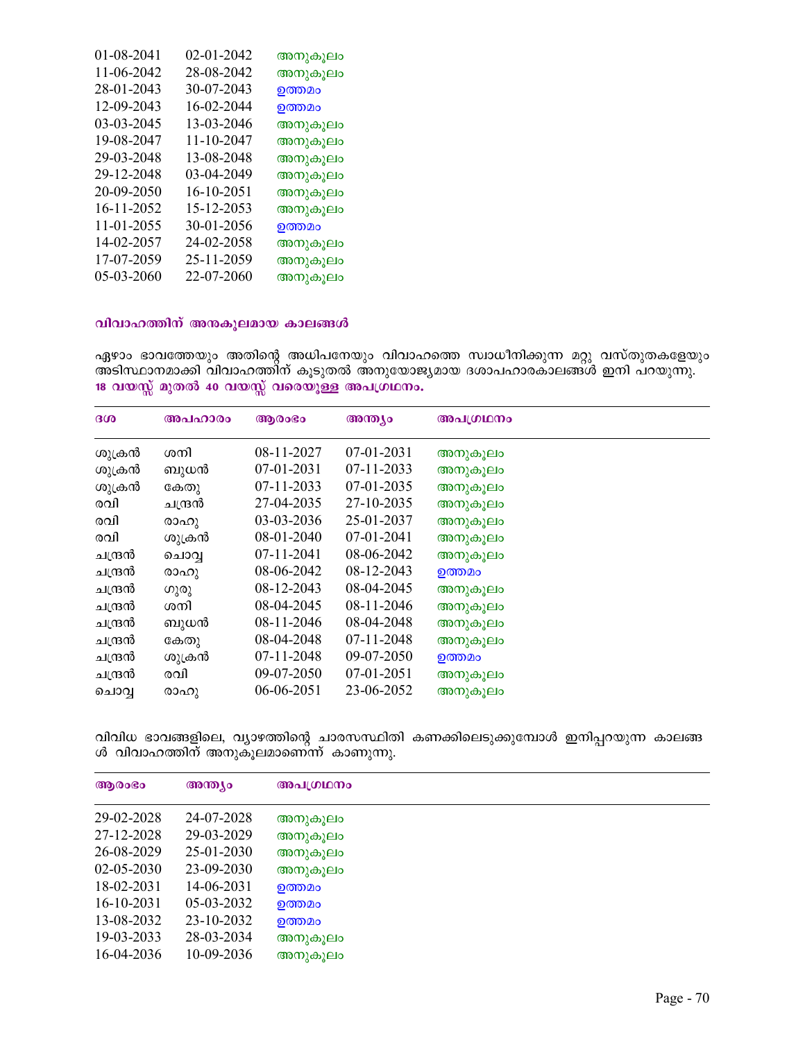| | | |
|---|---|---|
| 01-08-2041 | 02-01-2042 | അനുകൂലം |
| 11-06-2042 | 28-08-2042 | അനുകൂലം |
| 28-01-2043 | 30-07-2043 | ഉത്തമം |
| 12-09-2043 | 16-02-2044 | ഉത്തമം |
| 03-03-2045 | 13-03-2046 | അനുകൂലം |
| 19-08-2047 | 11-10-2047 | അനുകൂലം |
| 29-03-2048 | 13-08-2048 | അനുകൂലം |
| 29-12-2048 | 03-04-2049 | അനുകൂലം |
| 20-09-2050 | 16-10-2051 | അനുകൂലം |
| 16-11-2052 | 15-12-2053 | അനുകൂലം |
| 11-01-2055 | 30-01-2056 | ഉത്തമം |
| 14-02-2057 | 24-02-2058 | അനുകൂലം |
| 17-07-2059 | 25-11-2059 | അനുകൂലം |
| 05-03-2060 | 22-07-2060 | അനുകൂലം |

### വിവാഹത്തിന് അനുകൂലമായ കാലങ്ങൾ

ഏഴാം ഭാവത്തേയും അതിന്റെ അധിപനേയും വിവാഹത്തെ സ്വാധീനിക്കുന്ന മറ്റു വസ്തുതകളേയും അടിസ്ഥാനമാക്കി വിവാഹത്തിന് കൂടുതൽ അനുയോജ്യമായ ദശാപഹാരകാലങ്ങൾ ഇനി പറയുന്നു.
**18 വയസ്സ് മുതൽ 40 വയസ്സ് വരെയുള്ള അപഗ്രഥനം.**

| ദശ | അപഹാരം | ആരംഭം | അന്ത്യം | അപഗ്രഥനം |
|---|---|---|---|---|
| ശുക്രൻ | ശനി | 08-11-2027 | 07-01-2031 | അനുകൂലം |
| ശുക്രൻ | ബുധൻ | 07-01-2031 | 07-11-2033 | അനുകൂലം |
| ശുക്രൻ | കേതു | 07-11-2033 | 07-01-2035 | അനുകൂലം |
| രവി | ചന്ദ്രൻ | 27-04-2035 | 27-10-2035 | അനുകൂലം |
| രവി | രാഹു | 03-03-2036 | 25-01-2037 | അനുകൂലം |
| രവി | ശുക്രൻ | 08-01-2040 | 07-01-2041 | അനുകൂലം |
| ചന്ദ്രൻ | ചൊവ്വ | 07-11-2041 | 08-06-2042 | അനുകൂലം |
| ചന്ദ്രൻ | രാഹു | 08-06-2042 | 08-12-2043 | ഉത്തമം |
| ചന്ദ്രൻ | ഗുരു | 08-12-2043 | 08-04-2045 | അനുകൂലം |
| ചന്ദ്രൻ | ശനി | 08-04-2045 | 08-11-2046 | അനുകൂലം |
| ചന്ദ്രൻ | ബുധൻ | 08-11-2046 | 08-04-2048 | അനുകൂലം |
| ചന്ദ്രൻ | കേതു | 08-04-2048 | 07-11-2048 | അനുകൂലം |
| ചന്ദ്രൻ | ശുക്രൻ | 07-11-2048 | 09-07-2050 | ഉത്തമം |
| ചന്ദ്രൻ | രവി | 09-07-2050 | 07-01-2051 | അനുകൂലം |
| ചൊവ്വ | രാഹു | 06-06-2051 | 23-06-2052 | അനുകൂലം |

വിവിധ ഭാവങ്ങളിലെ, വ്യാഴത്തിന്റെ ചാരസ്ഥിതി കണക്കിലെടുക്കുമ്പോൾ ഇനിപ്പറയുന്ന കാലങ്ങൾ വിവാഹത്തിന് അനുകൂലമാണെന്ന് കാണുന്നു.

| ആരംഭം | അന്ത്യം | അപഗ്രഥനം |
|---|---|---|
| 29-02-2028 | 24-07-2028 | അനുകൂലം |
| 27-12-2028 | 29-03-2029 | അനുകൂലം |
| 26-08-2029 | 25-01-2030 | അനുകൂലം |
| 02-05-2030 | 23-09-2030 | അനുകൂലം |
| 18-02-2031 | 14-06-2031 | ഉത്തമം |
| 16-10-2031 | 05-03-2032 | ഉത്തമം |
| 13-08-2032 | 23-10-2032 | ഉത്തമം |
| 19-03-2033 | 28-03-2034 | അനുകൂലം |
| 16-04-2036 | 10-09-2036 | അനുകൂലം |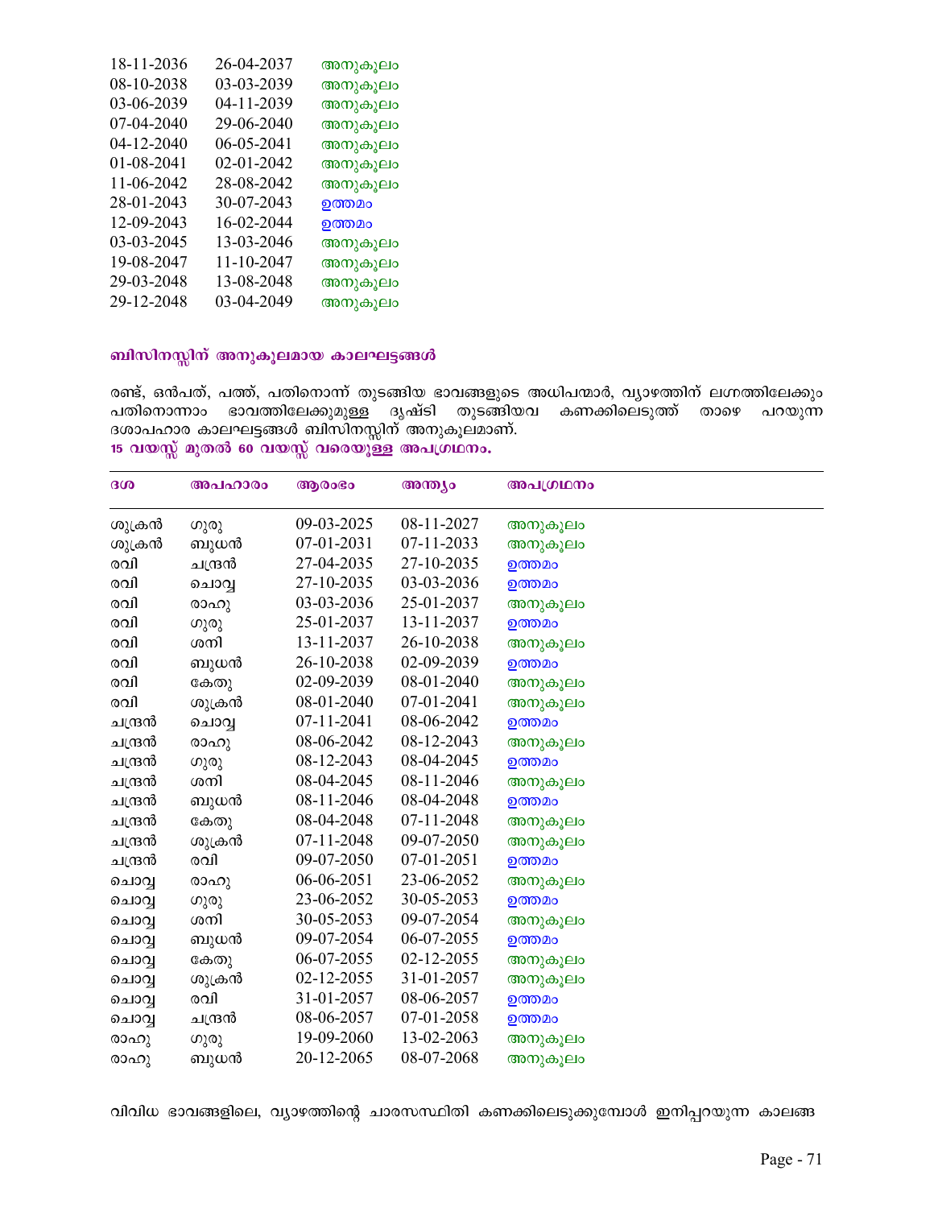| | | |
|---|---|---|
| 18-11-2036 | 26-04-2037 | അനുകൂലം |
| 08-10-2038 | 03-03-2039 | അനുകൂലം |
| 03-06-2039 | 04-11-2039 | അനുകൂലം |
| 07-04-2040 | 29-06-2040 | അനുകൂലം |
| 04-12-2040 | 06-05-2041 | അനുകൂലം |
| 01-08-2041 | 02-01-2042 | അനുകൂലം |
| 11-06-2042 | 28-08-2042 | അനുകൂലം |
| 28-01-2043 | 30-07-2043 | ഉത്തമം |
| 12-09-2043 | 16-02-2044 | ഉത്തമം |
| 03-03-2045 | 13-03-2046 | അനുകൂലം |
| 19-08-2047 | 11-10-2047 | അനുകൂലം |
| 29-03-2048 | 13-08-2048 | അനുകൂലം |
| 29-12-2048 | 03-04-2049 | അനുകൂലം |

### ബിസിനസ്സിന് അനുകൂലമായ കാലഘട്ടങ്ങൾ

രണ്ട്, ഒൻപത്, പത്ത്, പതിനൊന്ന് തുടങ്ങിയ ഭാവങ്ങളുടെ അധിപന്മാർ, വ്യാഴത്തിന് ലഗ്നത്തിലേക്കും പതിനൊന്നാം ഭാവത്തിലേക്കുമുള്ള ദൃഷ്ടി തുടങ്ങിയവ കണക്കിലെടുത്ത് താഴെ പറയുന്ന ദശാപഹാര കാലഘട്ടങ്ങൾ ബിസിനസ്സിന് അനുകൂലമാണ്.

**15 വയസ്സ് മുതൽ 60 വയസ്സ് വരെയുള്ള അപഗ്രഥനം.**

| ദശ | അപഹാരം | ആരംഭം | അന്ത്യം | അപഗ്രഥനം |
|---|---|---|---|---|
| ശുക്രൻ | ഗുരു | 09-03-2025 | 08-11-2027 | അനുകൂലം |
| ശുക്രൻ | ബുധൻ | 07-01-2031 | 07-11-2033 | അനുകൂലം |
| രവി | ചന്ദ്രൻ | 27-04-2035 | 27-10-2035 | ഉത്തമം |
| രവി | ചൊവ്വ | 27-10-2035 | 03-03-2036 | ഉത്തമം |
| രവി | രാഹു | 03-03-2036 | 25-01-2037 | അനുകൂലം |
| രവി | ഗുരു | 25-01-2037 | 13-11-2037 | ഉത്തമം |
| രവി | ശനി | 13-11-2037 | 26-10-2038 | അനുകൂലം |
| രവി | ബുധൻ | 26-10-2038 | 02-09-2039 | ഉത്തമം |
| രവി | കേതു | 02-09-2039 | 08-01-2040 | അനുകൂലം |
| രവി | ശുക്രൻ | 08-01-2040 | 07-01-2041 | അനുകൂലം |
| ചന്ദ്രൻ | ചൊവ്വ | 07-11-2041 | 08-06-2042 | ഉത്തമം |
| ചന്ദ്രൻ | രാഹു | 08-06-2042 | 08-12-2043 | അനുകൂലം |
| ചന്ദ്രൻ | ഗുരു | 08-12-2043 | 08-04-2045 | ഉത്തമം |
| ചന്ദ്രൻ | ശനി | 08-04-2045 | 08-11-2046 | അനുകൂലം |
| ചന്ദ്രൻ | ബുധൻ | 08-11-2046 | 08-04-2048 | ഉത്തമം |
| ചന്ദ്രൻ | കേതു | 08-04-2048 | 07-11-2048 | അനുകൂലം |
| ചന്ദ്രൻ | ശുക്രൻ | 07-11-2048 | 09-07-2050 | അനുകൂലം |
| ചന്ദ്രൻ | രവി | 09-07-2050 | 07-01-2051 | ഉത്തമം |
| ചൊവ്വ | രാഹു | 06-06-2051 | 23-06-2052 | അനുകൂലം |
| ചൊവ്വ | ഗുരു | 23-06-2052 | 30-05-2053 | ഉത്തമം |
| ചൊവ്വ | ശനി | 30-05-2053 | 09-07-2054 | അനുകൂലം |
| ചൊവ്വ | ബുധൻ | 09-07-2054 | 06-07-2055 | ഉത്തമം |
| ചൊവ്വ | കേതു | 06-07-2055 | 02-12-2055 | അനുകൂലം |
| ചൊവ്വ | ശുക്രൻ | 02-12-2055 | 31-01-2057 | അനുകൂലം |
| ചൊവ്വ | രവി | 31-01-2057 | 08-06-2057 | ഉത്തമം |
| ചൊവ്വ | ചന്ദ്രൻ | 08-06-2057 | 07-01-2058 | ഉത്തമം |
| രാഹു | ഗുരു | 19-09-2060 | 13-02-2063 | അനുകൂലം |
| രാഹു | ബുധൻ | 20-12-2065 | 08-07-2068 | അനുകൂലം |

വിവിധ ഭാവങ്ങളിലെ, വ്യാഴത്തിന്റെ ചാരസസ്ഥിതി കണക്കിലെടുക്കുമ്പോൾ ഇനിപ്പറയുന്ന കാലങ്ങ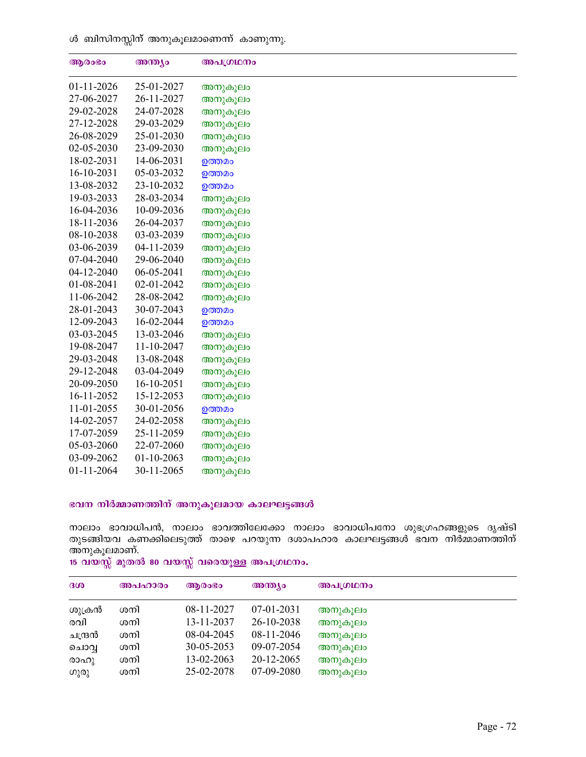ൾ ബിസിനസ്സിന് അനുകൂലമാണെന്ന് കാണുന്നു.

| ആരംഭം | അന്ത്യം | അപഗ്രഥനം |
|---|---|---|
| 01-11-2026 | 25-01-2027 | അനുകൂലം |
| 27-06-2027 | 26-11-2027 | അനുകൂലം |
| 29-02-2028 | 24-07-2028 | അനുകൂലം |
| 27-12-2028 | 29-03-2029 | അനുകൂലം |
| 26-08-2029 | 25-01-2030 | അനുകൂലം |
| 02-05-2030 | 23-09-2030 | അനുകൂലം |
| 18-02-2031 | 14-06-2031 | ഉത്തമം |
| 16-10-2031 | 05-03-2032 | ഉത്തമം |
| 13-08-2032 | 23-10-2032 | ഉത്തമം |
| 19-03-2033 | 28-03-2034 | അനുകൂലം |
| 16-04-2036 | 10-09-2036 | അനുകൂലം |
| 18-11-2036 | 26-04-2037 | അനുകൂലം |
| 08-10-2038 | 03-03-2039 | അനുകൂലം |
| 03-06-2039 | 04-11-2039 | അനുകൂലം |
| 07-04-2040 | 29-06-2040 | അനുകൂലം |
| 04-12-2040 | 06-05-2041 | അനുകൂലം |
| 01-08-2041 | 02-01-2042 | അനുകൂലം |
| 11-06-2042 | 28-08-2042 | അനുകൂലം |
| 28-01-2043 | 30-07-2043 | ഉത്തമം |
| 12-09-2043 | 16-02-2044 | ഉത്തമം |
| 03-03-2045 | 13-03-2046 | അനുകൂലം |
| 19-08-2047 | 11-10-2047 | അനുകൂലം |
| 29-03-2048 | 13-08-2048 | അനുകൂലം |
| 29-12-2048 | 03-04-2049 | അനുകൂലം |
| 20-09-2050 | 16-10-2051 | അനുകൂലം |
| 16-11-2052 | 15-12-2053 | അനുകൂലം |
| 11-01-2055 | 30-01-2056 | ഉത്തമം |
| 14-02-2057 | 24-02-2058 | അനുകൂലം |
| 17-07-2059 | 25-11-2059 | അനുകൂലം |
| 05-03-2060 | 22-07-2060 | അനുകൂലം |
| 03-09-2062 | 01-10-2063 | അനുകൂലം |
| 01-11-2064 | 30-11-2065 | അനുകൂലം |

### ഭവന നിർമ്മാണത്തിന് അനുകൂലമായ കാലഘട്ടങ്ങൾ

നാലാം ഭാവാധിപൻ, നാലാം ഭാവത്തിലേക്കോ നാലാം ഭാവാധിപനോ ശുഭഗ്രഹങ്ങളുടെ ദൃഷ്ടി തുടങ്ങിയവ കണക്കിലെടുത്ത് താഴെ പറയുന്ന ദശാപഹാര കാലഘട്ടങ്ങൾ ഭവന നിർമ്മാണത്തിന് അനുകൂലമാണ്.

**15 വയസ്സ് മുതൽ 80 വയസ്സ് വരെയുള്ള അപഗ്രഥനം.**

| ദശ | അപഹാരം | ആരംഭം | അന്ത്യം | അപഗ്രഥനം |
|---|---|---|---|---|
| ശുക്രൻ | ശനി | 08-11-2027 | 07-01-2031 | അനുകൂലം |
| രവി | ശനി | 13-11-2037 | 26-10-2038 | അനുകൂലം |
| ചന്ദ്രൻ | ശനി | 08-04-2045 | 08-11-2046 | അനുകൂലം |
| ചൊവ്വ | ശനി | 30-05-2053 | 09-07-2054 | അനുകൂലം |
| രാഹു | ശനി | 13-02-2063 | 20-12-2065 | അനുകൂലം |
| ഗുരു | ശനി | 25-02-2078 | 07-09-2080 | അനുകൂലം |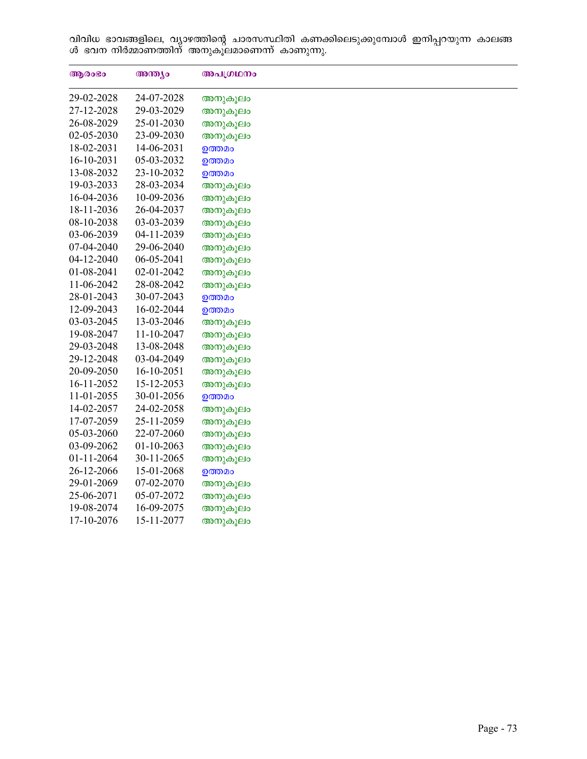വിവിധ ഭാവങ്ങളിലെ, വ്യാഴത്തിന്റെ ചാരസസ്ഥിതി കണക്കിലെടുക്കുമ്പോൾ ഇനിപ്പറയുന്ന കാലങ്ങൾ ഭവന നിർമ്മാണത്തിന് അനുകൂലമാണെന്ന് കാണുന്നു.

| ആരംഭം | അന്ത്യം | അപഗ്രഥനം |
|---|---|---|
| 29-02-2028 | 24-07-2028 | അനുകൂലം |
| 27-12-2028 | 29-03-2029 | അനുകൂലം |
| 26-08-2029 | 25-01-2030 | അനുകൂലം |
| 02-05-2030 | 23-09-2030 | അനുകൂലം |
| 18-02-2031 | 14-06-2031 | ഉത്തമം |
| 16-10-2031 | 05-03-2032 | ഉത്തമം |
| 13-08-2032 | 23-10-2032 | ഉത്തമം |
| 19-03-2033 | 28-03-2034 | അനുകൂലം |
| 16-04-2036 | 10-09-2036 | അനുകൂലം |
| 18-11-2036 | 26-04-2037 | അനുകൂലം |
| 08-10-2038 | 03-03-2039 | അനുകൂലം |
| 03-06-2039 | 04-11-2039 | അനുകൂലം |
| 07-04-2040 | 29-06-2040 | അനുകൂലം |
| 04-12-2040 | 06-05-2041 | അനുകൂലം |
| 01-08-2041 | 02-01-2042 | അനുകൂലം |
| 11-06-2042 | 28-08-2042 | അനുകൂലം |
| 28-01-2043 | 30-07-2043 | ഉത്തമം |
| 12-09-2043 | 16-02-2044 | ഉത്തമം |
| 03-03-2045 | 13-03-2046 | അനുകൂലം |
| 19-08-2047 | 11-10-2047 | അനുകൂലം |
| 29-03-2048 | 13-08-2048 | അനുകൂലം |
| 29-12-2048 | 03-04-2049 | അനുകൂലം |
| 20-09-2050 | 16-10-2051 | അനുകൂലം |
| 16-11-2052 | 15-12-2053 | അനുകൂലം |
| 11-01-2055 | 30-01-2056 | ഉത്തമം |
| 14-02-2057 | 24-02-2058 | അനുകൂലം |
| 17-07-2059 | 25-11-2059 | അനുകൂലം |
| 05-03-2060 | 22-07-2060 | അനുകൂലം |
| 03-09-2062 | 01-10-2063 | അനുകൂലം |
| 01-11-2064 | 30-11-2065 | അനുകൂലം |
| 26-12-2066 | 15-01-2068 | ഉത്തമം |
| 29-01-2069 | 07-02-2070 | അനുകൂലം |
| 25-06-2071 | 05-07-2072 | അനുകൂലം |
| 19-08-2074 | 16-09-2075 | അനുകൂലം |
| 17-10-2076 | 15-11-2077 | അനുകൂലം |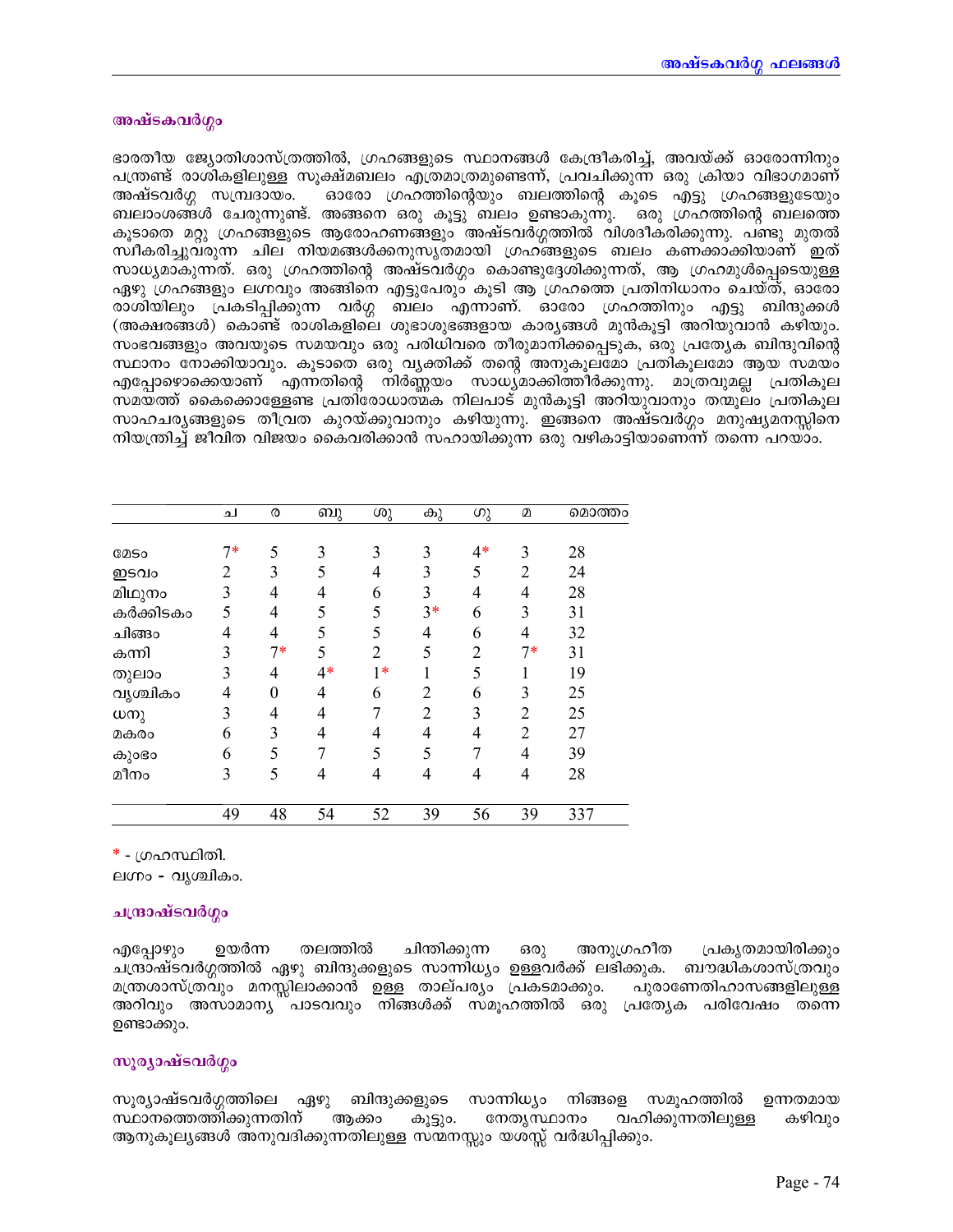## അഷ്ടകവർഗ്ഗം

ഭാരതീയ ജ്യോതിശാസ്ത്രത്തിൽ, ഗ്രഹങ്ങളുടെ സ്ഥാനങ്ങൾ കേന്ദ്രീകരിച്ച്, അവയ്ക്ക് ഓരോന്നിനും പന്ത്രണ്ട് രാശികളിലുള്ള സൂക്ഷ്മബലം എത്രമാത്രമുണ്ടെന്ന്, പ്രവചിക്കുന്ന ഒരു ക്രിയാ വിഭാഗമാണ് അഷ്ടവർഗ്ഗ സമ്പ്രദായം. ഓരോ ഗ്രഹത്തിന്റെയും ബലത്തിന്റെ കൂടെ എട്ടു ഗ്രഹങ്ങളുടേയും ബലാംശങ്ങൾ ചേരുന്നുണ്ട്. അങ്ങനെ ഒരു കൂട്ടു ബലം ഉണ്ടാകുന്നു. ഒരു ഗ്രഹത്തിന്റെ ബലത്തെ കൂടാതെ മറ്റു ഗ്രഹങ്ങളുടെ ആരോഹണങ്ങളും അഷ്ടവർഗ്ഗത്തിൽ വിശദീകരിക്കുന്നു. പണ്ടു മുതൽ സ്വീകരിച്ചുവരുന്ന ചില നിയമങ്ങൾക്കനുസൃതമായി ഗ്രഹങ്ങളുടെ ബലം കണക്കാക്കിയാണ് ഇത് സാധ്യമാകുന്നത്. ഒരു ഗ്രഹത്തിന്റെ അഷ്ടവർഗ്ഗം കൊണ്ടുദ്ദേശിക്കുന്നത്, ആ ഗ്രഹമുൾപ്പെടെയുള്ള ഏഴു ഗ്രഹങ്ങളും ലഗ്നവും അങ്ങിനെ എട്ടുപേരും കൂടി ആ ഗ്രഹത്തെ പ്രതിനിധാനം ചെയ്ത്, ഓരോ രാശിയിലും പ്രകടിപ്പിക്കുന്ന വർഗ്ഗ ബലം എന്നാണ്. ഓരോ ഗ്രഹത്തിനും എട്ടു ബിന്ദുക്കൾ (അക്ഷരങ്ങൾ) കൊണ്ട് രാശികളിലെ ശുഭാശുഭങ്ങളായ കാര്യങ്ങൾ മുൻകൂട്ടി അറിയുവാൻ കഴിയും. സംഭവങ്ങളും അവയുടെ സമയവും ഒരു പരിധിവരെ തീരുമാനിക്കപ്പെടുക, ഒരു പ്രത്യേക ബിന്ദുവിന്റെ സ്ഥാനം നോക്കിയാവും. കൂടാതെ ഒരു വ്യക്തിക്ക് തന്റെ അനുകൂലമോ പ്രതികൂലമോ ആയ സമയം എപ്പോഴൊക്കെയാണ് എന്നതിന്റെ നിർണ്ണയം സാധ്യമാക്കിത്തീർക്കുന്നു. മാത്രവുമല്ല പ്രതികൂല സമയത്ത് കൈക്കൊള്ളേണ്ട പ്രതിരോധാത്മക നിലപാട് മുൻകൂട്ടി അറിയുവാനും തന്മൂലം പ്രതികൂല സാഹചര്യങ്ങളുടെ തീവ്രത കുറയ്ക്കുവാനും കഴിയുന്നു. ഇങ്ങനെ അഷ്ടവർഗ്ഗം മനുഷ്യമനസ്സിനെ നിയന്ത്രിച്ച് ജീവിത വിജയം കൈവരിക്കാൻ സഹായിക്കുന്ന ഒരു വഴികാട്ടിയാണെന്ന് തന്നെ പറയാം.

| | ച | ര | ബു | ശു | കു | ഗു | മ | മൊത്തം |
|---|---|---|---|---|---|---|---|---|
| മേടം | 7* | 5 | 3 | 3 | 3 | 4* | 3 | 28 |
| ഇടവം | 2 | 3 | 5 | 4 | 3 | 5 | 2 | 24 |
| മിഥുനം | 3 | 4 | 4 | 6 | 3 | 4 | 4 | 28 |
| കർക്കിടകം | 5 | 4 | 5 | 5 | 3* | 6 | 3 | 31 |
| ചിങ്ങം | 4 | 4 | 5 | 5 | 4 | 6 | 4 | 32 |
| കന്നി | 3 | 7* | 5 | 2 | 5 | 2 | 7* | 31 |
| തുലാം | 3 | 4 | 4* | 1* | 1 | 5 | 1 | 19 |
| വൃശ്ചികം | 4 | 0 | 4 | 6 | 2 | 6 | 3 | 25 |
| ധനു | 3 | 4 | 4 | 7 | 2 | 3 | 2 | 25 |
| മകരം | 6 | 3 | 4 | 4 | 4 | 4 | 2 | 27 |
| കുംഭം | 6 | 5 | 7 | 5 | 5 | 7 | 4 | 39 |
| മീനം | 3 | 5 | 4 | 4 | 4 | 4 | 4 | 28 |
| | 49 | 48 | 54 | 52 | 39 | 56 | 39 | 337 |

\* - ഗ്രഹസ്ഥിതി.

ലഗ്നം - വൃശ്ചികം.

### ചന്ദ്രാഷ്ടവർഗ്ഗം

എപ്പോഴും ഉയർന്ന തലത്തിൽ ചിന്തിക്കുന്ന ഒരു അനുഗ്രഹീത പ്രകൃതമായിരിക്കും ചന്ദ്രാഷ്ടവർഗ്ഗത്തിൽ ഏഴു ബിന്ദുക്കളുടെ സാന്നിധ്യം ഉള്ളവർക്ക് ലഭിക്കുക. ബൗദ്ധികശാസ്ത്രവും മന്ത്രശാസ്ത്രവും മനസ്സിലാക്കാൻ ഉള്ള താല്പര്യം പ്രകടമാക്കും. പുരാണേതിഹാസങ്ങളിലുള്ള അറിവും അസാമാന്യ പാടവവും നിങ്ങൾക്ക് സമൂഹത്തിൽ ഒരു പ്രത്യേക പരിവേഷം തന്നെ ഉണ്ടാക്കും.

### സൂര്യാഷ്ടവർഗ്ഗം

സൂര്യാഷ്ടവർഗ്ഗത്തിലെ ഏഴു ബിന്ദുക്കളുടെ സാന്നിധ്യം നിങ്ങളെ സമൂഹത്തിൽ ഉന്നതമായ സ്ഥാനത്തെത്തിക്കുന്നതിന് ആക്കം കൂട്ടും. നേതൃസ്ഥാനം വഹിക്കുന്നതിലുള്ള കഴിവും ആനുകൂല്യങ്ങൾ അനുവദിക്കുന്നതിലുള്ള സന്മനസ്സും യശസ്സ് വർദ്ധിപ്പിക്കും.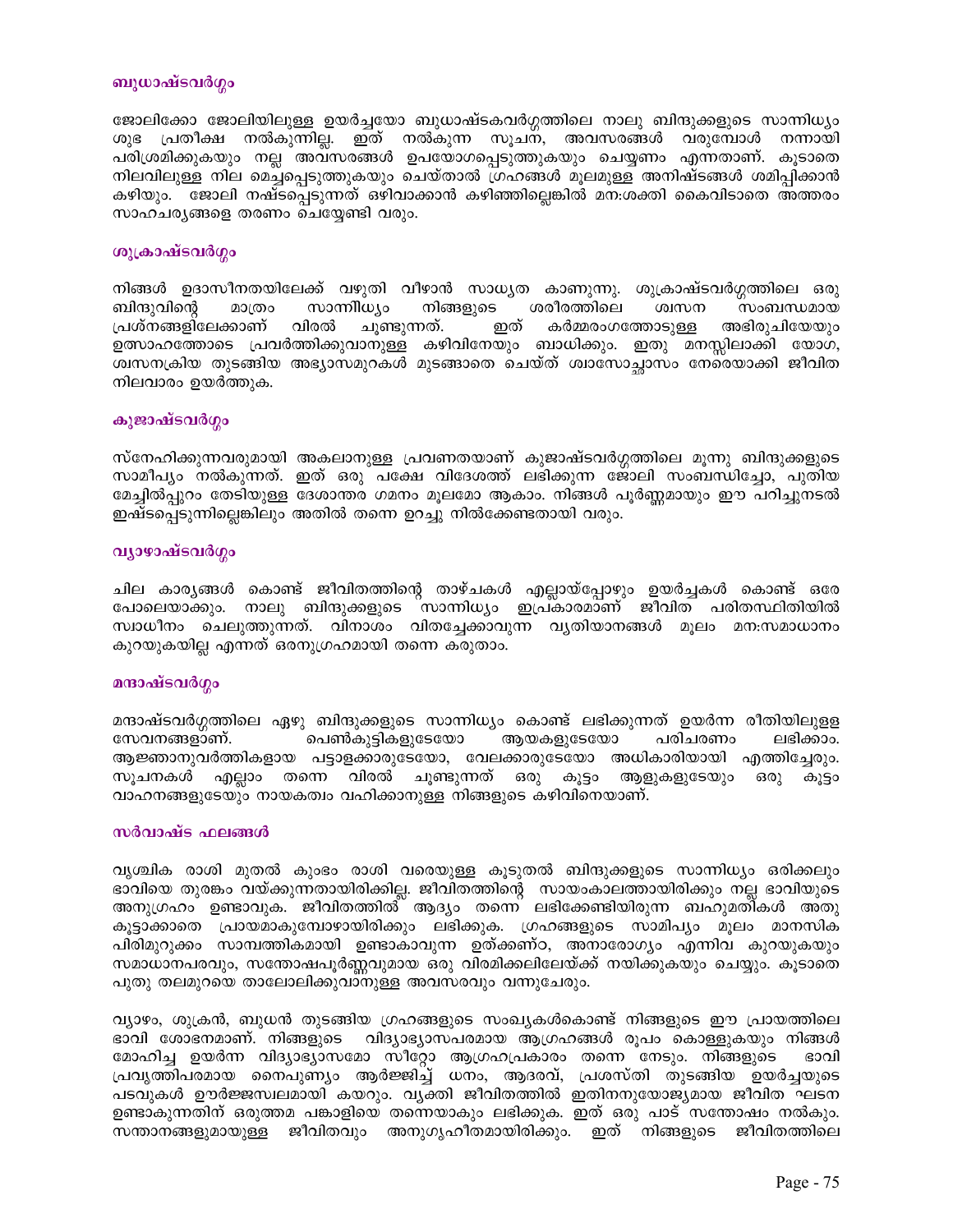### ബുധാഷ്ടവർഗ്ഗം

ജോലിക്കോ ജോലിയിലുള്ള ഉയർച്ചയോ ബുധാഷ്ടകവർഗ്ഗത്തിലെ നാലു ബിന്ദുക്കളുടെ സാന്നിധ്യം ശുഭ പ്രതീക്ഷ നൽകുന്നില്ല. ഇത് നൽകുന്ന സൂചന, അവസരങ്ങൾ വരുമ്പോൾ നന്നായി പരിശ്രമിക്കുകയും നല്ല അവസരങ്ങൾ ഉപയോഗപ്പെടുത്തുകയും ചെയ്യണം എന്നതാണ്. കൂടാതെ നിലവിലുള്ള നില മെച്ചപ്പെടുത്തുകയും ചെയ്താൽ ഗ്രഹങ്ങൾ മൂലമുള്ള അനിഷ്ടങ്ങൾ ശമിപ്പിക്കാൻ കഴിയും. ജോലി നഷ്ടപ്പെടുന്നത് ഒഴിവാക്കാൻ കഴിഞ്ഞില്ലെങ്കിൽ മന:ശക്തി കൈവിടാതെ അത്തരം സാഹചര്യങ്ങളെ തരണം ചെയ്യേണ്ടി വരും.

### ശുക്രാഷ്ടവർഗ്ഗം

നിങ്ങൾ ഉദാസീനതയിലേക്ക് വഴുതി വീഴാൻ സാധ്യത കാണുന്നു. ശുക്രാഷ്ടവർഗ്ഗത്തിലെ ഒരു ബിന്ദുവിന്റെ മാത്രം സാന്നിധ്യം നിങ്ങളുടെ ശരീരത്തിലെ ശ്വസന സംബന്ധമായ പ്രശ്നങ്ങളിലേക്കാണ് വിരൽ ചൂണ്ടുന്നത്. ഇത് കർമ്മരംഗത്തോടുള്ള അഭിരുചിയേയും ഉത്സാഹത്തോടെ പ്രവർത്തിക്കുവാനുള്ള കഴിവിനേയും ബാധിക്കും. ഇതു മനസ്സിലാക്കി യോഗ, ശ്വസനക്രിയ തുടങ്ങിയ അഭ്യാസമുറകൾ മുടങ്ങാതെ ചെയ്ത് ശ്വാസോച്ഛ്വാസം നേരെയാക്കി ജീവിത നിലവാരം ഉയർത്തുക.

### കുജാഷ്ടവർഗ്ഗം

സ്നേഹിക്കുന്നവരുമായി അകലാനുള്ള പ്രവണതയാണ് കുജാഷ്ടവർഗ്ഗത്തിലെ മൂന്നു ബിന്ദുക്കളുടെ സാമീപ്യം നൽകുന്നത്. ഇത് ഒരു പക്ഷേ വിദേശത്ത് ലഭിക്കുന്ന ജോലി സംബന്ധിച്ചോ, പുതിയ മേച്ചിൽപ്പുറം തേടിയുള്ള ദേശാന്തര ഗമനം മൂലമോ ആകാം. നിങ്ങൾ പൂർണ്ണമായും ഈ പറിച്ചുനടൽ ഇഷ്ടപ്പെടുന്നില്ലെങ്കിലും അതിൽ തന്നെ ഉറച്ചു നിൽക്കേണ്ടതായി വരും.

### വ്യാഴാഷ്ടവർഗ്ഗം

ചില കാര്യങ്ങൾ കൊണ്ട് ജീവിതത്തിന്റെ താഴ്ചകൾ എല്ലായ്പ്പോഴും ഉയർച്ചകൾ കൊണ്ട് ഒരേ പോലെയാക്കും. നാലു ബിന്ദുക്കളുടെ സാന്നിധ്യം ഇപ്രകാരമാണ് ജീവിത പരിതസ്ഥിതിയിൽ സ്വാധീനം ചെലുത്തുന്നത്. വിനാശം വിതച്ചേക്കാവുന്ന വ്യതിയാനങ്ങൾ മൂലം മന:സമാധാനം കുറയുകയില്ല എന്നത് ഒരനുഗ്രഹമായി തന്നെ കരുതാം.

### മന്ദാഷ്ടവർഗ്ഗം

മന്ദാഷ്ടവർഗ്ഗത്തിലെ ഏഴു ബിന്ദുക്കളുടെ സാന്നിധ്യം കൊണ്ട് ലഭിക്കുന്നത് ഉയർന്ന രീതിയിലുള്ള സേവനങ്ങളാണ്. പെൺകുട്ടികളുടേയോ ആയകളുടേയോ പരിചരണം ലഭിക്കാം. ആജ്ഞാനുവർത്തികളായ പട്ടാളക്കാരുടേയോ, വേലക്കാരുടേയോ അധികാരിയായി എത്തിച്ചേരും. സൂചനകൾ എല്ലാം തന്നെ വിരൽ ചൂണ്ടുന്നത് ഒരു കൂട്ടം ആളുകളുടേയും ഒരു കൂട്ടം വാഹനങ്ങളുടേയും നായകത്വം വഹിക്കാനുള്ള നിങ്ങളുടെ കഴിവിനെയാണ്.

### സർവാഷ്ട ഫലങ്ങൾ

വൃശ്ചിക രാശി മുതൽ കുംഭം രാശി വരെയുള്ള കൂടുതൽ ബിന്ദുക്കളുടെ സാന്നിധ്യം ഒരിക്കലും ഭാവിയെ തുരങ്കം വയ്ക്കുന്നതായിരിക്കില്ല. ജീവിതത്തിന്റെ സായംകാലത്തായിരിക്കും നല്ല ഭാവിയുടെ അനുഗ്രഹം ഉണ്ടാവുക. ജീവിതത്തിൽ ആദ്യം തന്നെ ലഭിക്കേണ്ടിയിരുന്ന ബഹുമതികൾ അതു കൂട്ടാക്കാതെ പ്രായമാകുമ്പോഴായിരിക്കും ലഭിക്കുക. ഗ്രഹങ്ങളുടെ സാമിപ്യം മൂലം മാനസിക പിരിമുറുക്കം സാമ്പത്തികമായി ഉണ്ടാകാവുന്ന ഉത്ക്കണ്ഠ, അനാരോഗ്യം എന്നിവ കുറയുകയും സമാധാനപരവും, സന്തോഷപൂർണ്ണവുമായ ഒരു വിരമിക്കലിലേയ്ക്ക് നയിക്കുകയും ചെയ്യും. കൂടാതെ പുതു തലമുറയെ താലോലിക്കുവാനുള്ള അവസരവും വന്നുചേരും.

വ്യാഴം, ശുക്രൻ, ബുധൻ തുടങ്ങിയ ഗ്രഹങ്ങളുടെ സംഖ്യകൾകൊണ്ട് നിങ്ങളുടെ ഈ പ്രായത്തിലെ ഭാവി ശോഭനമാണ്. നിങ്ങളുടെ വിദ്യാഭ്യാസപരമായ ആഗ്രഹങ്ങൾ രൂപം കൊള്ളുകയും നിങ്ങൾ മോഹിച്ച ഉയർന്ന വിദ്യാഭ്യാസമോ സീറ്റോ ആഗ്രഹപ്രകാരം തന്നെ നേടും. നിങ്ങളുടെ ഭാവി പ്രവൃത്തിപരമായ നൈപുണ്യം ആർജ്ജിച്ച് ധനം, ആദരവ്, പ്രശസ്തി തുടങ്ങിയ ഉയർച്ചയുടെ പടവുകൾ ഊർജ്ജസ്വലമായി കയറും. വ്യക്തി ജീവിതത്തിൽ ഇതിനനുയോജ്യമായ ജീവിത ഘടന ഉണ്ടാകുന്നതിന് ഒരുത്തമ പങ്കാളിയെ തന്നെയാകും ലഭിക്കുക. ഇത് ഒരു പാട് സന്തോഷം നൽകും. സന്താനങ്ങളുമായുള്ള ജീവിതവും അനുഗൃഹീതമായിരിക്കും. ഇത് നിങ്ങളുടെ ജീവിതത്തിലെ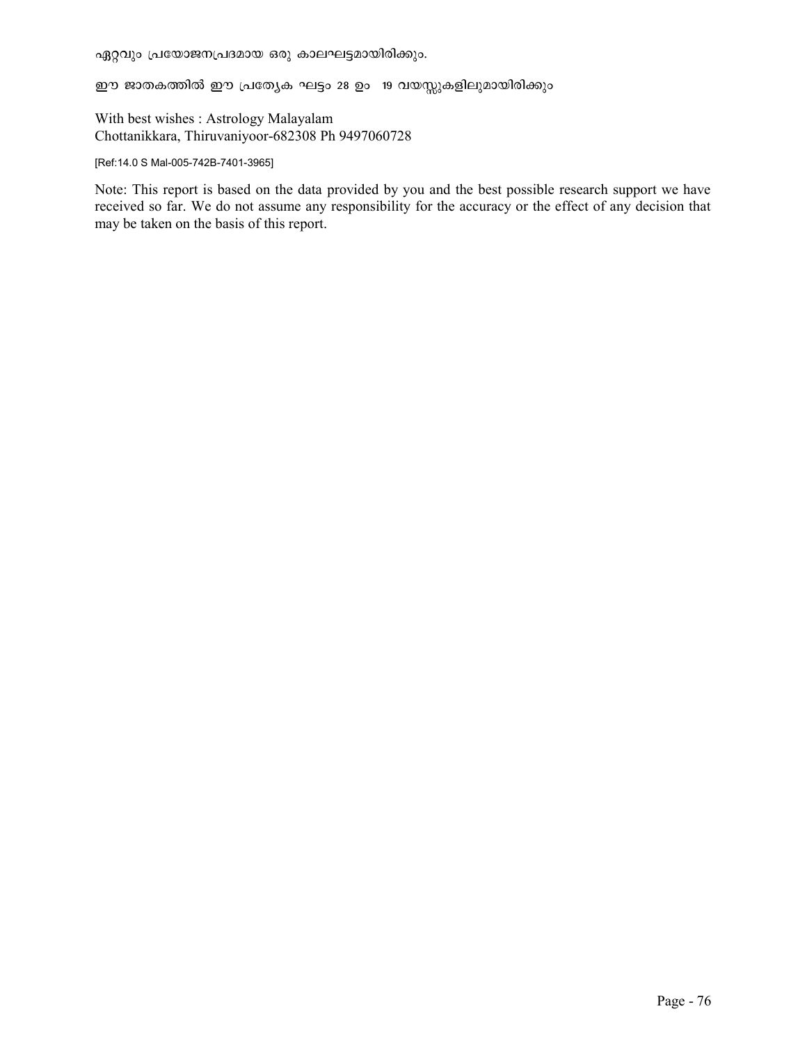ഏറ്റവും പ്രയോജനപ്രദമായ ഒരു കാലഘട്ടമായിരിക്കും.

ഈ ജാതകത്തിൽ ഈ പ്രത്യേക ഘട്ടം 28 ഉം 19 വയസ്സുകളിലുമായിരിക്കും

With best wishes : Astrology Malayalam
Chottanikkara, Thiruvaniyoor-682308 Ph 9497060728

[Ref:14.0 S Mal-005-742B-7401-3965]

Note: This report is based on the data provided by you and the best possible research support we have received so far. We do not assume any responsibility for the accuracy or the effect of any decision that may be taken on the basis of this report.